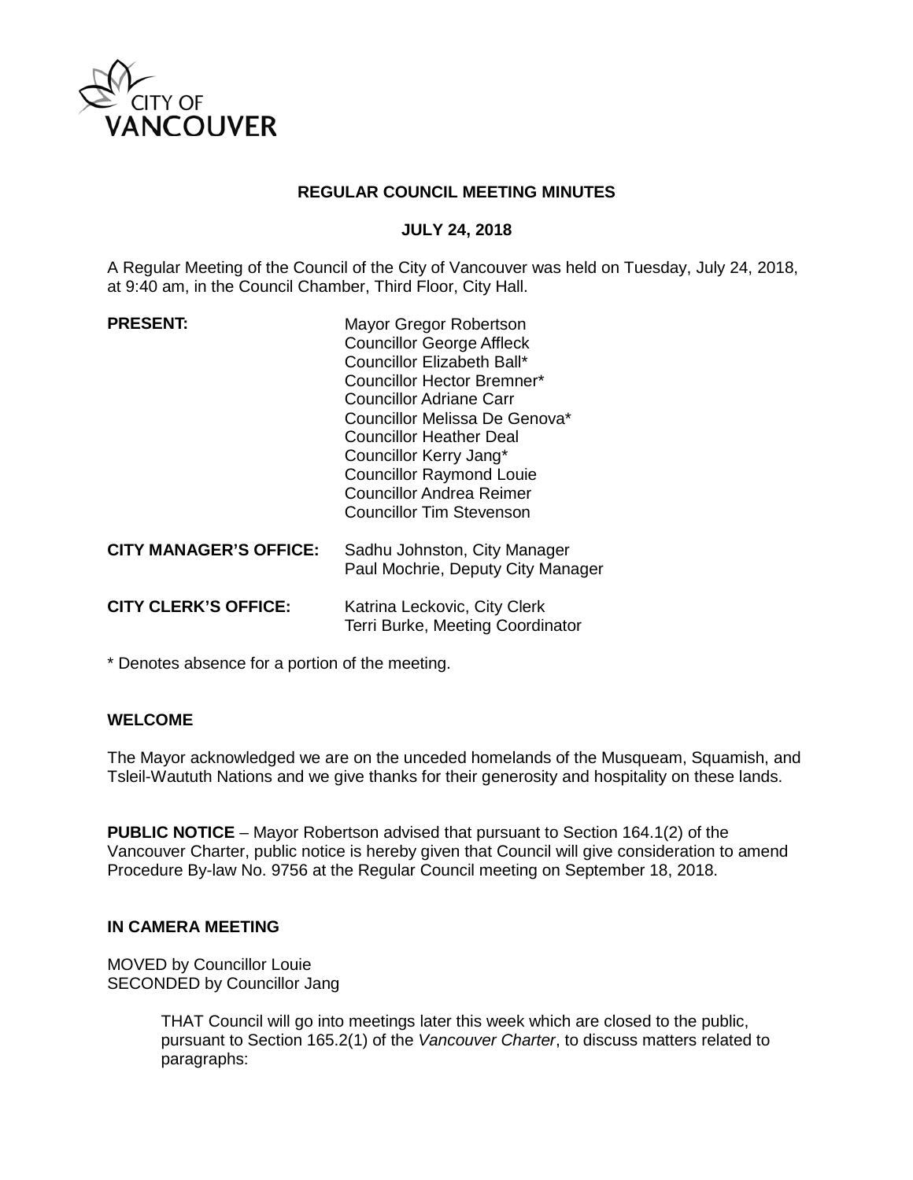CITY OF VANCOUVER

# REGULAR COUNCIL MEETING MINUTES

## JULY 24, 2018

A Regular Meeting of the Council of the City of Vancouver was held on Tuesday, July 24, 2018, at 9:40 am, in the Council Chamber, Third Floor, City Hall.

| | |
|---|---|
| **PRESENT:** | Mayor Gregor Robertson<br>Councillor George Affleck<br>Councillor Elizabeth Ball*<br>Councillor Hector Bremner*<br>Councillor Adriane Carr<br>Councillor Melissa De Genova*<br>Councillor Heather Deal<br>Councillor Kerry Jang*<br>Councillor Raymond Louie<br>Councillor Andrea Reimer<br>Councillor Tim Stevenson |
| **CITY MANAGER'S OFFICE:** | Sadhu Johnston, City Manager<br>Paul Mochrie, Deputy City Manager |
| **CITY CLERK'S OFFICE:** | Katrina Leckovic, City Clerk<br>Terri Burke, Meeting Coordinator |

\* Denotes absence for a portion of the meeting.

**WELCOME**

The Mayor acknowledged we are on the unceded homelands of the Musqueam, Squamish, and Tsleil-Waututh Nations and we give thanks for their generosity and hospitality on these lands.

**PUBLIC NOTICE** – Mayor Robertson advised that pursuant to Section 164.1(2) of the Vancouver Charter, public notice is hereby given that Council will give consideration to amend Procedure By-law No. 9756 at the Regular Council meeting on September 18, 2018.

**IN CAMERA MEETING**

MOVED by Councillor Louie
SECONDED by Councillor Jang

> THAT Council will go into meetings later this week which are closed to the public, pursuant to Section 165.2(1) of the *Vancouver Charter*, to discuss matters related to paragraphs: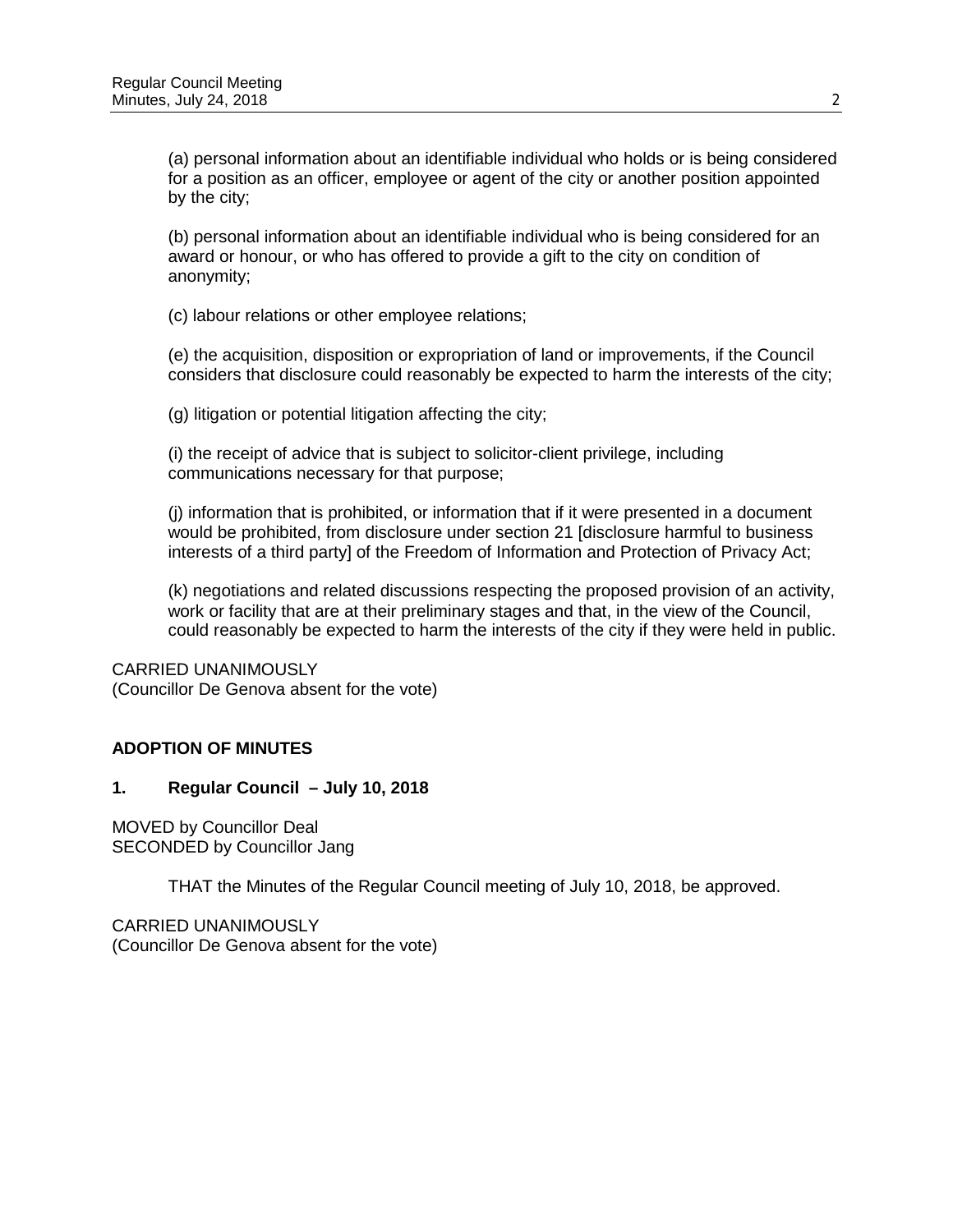(a) personal information about an identifiable individual who holds or is being considered for a position as an officer, employee or agent of the city or another position appointed by the city;

(b) personal information about an identifiable individual who is being considered for an award or honour, or who has offered to provide a gift to the city on condition of anonymity;

(c) labour relations or other employee relations;

(e) the acquisition, disposition or expropriation of land or improvements, if the Council considers that disclosure could reasonably be expected to harm the interests of the city;

(g) litigation or potential litigation affecting the city;

(i) the receipt of advice that is subject to solicitor-client privilege, including communications necessary for that purpose;

(j) information that is prohibited, or information that if it were presented in a document would be prohibited, from disclosure under section 21 [disclosure harmful to business interests of a third party] of the Freedom of Information and Protection of Privacy Act;

(k) negotiations and related discussions respecting the proposed provision of an activity, work or facility that are at their preliminary stages and that, in the view of the Council, could reasonably be expected to harm the interests of the city if they were held in public.

CARRIED UNANIMOUSLY
(Councillor De Genova absent for the vote)

## ADOPTION OF MINUTES

### 1. Regular Council – July 10, 2018

MOVED by Councillor Deal
SECONDED by Councillor Jang

THAT the Minutes of the Regular Council meeting of July 10, 2018, be approved.

CARRIED UNANIMOUSLY
(Councillor De Genova absent for the vote)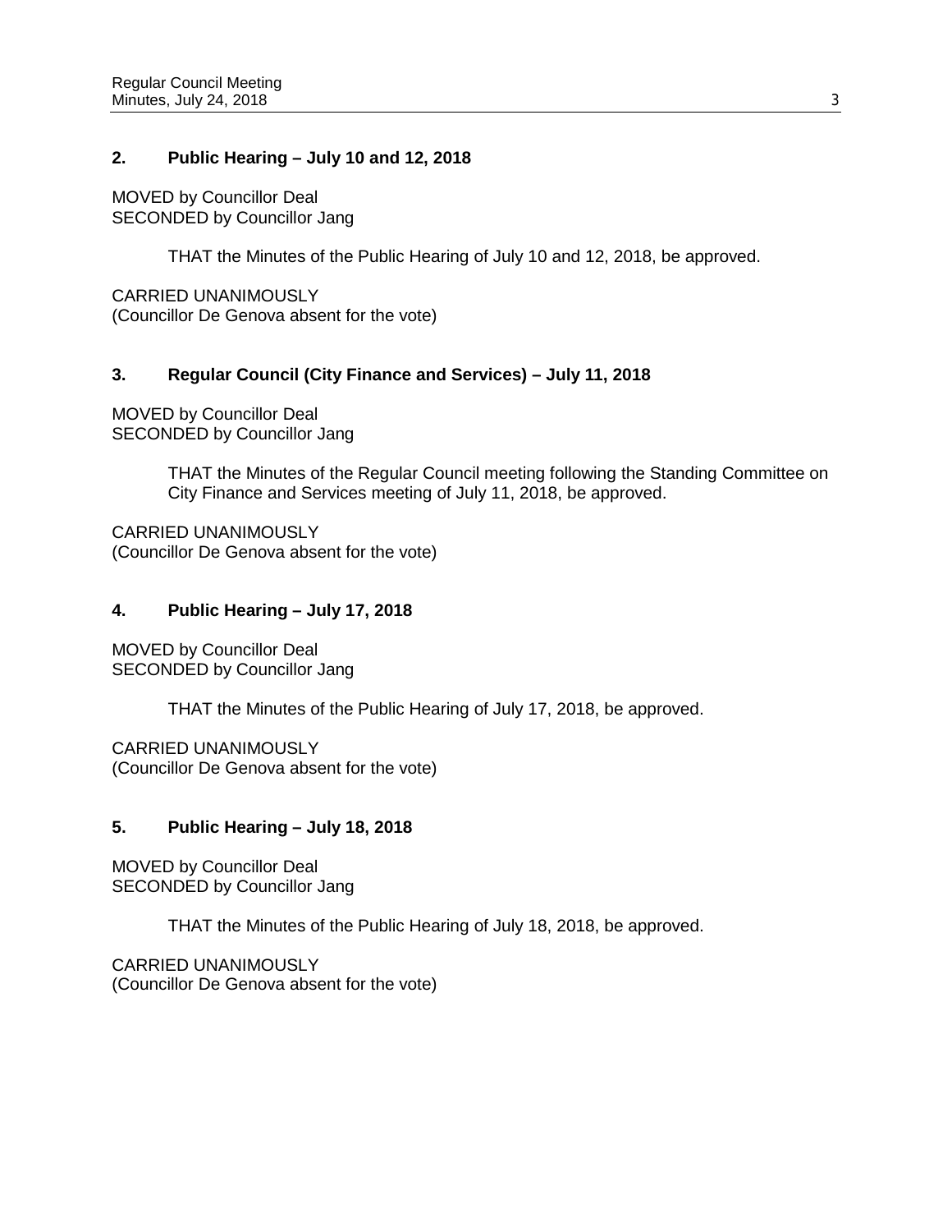### 2. Public Hearing – July 10 and 12, 2018

MOVED by Councillor Deal
SECONDED by Councillor Jang

> THAT the Minutes of the Public Hearing of July 10 and 12, 2018, be approved.

CARRIED UNANIMOUSLY
(Councillor De Genova absent for the vote)

### 3. Regular Council (City Finance and Services) – July 11, 2018

MOVED by Councillor Deal
SECONDED by Councillor Jang

> THAT the Minutes of the Regular Council meeting following the Standing Committee on City Finance and Services meeting of July 11, 2018, be approved.

CARRIED UNANIMOUSLY
(Councillor De Genova absent for the vote)

### 4. Public Hearing – July 17, 2018

MOVED by Councillor Deal
SECONDED by Councillor Jang

> THAT the Minutes of the Public Hearing of July 17, 2018, be approved.

CARRIED UNANIMOUSLY
(Councillor De Genova absent for the vote)

### 5. Public Hearing – July 18, 2018

MOVED by Councillor Deal
SECONDED by Councillor Jang

> THAT the Minutes of the Public Hearing of July 18, 2018, be approved.

CARRIED UNANIMOUSLY
(Councillor De Genova absent for the vote)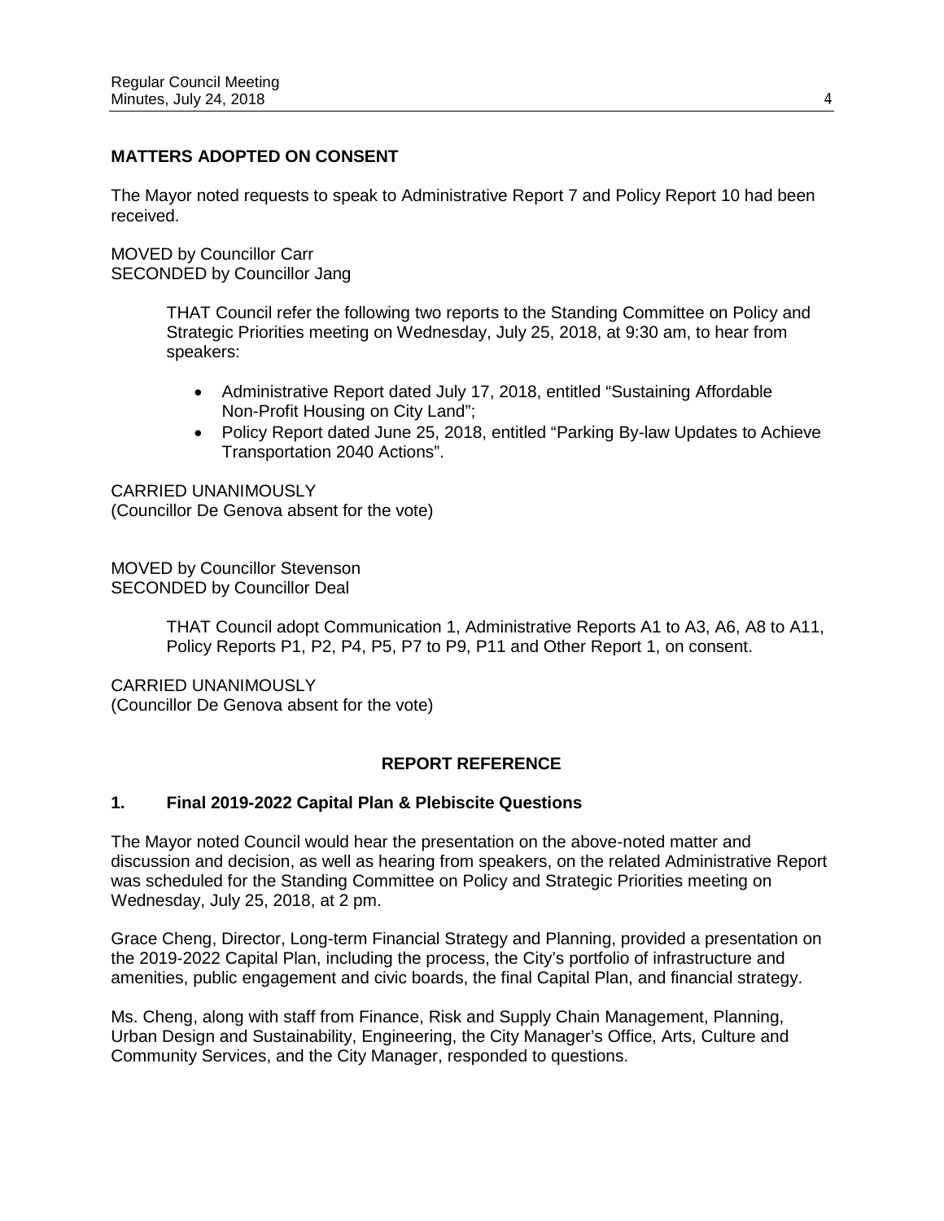## MATTERS ADOPTED ON CONSENT

The Mayor noted requests to speak to Administrative Report 7 and Policy Report 10 had been received.

MOVED by Councillor Carr
SECONDED by Councillor Jang

> THAT Council refer the following two reports to the Standing Committee on Policy and Strategic Priorities meeting on Wednesday, July 25, 2018, at 9:30 am, to hear from speakers:
>
> - Administrative Report dated July 17, 2018, entitled “Sustaining Affordable Non-Profit Housing on City Land”;
> - Policy Report dated June 25, 2018, entitled “Parking By-law Updates to Achieve Transportation 2040 Actions”.

CARRIED UNANIMOUSLY
(Councillor De Genova absent for the vote)

MOVED by Councillor Stevenson
SECONDED by Councillor Deal

> THAT Council adopt Communication 1, Administrative Reports A1 to A3, A6, A8 to A11, Policy Reports P1, P2, P4, P5, P7 to P9, P11 and Other Report 1, on consent.

CARRIED UNANIMOUSLY
(Councillor De Genova absent for the vote)

## REPORT REFERENCE

### 1. Final 2019-2022 Capital Plan & Plebiscite Questions

The Mayor noted Council would hear the presentation on the above-noted matter and discussion and decision, as well as hearing from speakers, on the related Administrative Report was scheduled for the Standing Committee on Policy and Strategic Priorities meeting on Wednesday, July 25, 2018, at 2 pm.

Grace Cheng, Director, Long-term Financial Strategy and Planning, provided a presentation on the 2019-2022 Capital Plan, including the process, the City’s portfolio of infrastructure and amenities, public engagement and civic boards, the final Capital Plan, and financial strategy.

Ms. Cheng, along with staff from Finance, Risk and Supply Chain Management, Planning, Urban Design and Sustainability, Engineering, the City Manager’s Office, Arts, Culture and Community Services, and the City Manager, responded to questions.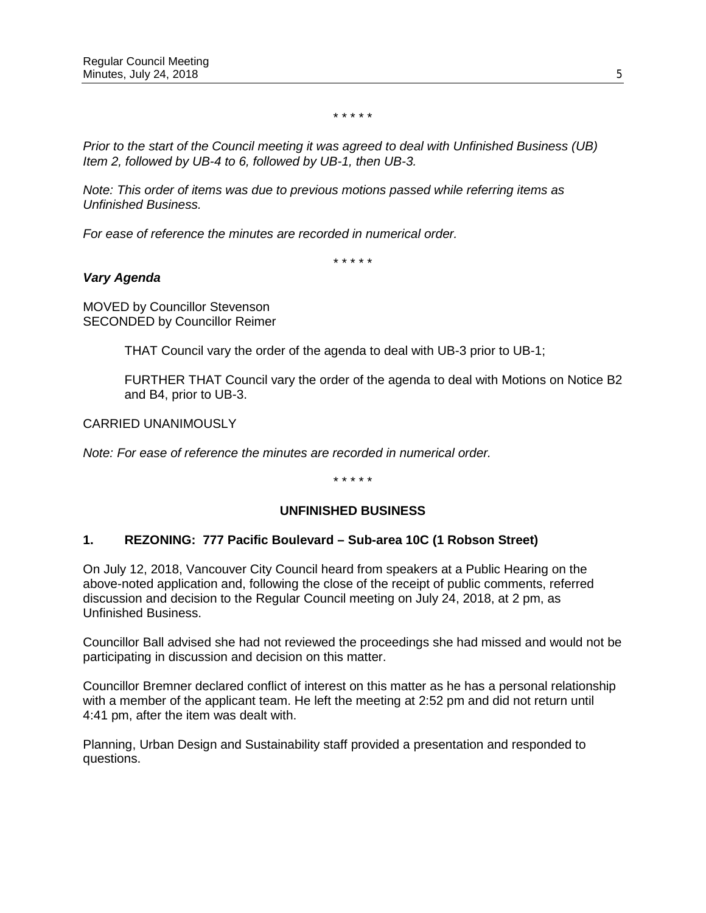\* \* \* \* \*

*Prior to the start of the Council meeting it was agreed to deal with Unfinished Business (UB) Item 2, followed by UB-4 to 6, followed by UB-1, then UB-3.*

*Note: This order of items was due to previous motions passed while referring items as Unfinished Business.*

*For ease of reference the minutes are recorded in numerical order.*

\* \* \* \* \*

***Vary Agenda***

MOVED by Councillor Stevenson
SECONDED by Councillor Reimer

> THAT Council vary the order of the agenda to deal with UB-3 prior to UB-1;
>
> FURTHER THAT Council vary the order of the agenda to deal with Motions on Notice B2 and B4, prior to UB-3.

CARRIED UNANIMOUSLY

*Note: For ease of reference the minutes are recorded in numerical order.*

\* \* \* \* \*

## UNFINISHED BUSINESS

### 1. REZONING: 777 Pacific Boulevard – Sub-area 10C (1 Robson Street)

On July 12, 2018, Vancouver City Council heard from speakers at a Public Hearing on the above-noted application and, following the close of the receipt of public comments, referred discussion and decision to the Regular Council meeting on July 24, 2018, at 2 pm, as Unfinished Business.

Councillor Ball advised she had not reviewed the proceedings she had missed and would not be participating in discussion and decision on this matter.

Councillor Bremner declared conflict of interest on this matter as he has a personal relationship with a member of the applicant team. He left the meeting at 2:52 pm and did not return until 4:41 pm, after the item was dealt with.

Planning, Urban Design and Sustainability staff provided a presentation and responded to questions.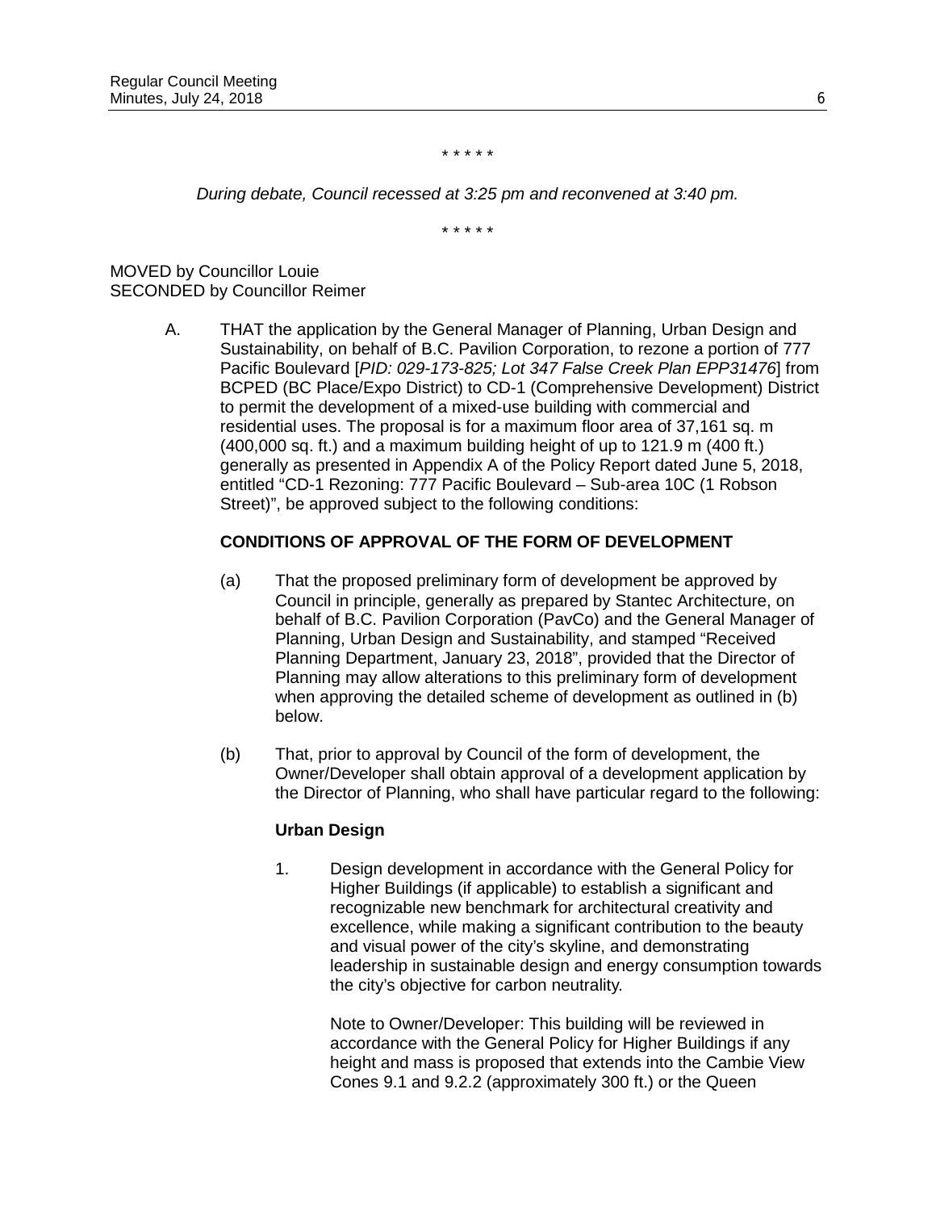\* \* \* \* \*

*During debate, Council recessed at 3:25 pm and reconvened at 3:40 pm.*

\* \* \* \* \*

MOVED by Councillor Louie
SECONDED by Councillor Reimer

A. THAT the application by the General Manager of Planning, Urban Design and Sustainability, on behalf of B.C. Pavilion Corporation, to rezone a portion of 777 Pacific Boulevard [*PID: 029-173-825; Lot 347 False Creek Plan EPP31476*] from BCPED (BC Place/Expo District) to CD-1 (Comprehensive Development) District to permit the development of a mixed-use building with commercial and residential uses. The proposal is for a maximum floor area of 37,161 sq. m (400,000 sq. ft.) and a maximum building height of up to 121.9 m (400 ft.) generally as presented in Appendix A of the Policy Report dated June 5, 2018, entitled "CD-1 Rezoning: 777 Pacific Boulevard – Sub-area 10C (1 Robson Street)", be approved subject to the following conditions:

**CONDITIONS OF APPROVAL OF THE FORM OF DEVELOPMENT**

(a) That the proposed preliminary form of development be approved by Council in principle, generally as prepared by Stantec Architecture, on behalf of B.C. Pavilion Corporation (PavCo) and the General Manager of Planning, Urban Design and Sustainability, and stamped "Received Planning Department, January 23, 2018", provided that the Director of Planning may allow alterations to this preliminary form of development when approving the detailed scheme of development as outlined in (b) below.

(b) That, prior to approval by Council of the form of development, the Owner/Developer shall obtain approval of a development application by the Director of Planning, who shall have particular regard to the following:

**Urban Design**

1. Design development in accordance with the General Policy for Higher Buildings (if applicable) to establish a significant and recognizable new benchmark for architectural creativity and excellence, while making a significant contribution to the beauty and visual power of the city's skyline, and demonstrating leadership in sustainable design and energy consumption towards the city's objective for carbon neutrality.

   Note to Owner/Developer: This building will be reviewed in accordance with the General Policy for Higher Buildings if any height and mass is proposed that extends into the Cambie View Cones 9.1 and 9.2.2 (approximately 300 ft.) or the Queen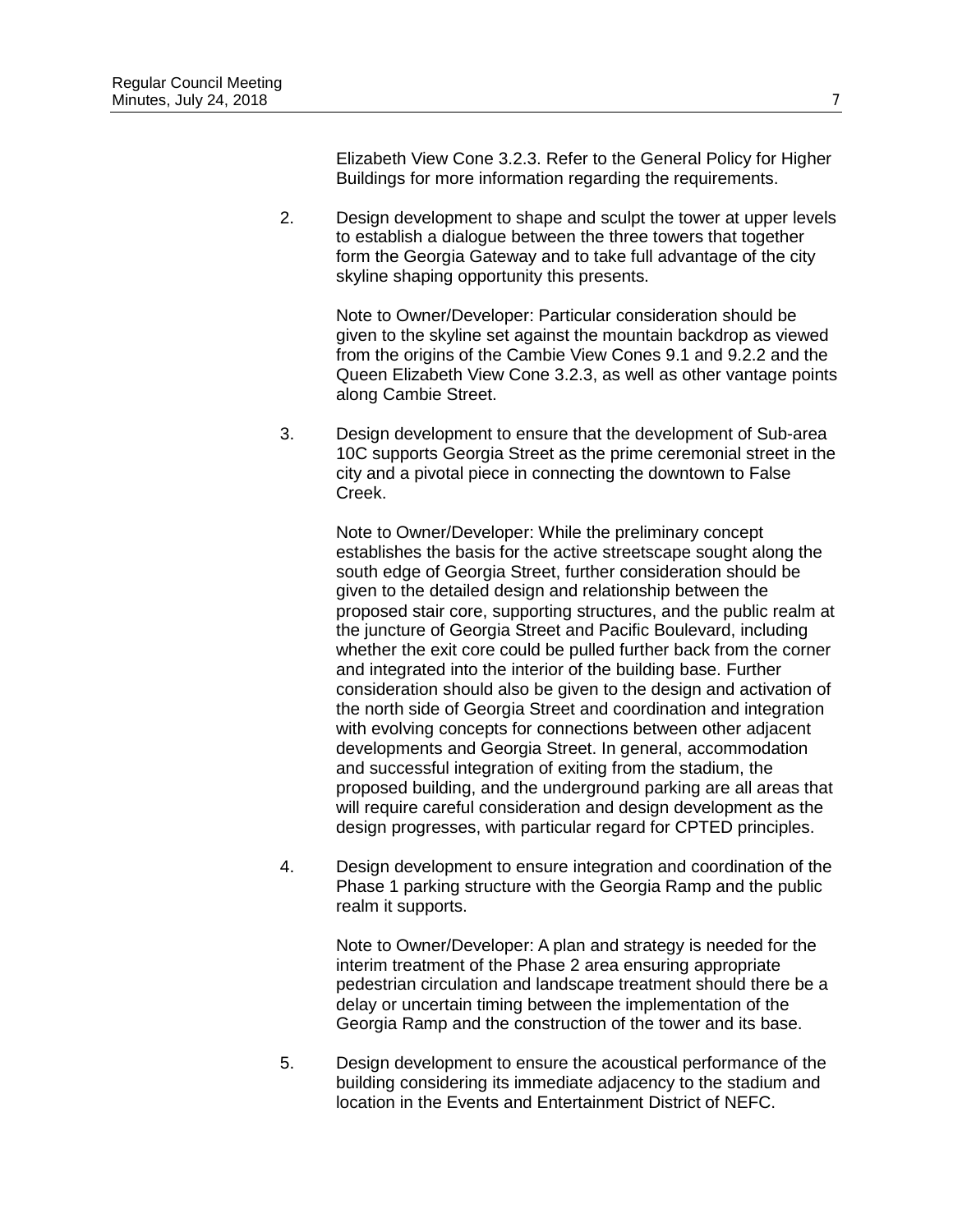Elizabeth View Cone 3.2.3. Refer to the General Policy for Higher Buildings for more information regarding the requirements.

2. Design development to shape and sculpt the tower at upper levels to establish a dialogue between the three towers that together form the Georgia Gateway and to take full advantage of the city skyline shaping opportunity this presents.

   Note to Owner/Developer: Particular consideration should be given to the skyline set against the mountain backdrop as viewed from the origins of the Cambie View Cones 9.1 and 9.2.2 and the Queen Elizabeth View Cone 3.2.3, as well as other vantage points along Cambie Street.

3. Design development to ensure that the development of Sub-area 10C supports Georgia Street as the prime ceremonial street in the city and a pivotal piece in connecting the downtown to False Creek.

   Note to Owner/Developer: While the preliminary concept establishes the basis for the active streetscape sought along the south edge of Georgia Street, further consideration should be given to the detailed design and relationship between the proposed stair core, supporting structures, and the public realm at the juncture of Georgia Street and Pacific Boulevard, including whether the exit core could be pulled further back from the corner and integrated into the interior of the building base. Further consideration should also be given to the design and activation of the north side of Georgia Street and coordination and integration with evolving concepts for connections between other adjacent developments and Georgia Street. In general, accommodation and successful integration of exiting from the stadium, the proposed building, and the underground parking are all areas that will require careful consideration and design development as the design progresses, with particular regard for CPTED principles.

4. Design development to ensure integration and coordination of the Phase 1 parking structure with the Georgia Ramp and the public realm it supports.

   Note to Owner/Developer: A plan and strategy is needed for the interim treatment of the Phase 2 area ensuring appropriate pedestrian circulation and landscape treatment should there be a delay or uncertain timing between the implementation of the Georgia Ramp and the construction of the tower and its base.

5. Design development to ensure the acoustical performance of the building considering its immediate adjacency to the stadium and location in the Events and Entertainment District of NEFC.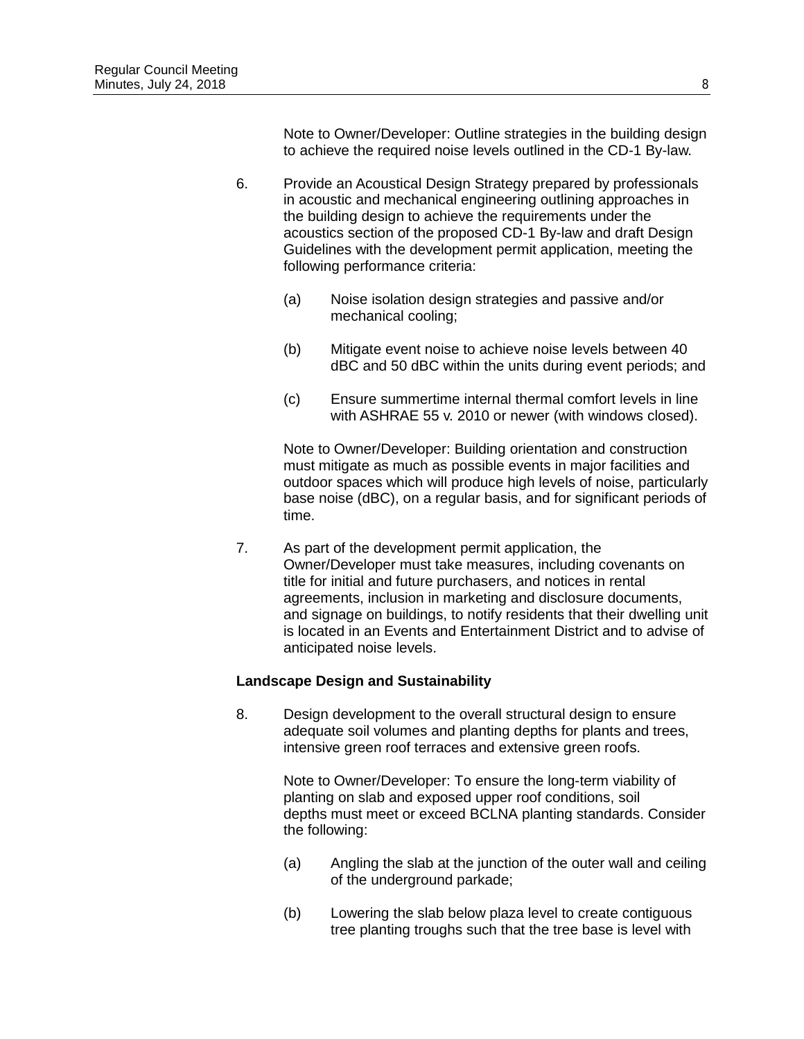Note to Owner/Developer: Outline strategies in the building design to achieve the required noise levels outlined in the CD-1 By-law.

6. Provide an Acoustical Design Strategy prepared by professionals in acoustic and mechanical engineering outlining approaches in the building design to achieve the requirements under the acoustics section of the proposed CD-1 By-law and draft Design Guidelines with the development permit application, meeting the following performance criteria:

   (a) Noise isolation design strategies and passive and/or mechanical cooling;

   (b) Mitigate event noise to achieve noise levels between 40 dBC and 50 dBC within the units during event periods; and

   (c) Ensure summertime internal thermal comfort levels in line with ASHRAE 55 v. 2010 or newer (with windows closed).

   Note to Owner/Developer: Building orientation and construction must mitigate as much as possible events in major facilities and outdoor spaces which will produce high levels of noise, particularly base noise (dBC), on a regular basis, and for significant periods of time.

7. As part of the development permit application, the Owner/Developer must take measures, including covenants on title for initial and future purchasers, and notices in rental agreements, inclusion in marketing and disclosure documents, and signage on buildings, to notify residents that their dwelling unit is located in an Events and Entertainment District and to advise of anticipated noise levels.

**Landscape Design and Sustainability**

8. Design development to the overall structural design to ensure adequate soil volumes and planting depths for plants and trees, intensive green roof terraces and extensive green roofs.

   Note to Owner/Developer: To ensure the long-term viability of planting on slab and exposed upper roof conditions, soil depths must meet or exceed BCLNA planting standards. Consider the following:

   (a) Angling the slab at the junction of the outer wall and ceiling of the underground parkade;

   (b) Lowering the slab below plaza level to create contiguous tree planting troughs such that the tree base is level with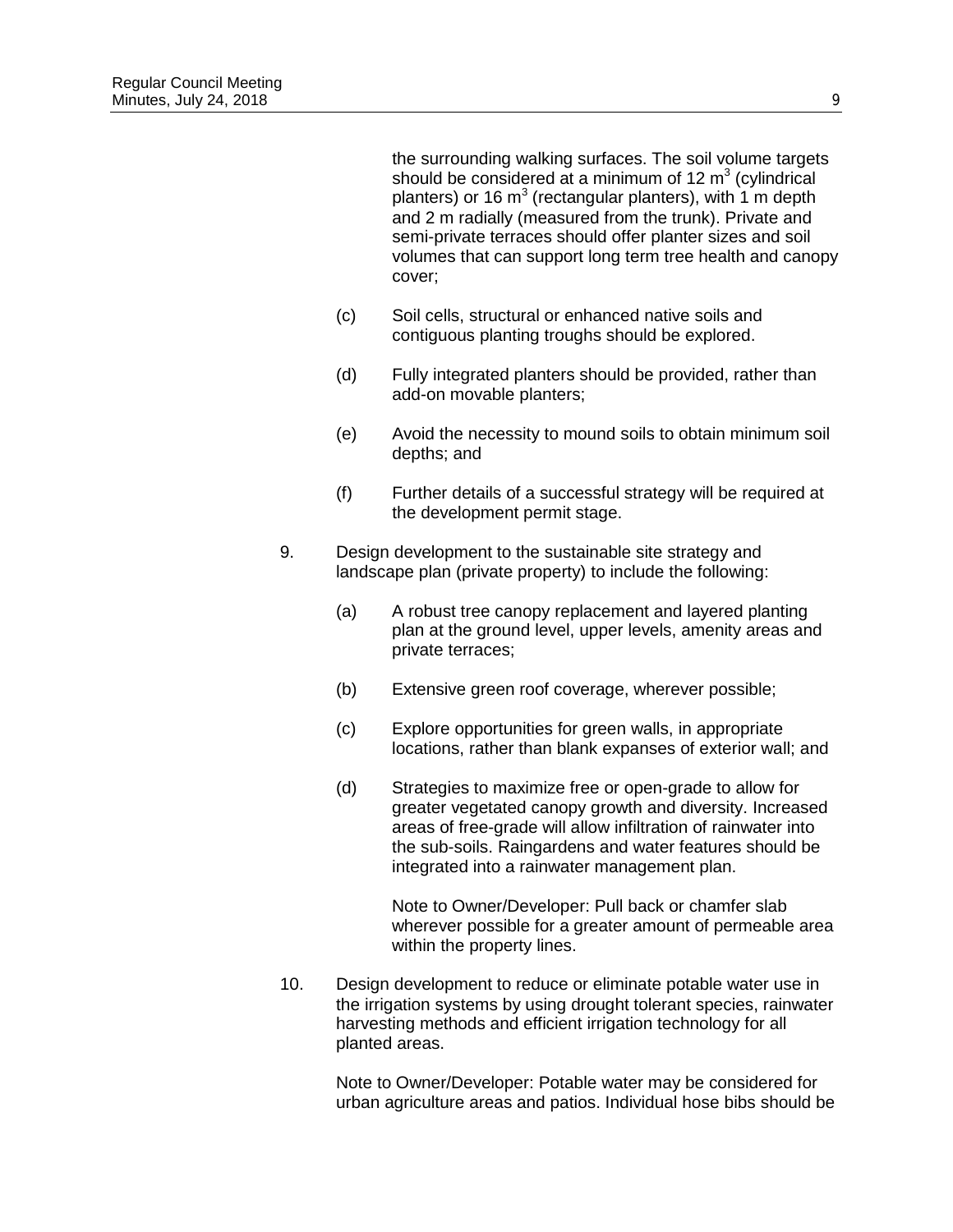the surrounding walking surfaces. The soil volume targets should be considered at a minimum of 12 $m^3$ (cylindrical planters) or 16 $m^3$ (rectangular planters), with 1 m depth and 2 m radially (measured from the trunk). Private and semi-private terraces should offer planter sizes and soil volumes that can support long term tree health and canopy cover;

(c) Soil cells, structural or enhanced native soils and contiguous planting troughs should be explored.

(d) Fully integrated planters should be provided, rather than add-on movable planters;

(e) Avoid the necessity to mound soils to obtain minimum soil depths; and

(f) Further details of a successful strategy will be required at the development permit stage.

9. Design development to the sustainable site strategy and landscape plan (private property) to include the following:

   (a) A robust tree canopy replacement and layered planting plan at the ground level, upper levels, amenity areas and private terraces;

   (b) Extensive green roof coverage, wherever possible;

   (c) Explore opportunities for green walls, in appropriate locations, rather than blank expanses of exterior wall; and

   (d) Strategies to maximize free or open-grade to allow for greater vegetated canopy growth and diversity. Increased areas of free-grade will allow infiltration of rainwater into the sub-soils. Raingardens and water features should be integrated into a rainwater management plan.

   Note to Owner/Developer: Pull back or chamfer slab wherever possible for a greater amount of permeable area within the property lines.

10. Design development to reduce or eliminate potable water use in the irrigation systems by using drought tolerant species, rainwater harvesting methods and efficient irrigation technology for all planted areas.

    Note to Owner/Developer: Potable water may be considered for urban agriculture areas and patios. Individual hose bibs should be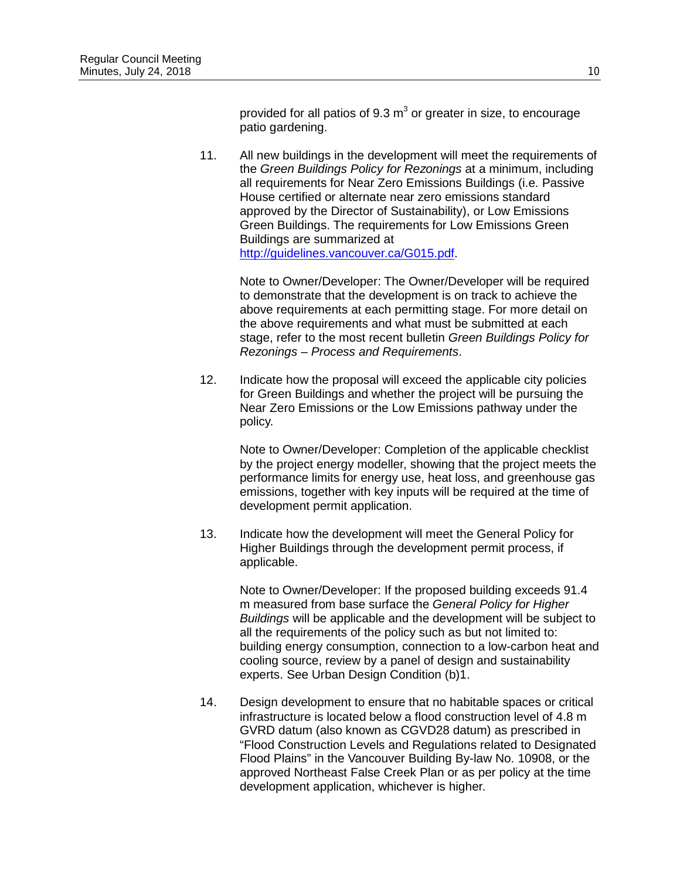provided for all patios of 9.3 $m^3$ or greater in size, to encourage patio gardening.

11. All new buildings in the development will meet the requirements of the *Green Buildings Policy for Rezonings* at a minimum, including all requirements for Near Zero Emissions Buildings (i.e. Passive House certified or alternate near zero emissions standard approved by the Director of Sustainability), or Low Emissions Green Buildings. The requirements for Low Emissions Green Buildings are summarized at [http://guidelines.vancouver.ca/G015.pdf](http://guidelines.vancouver.ca/G015.pdf).

    Note to Owner/Developer: The Owner/Developer will be required to demonstrate that the development is on track to achieve the above requirements at each permitting stage. For more detail on the above requirements and what must be submitted at each stage, refer to the most recent bulletin *Green Buildings Policy for Rezonings – Process and Requirements*.

12. Indicate how the proposal will exceed the applicable city policies for Green Buildings and whether the project will be pursuing the Near Zero Emissions or the Low Emissions pathway under the policy.

    Note to Owner/Developer: Completion of the applicable checklist by the project energy modeller, showing that the project meets the performance limits for energy use, heat loss, and greenhouse gas emissions, together with key inputs will be required at the time of development permit application.

13. Indicate how the development will meet the General Policy for Higher Buildings through the development permit process, if applicable.

    Note to Owner/Developer: If the proposed building exceeds 91.4 m measured from base surface the *General Policy for Higher Buildings* will be applicable and the development will be subject to all the requirements of the policy such as but not limited to: building energy consumption, connection to a low-carbon heat and cooling source, review by a panel of design and sustainability experts. See Urban Design Condition (b)1.

14. Design development to ensure that no habitable spaces or critical infrastructure is located below a flood construction level of 4.8 m GVRD datum (also known as CGVD28 datum) as prescribed in "Flood Construction Levels and Regulations related to Designated Flood Plains" in the Vancouver Building By-law No. 10908, or the approved Northeast False Creek Plan or as per policy at the time development application, whichever is higher.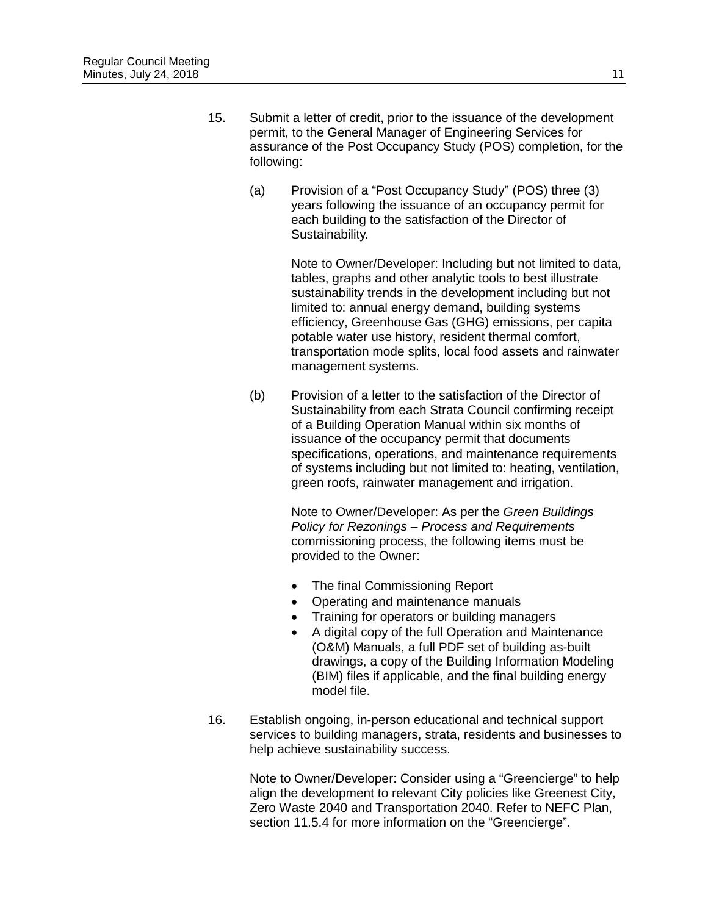15. Submit a letter of credit, prior to the issuance of the development permit, to the General Manager of Engineering Services for assurance of the Post Occupancy Study (POS) completion, for the following:

    (a) Provision of a "Post Occupancy Study" (POS) three (3) years following the issuance of an occupancy permit for each building to the satisfaction of the Director of Sustainability.

        Note to Owner/Developer: Including but not limited to data, tables, graphs and other analytic tools to best illustrate sustainability trends in the development including but not limited to: annual energy demand, building systems efficiency, Greenhouse Gas (GHG) emissions, per capita potable water use history, resident thermal comfort, transportation mode splits, local food assets and rainwater management systems.

    (b) Provision of a letter to the satisfaction of the Director of Sustainability from each Strata Council confirming receipt of a Building Operation Manual within six months of issuance of the occupancy permit that documents specifications, operations, and maintenance requirements of systems including but not limited to: heating, ventilation, green roofs, rainwater management and irrigation.

        Note to Owner/Developer: As per the *Green Buildings Policy for Rezonings – Process and Requirements* commissioning process, the following items must be provided to the Owner:

        - The final Commissioning Report
        - Operating and maintenance manuals
        - Training for operators or building managers
        - A digital copy of the full Operation and Maintenance (O&M) Manuals, a full PDF set of building as-built drawings, a copy of the Building Information Modeling (BIM) files if applicable, and the final building energy model file.

16. Establish ongoing, in-person educational and technical support services to building managers, strata, residents and businesses to help achieve sustainability success.

    Note to Owner/Developer: Consider using a "Greencierge" to help align the development to relevant City policies like Greenest City, Zero Waste 2040 and Transportation 2040. Refer to NEFC Plan, section 11.5.4 for more information on the "Greencierge".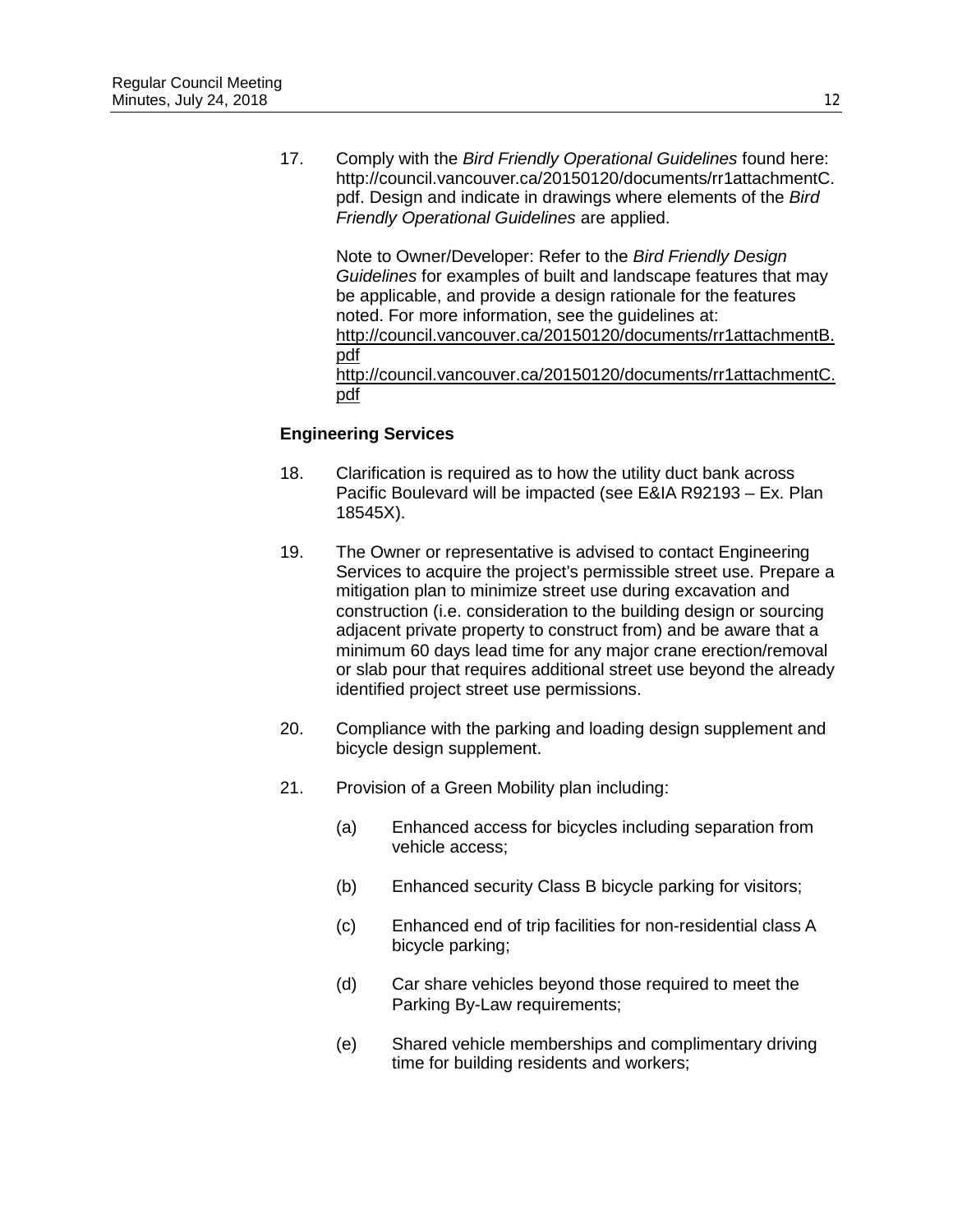17. Comply with the *Bird Friendly Operational Guidelines* found here: http://council.vancouver.ca/20150120/documents/rr1attachmentC.pdf. Design and indicate in drawings where elements of the *Bird Friendly Operational Guidelines* are applied.

    Note to Owner/Developer: Refer to the *Bird Friendly Design Guidelines* for examples of built and landscape features that may be applicable, and provide a design rationale for the features noted. For more information, see the guidelines at:
    http://council.vancouver.ca/20150120/documents/rr1attachmentB.pdf
    http://council.vancouver.ca/20150120/documents/rr1attachmentC.pdf

**Engineering Services**

18. Clarification is required as to how the utility duct bank across Pacific Boulevard will be impacted (see E&IA R92193 – Ex. Plan 18545X).

19. The Owner or representative is advised to contact Engineering Services to acquire the project's permissible street use. Prepare a mitigation plan to minimize street use during excavation and construction (i.e. consideration to the building design or sourcing adjacent private property to construct from) and be aware that a minimum 60 days lead time for any major crane erection/removal or slab pour that requires additional street use beyond the already identified project street use permissions.

20. Compliance with the parking and loading design supplement and bicycle design supplement.

21. Provision of a Green Mobility plan including:

    (a) Enhanced access for bicycles including separation from vehicle access;

    (b) Enhanced security Class B bicycle parking for visitors;

    (c) Enhanced end of trip facilities for non-residential class A bicycle parking;

    (d) Car share vehicles beyond those required to meet the Parking By-Law requirements;

    (e) Shared vehicle memberships and complimentary driving time for building residents and workers;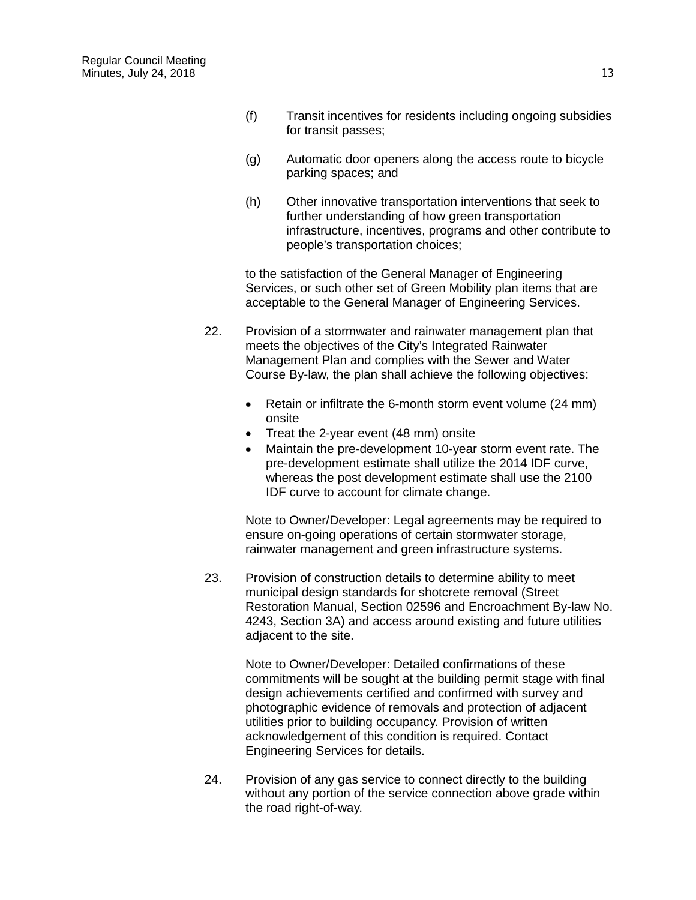(f) Transit incentives for residents including ongoing subsidies for transit passes;

(g) Automatic door openers along the access route to bicycle parking spaces; and

(h) Other innovative transportation interventions that seek to further understanding of how green transportation infrastructure, incentives, programs and other contribute to people's transportation choices;

to the satisfaction of the General Manager of Engineering Services, or such other set of Green Mobility plan items that are acceptable to the General Manager of Engineering Services.

22. Provision of a stormwater and rainwater management plan that meets the objectives of the City's Integrated Rainwater Management Plan and complies with the Sewer and Water Course By-law, the plan shall achieve the following objectives:

    - Retain or infiltrate the 6-month storm event volume (24 mm) onsite
    - Treat the 2-year event (48 mm) onsite
    - Maintain the pre-development 10-year storm event rate. The pre-development estimate shall utilize the 2014 IDF curve, whereas the post development estimate shall use the 2100 IDF curve to account for climate change.

    Note to Owner/Developer: Legal agreements may be required to ensure on-going operations of certain stormwater storage, rainwater management and green infrastructure systems.

23. Provision of construction details to determine ability to meet municipal design standards for shotcrete removal (Street Restoration Manual, Section 02596 and Encroachment By-law No. 4243, Section 3A) and access around existing and future utilities adjacent to the site.

    Note to Owner/Developer: Detailed confirmations of these commitments will be sought at the building permit stage with final design achievements certified and confirmed with survey and photographic evidence of removals and protection of adjacent utilities prior to building occupancy. Provision of written acknowledgement of this condition is required. Contact Engineering Services for details.

24. Provision of any gas service to connect directly to the building without any portion of the service connection above grade within the road right-of-way.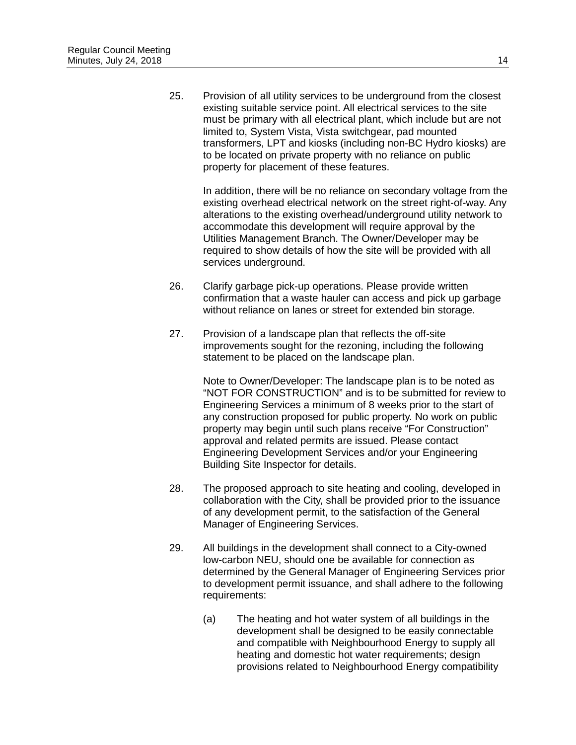25. Provision of all utility services to be underground from the closest existing suitable service point. All electrical services to the site must be primary with all electrical plant, which include but are not limited to, System Vista, Vista switchgear, pad mounted transformers, LPT and kiosks (including non-BC Hydro kiosks) are to be located on private property with no reliance on public property for placement of these features.

    In addition, there will be no reliance on secondary voltage from the existing overhead electrical network on the street right-of-way. Any alterations to the existing overhead/underground utility network to accommodate this development will require approval by the Utilities Management Branch. The Owner/Developer may be required to show details of how the site will be provided with all services underground.

26. Clarify garbage pick-up operations. Please provide written confirmation that a waste hauler can access and pick up garbage without reliance on lanes or street for extended bin storage.

27. Provision of a landscape plan that reflects the off-site improvements sought for the rezoning, including the following statement to be placed on the landscape plan.

    Note to Owner/Developer: The landscape plan is to be noted as “NOT FOR CONSTRUCTION” and is to be submitted for review to Engineering Services a minimum of 8 weeks prior to the start of any construction proposed for public property. No work on public property may begin until such plans receive “For Construction” approval and related permits are issued. Please contact Engineering Development Services and/or your Engineering Building Site Inspector for details.

28. The proposed approach to site heating and cooling, developed in collaboration with the City, shall be provided prior to the issuance of any development permit, to the satisfaction of the General Manager of Engineering Services.

29. All buildings in the development shall connect to a City-owned low-carbon NEU, should one be available for connection as determined by the General Manager of Engineering Services prior to development permit issuance, and shall adhere to the following requirements:

    (a) The heating and hot water system of all buildings in the development shall be designed to be easily connectable and compatible with Neighbourhood Energy to supply all heating and domestic hot water requirements; design provisions related to Neighbourhood Energy compatibility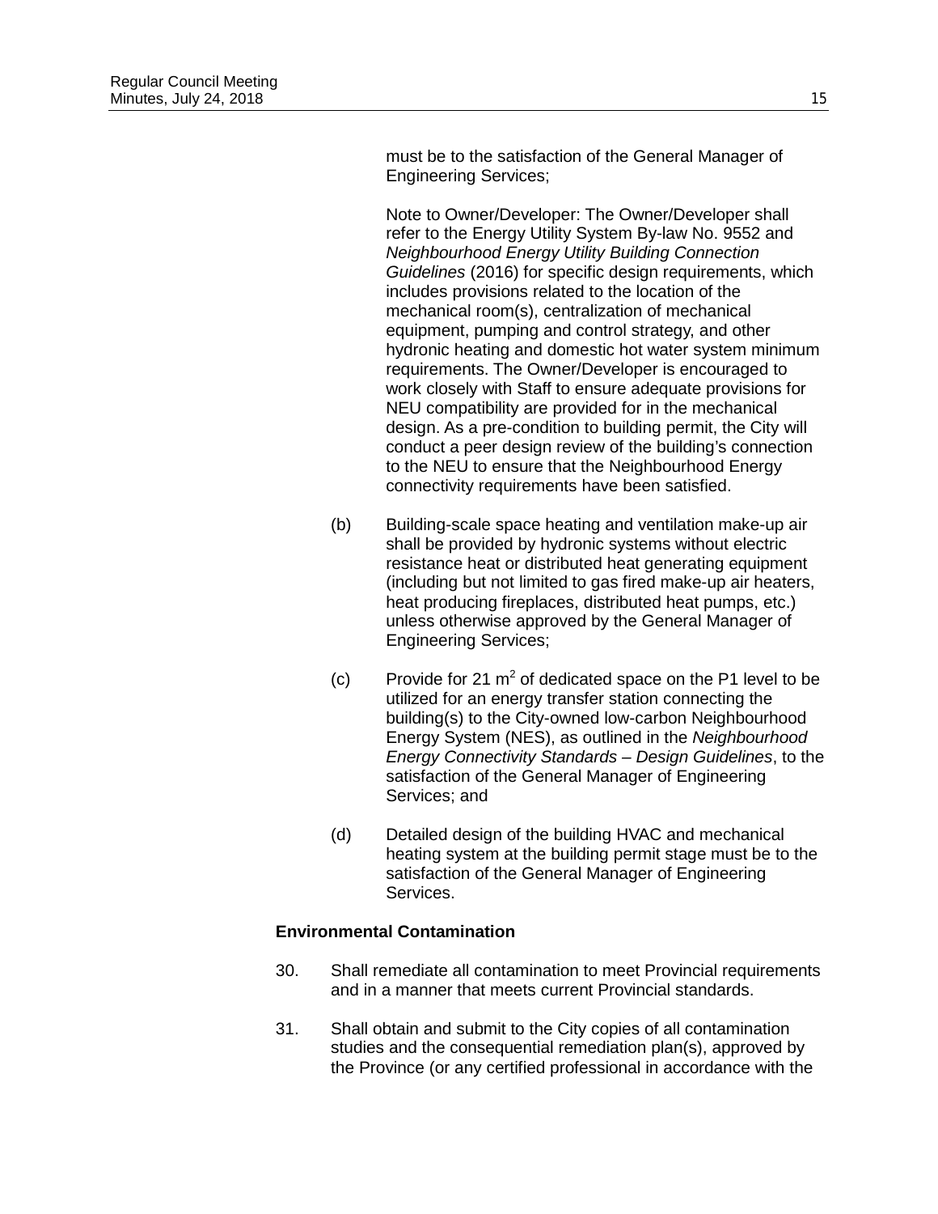must be to the satisfaction of the General Manager of Engineering Services;

Note to Owner/Developer: The Owner/Developer shall refer to the Energy Utility System By-law No. 9552 and *Neighbourhood Energy Utility Building Connection Guidelines* (2016) for specific design requirements, which includes provisions related to the location of the mechanical room(s), centralization of mechanical equipment, pumping and control strategy, and other hydronic heating and domestic hot water system minimum requirements. The Owner/Developer is encouraged to work closely with Staff to ensure adequate provisions for NEU compatibility are provided for in the mechanical design. As a pre-condition to building permit, the City will conduct a peer design review of the building's connection to the NEU to ensure that the Neighbourhood Energy connectivity requirements have been satisfied.

(b) Building-scale space heating and ventilation make-up air shall be provided by hydronic systems without electric resistance heat or distributed heat generating equipment (including but not limited to gas fired make-up air heaters, heat producing fireplaces, distributed heat pumps, etc.) unless otherwise approved by the General Manager of Engineering Services;

(c) Provide for 21 $m^2$ of dedicated space on the P1 level to be utilized for an energy transfer station connecting the building(s) to the City-owned low-carbon Neighbourhood Energy System (NES), as outlined in the *Neighbourhood Energy Connectivity Standards – Design Guidelines*, to the satisfaction of the General Manager of Engineering Services; and

(d) Detailed design of the building HVAC and mechanical heating system at the building permit stage must be to the satisfaction of the General Manager of Engineering Services.

**Environmental Contamination**

30. Shall remediate all contamination to meet Provincial requirements and in a manner that meets current Provincial standards.

31. Shall obtain and submit to the City copies of all contamination studies and the consequential remediation plan(s), approved by the Province (or any certified professional in accordance with the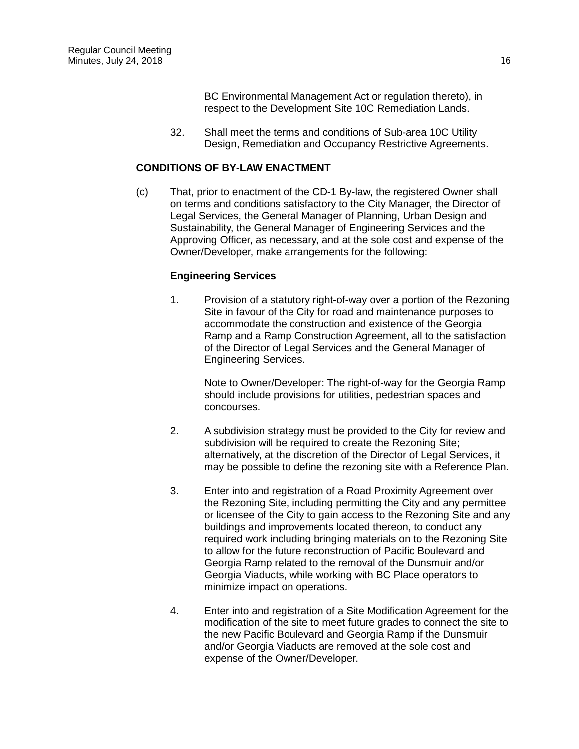BC Environmental Management Act or regulation thereto), in respect to the Development Site 10C Remediation Lands.

32. Shall meet the terms and conditions of Sub-area 10C Utility Design, Remediation and Occupancy Restrictive Agreements.

**CONDITIONS OF BY-LAW ENACTMENT**

(c) That, prior to enactment of the CD-1 By-law, the registered Owner shall on terms and conditions satisfactory to the City Manager, the Director of Legal Services, the General Manager of Planning, Urban Design and Sustainability, the General Manager of Engineering Services and the Approving Officer, as necessary, and at the sole cost and expense of the Owner/Developer, make arrangements for the following:

**Engineering Services**

1. Provision of a statutory right-of-way over a portion of the Rezoning Site in favour of the City for road and maintenance purposes to accommodate the construction and existence of the Georgia Ramp and a Ramp Construction Agreement, all to the satisfaction of the Director of Legal Services and the General Manager of Engineering Services.

   Note to Owner/Developer: The right-of-way for the Georgia Ramp should include provisions for utilities, pedestrian spaces and concourses.

2. A subdivision strategy must be provided to the City for review and subdivision will be required to create the Rezoning Site; alternatively, at the discretion of the Director of Legal Services, it may be possible to define the rezoning site with a Reference Plan.

3. Enter into and registration of a Road Proximity Agreement over the Rezoning Site, including permitting the City and any permittee or licensee of the City to gain access to the Rezoning Site and any buildings and improvements located thereon, to conduct any required work including bringing materials on to the Rezoning Site to allow for the future reconstruction of Pacific Boulevard and Georgia Ramp related to the removal of the Dunsmuir and/or Georgia Viaducts, while working with BC Place operators to minimize impact on operations.

4. Enter into and registration of a Site Modification Agreement for the modification of the site to meet future grades to connect the site to the new Pacific Boulevard and Georgia Ramp if the Dunsmuir and/or Georgia Viaducts are removed at the sole cost and expense of the Owner/Developer.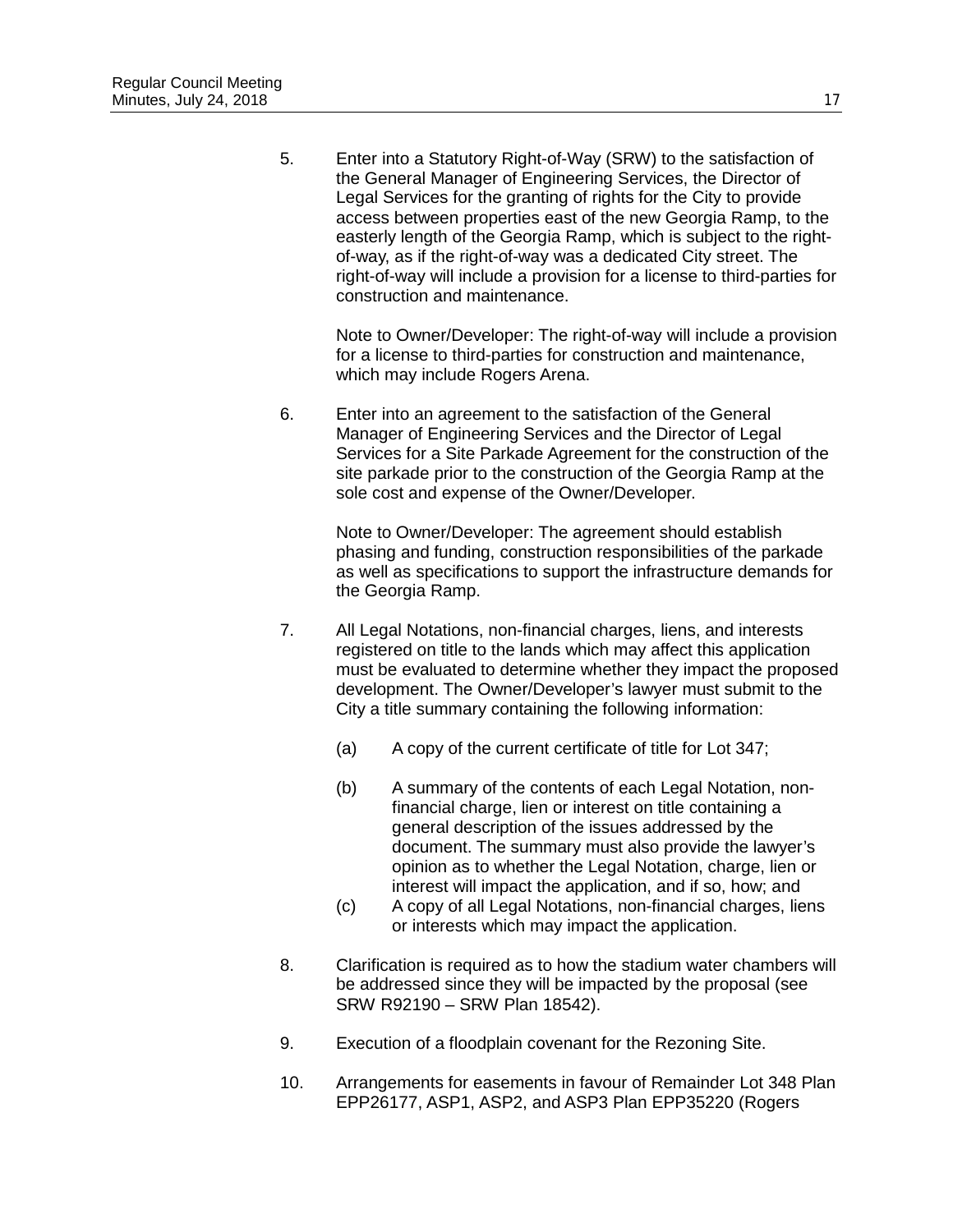5. Enter into a Statutory Right-of-Way (SRW) to the satisfaction of the General Manager of Engineering Services, the Director of Legal Services for the granting of rights for the City to provide access between properties east of the new Georgia Ramp, to the easterly length of the Georgia Ramp, which is subject to the right-of-way, as if the right-of-way was a dedicated City street. The right-of-way will include a provision for a license to third-parties for construction and maintenance.

   Note to Owner/Developer: The right-of-way will include a provision for a license to third-parties for construction and maintenance, which may include Rogers Arena.

6. Enter into an agreement to the satisfaction of the General Manager of Engineering Services and the Director of Legal Services for a Site Parkade Agreement for the construction of the site parkade prior to the construction of the Georgia Ramp at the sole cost and expense of the Owner/Developer.

   Note to Owner/Developer: The agreement should establish phasing and funding, construction responsibilities of the parkade as well as specifications to support the infrastructure demands for the Georgia Ramp.

7. All Legal Notations, non-financial charges, liens, and interests registered on title to the lands which may affect this application must be evaluated to determine whether they impact the proposed development. The Owner/Developer's lawyer must submit to the City a title summary containing the following information:

   (a) A copy of the current certificate of title for Lot 347;

   (b) A summary of the contents of each Legal Notation, non-financial charge, lien or interest on title containing a general description of the issues addressed by the document. The summary must also provide the lawyer's opinion as to whether the Legal Notation, charge, lien or interest will impact the application, and if so, how; and

   (c) A copy of all Legal Notations, non-financial charges, liens or interests which may impact the application.

8. Clarification is required as to how the stadium water chambers will be addressed since they will be impacted by the proposal (see SRW R92190 – SRW Plan 18542).

9. Execution of a floodplain covenant for the Rezoning Site.

10. Arrangements for easements in favour of Remainder Lot 348 Plan EPP26177, ASP1, ASP2, and ASP3 Plan EPP35220 (Rogers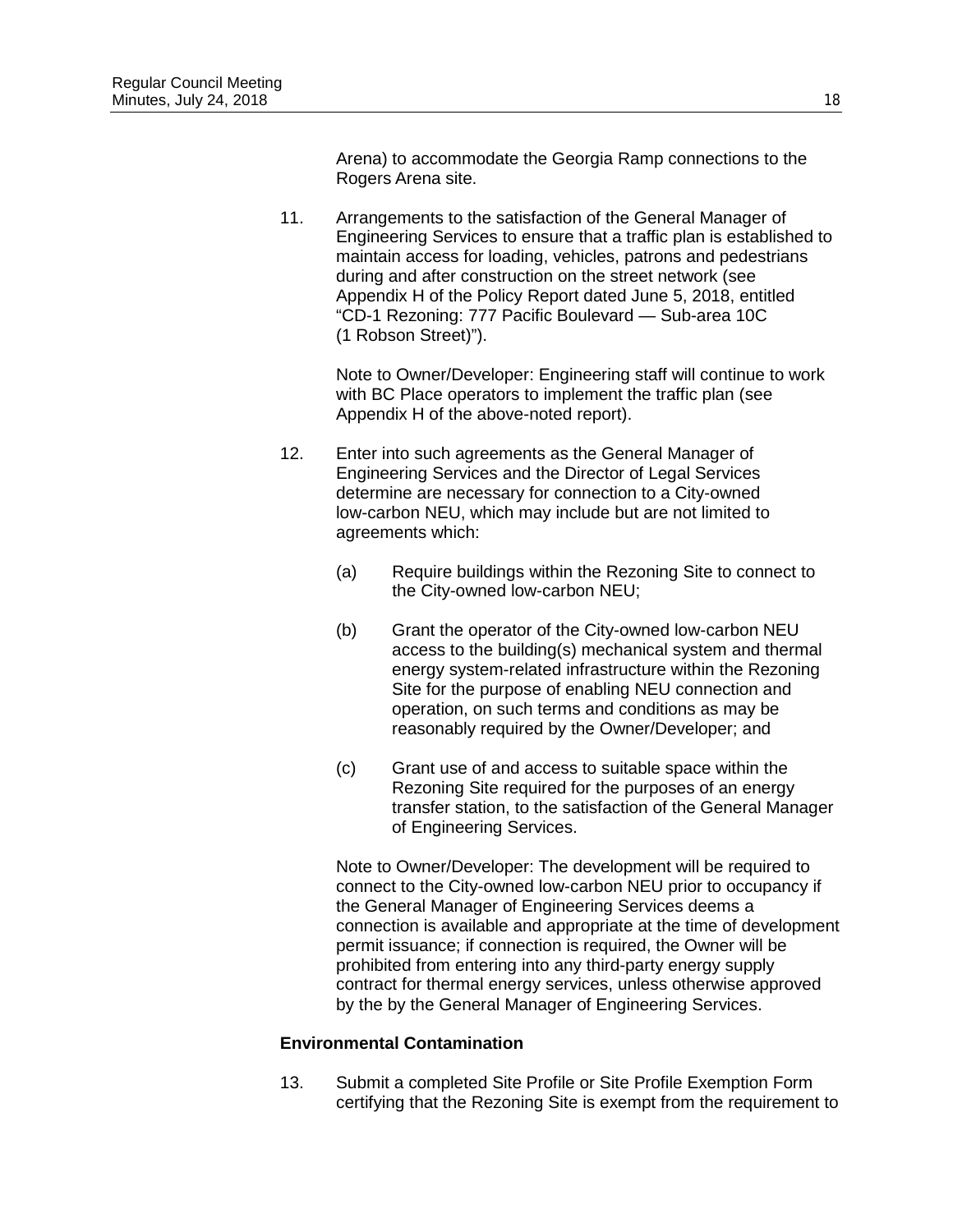Arena) to accommodate the Georgia Ramp connections to the Rogers Arena site.

11. Arrangements to the satisfaction of the General Manager of Engineering Services to ensure that a traffic plan is established to maintain access for loading, vehicles, patrons and pedestrians during and after construction on the street network (see Appendix H of the Policy Report dated June 5, 2018, entitled "CD-1 Rezoning: 777 Pacific Boulevard — Sub-area 10C (1 Robson Street)").

    Note to Owner/Developer: Engineering staff will continue to work with BC Place operators to implement the traffic plan (see Appendix H of the above-noted report).

12. Enter into such agreements as the General Manager of Engineering Services and the Director of Legal Services determine are necessary for connection to a City-owned low-carbon NEU, which may include but are not limited to agreements which:

    (a) Require buildings within the Rezoning Site to connect to the City-owned low-carbon NEU;

    (b) Grant the operator of the City-owned low-carbon NEU access to the building(s) mechanical system and thermal energy system-related infrastructure within the Rezoning Site for the purpose of enabling NEU connection and operation, on such terms and conditions as may be reasonably required by the Owner/Developer; and

    (c) Grant use of and access to suitable space within the Rezoning Site required for the purposes of an energy transfer station, to the satisfaction of the General Manager of Engineering Services.

    Note to Owner/Developer: The development will be required to connect to the City-owned low-carbon NEU prior to occupancy if the General Manager of Engineering Services deems a connection is available and appropriate at the time of development permit issuance; if connection is required, the Owner will be prohibited from entering into any third-party energy supply contract for thermal energy services, unless otherwise approved by the by the General Manager of Engineering Services.

**Environmental Contamination**

13. Submit a completed Site Profile or Site Profile Exemption Form certifying that the Rezoning Site is exempt from the requirement to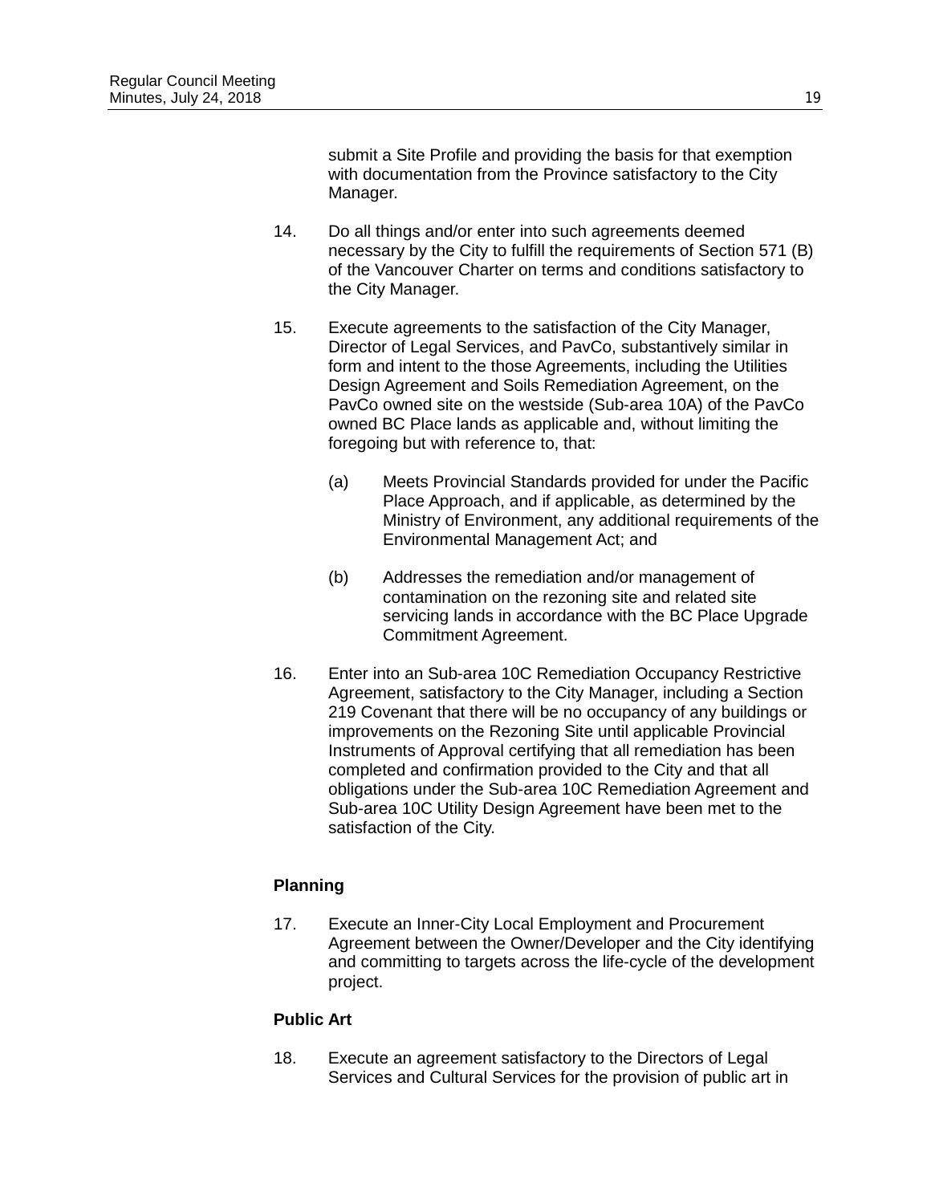submit a Site Profile and providing the basis for that exemption with documentation from the Province satisfactory to the City Manager.

14. Do all things and/or enter into such agreements deemed necessary by the City to fulfill the requirements of Section 571 (B) of the Vancouver Charter on terms and conditions satisfactory to the City Manager.

15. Execute agreements to the satisfaction of the City Manager, Director of Legal Services, and PavCo, substantively similar in form and intent to the those Agreements, including the Utilities Design Agreement and Soils Remediation Agreement, on the PavCo owned site on the westside (Sub-area 10A) of the PavCo owned BC Place lands as applicable and, without limiting the foregoing but with reference to, that:

    (a) Meets Provincial Standards provided for under the Pacific Place Approach, and if applicable, as determined by the Ministry of Environment, any additional requirements of the Environmental Management Act; and

    (b) Addresses the remediation and/or management of contamination on the rezoning site and related site servicing lands in accordance with the BC Place Upgrade Commitment Agreement.

16. Enter into an Sub-area 10C Remediation Occupancy Restrictive Agreement, satisfactory to the City Manager, including a Section 219 Covenant that there will be no occupancy of any buildings or improvements on the Rezoning Site until applicable Provincial Instruments of Approval certifying that all remediation has been completed and confirmation provided to the City and that all obligations under the Sub-area 10C Remediation Agreement and Sub-area 10C Utility Design Agreement have been met to the satisfaction of the City.

**Planning**

17. Execute an Inner-City Local Employment and Procurement Agreement between the Owner/Developer and the City identifying and committing to targets across the life-cycle of the development project.

**Public Art**

18. Execute an agreement satisfactory to the Directors of Legal Services and Cultural Services for the provision of public art in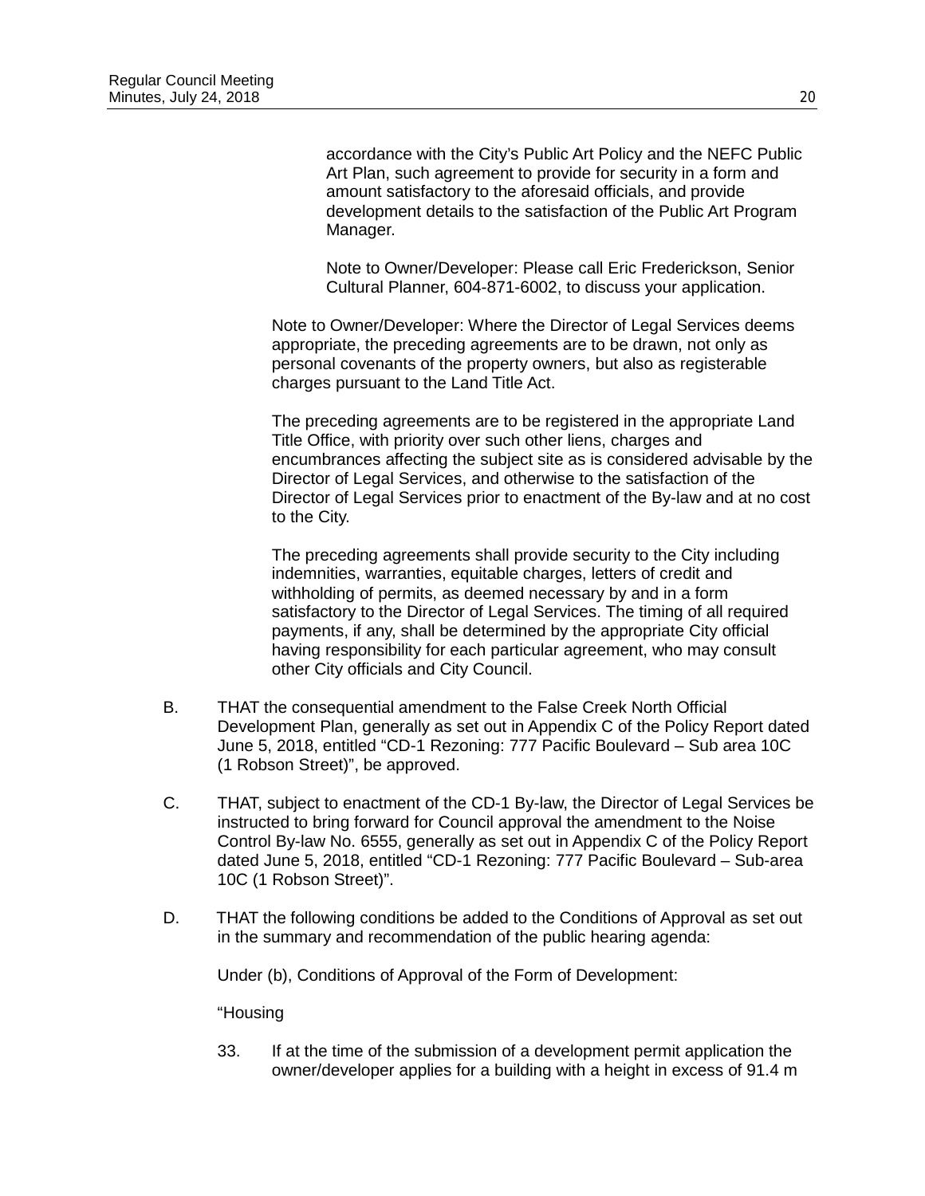accordance with the City's Public Art Policy and the NEFC Public Art Plan, such agreement to provide for security in a form and amount satisfactory to the aforesaid officials, and provide development details to the satisfaction of the Public Art Program Manager.

Note to Owner/Developer: Please call Eric Frederickson, Senior Cultural Planner, 604-871-6002, to discuss your application.

Note to Owner/Developer: Where the Director of Legal Services deems appropriate, the preceding agreements are to be drawn, not only as personal covenants of the property owners, but also as registerable charges pursuant to the Land Title Act.

The preceding agreements are to be registered in the appropriate Land Title Office, with priority over such other liens, charges and encumbrances affecting the subject site as is considered advisable by the Director of Legal Services, and otherwise to the satisfaction of the Director of Legal Services prior to enactment of the By-law and at no cost to the City.

The preceding agreements shall provide security to the City including indemnities, warranties, equitable charges, letters of credit and withholding of permits, as deemed necessary by and in a form satisfactory to the Director of Legal Services. The timing of all required payments, if any, shall be determined by the appropriate City official having responsibility for each particular agreement, who may consult other City officials and City Council.

B. THAT the consequential amendment to the False Creek North Official Development Plan, generally as set out in Appendix C of the Policy Report dated June 5, 2018, entitled "CD-1 Rezoning: 777 Pacific Boulevard – Sub area 10C (1 Robson Street)", be approved.

C. THAT, subject to enactment of the CD-1 By-law, the Director of Legal Services be instructed to bring forward for Council approval the amendment to the Noise Control By-law No. 6555, generally as set out in Appendix C of the Policy Report dated June 5, 2018, entitled "CD-1 Rezoning: 777 Pacific Boulevard – Sub-area 10C (1 Robson Street)".

D. THAT the following conditions be added to the Conditions of Approval as set out in the summary and recommendation of the public hearing agenda:

Under (b), Conditions of Approval of the Form of Development:

"Housing

33. If at the time of the submission of a development permit application the owner/developer applies for a building with a height in excess of 91.4 m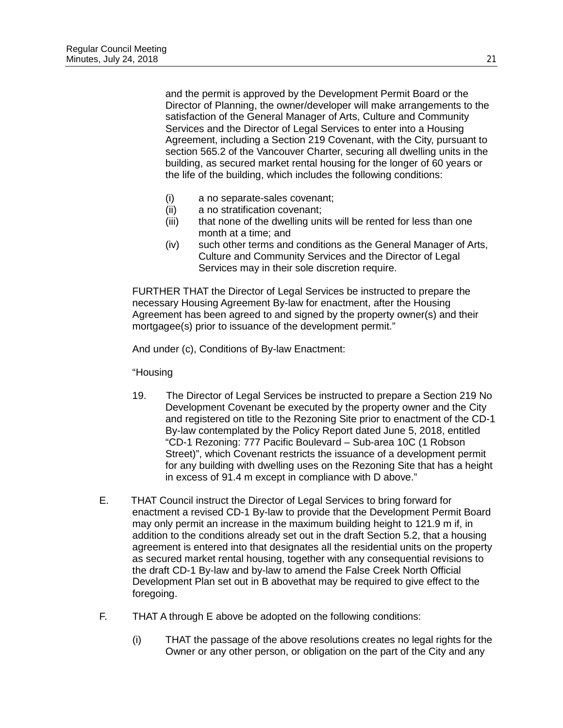and the permit is approved by the Development Permit Board or the Director of Planning, the owner/developer will make arrangements to the satisfaction of the General Manager of Arts, Culture and Community Services and the Director of Legal Services to enter into a Housing Agreement, including a Section 219 Covenant, with the City, pursuant to section 565.2 of the Vancouver Charter, securing all dwelling units in the building, as secured market rental housing for the longer of 60 years or the life of the building, which includes the following conditions:

(i) a no separate-sales covenant;
(ii) a no stratification covenant;
(iii) that none of the dwelling units will be rented for less than one month at a time; and
(iv) such other terms and conditions as the General Manager of Arts, Culture and Community Services and the Director of Legal Services may in their sole discretion require.

FURTHER THAT the Director of Legal Services be instructed to prepare the necessary Housing Agreement By-law for enactment, after the Housing Agreement has been agreed to and signed by the property owner(s) and their mortgagee(s) prior to issuance of the development permit."

And under (c), Conditions of By-law Enactment:

"Housing

19. The Director of Legal Services be instructed to prepare a Section 219 No Development Covenant be executed by the property owner and the City and registered on title to the Rezoning Site prior to enactment of the CD-1 By-law contemplated by the Policy Report dated June 5, 2018, entitled "CD-1 Rezoning: 777 Pacific Boulevard – Sub-area 10C (1 Robson Street)", which Covenant restricts the issuance of a development permit for any building with dwelling uses on the Rezoning Site that has a height in excess of 91.4 m except in compliance with D above."

E. THAT Council instruct the Director of Legal Services to bring forward for enactment a revised CD-1 By-law to provide that the Development Permit Board may only permit an increase in the maximum building height to 121.9 m if, in addition to the conditions already set out in the draft Section 5.2, that a housing agreement is entered into that designates all the residential units on the property as secured market rental housing, together with any consequential revisions to the draft CD-1 By-law and by-law to amend the False Creek North Official Development Plan set out in B abovethat may be required to give effect to the foregoing.

F. THAT A through E above be adopted on the following conditions:

(i) THAT the passage of the above resolutions creates no legal rights for the Owner or any other person, or obligation on the part of the City and any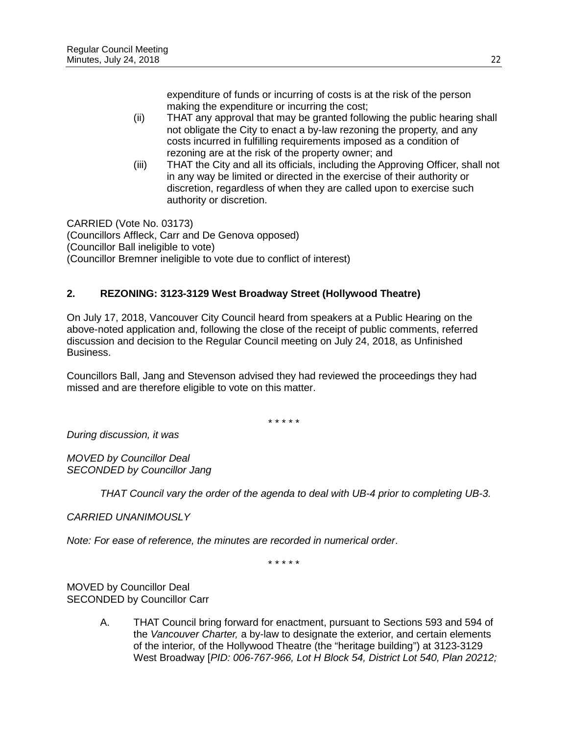expenditure of funds or incurring of costs is at the risk of the person making the expenditure or incurring the cost;

(ii) THAT any approval that may be granted following the public hearing shall not obligate the City to enact a by-law rezoning the property, and any costs incurred in fulfilling requirements imposed as a condition of rezoning are at the risk of the property owner; and

(iii) THAT the City and all its officials, including the Approving Officer, shall not in any way be limited or directed in the exercise of their authority or discretion, regardless of when they are called upon to exercise such authority or discretion.

CARRIED (Vote No. 03173)
(Councillors Affleck, Carr and De Genova opposed)
(Councillor Ball ineligible to vote)
(Councillor Bremner ineligible to vote due to conflict of interest)

## 2. REZONING: 3123-3129 West Broadway Street (Hollywood Theatre)

On July 17, 2018, Vancouver City Council heard from speakers at a Public Hearing on the above-noted application and, following the close of the receipt of public comments, referred discussion and decision to the Regular Council meeting on July 24, 2018, as Unfinished Business.

Councillors Ball, Jang and Stevenson advised they had reviewed the proceedings they had missed and are therefore eligible to vote on this matter.

\* \* \* \* \*

*During discussion, it was*

*MOVED by Councillor Deal*
*SECONDED by Councillor Jang*

> *THAT Council vary the order of the agenda to deal with UB-4 prior to completing UB-3.*

*CARRIED UNANIMOUSLY*

*Note: For ease of reference, the minutes are recorded in numerical order*.

\* \* \* \* \*

MOVED by Councillor Deal
SECONDED by Councillor Carr

A. THAT Council bring forward for enactment, pursuant to Sections 593 and 594 of the *Vancouver Charter,* a by-law to designate the exterior, and certain elements of the interior, of the Hollywood Theatre (the "heritage building") at 3123-3129 West Broadway [*PID: 006-767-966, Lot H Block 54, District Lot 540, Plan 20212;*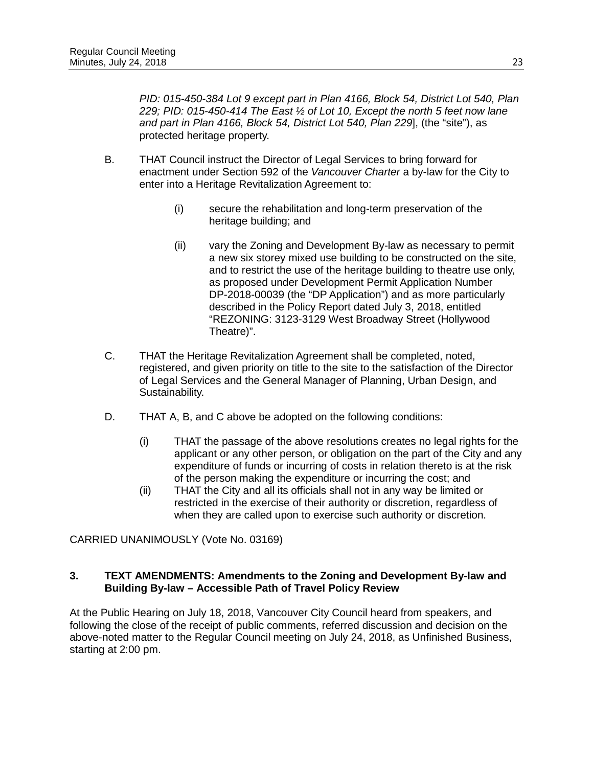*PID: 015-450-384 Lot 9 except part in Plan 4166, Block 54, District Lot 540, Plan 229; PID: 015-450-414 The East ½ of Lot 10, Except the north 5 feet now lane and part in Plan 4166, Block 54, District Lot 540, Plan 229*], (the "site"), as protected heritage property.

B. THAT Council instruct the Director of Legal Services to bring forward for enactment under Section 592 of the *Vancouver Charter* a by-law for the City to enter into a Heritage Revitalization Agreement to:

   (i) secure the rehabilitation and long-term preservation of the heritage building; and

   (ii) vary the Zoning and Development By-law as necessary to permit a new six storey mixed use building to be constructed on the site, and to restrict the use of the heritage building to theatre use only, as proposed under Development Permit Application Number DP-2018-00039 (the "DP Application") and as more particularly described in the Policy Report dated July 3, 2018, entitled "REZONING: 3123-3129 West Broadway Street (Hollywood Theatre)".

C. THAT the Heritage Revitalization Agreement shall be completed, noted, registered, and given priority on title to the site to the satisfaction of the Director of Legal Services and the General Manager of Planning, Urban Design, and Sustainability.

D. THAT A, B, and C above be adopted on the following conditions:

   (i) THAT the passage of the above resolutions creates no legal rights for the applicant or any other person, or obligation on the part of the City and any expenditure of funds or incurring of costs in relation thereto is at the risk of the person making the expenditure or incurring the cost; and
   
   (ii) THAT the City and all its officials shall not in any way be limited or restricted in the exercise of their authority or discretion, regardless of when they are called upon to exercise such authority or discretion.

CARRIED UNANIMOUSLY (Vote No. 03169)

### 3. TEXT AMENDMENTS: Amendments to the Zoning and Development By-law and Building By-law – Accessible Path of Travel Policy Review

At the Public Hearing on July 18, 2018, Vancouver City Council heard from speakers, and following the close of the receipt of public comments, referred discussion and decision on the above-noted matter to the Regular Council meeting on July 24, 2018, as Unfinished Business, starting at 2:00 pm.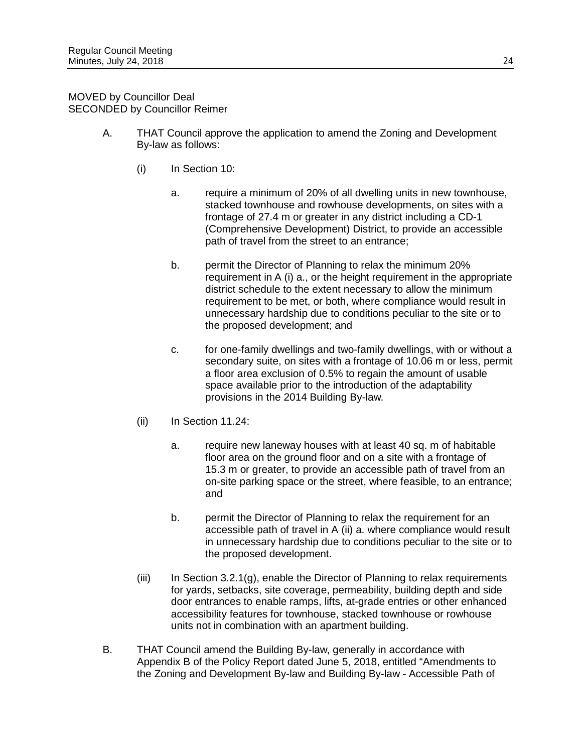MOVED by Councillor Deal
SECONDED by Councillor Reimer

A. THAT Council approve the application to amend the Zoning and Development By-law as follows:

   (i) In Section 10:

      a. require a minimum of 20% of all dwelling units in new townhouse, stacked townhouse and rowhouse developments, on sites with a frontage of 27.4 m or greater in any district including a CD-1 (Comprehensive Development) District, to provide an accessible path of travel from the street to an entrance;

      b. permit the Director of Planning to relax the minimum 20% requirement in A (i) a., or the height requirement in the appropriate district schedule to the extent necessary to allow the minimum requirement to be met, or both, where compliance would result in unnecessary hardship due to conditions peculiar to the site or to the proposed development; and

      c. for one-family dwellings and two-family dwellings, with or without a secondary suite, on sites with a frontage of 10.06 m or less, permit a floor area exclusion of 0.5% to regain the amount of usable space available prior to the introduction of the adaptability provisions in the 2014 Building By-law.

   (ii) In Section 11.24:

      a. require new laneway houses with at least 40 sq. m of habitable floor area on the ground floor and on a site with a frontage of 15.3 m or greater, to provide an accessible path of travel from an on-site parking space or the street, where feasible, to an entrance; and

      b. permit the Director of Planning to relax the requirement for an accessible path of travel in A (ii) a. where compliance would result in unnecessary hardship due to conditions peculiar to the site or to the proposed development.

   (iii) In Section 3.2.1(g), enable the Director of Planning to relax requirements for yards, setbacks, site coverage, permeability, building depth and side door entrances to enable ramps, lifts, at-grade entries or other enhanced accessibility features for townhouse, stacked townhouse or rowhouse units not in combination with an apartment building.

B. THAT Council amend the Building By-law, generally in accordance with Appendix B of the Policy Report dated June 5, 2018, entitled "Amendments to the Zoning and Development By-law and Building By-law - Accessible Path of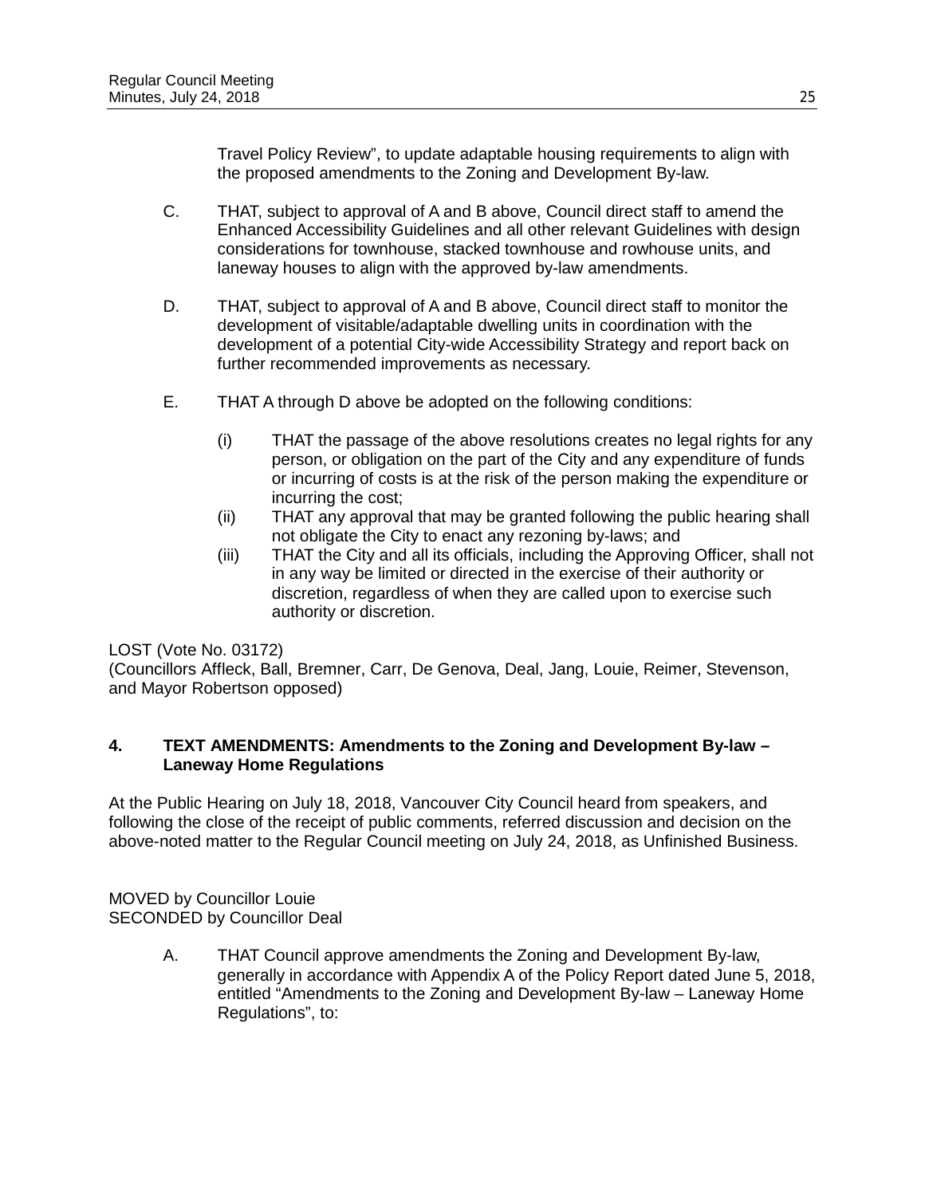Travel Policy Review", to update adaptable housing requirements to align with the proposed amendments to the Zoning and Development By-law.

C. THAT, subject to approval of A and B above, Council direct staff to amend the Enhanced Accessibility Guidelines and all other relevant Guidelines with design considerations for townhouse, stacked townhouse and rowhouse units, and laneway houses to align with the approved by-law amendments.

D. THAT, subject to approval of A and B above, Council direct staff to monitor the development of visitable/adaptable dwelling units in coordination with the development of a potential City-wide Accessibility Strategy and report back on further recommended improvements as necessary.

E. THAT A through D above be adopted on the following conditions:

(i) THAT the passage of the above resolutions creates no legal rights for any person, or obligation on the part of the City and any expenditure of funds or incurring of costs is at the risk of the person making the expenditure or incurring the cost;

(ii) THAT any approval that may be granted following the public hearing shall not obligate the City to enact any rezoning by-laws; and

(iii) THAT the City and all its officials, including the Approving Officer, shall not in any way be limited or directed in the exercise of their authority or discretion, regardless of when they are called upon to exercise such authority or discretion.

LOST (Vote No. 03172)
(Councillors Affleck, Ball, Bremner, Carr, De Genova, Deal, Jang, Louie, Reimer, Stevenson, and Mayor Robertson opposed)

**4. TEXT AMENDMENTS: Amendments to the Zoning and Development By-law – Laneway Home Regulations**

At the Public Hearing on July 18, 2018, Vancouver City Council heard from speakers, and following the close of the receipt of public comments, referred discussion and decision on the above-noted matter to the Regular Council meeting on July 24, 2018, as Unfinished Business.

MOVED by Councillor Louie
SECONDED by Councillor Deal

A. THAT Council approve amendments the Zoning and Development By-law, generally in accordance with Appendix A of the Policy Report dated June 5, 2018, entitled "Amendments to the Zoning and Development By-law – Laneway Home Regulations", to: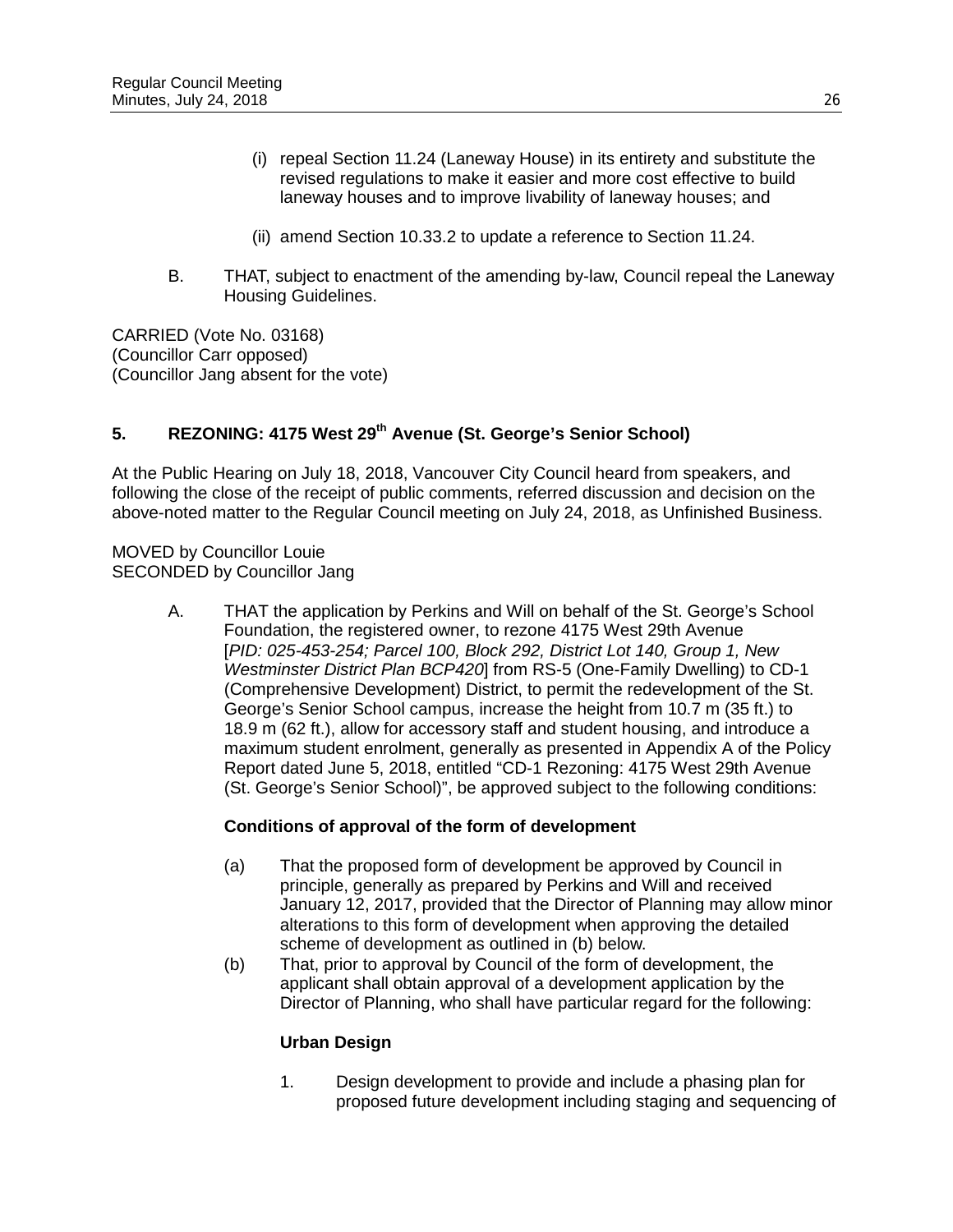(i) repeal Section 11.24 (Laneway House) in its entirety and substitute the revised regulations to make it easier and more cost effective to build laneway houses and to improve livability of laneway houses; and

(ii) amend Section 10.33.2 to update a reference to Section 11.24.

B. THAT, subject to enactment of the amending by-law, Council repeal the Laneway Housing Guidelines.

CARRIED (Vote No. 03168)
(Councillor Carr opposed)
(Councillor Jang absent for the vote)

## 5. REZONING: 4175 West 29th Avenue (St. George's Senior School)

At the Public Hearing on July 18, 2018, Vancouver City Council heard from speakers, and following the close of the receipt of public comments, referred discussion and decision on the above-noted matter to the Regular Council meeting on July 24, 2018, as Unfinished Business.

MOVED by Councillor Louie
SECONDED by Councillor Jang

A. THAT the application by Perkins and Will on behalf of the St. George's School Foundation, the registered owner, to rezone 4175 West 29th Avenue [*PID: 025-453-254; Parcel 100, Block 292, District Lot 140, Group 1, New Westminster District Plan BCP420*] from RS-5 (One-Family Dwelling) to CD-1 (Comprehensive Development) District, to permit the redevelopment of the St. George's Senior School campus, increase the height from 10.7 m (35 ft.) to 18.9 m (62 ft.), allow for accessory staff and student housing, and introduce a maximum student enrolment, generally as presented in Appendix A of the Policy Report dated June 5, 2018, entitled "CD-1 Rezoning: 4175 West 29th Avenue (St. George's Senior School)", be approved subject to the following conditions:

**Conditions of approval of the form of development**

(a) That the proposed form of development be approved by Council in principle, generally as prepared by Perkins and Will and received January 12, 2017, provided that the Director of Planning may allow minor alterations to this form of development when approving the detailed scheme of development as outlined in (b) below.

(b) That, prior to approval by Council of the form of development, the applicant shall obtain approval of a development application by the Director of Planning, who shall have particular regard for the following:

**Urban Design**

1. Design development to provide and include a phasing plan for proposed future development including staging and sequencing of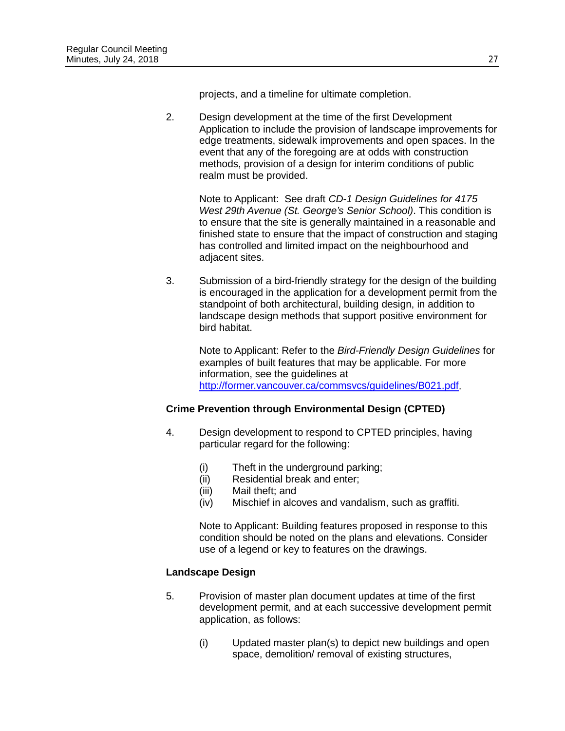projects, and a timeline for ultimate completion.

2. Design development at the time of the first Development Application to include the provision of landscape improvements for edge treatments, sidewalk improvements and open spaces. In the event that any of the foregoing are at odds with construction methods, provision of a design for interim conditions of public realm must be provided.

   Note to Applicant: See draft *CD-1 Design Guidelines for 4175 West 29th Avenue (St. George's Senior School)*. This condition is to ensure that the site is generally maintained in a reasonable and finished state to ensure that the impact of construction and staging has controlled and limited impact on the neighbourhood and adjacent sites.

3. Submission of a bird-friendly strategy for the design of the building is encouraged in the application for a development permit from the standpoint of both architectural, building design, in addition to landscape design methods that support positive environment for bird habitat.

   Note to Applicant: Refer to the *Bird-Friendly Design Guidelines* for examples of built features that may be applicable. For more information, see the guidelines at [http://former.vancouver.ca/commsvcs/guidelines/B021.pdf](http://former.vancouver.ca/commsvcs/guidelines/B021.pdf).

**Crime Prevention through Environmental Design (CPTED)**

4. Design development to respond to CPTED principles, having particular regard for the following:

   (i) Theft in the underground parking;
   (ii) Residential break and enter;
   (iii) Mail theft; and
   (iv) Mischief in alcoves and vandalism, such as graffiti.

   Note to Applicant: Building features proposed in response to this condition should be noted on the plans and elevations. Consider use of a legend or key to features on the drawings.

**Landscape Design**

5. Provision of master plan document updates at time of the first development permit, and at each successive development permit application, as follows:

   (i) Updated master plan(s) to depict new buildings and open space, demolition/ removal of existing structures,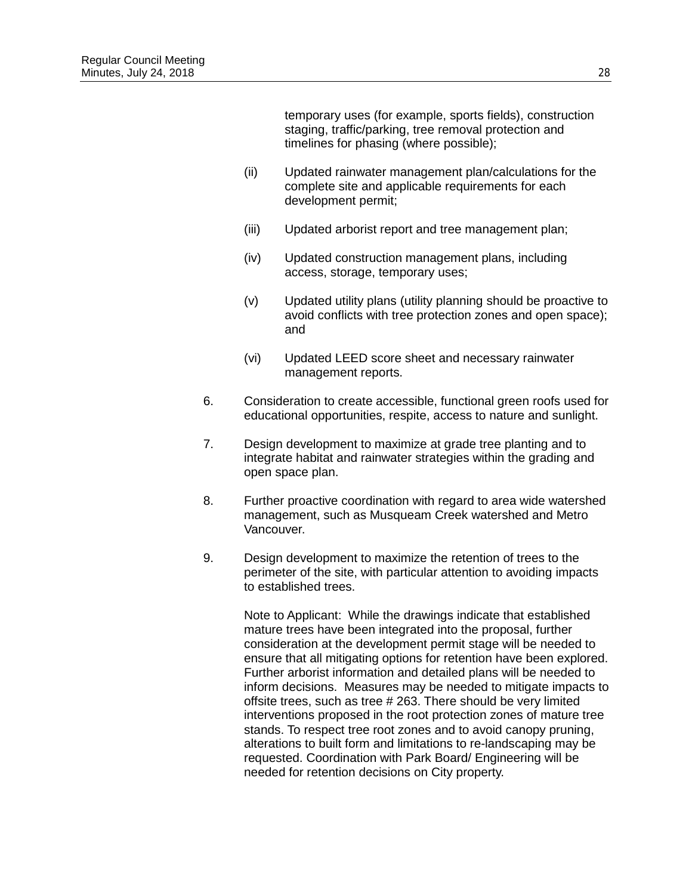temporary uses (for example, sports fields), construction staging, traffic/parking, tree removal protection and timelines for phasing (where possible);

(ii) Updated rainwater management plan/calculations for the complete site and applicable requirements for each development permit;

(iii) Updated arborist report and tree management plan;

(iv) Updated construction management plans, including access, storage, temporary uses;

(v) Updated utility plans (utility planning should be proactive to avoid conflicts with tree protection zones and open space); and

(vi) Updated LEED score sheet and necessary rainwater management reports.

6. Consideration to create accessible, functional green roofs used for educational opportunities, respite, access to nature and sunlight.

7. Design development to maximize at grade tree planting and to integrate habitat and rainwater strategies within the grading and open space plan.

8. Further proactive coordination with regard to area wide watershed management, such as Musqueam Creek watershed and Metro Vancouver.

9. Design development to maximize the retention of trees to the perimeter of the site, with particular attention to avoiding impacts to established trees.

   Note to Applicant: While the drawings indicate that established mature trees have been integrated into the proposal, further consideration at the development permit stage will be needed to ensure that all mitigating options for retention have been explored. Further arborist information and detailed plans will be needed to inform decisions. Measures may be needed to mitigate impacts to offsite trees, such as tree # 263. There should be very limited interventions proposed in the root protection zones of mature tree stands. To respect tree root zones and to avoid canopy pruning, alterations to built form and limitations to re-landscaping may be requested. Coordination with Park Board/ Engineering will be needed for retention decisions on City property.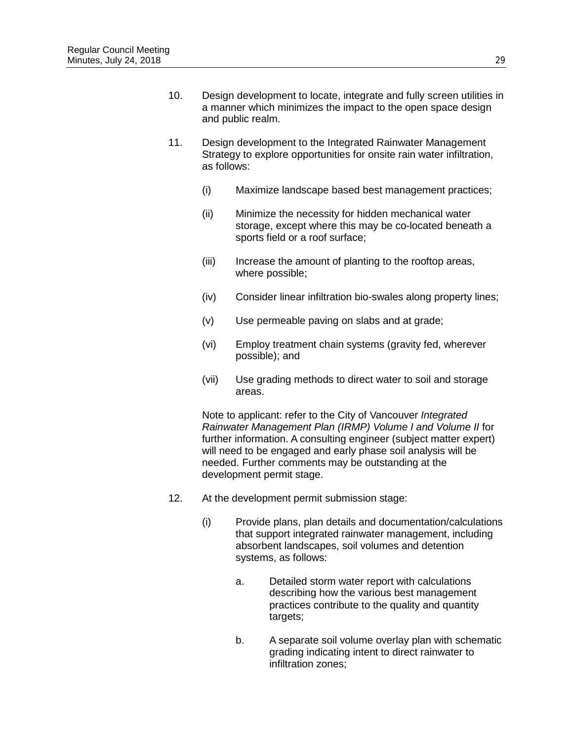10. Design development to locate, integrate and fully screen utilities in a manner which minimizes the impact to the open space design and public realm.

11. Design development to the Integrated Rainwater Management Strategy to explore opportunities for onsite rain water infiltration, as follows:

    (i) Maximize landscape based best management practices;

    (ii) Minimize the necessity for hidden mechanical water storage, except where this may be co-located beneath a sports field or a roof surface;

    (iii) Increase the amount of planting to the rooftop areas, where possible;

    (iv) Consider linear infiltration bio-swales along property lines;

    (v) Use permeable paving on slabs and at grade;

    (vi) Employ treatment chain systems (gravity fed, wherever possible); and

    (vii) Use grading methods to direct water to soil and storage areas.

    Note to applicant: refer to the City of Vancouver *Integrated Rainwater Management Plan (IRMP) Volume I and Volume II* for further information. A consulting engineer (subject matter expert) will need to be engaged and early phase soil analysis will be needed. Further comments may be outstanding at the development permit stage.

12. At the development permit submission stage:

    (i) Provide plans, plan details and documentation/calculations that support integrated rainwater management, including absorbent landscapes, soil volumes and detention systems, as follows:

        a. Detailed storm water report with calculations describing how the various best management practices contribute to the quality and quantity targets;

        b. A separate soil volume overlay plan with schematic grading indicating intent to direct rainwater to infiltration zones;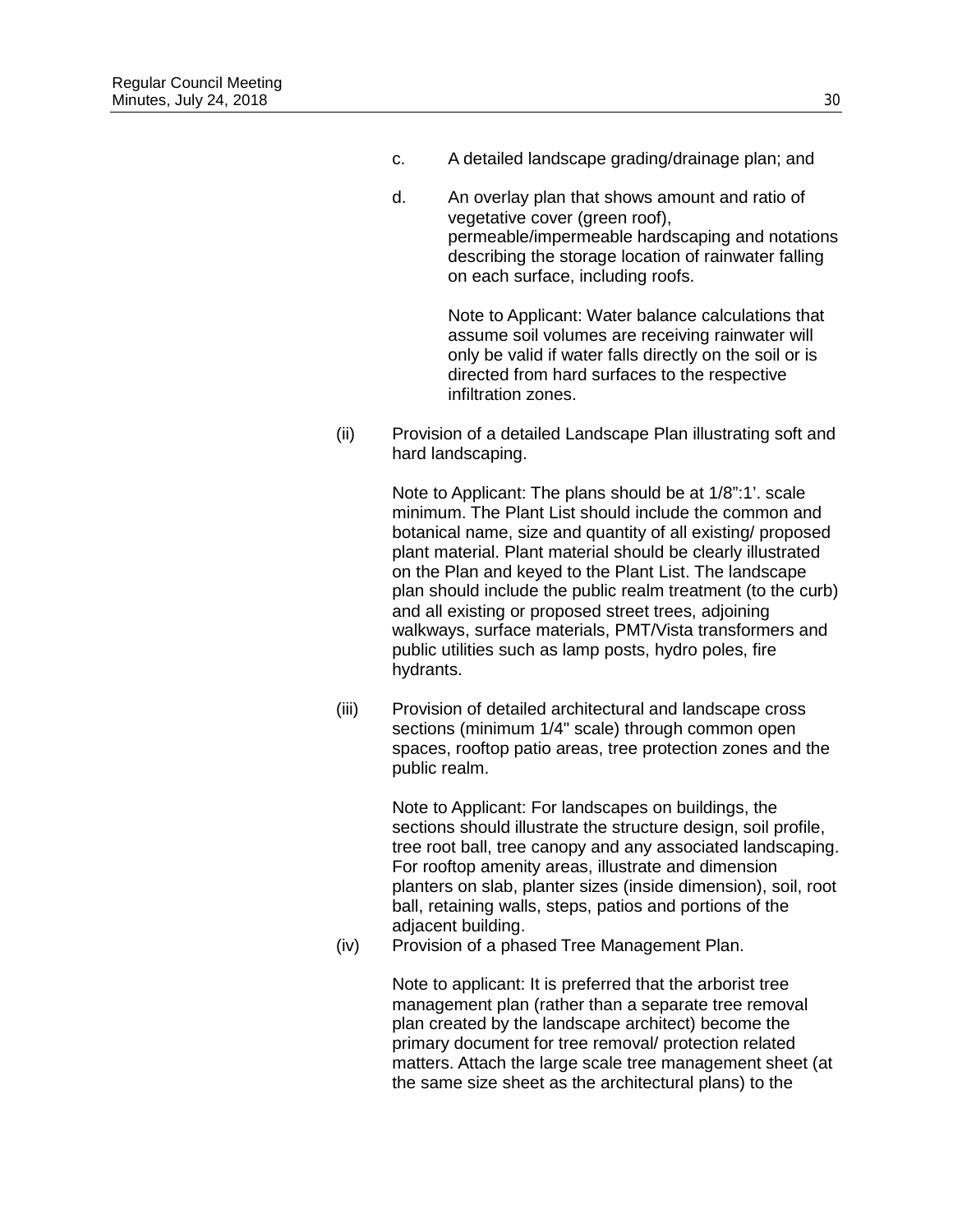c. A detailed landscape grading/drainage plan; and

d. An overlay plan that shows amount and ratio of vegetative cover (green roof), permeable/impermeable hardscaping and notations describing the storage location of rainwater falling on each surface, including roofs.

   Note to Applicant: Water balance calculations that assume soil volumes are receiving rainwater will only be valid if water falls directly on the soil or is directed from hard surfaces to the respective infiltration zones.

(ii) Provision of a detailed Landscape Plan illustrating soft and hard landscaping.

   Note to Applicant: The plans should be at 1/8":1'. scale minimum. The Plant List should include the common and botanical name, size and quantity of all existing/ proposed plant material. Plant material should be clearly illustrated on the Plan and keyed to the Plant List. The landscape plan should include the public realm treatment (to the curb) and all existing or proposed street trees, adjoining walkways, surface materials, PMT/Vista transformers and public utilities such as lamp posts, hydro poles, fire hydrants.

(iii) Provision of detailed architectural and landscape cross sections (minimum 1/4" scale) through common open spaces, rooftop patio areas, tree protection zones and the public realm.

   Note to Applicant: For landscapes on buildings, the sections should illustrate the structure design, soil profile, tree root ball, tree canopy and any associated landscaping. For rooftop amenity areas, illustrate and dimension planters on slab, planter sizes (inside dimension), soil, root ball, retaining walls, steps, patios and portions of the adjacent building.

(iv) Provision of a phased Tree Management Plan.

   Note to applicant: It is preferred that the arborist tree management plan (rather than a separate tree removal plan created by the landscape architect) become the primary document for tree removal/ protection related matters. Attach the large scale tree management sheet (at the same size sheet as the architectural plans) to the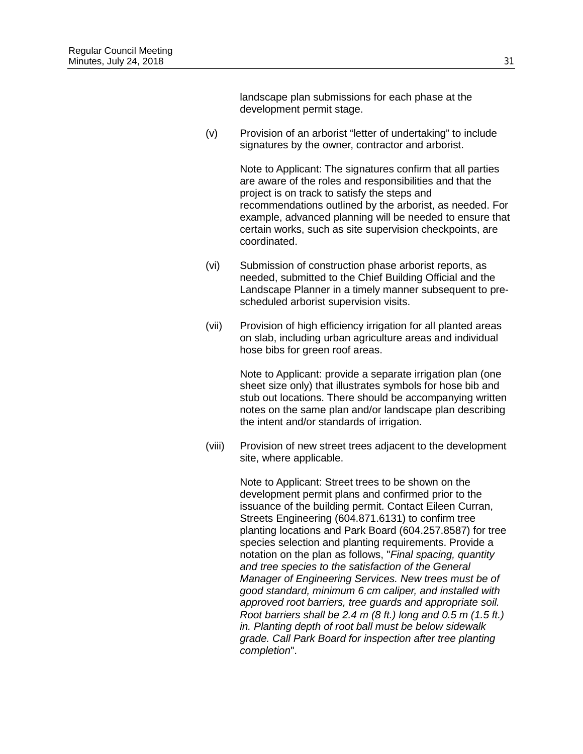landscape plan submissions for each phase at the development permit stage.

(v) Provision of an arborist "letter of undertaking" to include signatures by the owner, contractor and arborist.

Note to Applicant: The signatures confirm that all parties are aware of the roles and responsibilities and that the project is on track to satisfy the steps and recommendations outlined by the arborist, as needed. For example, advanced planning will be needed to ensure that certain works, such as site supervision checkpoints, are coordinated.

(vi) Submission of construction phase arborist reports, as needed, submitted to the Chief Building Official and the Landscape Planner in a timely manner subsequent to pre-scheduled arborist supervision visits.

(vii) Provision of high efficiency irrigation for all planted areas on slab, including urban agriculture areas and individual hose bibs for green roof areas.

Note to Applicant: provide a separate irrigation plan (one sheet size only) that illustrates symbols for hose bib and stub out locations. There should be accompanying written notes on the same plan and/or landscape plan describing the intent and/or standards of irrigation.

(viii) Provision of new street trees adjacent to the development site, where applicable.

Note to Applicant: Street trees to be shown on the development permit plans and confirmed prior to the issuance of the building permit. Contact Eileen Curran, Streets Engineering (604.871.6131) to confirm tree planting locations and Park Board (604.257.8587) for tree species selection and planting requirements. Provide a notation on the plan as follows, "*Final spacing, quantity and tree species to the satisfaction of the General Manager of Engineering Services. New trees must be of good standard, minimum 6 cm caliper, and installed with approved root barriers, tree guards and appropriate soil. Root barriers shall be 2.4 m (8 ft.) long and 0.5 m (1.5 ft.) in. Planting depth of root ball must be below sidewalk grade. Call Park Board for inspection after tree planting completion*".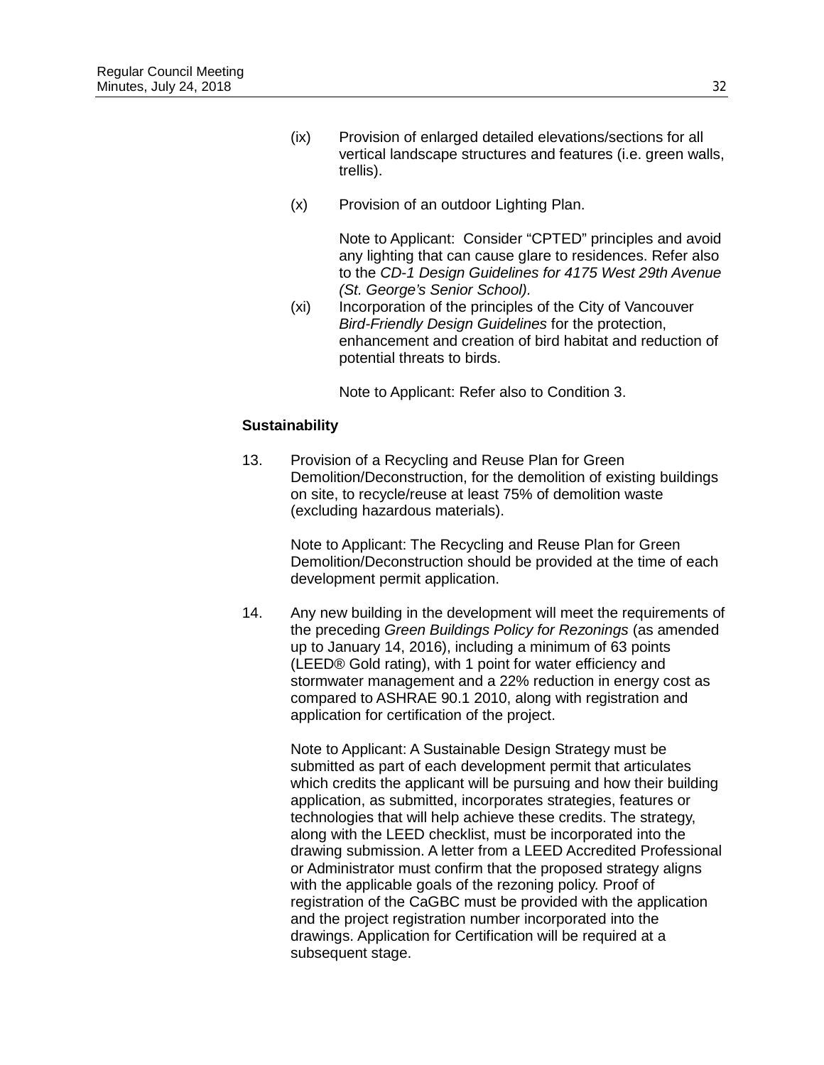(ix) Provision of enlarged detailed elevations/sections for all vertical landscape structures and features (i.e. green walls, trellis).

(x) Provision of an outdoor Lighting Plan.

Note to Applicant: Consider “CPTED” principles and avoid any lighting that can cause glare to residences. Refer also to the *CD-1 Design Guidelines for 4175 West 29th Avenue (St. George’s Senior School).*

(xi) Incorporation of the principles of the City of Vancouver *Bird-Friendly Design Guidelines* for the protection, enhancement and creation of bird habitat and reduction of potential threats to birds.

Note to Applicant: Refer also to Condition 3.

**Sustainability**

13. Provision of a Recycling and Reuse Plan for Green Demolition/Deconstruction, for the demolition of existing buildings on site, to recycle/reuse at least 75% of demolition waste (excluding hazardous materials).

    Note to Applicant: The Recycling and Reuse Plan for Green Demolition/Deconstruction should be provided at the time of each development permit application.

14. Any new building in the development will meet the requirements of the preceding *Green Buildings Policy for Rezonings* (as amended up to January 14, 2016), including a minimum of 63 points (LEED® Gold rating), with 1 point for water efficiency and stormwater management and a 22% reduction in energy cost as compared to ASHRAE 90.1 2010, along with registration and application for certification of the project.

    Note to Applicant: A Sustainable Design Strategy must be submitted as part of each development permit that articulates which credits the applicant will be pursuing and how their building application, as submitted, incorporates strategies, features or technologies that will help achieve these credits. The strategy, along with the LEED checklist, must be incorporated into the drawing submission. A letter from a LEED Accredited Professional or Administrator must confirm that the proposed strategy aligns with the applicable goals of the rezoning policy. Proof of registration of the CaGBC must be provided with the application and the project registration number incorporated into the drawings. Application for Certification will be required at a subsequent stage.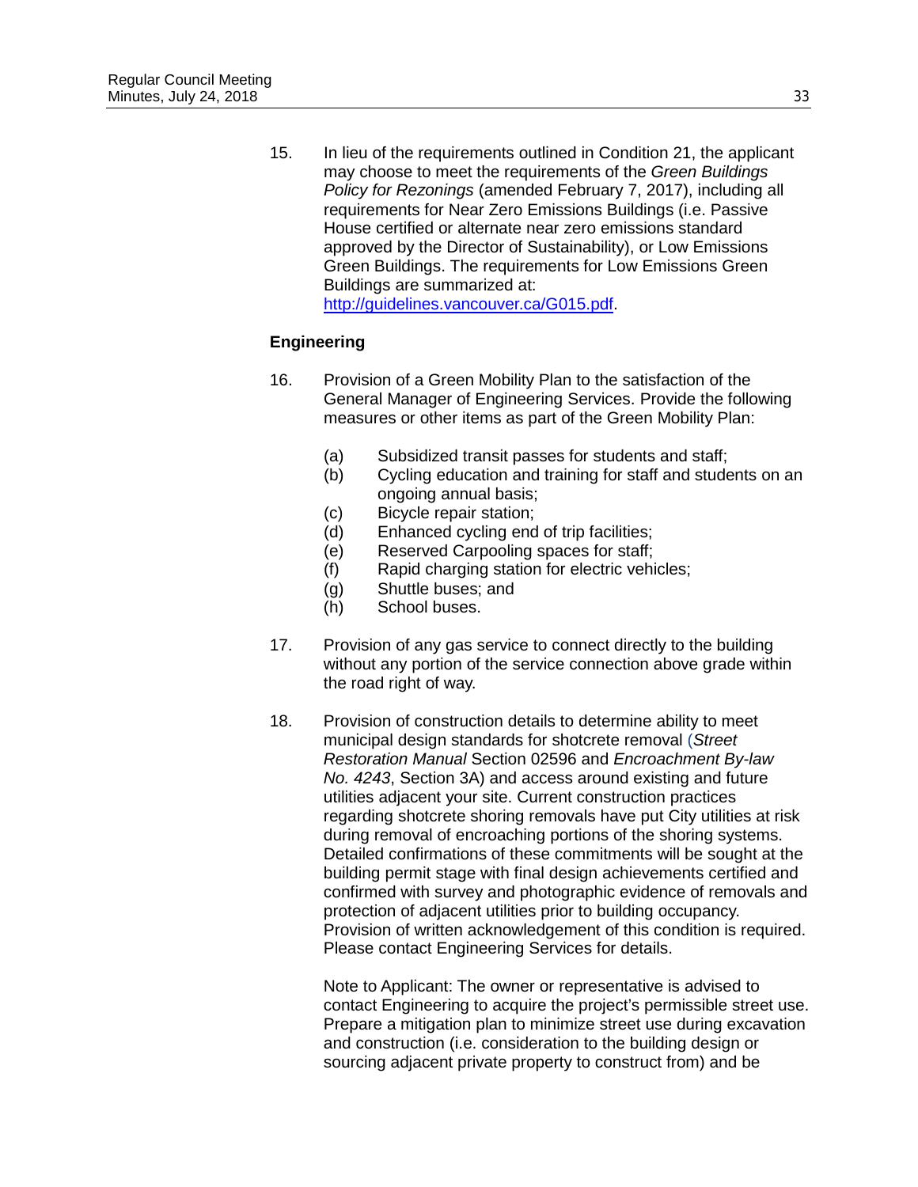15. In lieu of the requirements outlined in Condition 21, the applicant may choose to meet the requirements of the *Green Buildings Policy for Rezonings* (amended February 7, 2017), including all requirements for Near Zero Emissions Buildings (i.e. Passive House certified or alternate near zero emissions standard approved by the Director of Sustainability), or Low Emissions Green Buildings. The requirements for Low Emissions Green Buildings are summarized at: http://guidelines.vancouver.ca/G015.pdf.

**Engineering**

16. Provision of a Green Mobility Plan to the satisfaction of the General Manager of Engineering Services. Provide the following measures or other items as part of the Green Mobility Plan:

    (a) Subsidized transit passes for students and staff;
    (b) Cycling education and training for staff and students on an ongoing annual basis;
    (c) Bicycle repair station;
    (d) Enhanced cycling end of trip facilities;
    (e) Reserved Carpooling spaces for staff;
    (f) Rapid charging station for electric vehicles;
    (g) Shuttle buses; and
    (h) School buses.

17. Provision of any gas service to connect directly to the building without any portion of the service connection above grade within the road right of way.

18. Provision of construction details to determine ability to meet municipal design standards for shotcrete removal (*Street Restoration Manual* Section 02596 and *Encroachment By-law No. 4243*, Section 3A) and access around existing and future utilities adjacent your site. Current construction practices regarding shotcrete shoring removals have put City utilities at risk during removal of encroaching portions of the shoring systems. Detailed confirmations of these commitments will be sought at the building permit stage with final design achievements certified and confirmed with survey and photographic evidence of removals and protection of adjacent utilities prior to building occupancy. Provision of written acknowledgement of this condition is required. Please contact Engineering Services for details.

    Note to Applicant: The owner or representative is advised to contact Engineering to acquire the project's permissible street use. Prepare a mitigation plan to minimize street use during excavation and construction (i.e. consideration to the building design or sourcing adjacent private property to construct from) and be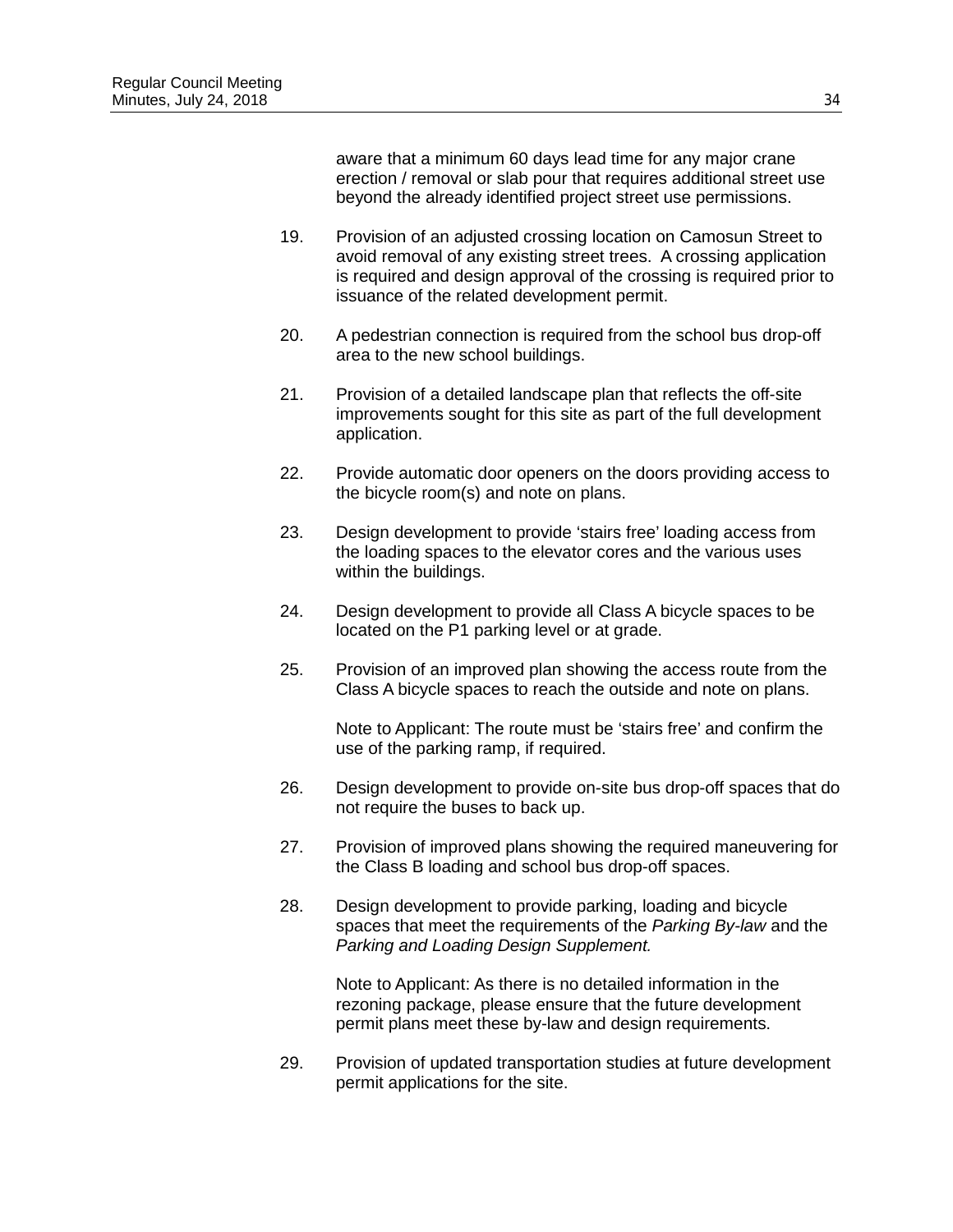aware that a minimum 60 days lead time for any major crane erection / removal or slab pour that requires additional street use beyond the already identified project street use permissions.

19. Provision of an adjusted crossing location on Camosun Street to avoid removal of any existing street trees. A crossing application is required and design approval of the crossing is required prior to issuance of the related development permit.

20. A pedestrian connection is required from the school bus drop-off area to the new school buildings.

21. Provision of a detailed landscape plan that reflects the off-site improvements sought for this site as part of the full development application.

22. Provide automatic door openers on the doors providing access to the bicycle room(s) and note on plans.

23. Design development to provide 'stairs free' loading access from the loading spaces to the elevator cores and the various uses within the buildings.

24. Design development to provide all Class A bicycle spaces to be located on the P1 parking level or at grade.

25. Provision of an improved plan showing the access route from the Class A bicycle spaces to reach the outside and note on plans.

    Note to Applicant: The route must be 'stairs free' and confirm the use of the parking ramp, if required.

26. Design development to provide on-site bus drop-off spaces that do not require the buses to back up.

27. Provision of improved plans showing the required maneuvering for the Class B loading and school bus drop-off spaces.

28. Design development to provide parking, loading and bicycle spaces that meet the requirements of the *Parking By-law* and the *Parking and Loading Design Supplement.*

    Note to Applicant: As there is no detailed information in the rezoning package, please ensure that the future development permit plans meet these by-law and design requirements.

29. Provision of updated transportation studies at future development permit applications for the site.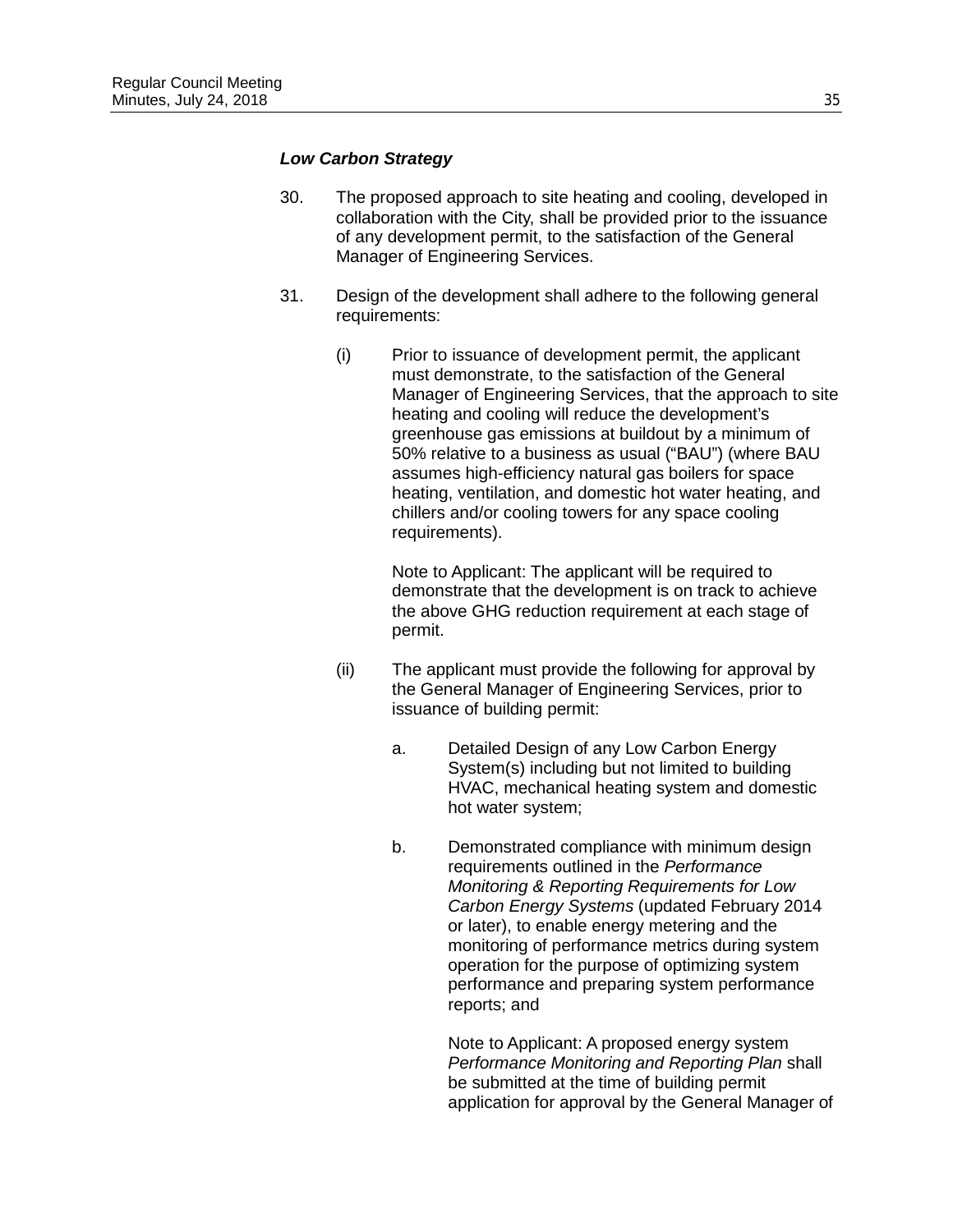***Low Carbon Strategy***

30. The proposed approach to site heating and cooling, developed in collaboration with the City, shall be provided prior to the issuance of any development permit, to the satisfaction of the General Manager of Engineering Services.

31. Design of the development shall adhere to the following general requirements:

    (i) Prior to issuance of development permit, the applicant must demonstrate, to the satisfaction of the General Manager of Engineering Services, that the approach to site heating and cooling will reduce the development's greenhouse gas emissions at buildout by a minimum of 50% relative to a business as usual ("BAU") (where BAU assumes high-efficiency natural gas boilers for space heating, ventilation, and domestic hot water heating, and chillers and/or cooling towers for any space cooling requirements).

        Note to Applicant: The applicant will be required to demonstrate that the development is on track to achieve the above GHG reduction requirement at each stage of permit.

    (ii) The applicant must provide the following for approval by the General Manager of Engineering Services, prior to issuance of building permit:

        a. Detailed Design of any Low Carbon Energy System(s) including but not limited to building HVAC, mechanical heating system and domestic hot water system;

        b. Demonstrated compliance with minimum design requirements outlined in the *Performance Monitoring & Reporting Requirements for Low Carbon Energy Systems* (updated February 2014 or later), to enable energy metering and the monitoring of performance metrics during system operation for the purpose of optimizing system performance and preparing system performance reports; and

            Note to Applicant: A proposed energy system *Performance Monitoring and Reporting Plan* shall be submitted at the time of building permit application for approval by the General Manager of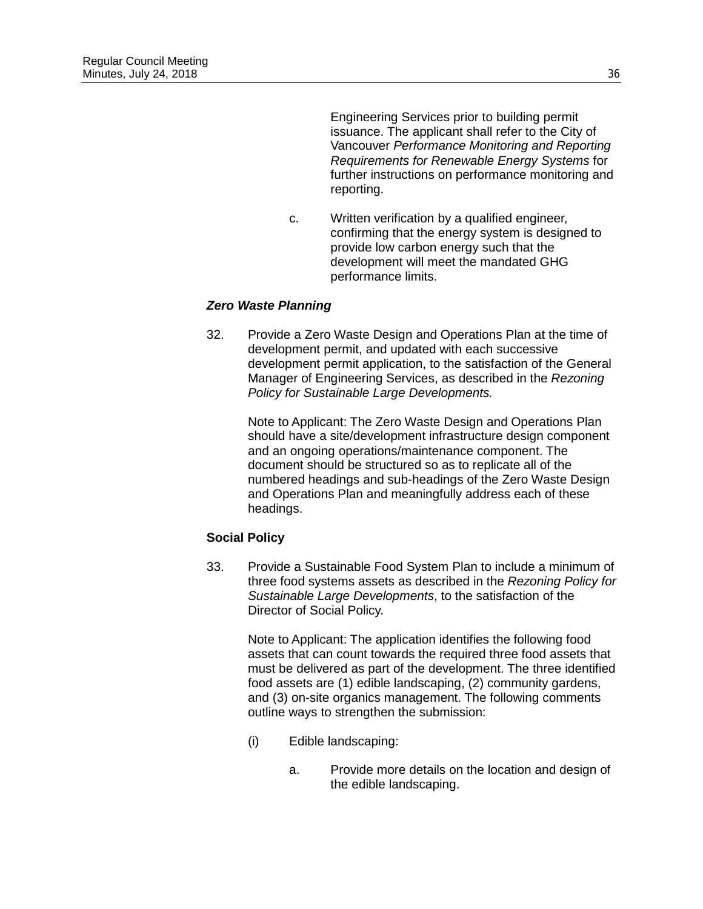Engineering Services prior to building permit issuance. The applicant shall refer to the City of Vancouver *Performance Monitoring and Reporting Requirements for Renewable Energy Systems* for further instructions on performance monitoring and reporting.

c. Written verification by a qualified engineer, confirming that the energy system is designed to provide low carbon energy such that the development will meet the mandated GHG performance limits.

***Zero Waste Planning***

32. Provide a Zero Waste Design and Operations Plan at the time of development permit, and updated with each successive development permit application, to the satisfaction of the General Manager of Engineering Services, as described in the *Rezoning Policy for Sustainable Large Developments.*

Note to Applicant: The Zero Waste Design and Operations Plan should have a site/development infrastructure design component and an ongoing operations/maintenance component. The document should be structured so as to replicate all of the numbered headings and sub-headings of the Zero Waste Design and Operations Plan and meaningfully address each of these headings.

**Social Policy**

33. Provide a Sustainable Food System Plan to include a minimum of three food systems assets as described in the *Rezoning Policy for Sustainable Large Developments*, to the satisfaction of the Director of Social Policy.

Note to Applicant: The application identifies the following food assets that can count towards the required three food assets that must be delivered as part of the development. The three identified food assets are (1) edible landscaping, (2) community gardens, and (3) on-site organics management. The following comments outline ways to strengthen the submission:

(i) Edible landscaping:

a. Provide more details on the location and design of the edible landscaping.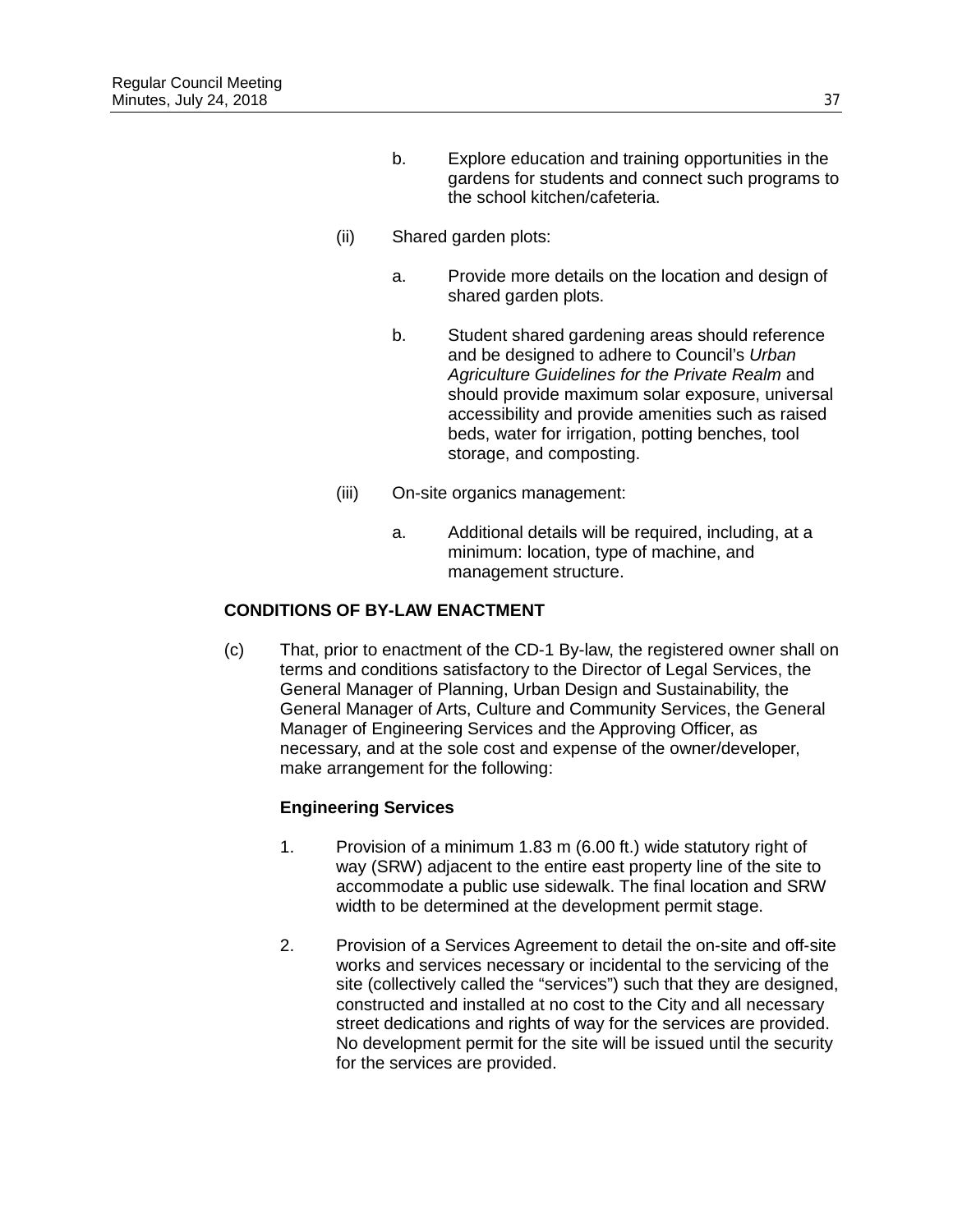b. Explore education and training opportunities in the gardens for students and connect such programs to the school kitchen/cafeteria.

(ii) Shared garden plots:

a. Provide more details on the location and design of shared garden plots.

b. Student shared gardening areas should reference and be designed to adhere to Council's *Urban Agriculture Guidelines for the Private Realm* and should provide maximum solar exposure, universal accessibility and provide amenities such as raised beds, water for irrigation, potting benches, tool storage, and composting.

(iii) On-site organics management:

a. Additional details will be required, including, at a minimum: location, type of machine, and management structure.

**CONDITIONS OF BY-LAW ENACTMENT**

(c) That, prior to enactment of the CD-1 By-law, the registered owner shall on terms and conditions satisfactory to the Director of Legal Services, the General Manager of Planning, Urban Design and Sustainability, the General Manager of Arts, Culture and Community Services, the General Manager of Engineering Services and the Approving Officer, as necessary, and at the sole cost and expense of the owner/developer, make arrangement for the following:

**Engineering Services**

1. Provision of a minimum 1.83 m (6.00 ft.) wide statutory right of way (SRW) adjacent to the entire east property line of the site to accommodate a public use sidewalk. The final location and SRW width to be determined at the development permit stage.

2. Provision of a Services Agreement to detail the on-site and off-site works and services necessary or incidental to the servicing of the site (collectively called the "services") such that they are designed, constructed and installed at no cost to the City and all necessary street dedications and rights of way for the services are provided. No development permit for the site will be issued until the security for the services are provided.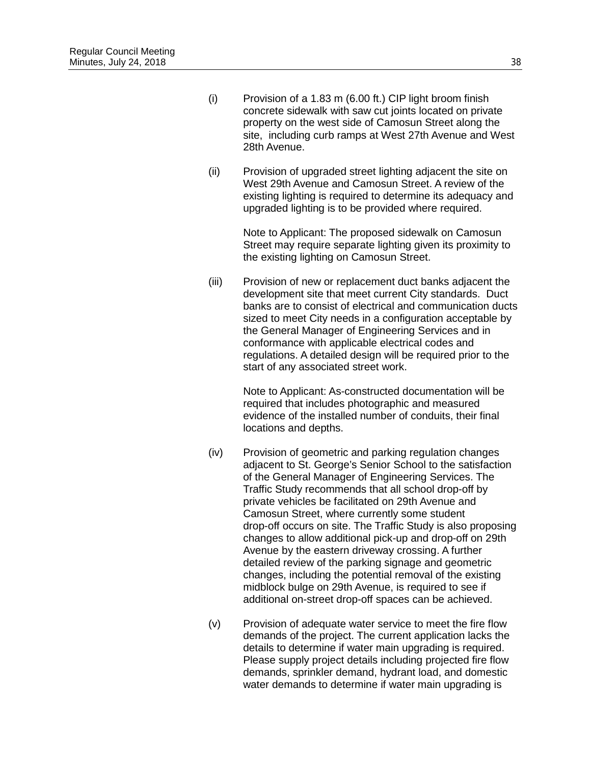(i) Provision of a 1.83 m (6.00 ft.) CIP light broom finish concrete sidewalk with saw cut joints located on private property on the west side of Camosun Street along the site, including curb ramps at West 27th Avenue and West 28th Avenue.

(ii) Provision of upgraded street lighting adjacent the site on West 29th Avenue and Camosun Street. A review of the existing lighting is required to determine its adequacy and upgraded lighting is to be provided where required.

Note to Applicant: The proposed sidewalk on Camosun Street may require separate lighting given its proximity to the existing lighting on Camosun Street.

(iii) Provision of new or replacement duct banks adjacent the development site that meet current City standards. Duct banks are to consist of electrical and communication ducts sized to meet City needs in a configuration acceptable by the General Manager of Engineering Services and in conformance with applicable electrical codes and regulations. A detailed design will be required prior to the start of any associated street work.

Note to Applicant: As-constructed documentation will be required that includes photographic and measured evidence of the installed number of conduits, their final locations and depths.

(iv) Provision of geometric and parking regulation changes adjacent to St. George's Senior School to the satisfaction of the General Manager of Engineering Services. The Traffic Study recommends that all school drop-off by private vehicles be facilitated on 29th Avenue and Camosun Street, where currently some student drop-off occurs on site. The Traffic Study is also proposing changes to allow additional pick-up and drop-off on 29th Avenue by the eastern driveway crossing. A further detailed review of the parking signage and geometric changes, including the potential removal of the existing midblock bulge on 29th Avenue, is required to see if additional on-street drop-off spaces can be achieved.

(v) Provision of adequate water service to meet the fire flow demands of the project. The current application lacks the details to determine if water main upgrading is required. Please supply project details including projected fire flow demands, sprinkler demand, hydrant load, and domestic water demands to determine if water main upgrading is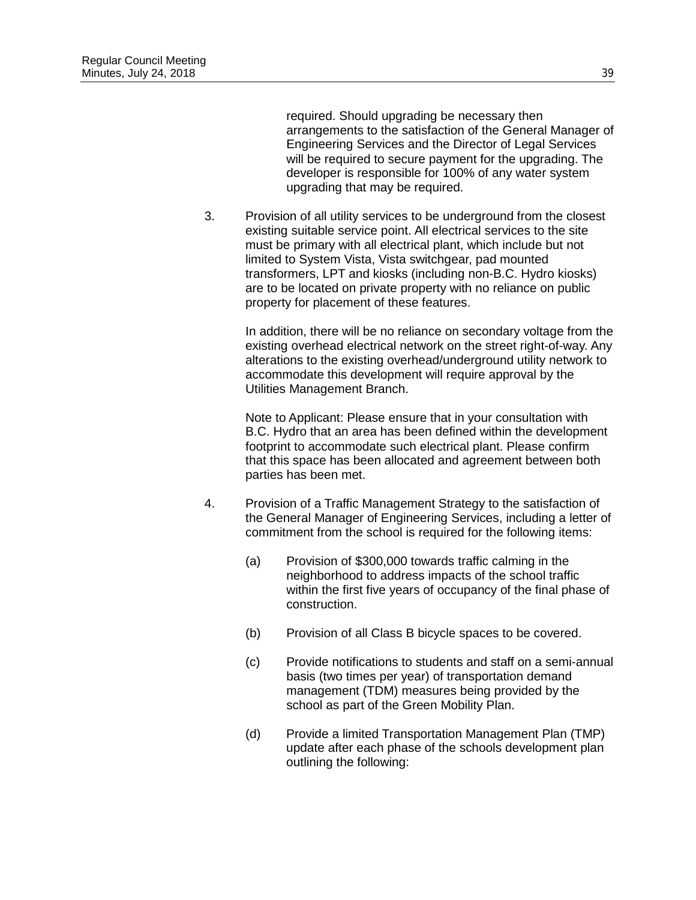required. Should upgrading be necessary then arrangements to the satisfaction of the General Manager of Engineering Services and the Director of Legal Services will be required to secure payment for the upgrading. The developer is responsible for 100% of any water system upgrading that may be required.

3. Provision of all utility services to be underground from the closest existing suitable service point. All electrical services to the site must be primary with all electrical plant, which include but not limited to System Vista, Vista switchgear, pad mounted transformers, LPT and kiosks (including non-B.C. Hydro kiosks) are to be located on private property with no reliance on public property for placement of these features.

   In addition, there will be no reliance on secondary voltage from the existing overhead electrical network on the street right-of-way. Any alterations to the existing overhead/underground utility network to accommodate this development will require approval by the Utilities Management Branch.

   Note to Applicant: Please ensure that in your consultation with B.C. Hydro that an area has been defined within the development footprint to accommodate such electrical plant. Please confirm that this space has been allocated and agreement between both parties has been met.

4. Provision of a Traffic Management Strategy to the satisfaction of the General Manager of Engineering Services, including a letter of commitment from the school is required for the following items:

   (a) Provision of $300,000 towards traffic calming in the neighborhood to address impacts of the school traffic within the first five years of occupancy of the final phase of construction.

   (b) Provision of all Class B bicycle spaces to be covered.

   (c) Provide notifications to students and staff on a semi-annual basis (two times per year) of transportation demand management (TDM) measures being provided by the school as part of the Green Mobility Plan.

   (d) Provide a limited Transportation Management Plan (TMP) update after each phase of the schools development plan outlining the following: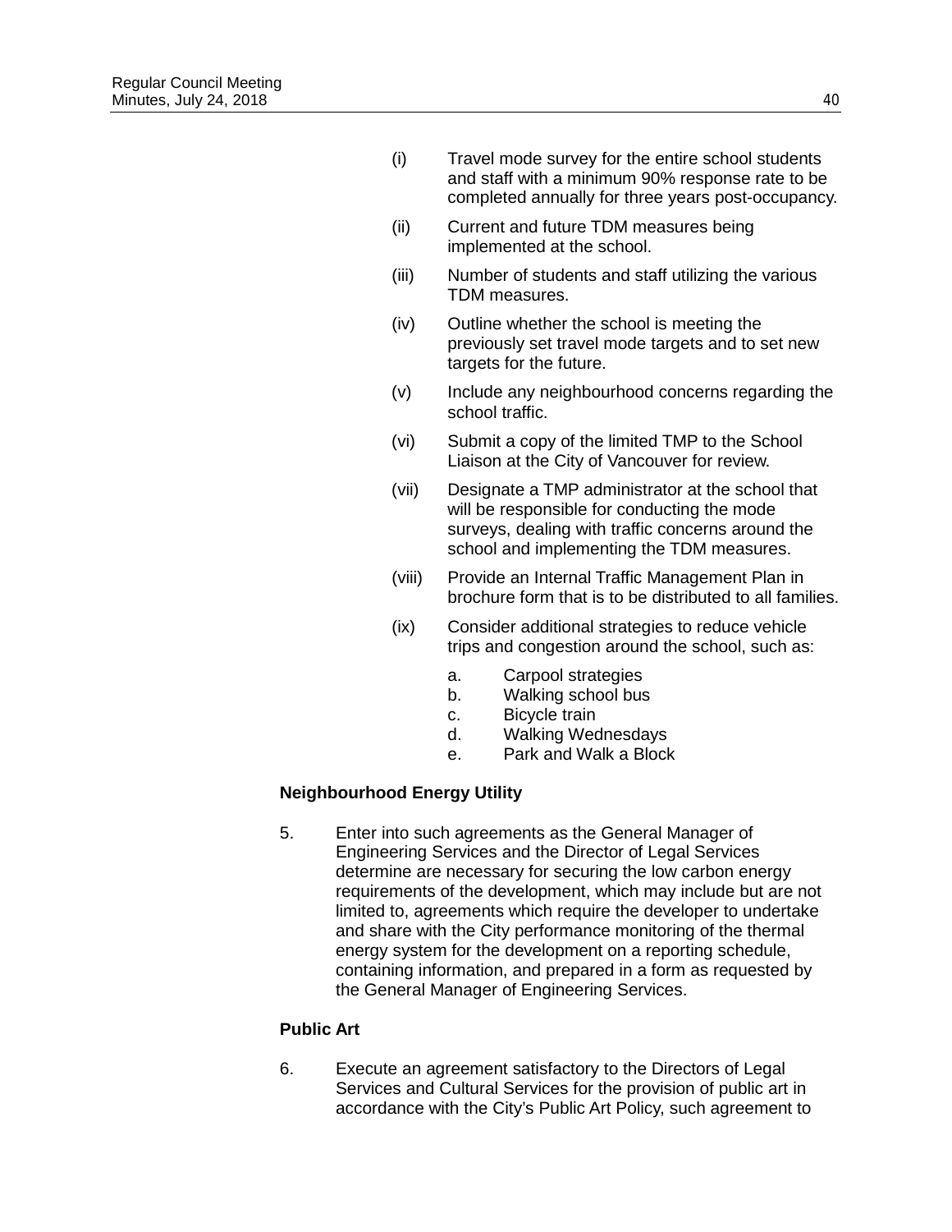(i) Travel mode survey for the entire school students and staff with a minimum 90% response rate to be completed annually for three years post-occupancy.

(ii) Current and future TDM measures being implemented at the school.

(iii) Number of students and staff utilizing the various TDM measures.

(iv) Outline whether the school is meeting the previously set travel mode targets and to set new targets for the future.

(v) Include any neighbourhood concerns regarding the school traffic.

(vi) Submit a copy of the limited TMP to the School Liaison at the City of Vancouver for review.

(vii) Designate a TMP administrator at the school that will be responsible for conducting the mode surveys, dealing with traffic concerns around the school and implementing the TDM measures.

(viii) Provide an Internal Traffic Management Plan in brochure form that is to be distributed to all families.

(ix) Consider additional strategies to reduce vehicle trips and congestion around the school, such as:

   a. Carpool strategies
   b. Walking school bus
   c. Bicycle train
   d. Walking Wednesdays
   e. Park and Walk a Block

**Neighbourhood Energy Utility**

5. Enter into such agreements as the General Manager of Engineering Services and the Director of Legal Services determine are necessary for securing the low carbon energy requirements of the development, which may include but are not limited to, agreements which require the developer to undertake and share with the City performance monitoring of the thermal energy system for the development on a reporting schedule, containing information, and prepared in a form as requested by the General Manager of Engineering Services.

**Public Art**

6. Execute an agreement satisfactory to the Directors of Legal Services and Cultural Services for the provision of public art in accordance with the City's Public Art Policy, such agreement to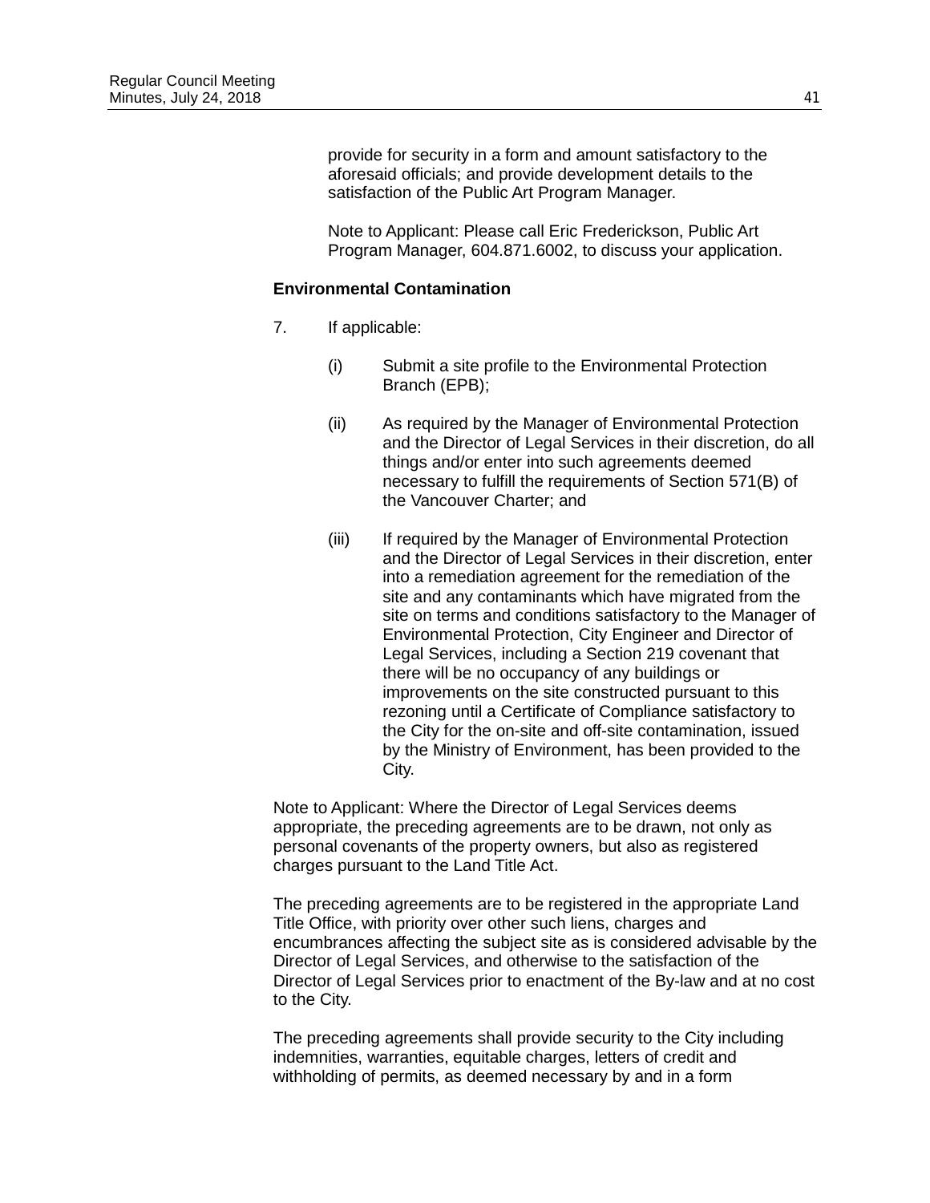provide for security in a form and amount satisfactory to the aforesaid officials; and provide development details to the satisfaction of the Public Art Program Manager.

Note to Applicant: Please call Eric Frederickson, Public Art Program Manager, 604.871.6002, to discuss your application.

**Environmental Contamination**

7. If applicable:

   (i) Submit a site profile to the Environmental Protection Branch (EPB);

   (ii) As required by the Manager of Environmental Protection and the Director of Legal Services in their discretion, do all things and/or enter into such agreements deemed necessary to fulfill the requirements of Section 571(B) of the Vancouver Charter; and

   (iii) If required by the Manager of Environmental Protection and the Director of Legal Services in their discretion, enter into a remediation agreement for the remediation of the site and any contaminants which have migrated from the site on terms and conditions satisfactory to the Manager of Environmental Protection, City Engineer and Director of Legal Services, including a Section 219 covenant that there will be no occupancy of any buildings or improvements on the site constructed pursuant to this rezoning until a Certificate of Compliance satisfactory to the City for the on-site and off-site contamination, issued by the Ministry of Environment, has been provided to the City.

Note to Applicant: Where the Director of Legal Services deems appropriate, the preceding agreements are to be drawn, not only as personal covenants of the property owners, but also as registered charges pursuant to the Land Title Act.

The preceding agreements are to be registered in the appropriate Land Title Office, with priority over other such liens, charges and encumbrances affecting the subject site as is considered advisable by the Director of Legal Services, and otherwise to the satisfaction of the Director of Legal Services prior to enactment of the By-law and at no cost to the City.

The preceding agreements shall provide security to the City including indemnities, warranties, equitable charges, letters of credit and withholding of permits, as deemed necessary by and in a form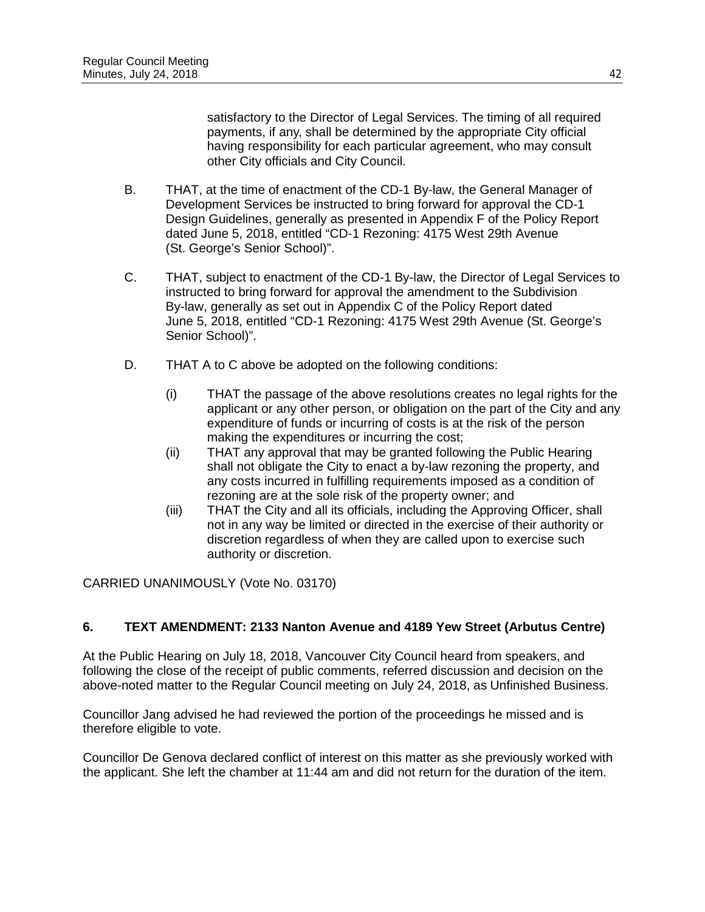satisfactory to the Director of Legal Services. The timing of all required payments, if any, shall be determined by the appropriate City official having responsibility for each particular agreement, who may consult other City officials and City Council.

B. THAT, at the time of enactment of the CD-1 By-law, the General Manager of Development Services be instructed to bring forward for approval the CD-1 Design Guidelines, generally as presented in Appendix F of the Policy Report dated June 5, 2018, entitled "CD-1 Rezoning: 4175 West 29th Avenue (St. George's Senior School)".

C. THAT, subject to enactment of the CD-1 By-law, the Director of Legal Services to instructed to bring forward for approval the amendment to the Subdivision By-law, generally as set out in Appendix C of the Policy Report dated June 5, 2018, entitled "CD-1 Rezoning: 4175 West 29th Avenue (St. George's Senior School)".

D. THAT A to C above be adopted on the following conditions:

(i) THAT the passage of the above resolutions creates no legal rights for the applicant or any other person, or obligation on the part of the City and any expenditure of funds or incurring of costs is at the risk of the person making the expenditures or incurring the cost;
(ii) THAT any approval that may be granted following the Public Hearing shall not obligate the City to enact a by-law rezoning the property, and any costs incurred in fulfilling requirements imposed as a condition of rezoning are at the sole risk of the property owner; and
(iii) THAT the City and all its officials, including the Approving Officer, shall not in any way be limited or directed in the exercise of their authority or discretion regardless of when they are called upon to exercise such authority or discretion.

CARRIED UNANIMOUSLY (Vote No. 03170)

**6. TEXT AMENDMENT: 2133 Nanton Avenue and 4189 Yew Street (Arbutus Centre)**

At the Public Hearing on July 18, 2018, Vancouver City Council heard from speakers, and following the close of the receipt of public comments, referred discussion and decision on the above-noted matter to the Regular Council meeting on July 24, 2018, as Unfinished Business.

Councillor Jang advised he had reviewed the portion of the proceedings he missed and is therefore eligible to vote.

Councillor De Genova declared conflict of interest on this matter as she previously worked with the applicant. She left the chamber at 11:44 am and did not return for the duration of the item.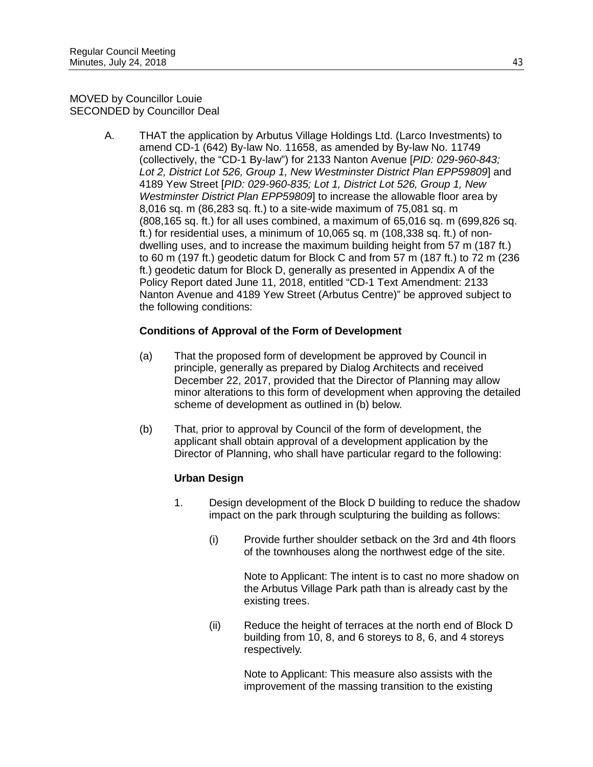MOVED by Councillor Louie
SECONDED by Councillor Deal

A. THAT the application by Arbutus Village Holdings Ltd. (Larco Investments) to amend CD-1 (642) By-law No. 11658, as amended by By-law No. 11749 (collectively, the "CD-1 By-law") for 2133 Nanton Avenue [*PID: 029-960-843; Lot 2, District Lot 526, Group 1, New Westminster District Plan EPP59809*] and 4189 Yew Street [*PID: 029-960-835; Lot 1, District Lot 526, Group 1, New Westminster District Plan EPP59809*] to increase the allowable floor area by 8,016 sq. m (86,283 sq. ft.) to a site-wide maximum of 75,081 sq. m (808,165 sq. ft.) for all uses combined, a maximum of 65,016 sq. m (699,826 sq. ft.) for residential uses, a minimum of 10,065 sq. m (108,338 sq. ft.) of non-dwelling uses, and to increase the maximum building height from 57 m (187 ft.) to 60 m (197 ft.) geodetic datum for Block C and from 57 m (187 ft.) to 72 m (236 ft.) geodetic datum for Block D, generally as presented in Appendix A of the Policy Report dated June 11, 2018, entitled "CD-1 Text Amendment: 2133 Nanton Avenue and 4189 Yew Street (Arbutus Centre)" be approved subject to the following conditions:

**Conditions of Approval of the Form of Development**

(a) That the proposed form of development be approved by Council in principle, generally as prepared by Dialog Architects and received December 22, 2017, provided that the Director of Planning may allow minor alterations to this form of development when approving the detailed scheme of development as outlined in (b) below.

(b) That, prior to approval by Council of the form of development, the applicant shall obtain approval of a development application by the Director of Planning, who shall have particular regard to the following:

**Urban Design**

1. Design development of the Block D building to reduce the shadow impact on the park through sculpturing the building as follows:

   (i) Provide further shoulder setback on the 3rd and 4th floors of the townhouses along the northwest edge of the site.

   Note to Applicant: The intent is to cast no more shadow on the Arbutus Village Park path than is already cast by the existing trees.

   (ii) Reduce the height of terraces at the north end of Block D building from 10, 8, and 6 storeys to 8, 6, and 4 storeys respectively.

   Note to Applicant: This measure also assists with the improvement of the massing transition to the existing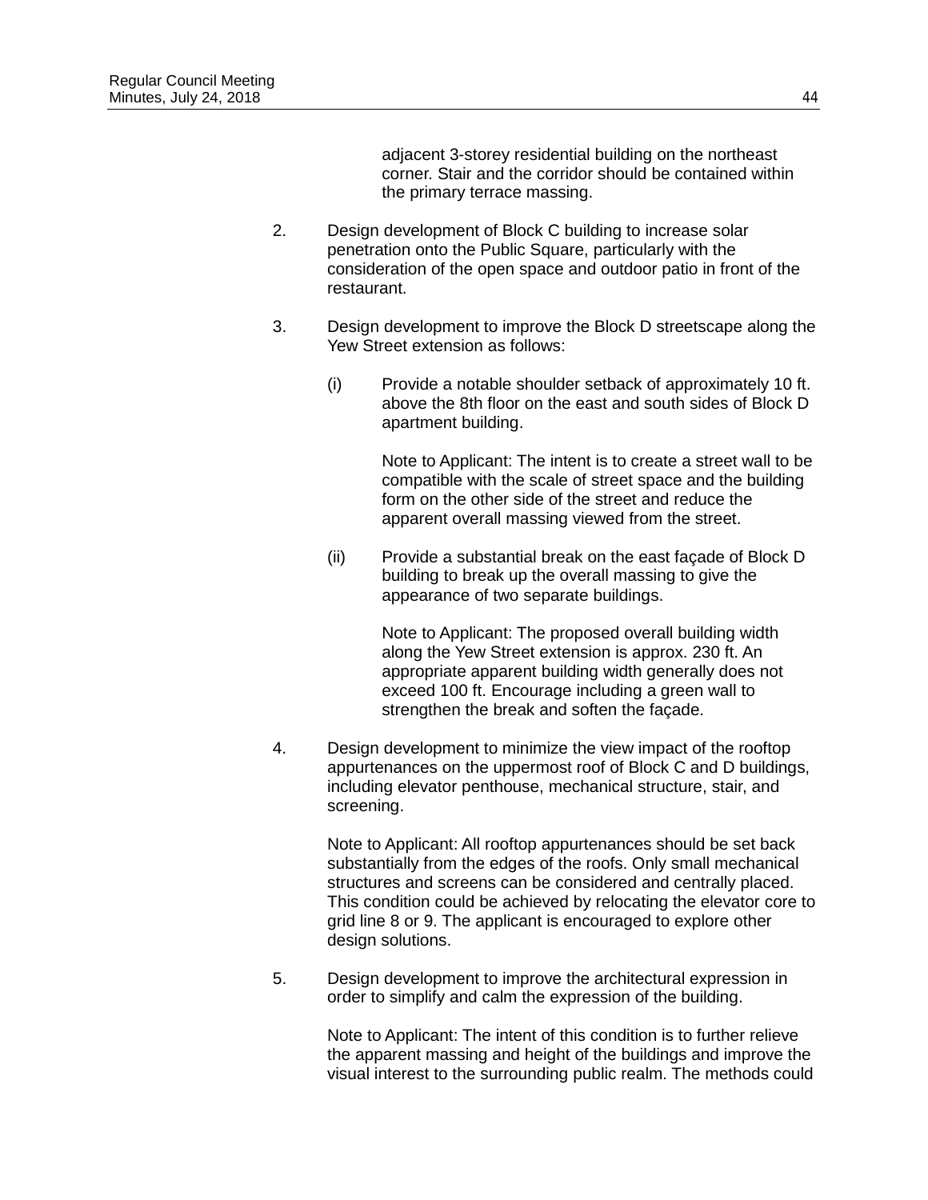adjacent 3-storey residential building on the northeast corner. Stair and the corridor should be contained within the primary terrace massing.

2. Design development of Block C building to increase solar penetration onto the Public Square, particularly with the consideration of the open space and outdoor patio in front of the restaurant.

3. Design development to improve the Block D streetscape along the Yew Street extension as follows:

   (i) Provide a notable shoulder setback of approximately 10 ft. above the 8th floor on the east and south sides of Block D apartment building.

   Note to Applicant: The intent is to create a street wall to be compatible with the scale of street space and the building form on the other side of the street and reduce the apparent overall massing viewed from the street.

   (ii) Provide a substantial break on the east façade of Block D building to break up the overall massing to give the appearance of two separate buildings.

   Note to Applicant: The proposed overall building width along the Yew Street extension is approx. 230 ft. An appropriate apparent building width generally does not exceed 100 ft. Encourage including a green wall to strengthen the break and soften the façade.

4. Design development to minimize the view impact of the rooftop appurtenances on the uppermost roof of Block C and D buildings, including elevator penthouse, mechanical structure, stair, and screening.

   Note to Applicant: All rooftop appurtenances should be set back substantially from the edges of the roofs. Only small mechanical structures and screens can be considered and centrally placed. This condition could be achieved by relocating the elevator core to grid line 8 or 9. The applicant is encouraged to explore other design solutions.

5. Design development to improve the architectural expression in order to simplify and calm the expression of the building.

   Note to Applicant: The intent of this condition is to further relieve the apparent massing and height of the buildings and improve the visual interest to the surrounding public realm. The methods could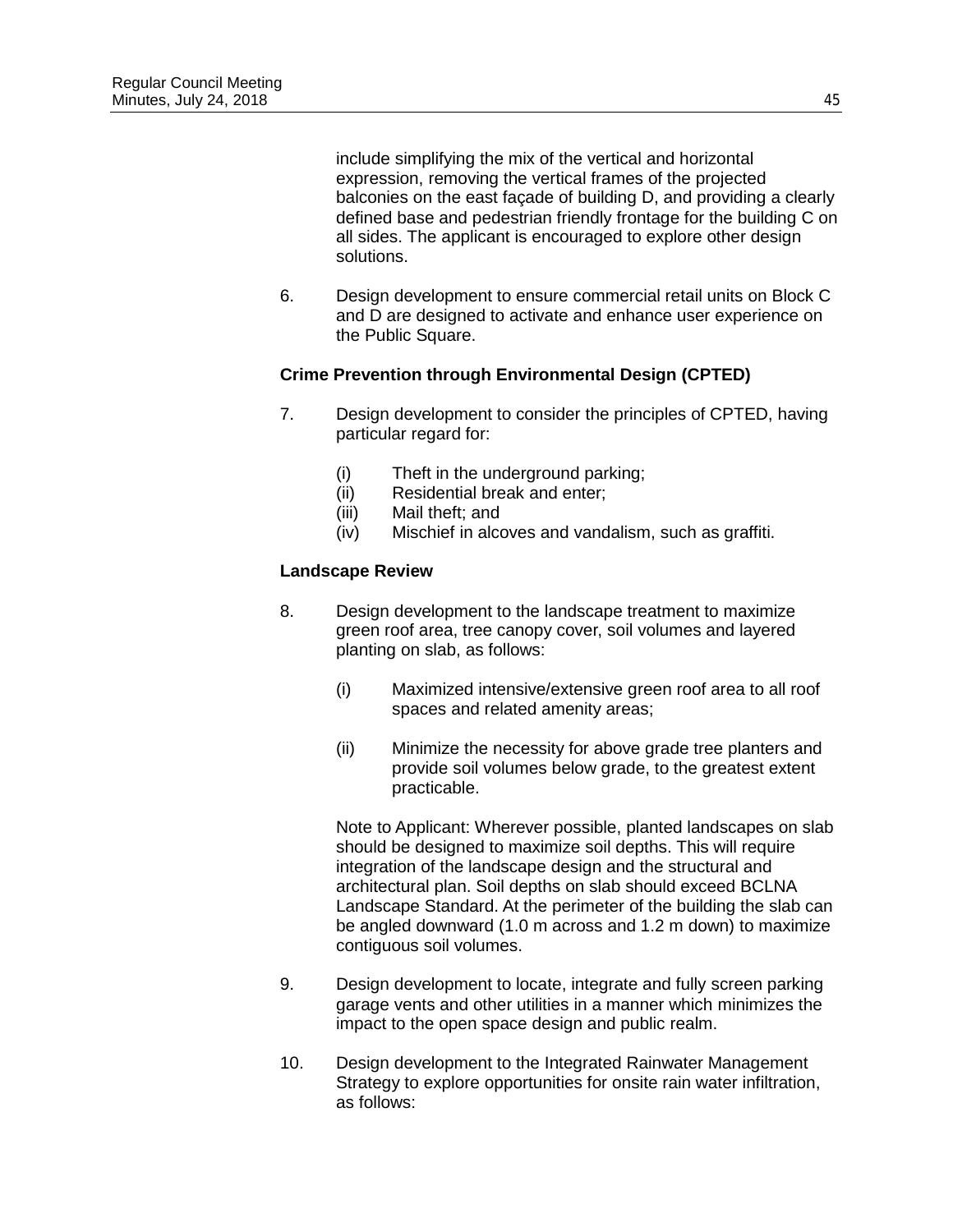include simplifying the mix of the vertical and horizontal expression, removing the vertical frames of the projected balconies on the east façade of building D, and providing a clearly defined base and pedestrian friendly frontage for the building C on all sides. The applicant is encouraged to explore other design solutions.

6. Design development to ensure commercial retail units on Block C and D are designed to activate and enhance user experience on the Public Square.

**Crime Prevention through Environmental Design (CPTED)**

7. Design development to consider the principles of CPTED, having particular regard for:

   (i) Theft in the underground parking;
   (ii) Residential break and enter;
   (iii) Mail theft; and
   (iv) Mischief in alcoves and vandalism, such as graffiti.

**Landscape Review**

8. Design development to the landscape treatment to maximize green roof area, tree canopy cover, soil volumes and layered planting on slab, as follows:

   (i) Maximized intensive/extensive green roof area to all roof spaces and related amenity areas;

   (ii) Minimize the necessity for above grade tree planters and provide soil volumes below grade, to the greatest extent practicable.

   Note to Applicant: Wherever possible, planted landscapes on slab should be designed to maximize soil depths. This will require integration of the landscape design and the structural and architectural plan. Soil depths on slab should exceed BCLNA Landscape Standard. At the perimeter of the building the slab can be angled downward (1.0 m across and 1.2 m down) to maximize contiguous soil volumes.

9. Design development to locate, integrate and fully screen parking garage vents and other utilities in a manner which minimizes the impact to the open space design and public realm.

10. Design development to the Integrated Rainwater Management Strategy to explore opportunities for onsite rain water infiltration, as follows: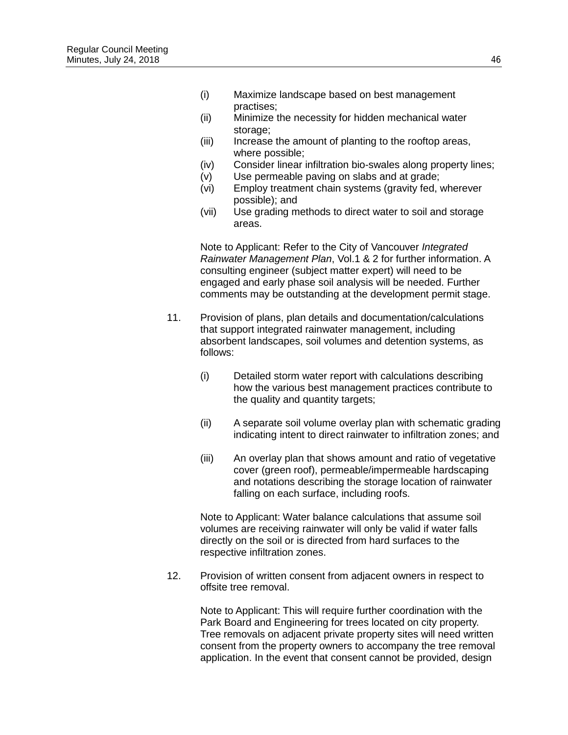(i) Maximize landscape based on best management practises;
(ii) Minimize the necessity for hidden mechanical water storage;
(iii) Increase the amount of planting to the rooftop areas, where possible;
(iv) Consider linear infiltration bio-swales along property lines;
(v) Use permeable paving on slabs and at grade;
(vi) Employ treatment chain systems (gravity fed, wherever possible); and
(vii) Use grading methods to direct water to soil and storage areas.

Note to Applicant: Refer to the City of Vancouver *Integrated Rainwater Management Plan*, Vol.1 & 2 for further information. A consulting engineer (subject matter expert) will need to be engaged and early phase soil analysis will be needed. Further comments may be outstanding at the development permit stage.

11. Provision of plans, plan details and documentation/calculations that support integrated rainwater management, including absorbent landscapes, soil volumes and detention systems, as follows:

    (i) Detailed storm water report with calculations describing how the various best management practices contribute to the quality and quantity targets;

    (ii) A separate soil volume overlay plan with schematic grading indicating intent to direct rainwater to infiltration zones; and

    (iii) An overlay plan that shows amount and ratio of vegetative cover (green roof), permeable/impermeable hardscaping and notations describing the storage location of rainwater falling on each surface, including roofs.

    Note to Applicant: Water balance calculations that assume soil volumes are receiving rainwater will only be valid if water falls directly on the soil or is directed from hard surfaces to the respective infiltration zones.

12. Provision of written consent from adjacent owners in respect to offsite tree removal.

    Note to Applicant: This will require further coordination with the Park Board and Engineering for trees located on city property. Tree removals on adjacent private property sites will need written consent from the property owners to accompany the tree removal application. In the event that consent cannot be provided, design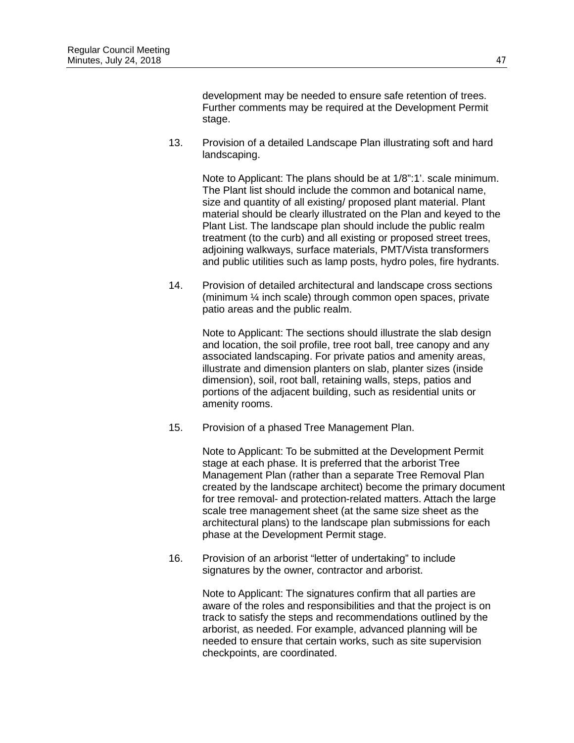development may be needed to ensure safe retention of trees. Further comments may be required at the Development Permit stage.

13. Provision of a detailed Landscape Plan illustrating soft and hard landscaping.

    Note to Applicant: The plans should be at 1/8":1'. scale minimum. The Plant list should include the common and botanical name, size and quantity of all existing/ proposed plant material. Plant material should be clearly illustrated on the Plan and keyed to the Plant List. The landscape plan should include the public realm treatment (to the curb) and all existing or proposed street trees, adjoining walkways, surface materials, PMT/Vista transformers and public utilities such as lamp posts, hydro poles, fire hydrants.

14. Provision of detailed architectural and landscape cross sections (minimum ¼ inch scale) through common open spaces, private patio areas and the public realm.

    Note to Applicant: The sections should illustrate the slab design and location, the soil profile, tree root ball, tree canopy and any associated landscaping. For private patios and amenity areas, illustrate and dimension planters on slab, planter sizes (inside dimension), soil, root ball, retaining walls, steps, patios and portions of the adjacent building, such as residential units or amenity rooms.

15. Provision of a phased Tree Management Plan.

    Note to Applicant: To be submitted at the Development Permit stage at each phase. It is preferred that the arborist Tree Management Plan (rather than a separate Tree Removal Plan created by the landscape architect) become the primary document for tree removal- and protection-related matters. Attach the large scale tree management sheet (at the same size sheet as the architectural plans) to the landscape plan submissions for each phase at the Development Permit stage.

16. Provision of an arborist "letter of undertaking" to include signatures by the owner, contractor and arborist.

    Note to Applicant: The signatures confirm that all parties are aware of the roles and responsibilities and that the project is on track to satisfy the steps and recommendations outlined by the arborist, as needed. For example, advanced planning will be needed to ensure that certain works, such as site supervision checkpoints, are coordinated.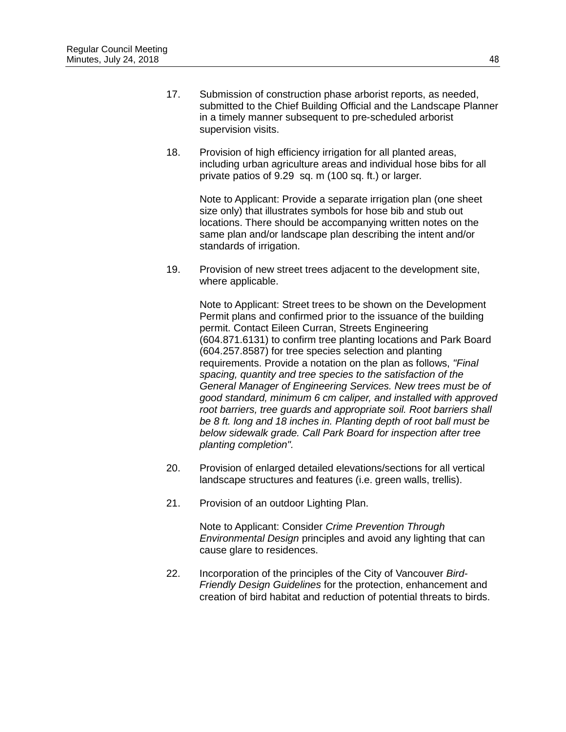17. Submission of construction phase arborist reports, as needed, submitted to the Chief Building Official and the Landscape Planner in a timely manner subsequent to pre-scheduled arborist supervision visits.

18. Provision of high efficiency irrigation for all planted areas, including urban agriculture areas and individual hose bibs for all private patios of 9.29 sq. m (100 sq. ft.) or larger.

    Note to Applicant: Provide a separate irrigation plan (one sheet size only) that illustrates symbols for hose bib and stub out locations. There should be accompanying written notes on the same plan and/or landscape plan describing the intent and/or standards of irrigation.

19. Provision of new street trees adjacent to the development site, where applicable.

    Note to Applicant: Street trees to be shown on the Development Permit plans and confirmed prior to the issuance of the building permit. Contact Eileen Curran, Streets Engineering (604.871.6131) to confirm tree planting locations and Park Board (604.257.8587) for tree species selection and planting requirements. Provide a notation on the plan as follows, *"Final spacing, quantity and tree species to the satisfaction of the General Manager of Engineering Services. New trees must be of good standard, minimum 6 cm caliper, and installed with approved root barriers, tree guards and appropriate soil. Root barriers shall be 8 ft. long and 18 inches in. Planting depth of root ball must be below sidewalk grade. Call Park Board for inspection after tree planting completion".*

20. Provision of enlarged detailed elevations/sections for all vertical landscape structures and features (i.e. green walls, trellis).

21. Provision of an outdoor Lighting Plan.

    Note to Applicant: Consider *Crime Prevention Through Environmental Design* principles and avoid any lighting that can cause glare to residences.

22. Incorporation of the principles of the City of Vancouver *Bird-Friendly Design Guidelines* for the protection, enhancement and creation of bird habitat and reduction of potential threats to birds.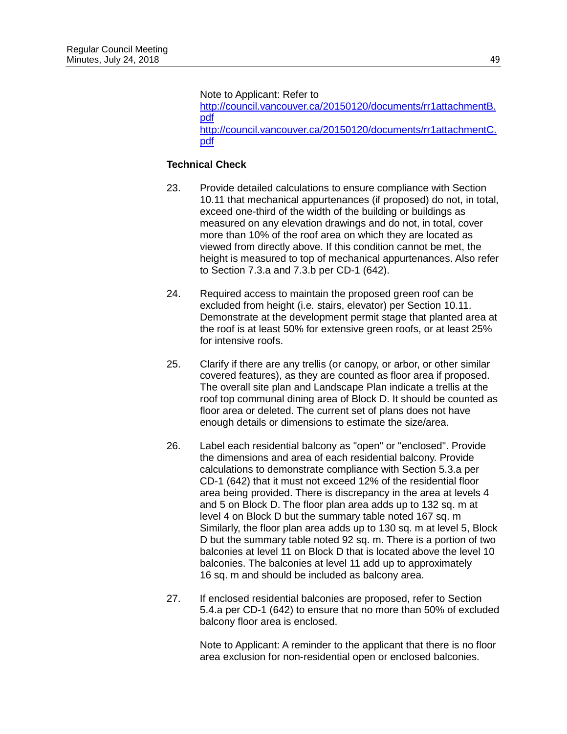Note to Applicant: Refer to
http://council.vancouver.ca/20150120/documents/rr1attachmentB.pdf
http://council.vancouver.ca/20150120/documents/rr1attachmentC.pdf

**Technical Check**

23. Provide detailed calculations to ensure compliance with Section 10.11 that mechanical appurtenances (if proposed) do not, in total, exceed one-third of the width of the building or buildings as measured on any elevation drawings and do not, in total, cover more than 10% of the roof area on which they are located as viewed from directly above. If this condition cannot be met, the height is measured to top of mechanical appurtenances. Also refer to Section 7.3.a and 7.3.b per CD-1 (642).

24. Required access to maintain the proposed green roof can be excluded from height (i.e. stairs, elevator) per Section 10.11. Demonstrate at the development permit stage that planted area at the roof is at least 50% for extensive green roofs, or at least 25% for intensive roofs.

25. Clarify if there are any trellis (or canopy, or arbor, or other similar covered features), as they are counted as floor area if proposed. The overall site plan and Landscape Plan indicate a trellis at the roof top communal dining area of Block D. It should be counted as floor area or deleted. The current set of plans does not have enough details or dimensions to estimate the size/area.

26. Label each residential balcony as "open" or "enclosed". Provide the dimensions and area of each residential balcony. Provide calculations to demonstrate compliance with Section 5.3.a per CD-1 (642) that it must not exceed 12% of the residential floor area being provided. There is discrepancy in the area at levels 4 and 5 on Block D. The floor plan area adds up to 132 sq. m at level 4 on Block D but the summary table noted 167 sq. m Similarly, the floor plan area adds up to 130 sq. m at level 5, Block D but the summary table noted 92 sq. m. There is a portion of two balconies at level 11 on Block D that is located above the level 10 balconies. The balconies at level 11 add up to approximately 16 sq. m and should be included as balcony area.

27. If enclosed residential balconies are proposed, refer to Section 5.4.a per CD-1 (642) to ensure that no more than 50% of excluded balcony floor area is enclosed.

    Note to Applicant: A reminder to the applicant that there is no floor area exclusion for non-residential open or enclosed balconies.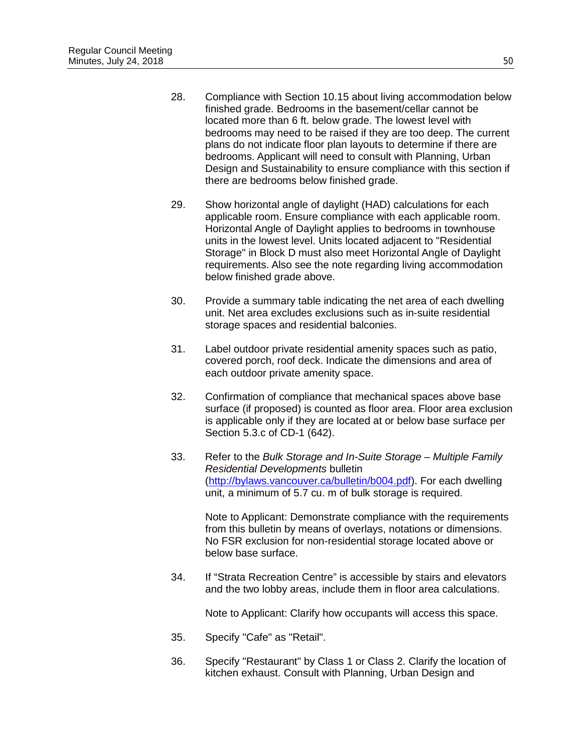28. Compliance with Section 10.15 about living accommodation below finished grade. Bedrooms in the basement/cellar cannot be located more than 6 ft. below grade. The lowest level with bedrooms may need to be raised if they are too deep. The current plans do not indicate floor plan layouts to determine if there are bedrooms. Applicant will need to consult with Planning, Urban Design and Sustainability to ensure compliance with this section if there are bedrooms below finished grade.

29. Show horizontal angle of daylight (HAD) calculations for each applicable room. Ensure compliance with each applicable room. Horizontal Angle of Daylight applies to bedrooms in townhouse units in the lowest level. Units located adjacent to "Residential Storage" in Block D must also meet Horizontal Angle of Daylight requirements. Also see the note regarding living accommodation below finished grade above.

30. Provide a summary table indicating the net area of each dwelling unit. Net area excludes exclusions such as in-suite residential storage spaces and residential balconies.

31. Label outdoor private residential amenity spaces such as patio, covered porch, roof deck. Indicate the dimensions and area of each outdoor private amenity space.

32. Confirmation of compliance that mechanical spaces above base surface (if proposed) is counted as floor area. Floor area exclusion is applicable only if they are located at or below base surface per Section 5.3.c of CD-1 (642).

33. Refer to the *Bulk Storage and In-Suite Storage – Multiple Family Residential Developments* bulletin (http://bylaws.vancouver.ca/bulletin/b004.pdf). For each dwelling unit, a minimum of 5.7 cu. m of bulk storage is required.

    Note to Applicant: Demonstrate compliance with the requirements from this bulletin by means of overlays, notations or dimensions. No FSR exclusion for non-residential storage located above or below base surface.

34. If "Strata Recreation Centre" is accessible by stairs and elevators and the two lobby areas, include them in floor area calculations.

    Note to Applicant: Clarify how occupants will access this space.

35. Specify "Cafe" as "Retail".

36. Specify "Restaurant" by Class 1 or Class 2. Clarify the location of kitchen exhaust. Consult with Planning, Urban Design and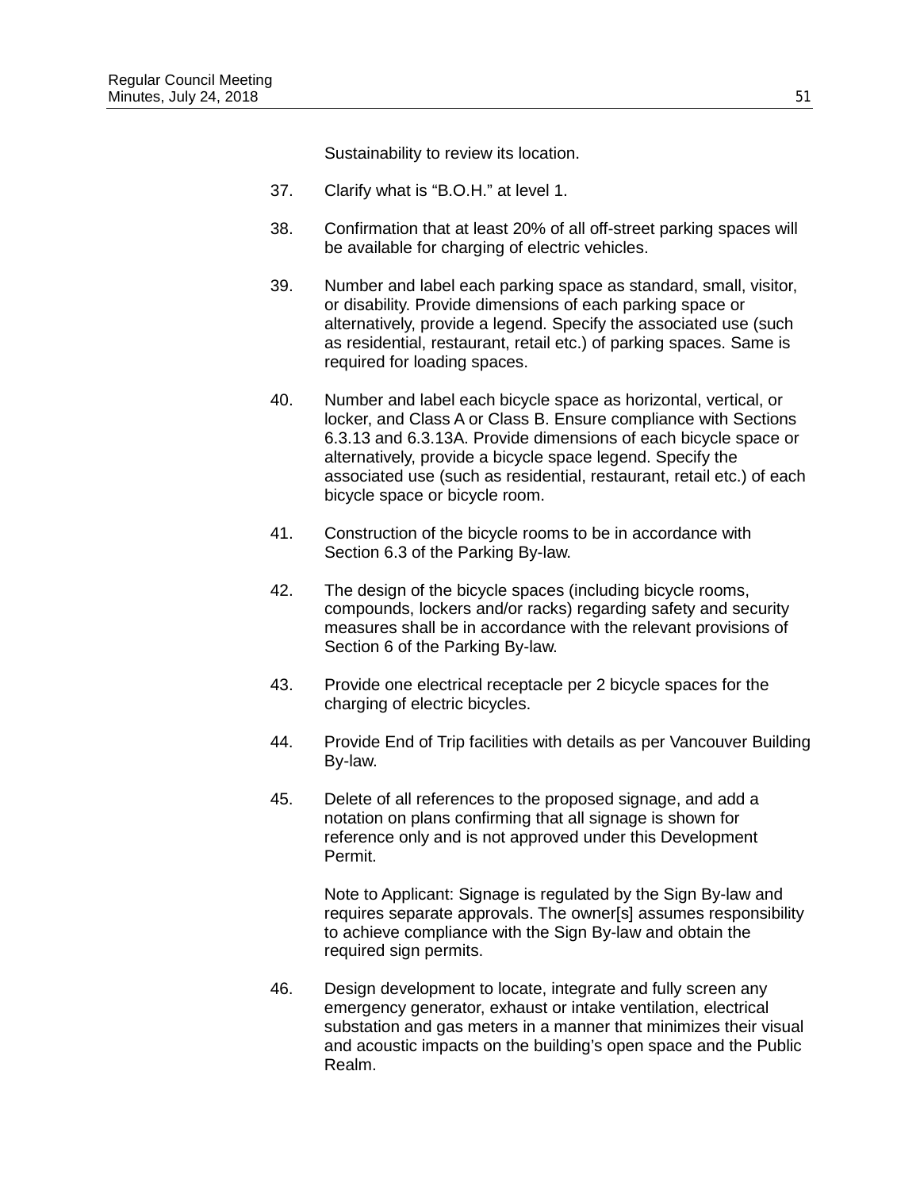Sustainability to review its location.

37. Clarify what is “B.O.H.” at level 1.

38. Confirmation that at least 20% of all off-street parking spaces will be available for charging of electric vehicles.

39. Number and label each parking space as standard, small, visitor, or disability. Provide dimensions of each parking space or alternatively, provide a legend. Specify the associated use (such as residential, restaurant, retail etc.) of parking spaces. Same is required for loading spaces.

40. Number and label each bicycle space as horizontal, vertical, or locker, and Class A or Class B. Ensure compliance with Sections 6.3.13 and 6.3.13A. Provide dimensions of each bicycle space or alternatively, provide a bicycle space legend. Specify the associated use (such as residential, restaurant, retail etc.) of each bicycle space or bicycle room.

41. Construction of the bicycle rooms to be in accordance with Section 6.3 of the Parking By-law.

42. The design of the bicycle spaces (including bicycle rooms, compounds, lockers and/or racks) regarding safety and security measures shall be in accordance with the relevant provisions of Section 6 of the Parking By-law.

43. Provide one electrical receptacle per 2 bicycle spaces for the charging of electric bicycles.

44. Provide End of Trip facilities with details as per Vancouver Building By-law.

45. Delete of all references to the proposed signage, and add a notation on plans confirming that all signage is shown for reference only and is not approved under this Development Permit.

    Note to Applicant: Signage is regulated by the Sign By-law and requires separate approvals. The owner[s] assumes responsibility to achieve compliance with the Sign By-law and obtain the required sign permits.

46. Design development to locate, integrate and fully screen any emergency generator, exhaust or intake ventilation, electrical substation and gas meters in a manner that minimizes their visual and acoustic impacts on the building’s open space and the Public Realm.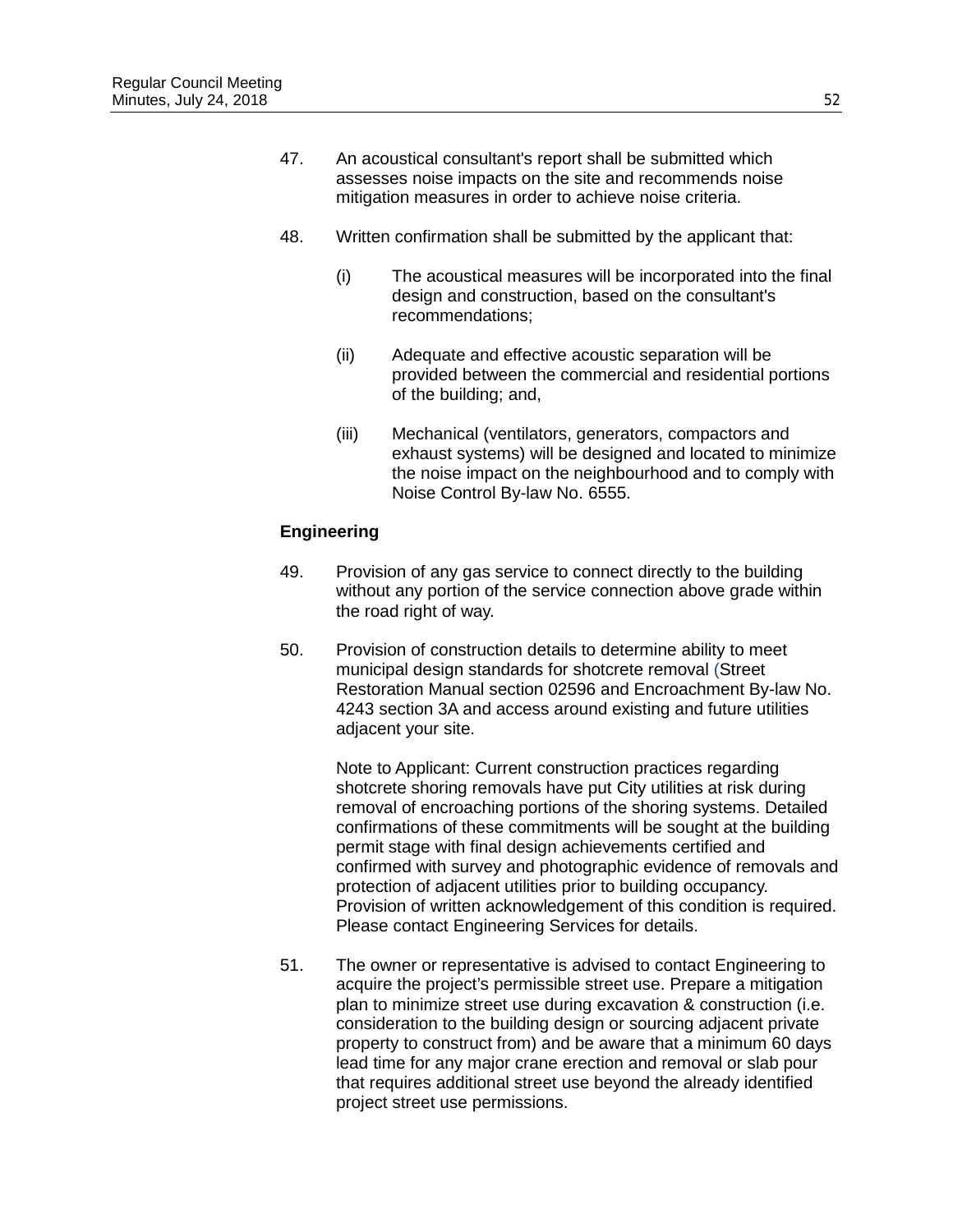47. An acoustical consultant's report shall be submitted which assesses noise impacts on the site and recommends noise mitigation measures in order to achieve noise criteria.

48. Written confirmation shall be submitted by the applicant that:

    (i) The acoustical measures will be incorporated into the final design and construction, based on the consultant's recommendations;

    (ii) Adequate and effective acoustic separation will be provided between the commercial and residential portions of the building; and,

    (iii) Mechanical (ventilators, generators, compactors and exhaust systems) will be designed and located to minimize the noise impact on the neighbourhood and to comply with Noise Control By-law No. 6555.

**Engineering**

49. Provision of any gas service to connect directly to the building without any portion of the service connection above grade within the road right of way.

50. Provision of construction details to determine ability to meet municipal design standards for shotcrete removal (Street Restoration Manual section 02596 and Encroachment By-law No. 4243 section 3A and access around existing and future utilities adjacent your site.

    Note to Applicant: Current construction practices regarding shotcrete shoring removals have put City utilities at risk during removal of encroaching portions of the shoring systems. Detailed confirmations of these commitments will be sought at the building permit stage with final design achievements certified and confirmed with survey and photographic evidence of removals and protection of adjacent utilities prior to building occupancy. Provision of written acknowledgement of this condition is required. Please contact Engineering Services for details.

51. The owner or representative is advised to contact Engineering to acquire the project's permissible street use. Prepare a mitigation plan to minimize street use during excavation & construction (i.e. consideration to the building design or sourcing adjacent private property to construct from) and be aware that a minimum 60 days lead time for any major crane erection and removal or slab pour that requires additional street use beyond the already identified project street use permissions.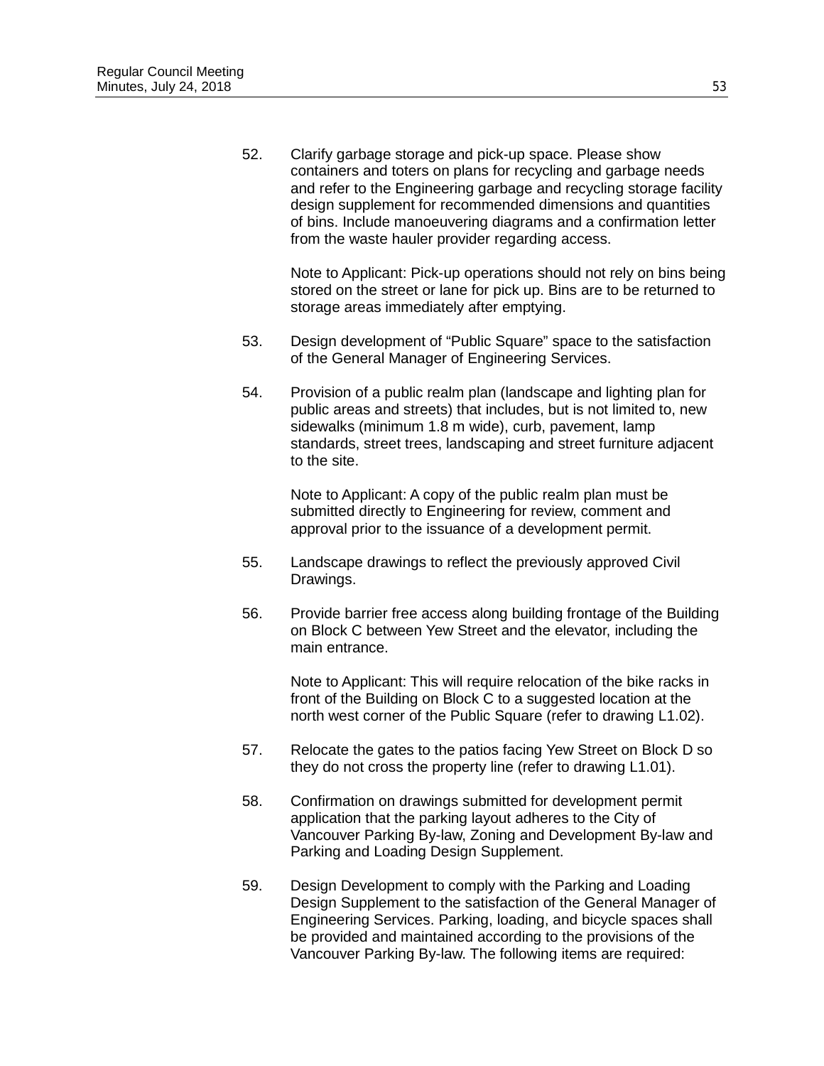52. Clarify garbage storage and pick-up space. Please show containers and toters on plans for recycling and garbage needs and refer to the Engineering garbage and recycling storage facility design supplement for recommended dimensions and quantities of bins. Include manoeuvering diagrams and a confirmation letter from the waste hauler provider regarding access.

    Note to Applicant: Pick-up operations should not rely on bins being stored on the street or lane for pick up. Bins are to be returned to storage areas immediately after emptying.

53. Design development of “Public Square” space to the satisfaction of the General Manager of Engineering Services.

54. Provision of a public realm plan (landscape and lighting plan for public areas and streets) that includes, but is not limited to, new sidewalks (minimum 1.8 m wide), curb, pavement, lamp standards, street trees, landscaping and street furniture adjacent to the site.

    Note to Applicant: A copy of the public realm plan must be submitted directly to Engineering for review, comment and approval prior to the issuance of a development permit.

55. Landscape drawings to reflect the previously approved Civil Drawings.

56. Provide barrier free access along building frontage of the Building on Block C between Yew Street and the elevator, including the main entrance.

    Note to Applicant: This will require relocation of the bike racks in front of the Building on Block C to a suggested location at the north west corner of the Public Square (refer to drawing L1.02).

57. Relocate the gates to the patios facing Yew Street on Block D so they do not cross the property line (refer to drawing L1.01).

58. Confirmation on drawings submitted for development permit application that the parking layout adheres to the City of Vancouver Parking By-law, Zoning and Development By-law and Parking and Loading Design Supplement.

59. Design Development to comply with the Parking and Loading Design Supplement to the satisfaction of the General Manager of Engineering Services. Parking, loading, and bicycle spaces shall be provided and maintained according to the provisions of the Vancouver Parking By-law. The following items are required: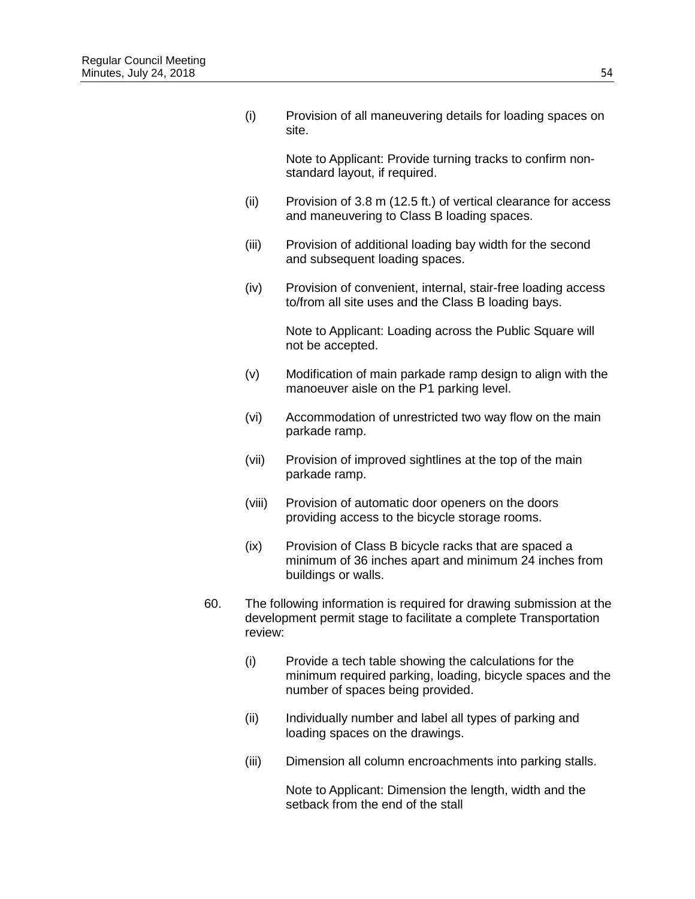(i) Provision of all maneuvering details for loading spaces on site.

Note to Applicant: Provide turning tracks to confirm non-standard layout, if required.

(ii) Provision of 3.8 m (12.5 ft.) of vertical clearance for access and maneuvering to Class B loading spaces.

(iii) Provision of additional loading bay width for the second and subsequent loading spaces.

(iv) Provision of convenient, internal, stair-free loading access to/from all site uses and the Class B loading bays.

Note to Applicant: Loading across the Public Square will not be accepted.

(v) Modification of main parkade ramp design to align with the manoeuver aisle on the P1 parking level.

(vi) Accommodation of unrestricted two way flow on the main parkade ramp.

(vii) Provision of improved sightlines at the top of the main parkade ramp.

(viii) Provision of automatic door openers on the doors providing access to the bicycle storage rooms.

(ix) Provision of Class B bicycle racks that are spaced a minimum of 36 inches apart and minimum 24 inches from buildings or walls.

60. The following information is required for drawing submission at the development permit stage to facilitate a complete Transportation review:

(i) Provide a tech table showing the calculations for the minimum required parking, loading, bicycle spaces and the number of spaces being provided.

(ii) Individually number and label all types of parking and loading spaces on the drawings.

(iii) Dimension all column encroachments into parking stalls.

Note to Applicant: Dimension the length, width and the setback from the end of the stall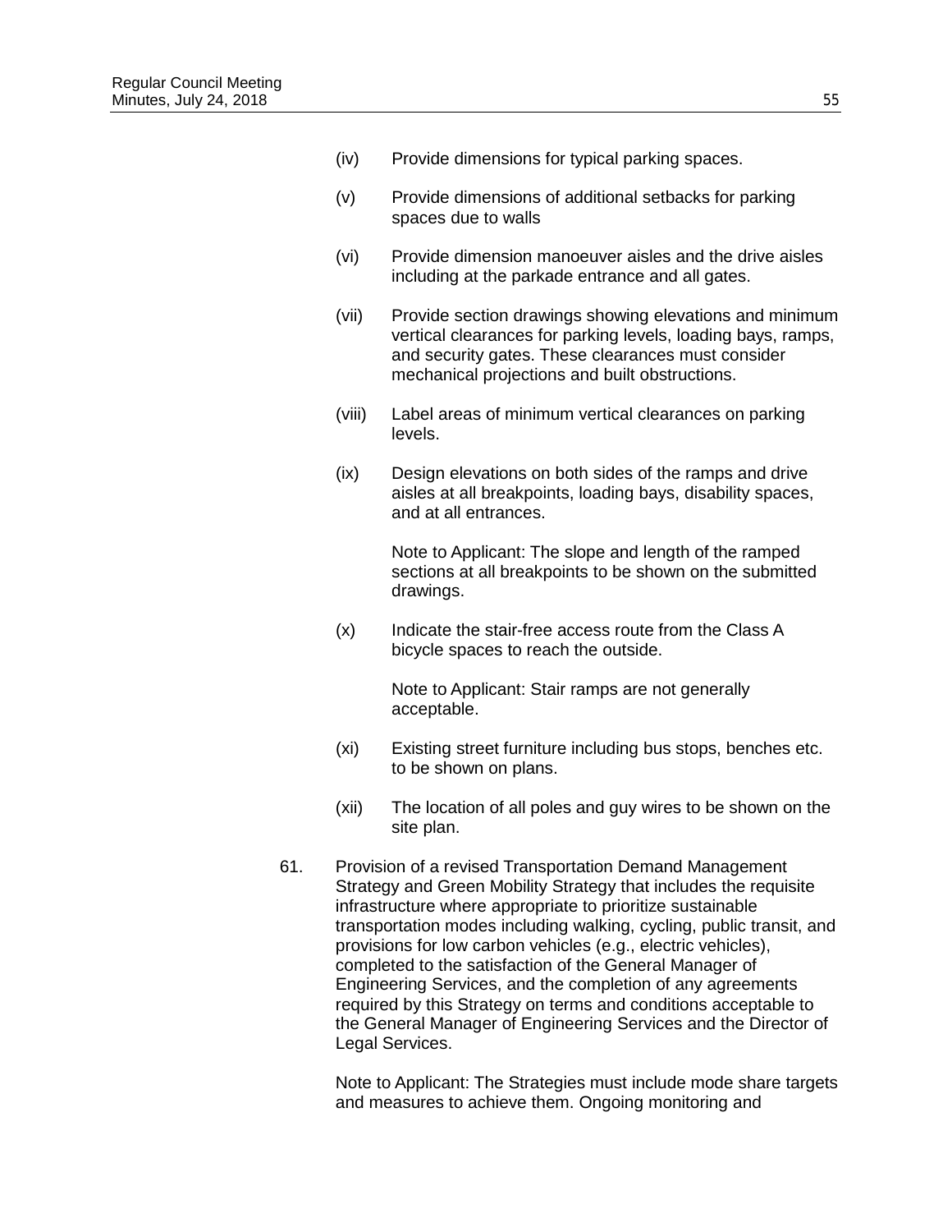(iv) Provide dimensions for typical parking spaces.

(v) Provide dimensions of additional setbacks for parking spaces due to walls

(vi) Provide dimension manoeuver aisles and the drive aisles including at the parkade entrance and all gates.

(vii) Provide section drawings showing elevations and minimum vertical clearances for parking levels, loading bays, ramps, and security gates. These clearances must consider mechanical projections and built obstructions.

(viii) Label areas of minimum vertical clearances on parking levels.

(ix) Design elevations on both sides of the ramps and drive aisles at all breakpoints, loading bays, disability spaces, and at all entrances.

Note to Applicant: The slope and length of the ramped sections at all breakpoints to be shown on the submitted drawings.

(x) Indicate the stair-free access route from the Class A bicycle spaces to reach the outside.

Note to Applicant: Stair ramps are not generally acceptable.

(xi) Existing street furniture including bus stops, benches etc. to be shown on plans.

(xii) The location of all poles and guy wires to be shown on the site plan.

61. Provision of a revised Transportation Demand Management Strategy and Green Mobility Strategy that includes the requisite infrastructure where appropriate to prioritize sustainable transportation modes including walking, cycling, public transit, and provisions for low carbon vehicles (e.g., electric vehicles), completed to the satisfaction of the General Manager of Engineering Services, and the completion of any agreements required by this Strategy on terms and conditions acceptable to the General Manager of Engineering Services and the Director of Legal Services.

Note to Applicant: The Strategies must include mode share targets and measures to achieve them. Ongoing monitoring and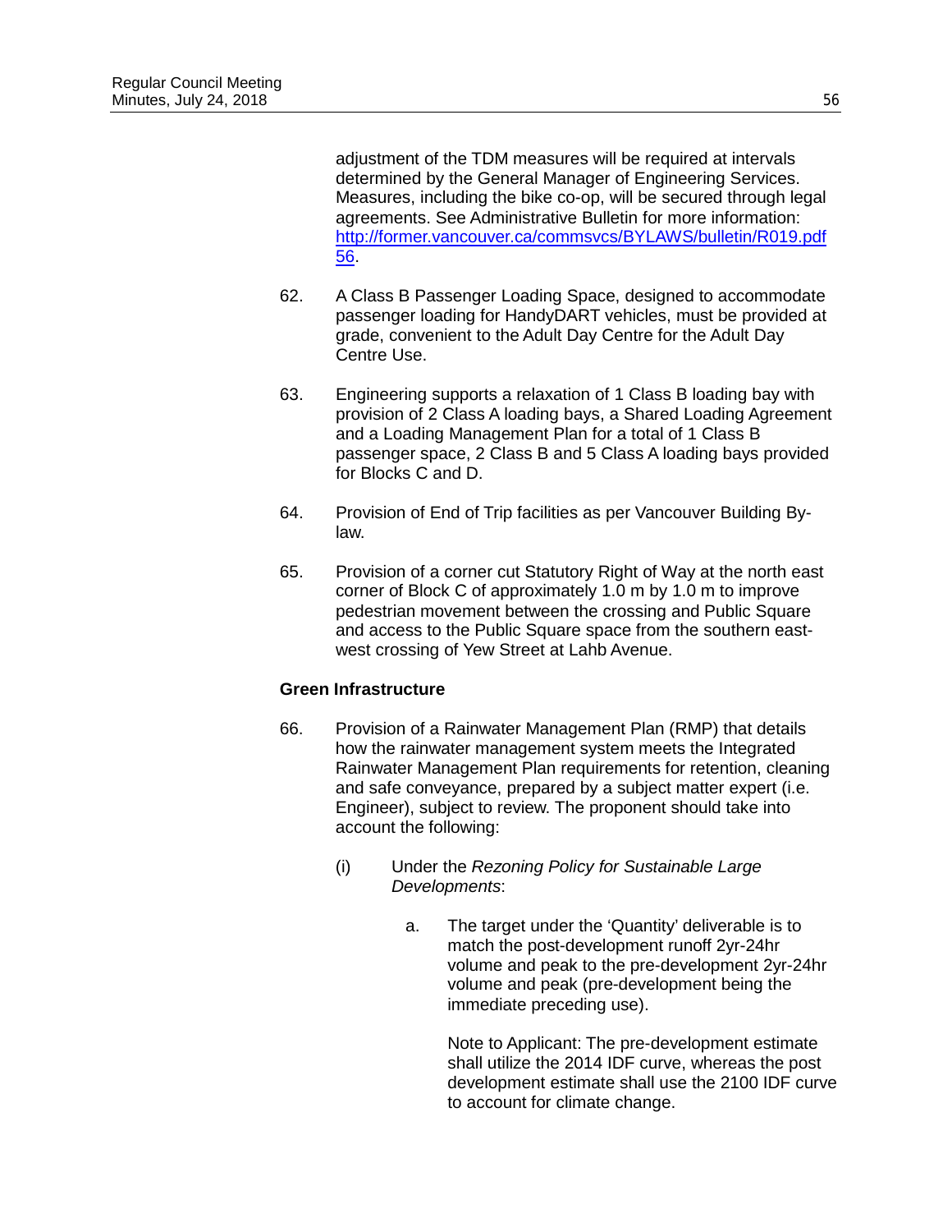adjustment of the TDM measures will be required at intervals determined by the General Manager of Engineering Services. Measures, including the bike co-op, will be secured through legal agreements. See Administrative Bulletin for more information: [http://former.vancouver.ca/commsvcs/BYLAWS/bulletin/R019.pdf56](http://former.vancouver.ca/commsvcs/BYLAWS/bulletin/R019.pdf56).

62. A Class B Passenger Loading Space, designed to accommodate passenger loading for HandyDART vehicles, must be provided at grade, convenient to the Adult Day Centre for the Adult Day Centre Use.

63. Engineering supports a relaxation of 1 Class B loading bay with provision of 2 Class A loading bays, a Shared Loading Agreement and a Loading Management Plan for a total of 1 Class B passenger space, 2 Class B and 5 Class A loading bays provided for Blocks C and D.

64. Provision of End of Trip facilities as per Vancouver Building By-law.

65. Provision of a corner cut Statutory Right of Way at the north east corner of Block C of approximately 1.0 m by 1.0 m to improve pedestrian movement between the crossing and Public Square and access to the Public Square space from the southern east-west crossing of Yew Street at Lahb Avenue.

**Green Infrastructure**

66. Provision of a Rainwater Management Plan (RMP) that details how the rainwater management system meets the Integrated Rainwater Management Plan requirements for retention, cleaning and safe conveyance, prepared by a subject matter expert (i.e. Engineer), subject to review. The proponent should take into account the following:

    (i) Under the *Rezoning Policy for Sustainable Large Developments*:

        a. The target under the 'Quantity' deliverable is to match the post-development runoff 2yr-24hr volume and peak to the pre-development 2yr-24hr volume and peak (pre-development being the immediate preceding use).

           Note to Applicant: The pre-development estimate shall utilize the 2014 IDF curve, whereas the post development estimate shall use the 2100 IDF curve to account for climate change.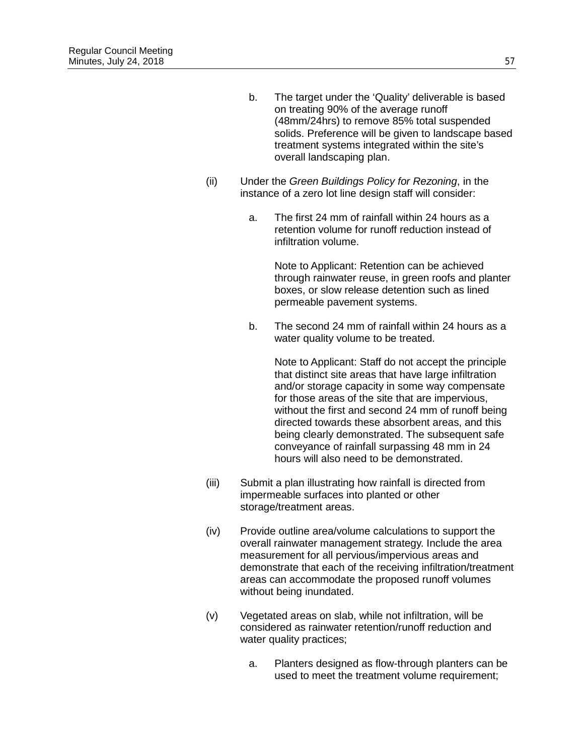b. The target under the ‘Quality’ deliverable is based on treating 90% of the average runoff (48mm/24hrs) to remove 85% total suspended solids. Preference will be given to landscape based treatment systems integrated within the site’s overall landscaping plan.

(ii) Under the *Green Buildings Policy for Rezoning*, in the instance of a zero lot line design staff will consider:

a. The first 24 mm of rainfall within 24 hours as a retention volume for runoff reduction instead of infiltration volume.

Note to Applicant: Retention can be achieved through rainwater reuse, in green roofs and planter boxes, or slow release detention such as lined permeable pavement systems.

b. The second 24 mm of rainfall within 24 hours as a water quality volume to be treated.

Note to Applicant: Staff do not accept the principle that distinct site areas that have large infiltration and/or storage capacity in some way compensate for those areas of the site that are impervious, without the first and second 24 mm of runoff being directed towards these absorbent areas, and this being clearly demonstrated. The subsequent safe conveyance of rainfall surpassing 48 mm in 24 hours will also need to be demonstrated.

(iii) Submit a plan illustrating how rainfall is directed from impermeable surfaces into planted or other storage/treatment areas.

(iv) Provide outline area/volume calculations to support the overall rainwater management strategy. Include the area measurement for all pervious/impervious areas and demonstrate that each of the receiving infiltration/treatment areas can accommodate the proposed runoff volumes without being inundated.

(v) Vegetated areas on slab, while not infiltration, will be considered as rainwater retention/runoff reduction and water quality practices;

a. Planters designed as flow-through planters can be used to meet the treatment volume requirement;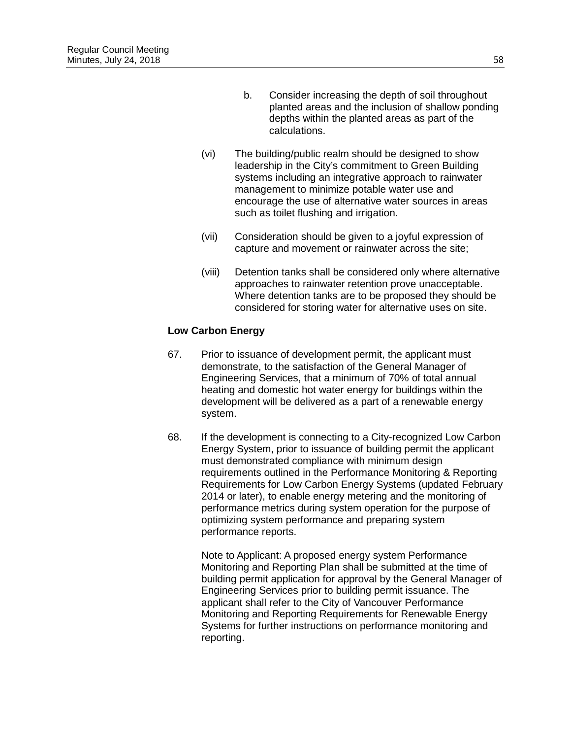b. Consider increasing the depth of soil throughout planted areas and the inclusion of shallow ponding depths within the planted areas as part of the calculations.

(vi) The building/public realm should be designed to show leadership in the City's commitment to Green Building systems including an integrative approach to rainwater management to minimize potable water use and encourage the use of alternative water sources in areas such as toilet flushing and irrigation.

(vii) Consideration should be given to a joyful expression of capture and movement or rainwater across the site;

(viii) Detention tanks shall be considered only where alternative approaches to rainwater retention prove unacceptable. Where detention tanks are to be proposed they should be considered for storing water for alternative uses on site.

**Low Carbon Energy**

67. Prior to issuance of development permit, the applicant must demonstrate, to the satisfaction of the General Manager of Engineering Services, that a minimum of 70% of total annual heating and domestic hot water energy for buildings within the development will be delivered as a part of a renewable energy system.

68. If the development is connecting to a City-recognized Low Carbon Energy System, prior to issuance of building permit the applicant must demonstrated compliance with minimum design requirements outlined in the Performance Monitoring & Reporting Requirements for Low Carbon Energy Systems (updated February 2014 or later), to enable energy metering and the monitoring of performance metrics during system operation for the purpose of optimizing system performance and preparing system performance reports.

    Note to Applicant: A proposed energy system Performance Monitoring and Reporting Plan shall be submitted at the time of building permit application for approval by the General Manager of Engineering Services prior to building permit issuance. The applicant shall refer to the City of Vancouver Performance Monitoring and Reporting Requirements for Renewable Energy Systems for further instructions on performance monitoring and reporting.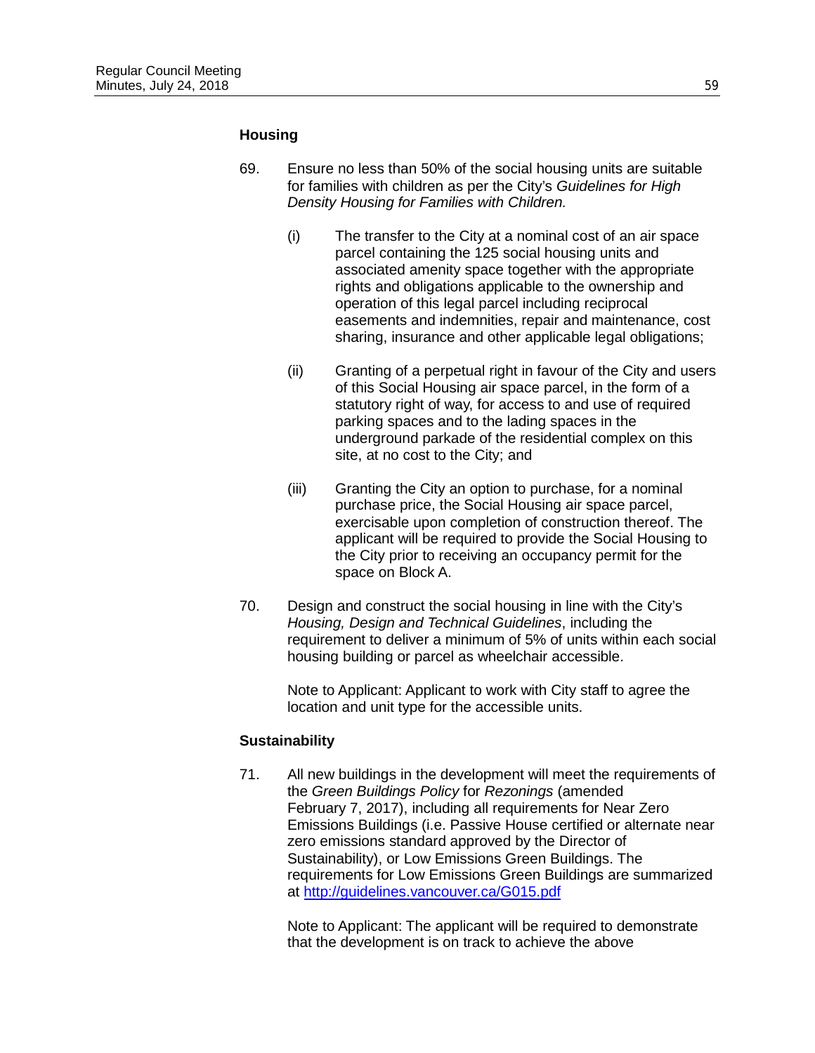**Housing**

69. Ensure no less than 50% of the social housing units are suitable for families with children as per the City's *Guidelines for High Density Housing for Families with Children.*

    (i) The transfer to the City at a nominal cost of an air space parcel containing the 125 social housing units and associated amenity space together with the appropriate rights and obligations applicable to the ownership and operation of this legal parcel including reciprocal easements and indemnities, repair and maintenance, cost sharing, insurance and other applicable legal obligations;

    (ii) Granting of a perpetual right in favour of the City and users of this Social Housing air space parcel, in the form of a statutory right of way, for access to and use of required parking spaces and to the lading spaces in the underground parkade of the residential complex on this site, at no cost to the City; and

    (iii) Granting the City an option to purchase, for a nominal purchase price, the Social Housing air space parcel, exercisable upon completion of construction thereof. The applicant will be required to provide the Social Housing to the City prior to receiving an occupancy permit for the space on Block A.

70. Design and construct the social housing in line with the City's *Housing, Design and Technical Guidelines*, including the requirement to deliver a minimum of 5% of units within each social housing building or parcel as wheelchair accessible.

    Note to Applicant: Applicant to work with City staff to agree the location and unit type for the accessible units.

**Sustainability**

71. All new buildings in the development will meet the requirements of the *Green Buildings Policy* for *Rezonings* (amended February 7, 2017), including all requirements for Near Zero Emissions Buildings (i.e. Passive House certified or alternate near zero emissions standard approved by the Director of Sustainability), or Low Emissions Green Buildings. The requirements for Low Emissions Green Buildings are summarized at http://guidelines.vancouver.ca/G015.pdf

    Note to Applicant: The applicant will be required to demonstrate that the development is on track to achieve the above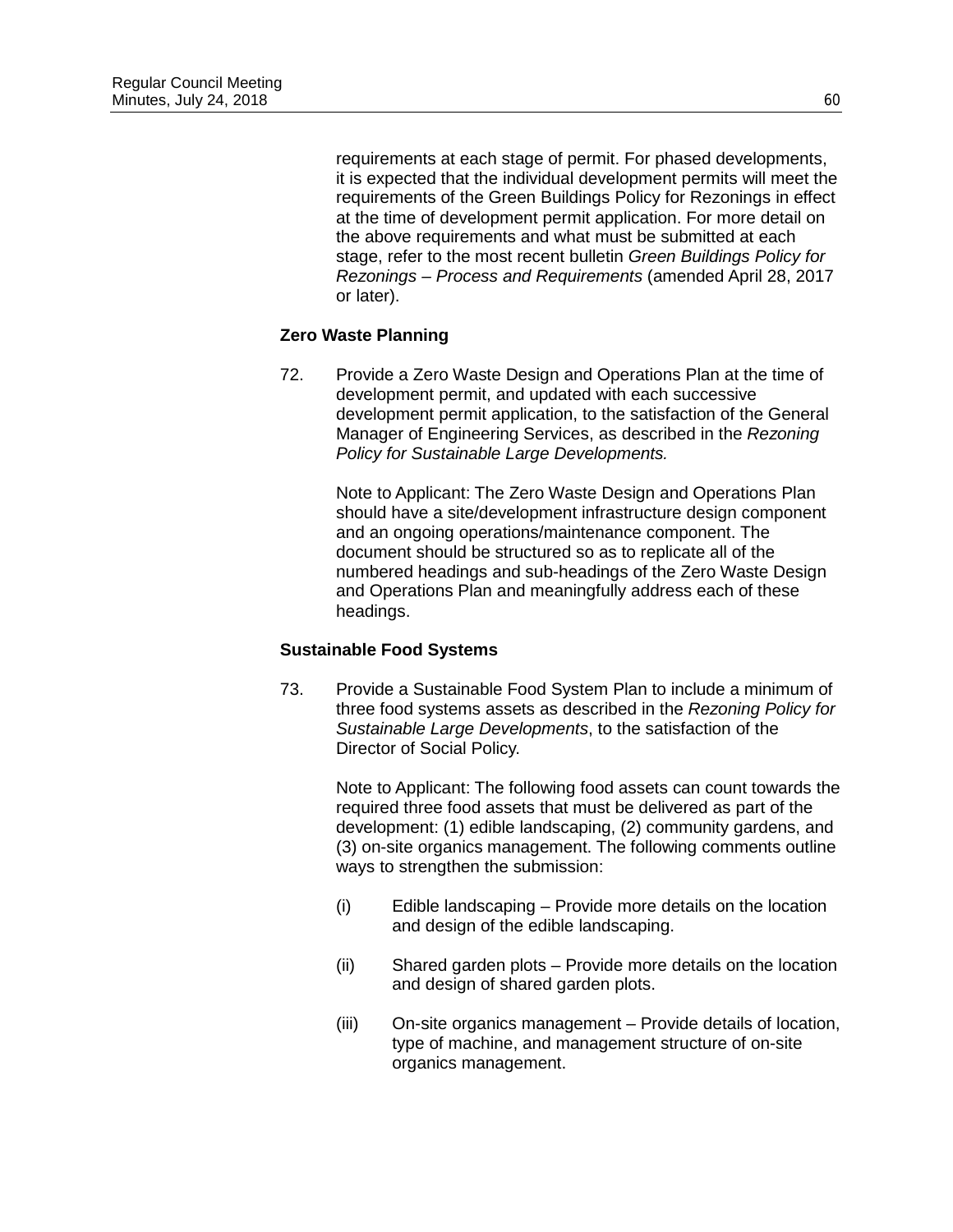requirements at each stage of permit. For phased developments, it is expected that the individual development permits will meet the requirements of the Green Buildings Policy for Rezonings in effect at the time of development permit application. For more detail on the above requirements and what must be submitted at each stage, refer to the most recent bulletin *Green Buildings Policy for Rezonings – Process and Requirements* (amended April 28, 2017 or later).

**Zero Waste Planning**

72. Provide a Zero Waste Design and Operations Plan at the time of development permit, and updated with each successive development permit application, to the satisfaction of the General Manager of Engineering Services, as described in the *Rezoning Policy for Sustainable Large Developments.*

    Note to Applicant: The Zero Waste Design and Operations Plan should have a site/development infrastructure design component and an ongoing operations/maintenance component. The document should be structured so as to replicate all of the numbered headings and sub-headings of the Zero Waste Design and Operations Plan and meaningfully address each of these headings.

**Sustainable Food Systems**

73. Provide a Sustainable Food System Plan to include a minimum of three food systems assets as described in the *Rezoning Policy for Sustainable Large Developments*, to the satisfaction of the Director of Social Policy.

    Note to Applicant: The following food assets can count towards the required three food assets that must be delivered as part of the development: (1) edible landscaping, (2) community gardens, and (3) on-site organics management. The following comments outline ways to strengthen the submission:

    (i) Edible landscaping – Provide more details on the location and design of the edible landscaping.

    (ii) Shared garden plots – Provide more details on the location and design of shared garden plots.

    (iii) On-site organics management – Provide details of location, type of machine, and management structure of on-site organics management.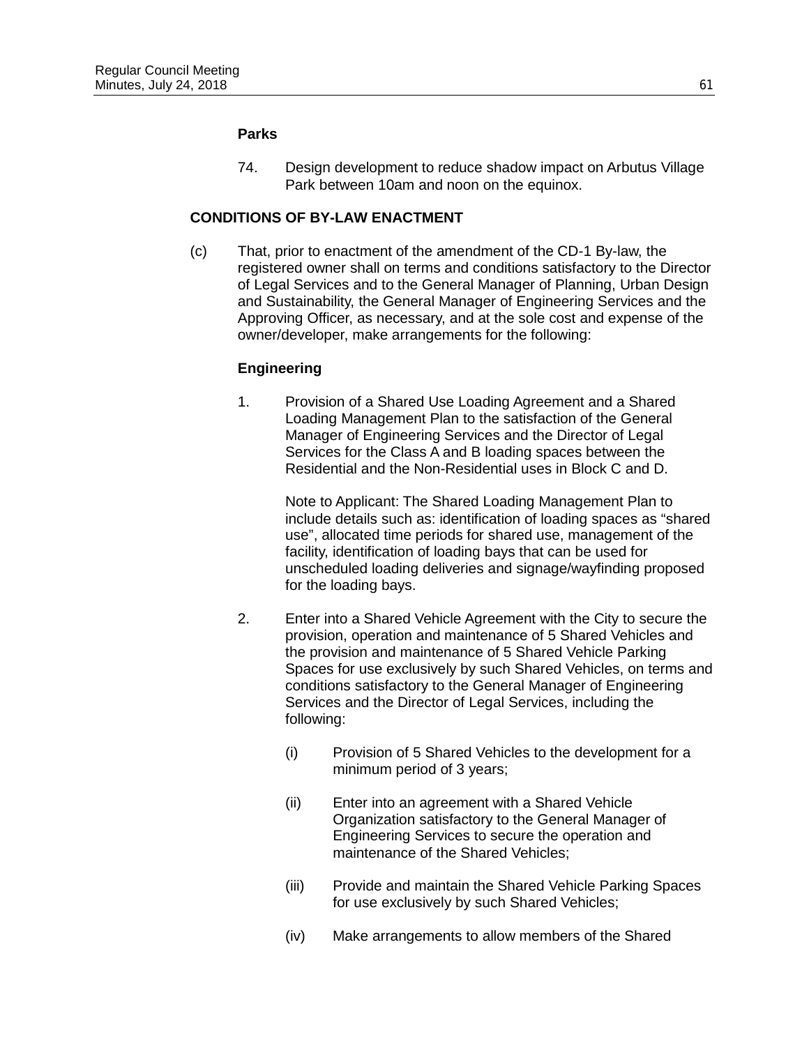**Parks**

74. Design development to reduce shadow impact on Arbutus Village Park between 10am and noon on the equinox.

**CONDITIONS OF BY-LAW ENACTMENT**

(c) That, prior to enactment of the amendment of the CD-1 By-law, the registered owner shall on terms and conditions satisfactory to the Director of Legal Services and to the General Manager of Planning, Urban Design and Sustainability, the General Manager of Engineering Services and the Approving Officer, as necessary, and at the sole cost and expense of the owner/developer, make arrangements for the following:

**Engineering**

1. Provision of a Shared Use Loading Agreement and a Shared Loading Management Plan to the satisfaction of the General Manager of Engineering Services and the Director of Legal Services for the Class A and B loading spaces between the Residential and the Non-Residential uses in Block C and D.

   Note to Applicant: The Shared Loading Management Plan to include details such as: identification of loading spaces as "shared use", allocated time periods for shared use, management of the facility, identification of loading bays that can be used for unscheduled loading deliveries and signage/wayfinding proposed for the loading bays.

2. Enter into a Shared Vehicle Agreement with the City to secure the provision, operation and maintenance of 5 Shared Vehicles and the provision and maintenance of 5 Shared Vehicle Parking Spaces for use exclusively by such Shared Vehicles, on terms and conditions satisfactory to the General Manager of Engineering Services and the Director of Legal Services, including the following:

   (i) Provision of 5 Shared Vehicles to the development for a minimum period of 3 years;

   (ii) Enter into an agreement with a Shared Vehicle Organization satisfactory to the General Manager of Engineering Services to secure the operation and maintenance of the Shared Vehicles;

   (iii) Provide and maintain the Shared Vehicle Parking Spaces for use exclusively by such Shared Vehicles;

   (iv) Make arrangements to allow members of the Shared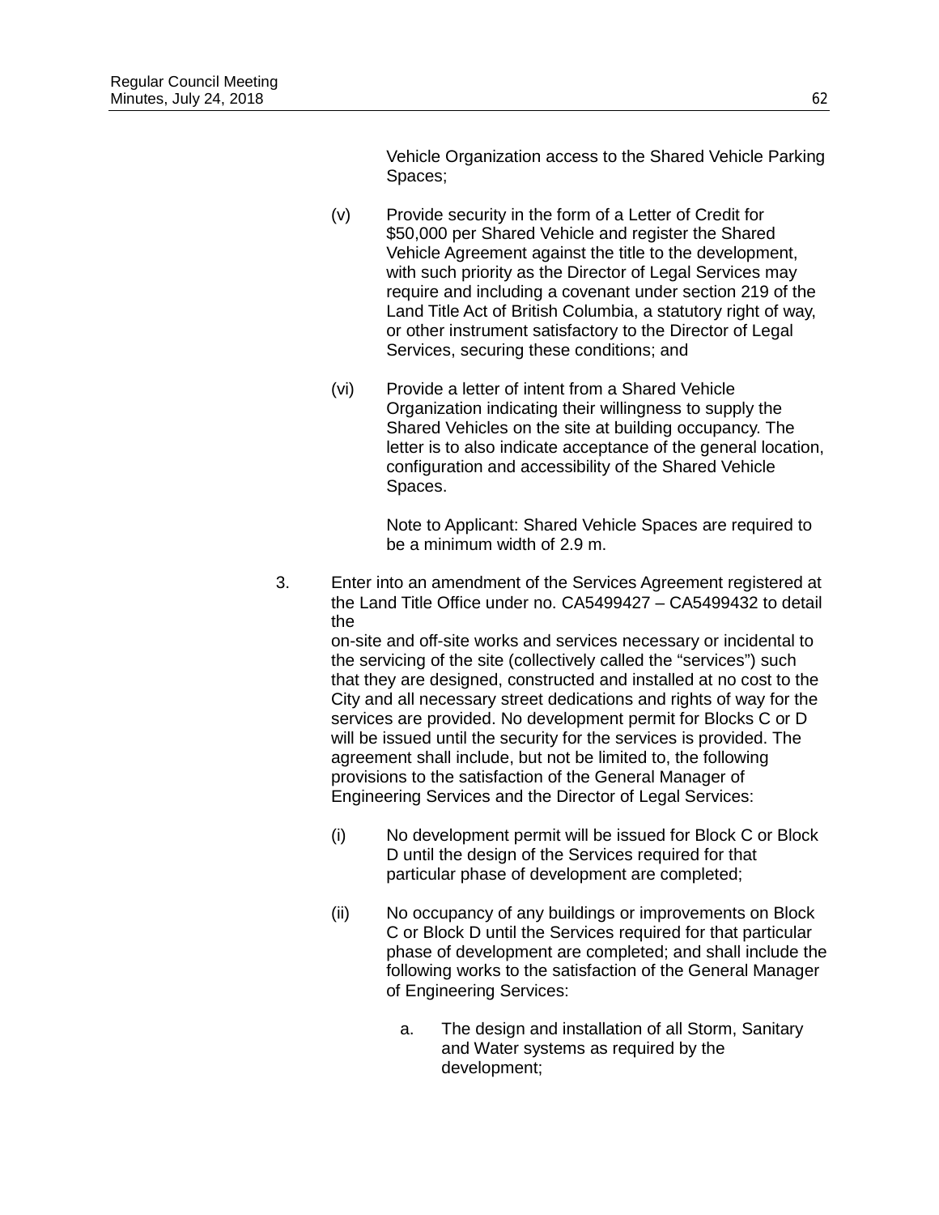Vehicle Organization access to the Shared Vehicle Parking Spaces;

(v) Provide security in the form of a Letter of Credit for $50,000 per Shared Vehicle and register the Shared Vehicle Agreement against the title to the development, with such priority as the Director of Legal Services may require and including a covenant under section 219 of the Land Title Act of British Columbia, a statutory right of way, or other instrument satisfactory to the Director of Legal Services, securing these conditions; and

(vi) Provide a letter of intent from a Shared Vehicle Organization indicating their willingness to supply the Shared Vehicles on the site at building occupancy. The letter is to also indicate acceptance of the general location, configuration and accessibility of the Shared Vehicle Spaces.

Note to Applicant: Shared Vehicle Spaces are required to be a minimum width of 2.9 m.

3. Enter into an amendment of the Services Agreement registered at the Land Title Office under no. CA5499427 – CA5499432 to detail the
on-site and off-site works and services necessary or incidental to the servicing of the site (collectively called the "services") such that they are designed, constructed and installed at no cost to the City and all necessary street dedications and rights of way for the services are provided. No development permit for Blocks C or D will be issued until the security for the services is provided. The agreement shall include, but not be limited to, the following provisions to the satisfaction of the General Manager of Engineering Services and the Director of Legal Services:

(i) No development permit will be issued for Block C or Block D until the design of the Services required for that particular phase of development are completed;

(ii) No occupancy of any buildings or improvements on Block C or Block D until the Services required for that particular phase of development are completed; and shall include the following works to the satisfaction of the General Manager of Engineering Services:

a. The design and installation of all Storm, Sanitary and Water systems as required by the development;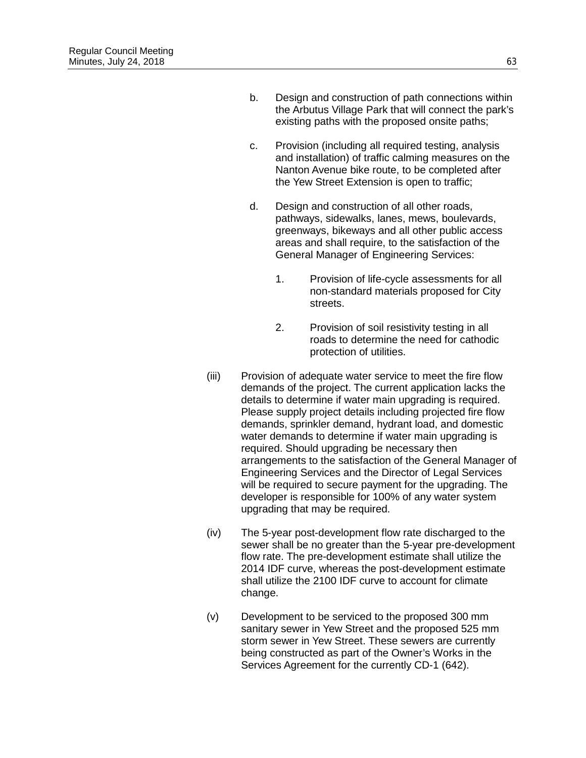b. Design and construction of path connections within the Arbutus Village Park that will connect the park's existing paths with the proposed onsite paths;

c. Provision (including all required testing, analysis and installation) of traffic calming measures on the Nanton Avenue bike route, to be completed after the Yew Street Extension is open to traffic;

d. Design and construction of all other roads, pathways, sidewalks, lanes, mews, boulevards, greenways, bikeways and all other public access areas and shall require, to the satisfaction of the General Manager of Engineering Services:

   1. Provision of life-cycle assessments for all non-standard materials proposed for City streets.

   2. Provision of soil resistivity testing in all roads to determine the need for cathodic protection of utilities.

(iii) Provision of adequate water service to meet the fire flow demands of the project. The current application lacks the details to determine if water main upgrading is required. Please supply project details including projected fire flow demands, sprinkler demand, hydrant load, and domestic water demands to determine if water main upgrading is required. Should upgrading be necessary then arrangements to the satisfaction of the General Manager of Engineering Services and the Director of Legal Services will be required to secure payment for the upgrading. The developer is responsible for 100% of any water system upgrading that may be required.

(iv) The 5-year post-development flow rate discharged to the sewer shall be no greater than the 5-year pre-development flow rate. The pre-development estimate shall utilize the 2014 IDF curve, whereas the post-development estimate shall utilize the 2100 IDF curve to account for climate change.

(v) Development to be serviced to the proposed 300 mm sanitary sewer in Yew Street and the proposed 525 mm storm sewer in Yew Street. These sewers are currently being constructed as part of the Owner's Works in the Services Agreement for the currently CD-1 (642).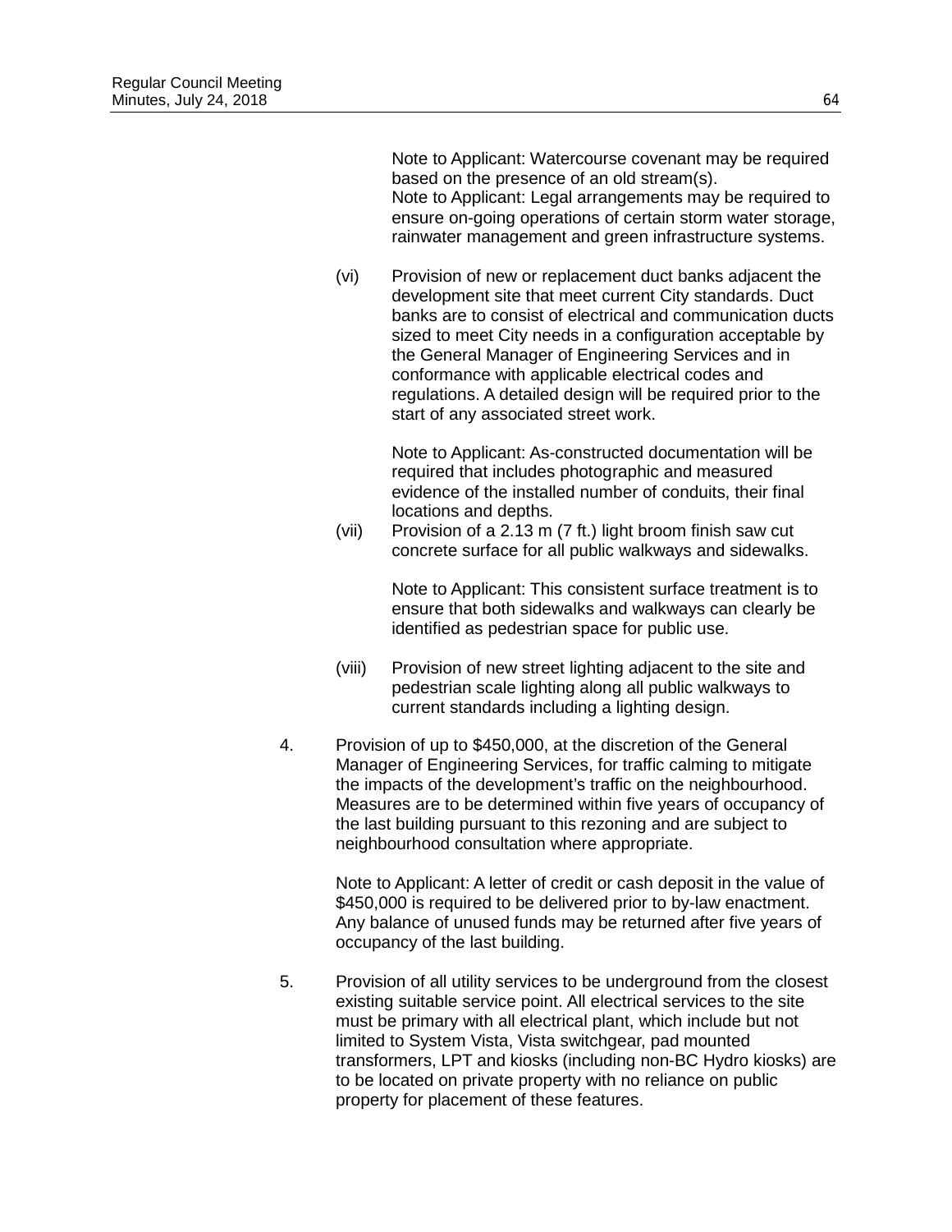Note to Applicant: Watercourse covenant may be required based on the presence of an old stream(s).
Note to Applicant: Legal arrangements may be required to ensure on-going operations of certain storm water storage, rainwater management and green infrastructure systems.

(vi) Provision of new or replacement duct banks adjacent the development site that meet current City standards. Duct banks are to consist of electrical and communication ducts sized to meet City needs in a configuration acceptable by the General Manager of Engineering Services and in conformance with applicable electrical codes and regulations. A detailed design will be required prior to the start of any associated street work.

Note to Applicant: As-constructed documentation will be required that includes photographic and measured evidence of the installed number of conduits, their final locations and depths.

(vii) Provision of a 2.13 m (7 ft.) light broom finish saw cut concrete surface for all public walkways and sidewalks.

Note to Applicant: This consistent surface treatment is to ensure that both sidewalks and walkways can clearly be identified as pedestrian space for public use.

(viii) Provision of new street lighting adjacent to the site and pedestrian scale lighting along all public walkways to current standards including a lighting design.

4. Provision of up to $450,000, at the discretion of the General Manager of Engineering Services, for traffic calming to mitigate the impacts of the development's traffic on the neighbourhood. Measures are to be determined within five years of occupancy of the last building pursuant to this rezoning and are subject to neighbourhood consultation where appropriate.

Note to Applicant: A letter of credit or cash deposit in the value of $450,000 is required to be delivered prior to by-law enactment. Any balance of unused funds may be returned after five years of occupancy of the last building.

5. Provision of all utility services to be underground from the closest existing suitable service point. All electrical services to the site must be primary with all electrical plant, which include but not limited to System Vista, Vista switchgear, pad mounted transformers, LPT and kiosks (including non-BC Hydro kiosks) are to be located on private property with no reliance on public property for placement of these features.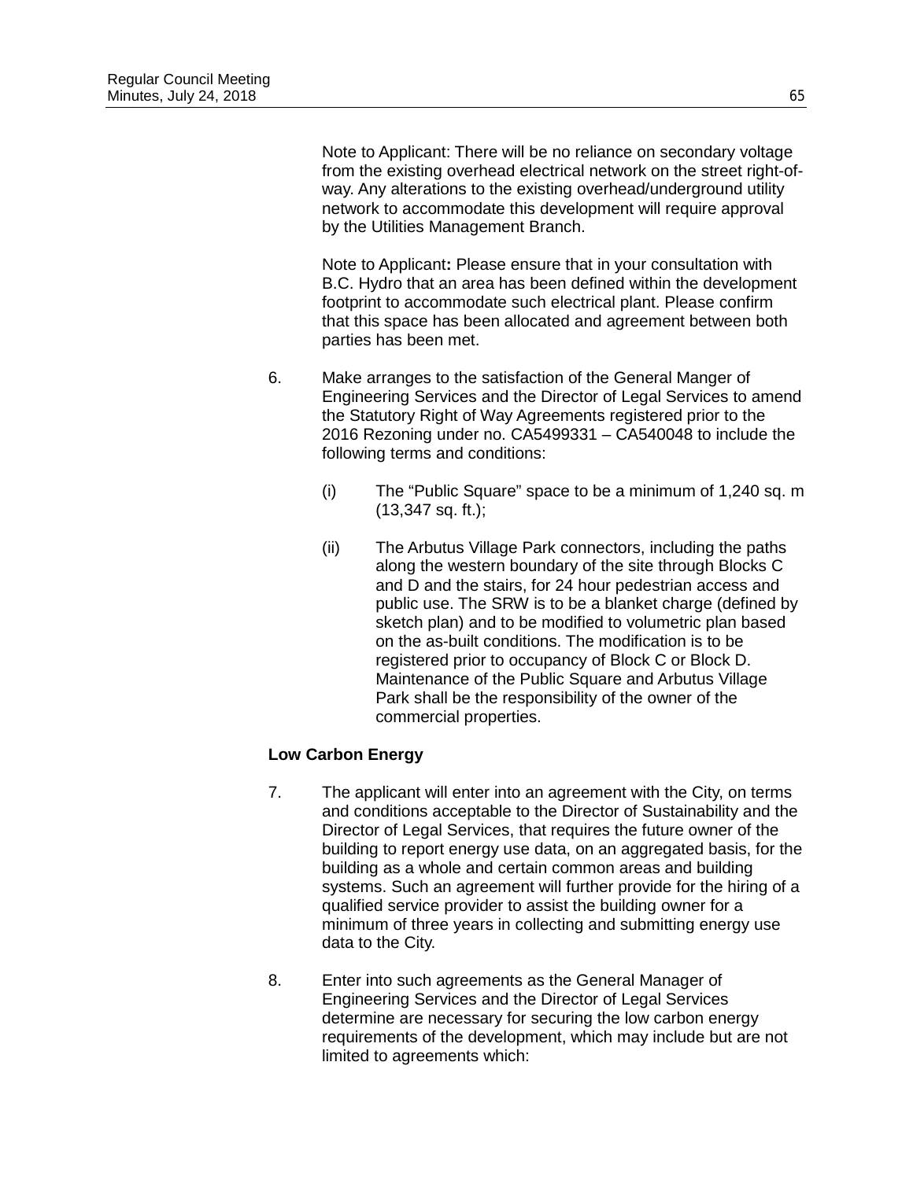Note to Applicant: There will be no reliance on secondary voltage from the existing overhead electrical network on the street right-of-way. Any alterations to the existing overhead/underground utility network to accommodate this development will require approval by the Utilities Management Branch.

Note to Applicant**:** Please ensure that in your consultation with B.C. Hydro that an area has been defined within the development footprint to accommodate such electrical plant. Please confirm that this space has been allocated and agreement between both parties has been met.

6. Make arranges to the satisfaction of the General Manger of Engineering Services and the Director of Legal Services to amend the Statutory Right of Way Agreements registered prior to the 2016 Rezoning under no. CA5499331 – CA540048 to include the following terms and conditions:

   (i) The "Public Square" space to be a minimum of 1,240 sq. m (13,347 sq. ft.);

   (ii) The Arbutus Village Park connectors, including the paths along the western boundary of the site through Blocks C and D and the stairs, for 24 hour pedestrian access and public use. The SRW is to be a blanket charge (defined by sketch plan) and to be modified to volumetric plan based on the as-built conditions. The modification is to be registered prior to occupancy of Block C or Block D. Maintenance of the Public Square and Arbutus Village Park shall be the responsibility of the owner of the commercial properties.

**Low Carbon Energy**

7. The applicant will enter into an agreement with the City, on terms and conditions acceptable to the Director of Sustainability and the Director of Legal Services, that requires the future owner of the building to report energy use data, on an aggregated basis, for the building as a whole and certain common areas and building systems. Such an agreement will further provide for the hiring of a qualified service provider to assist the building owner for a minimum of three years in collecting and submitting energy use data to the City.

8. Enter into such agreements as the General Manager of Engineering Services and the Director of Legal Services determine are necessary for securing the low carbon energy requirements of the development, which may include but are not limited to agreements which: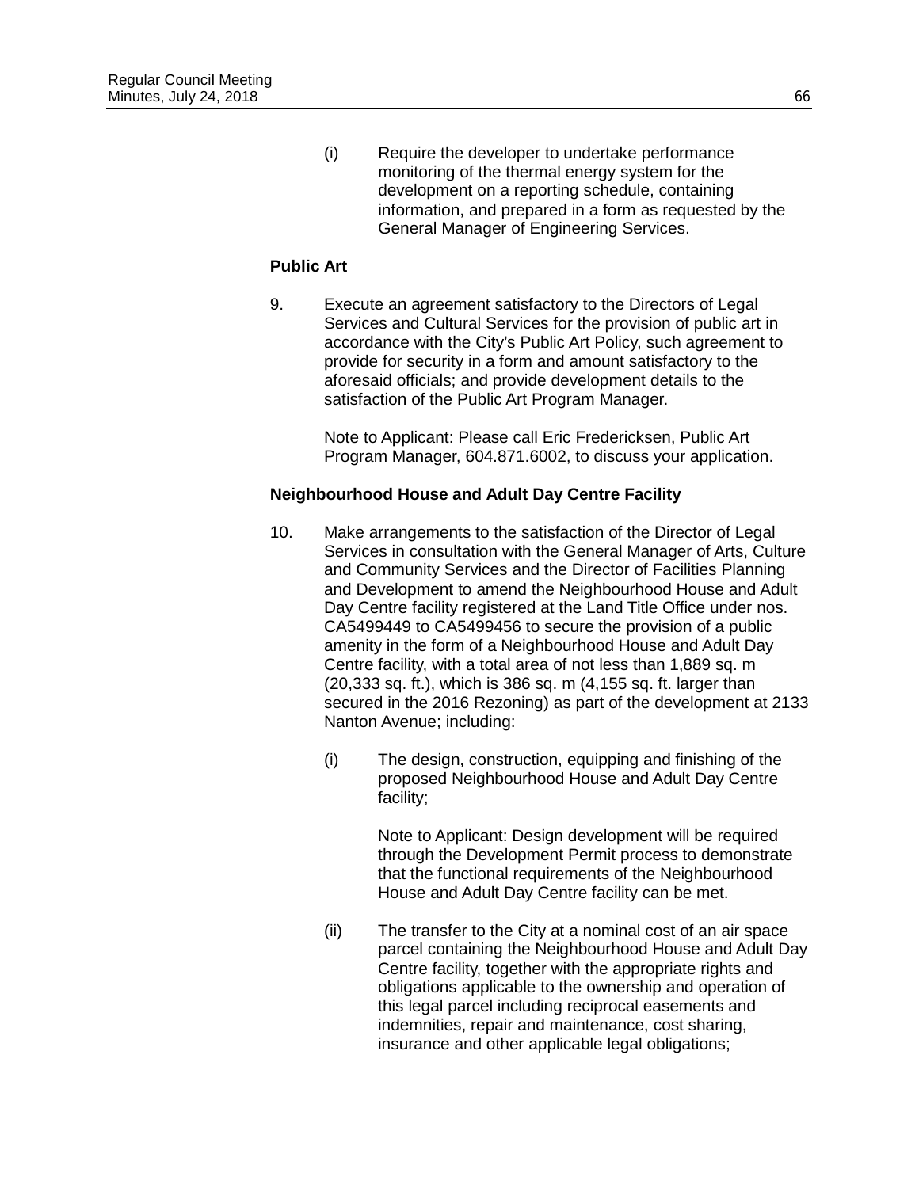(i) Require the developer to undertake performance monitoring of the thermal energy system for the development on a reporting schedule, containing information, and prepared in a form as requested by the General Manager of Engineering Services.

**Public Art**

9. Execute an agreement satisfactory to the Directors of Legal Services and Cultural Services for the provision of public art in accordance with the City's Public Art Policy, such agreement to provide for security in a form and amount satisfactory to the aforesaid officials; and provide development details to the satisfaction of the Public Art Program Manager.

   Note to Applicant: Please call Eric Fredericksen, Public Art Program Manager, 604.871.6002, to discuss your application.

**Neighbourhood House and Adult Day Centre Facility**

10. Make arrangements to the satisfaction of the Director of Legal Services in consultation with the General Manager of Arts, Culture and Community Services and the Director of Facilities Planning and Development to amend the Neighbourhood House and Adult Day Centre facility registered at the Land Title Office under nos. CA5499449 to CA5499456 to secure the provision of a public amenity in the form of a Neighbourhood House and Adult Day Centre facility, with a total area of not less than 1,889 sq. m (20,333 sq. ft.), which is 386 sq. m (4,155 sq. ft. larger than secured in the 2016 Rezoning) as part of the development at 2133 Nanton Avenue; including:

    (i) The design, construction, equipping and finishing of the proposed Neighbourhood House and Adult Day Centre facility;

       Note to Applicant: Design development will be required through the Development Permit process to demonstrate that the functional requirements of the Neighbourhood House and Adult Day Centre facility can be met.

    (ii) The transfer to the City at a nominal cost of an air space parcel containing the Neighbourhood House and Adult Day Centre facility, together with the appropriate rights and obligations applicable to the ownership and operation of this legal parcel including reciprocal easements and indemnities, repair and maintenance, cost sharing, insurance and other applicable legal obligations;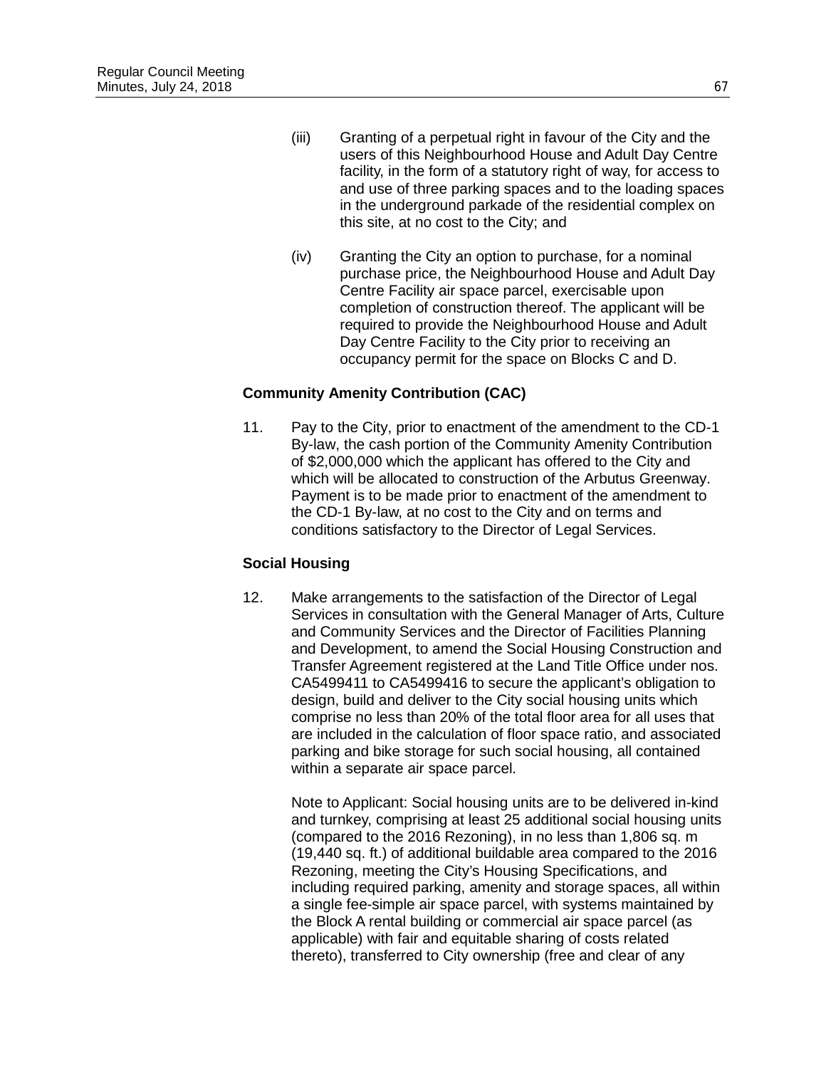(iii) Granting of a perpetual right in favour of the City and the users of this Neighbourhood House and Adult Day Centre facility, in the form of a statutory right of way, for access to and use of three parking spaces and to the loading spaces in the underground parkade of the residential complex on this site, at no cost to the City; and

(iv) Granting the City an option to purchase, for a nominal purchase price, the Neighbourhood House and Adult Day Centre Facility air space parcel, exercisable upon completion of construction thereof. The applicant will be required to provide the Neighbourhood House and Adult Day Centre Facility to the City prior to receiving an occupancy permit for the space on Blocks C and D.

**Community Amenity Contribution (CAC)**

11. Pay to the City, prior to enactment of the amendment to the CD-1 By-law, the cash portion of the Community Amenity Contribution of $2,000,000 which the applicant has offered to the City and which will be allocated to construction of the Arbutus Greenway. Payment is to be made prior to enactment of the amendment to the CD-1 By-law, at no cost to the City and on terms and conditions satisfactory to the Director of Legal Services.

**Social Housing**

12. Make arrangements to the satisfaction of the Director of Legal Services in consultation with the General Manager of Arts, Culture and Community Services and the Director of Facilities Planning and Development, to amend the Social Housing Construction and Transfer Agreement registered at the Land Title Office under nos. CA5499411 to CA5499416 to secure the applicant's obligation to design, build and deliver to the City social housing units which comprise no less than 20% of the total floor area for all uses that are included in the calculation of floor space ratio, and associated parking and bike storage for such social housing, all contained within a separate air space parcel.

    Note to Applicant: Social housing units are to be delivered in-kind and turnkey, comprising at least 25 additional social housing units (compared to the 2016 Rezoning), in no less than 1,806 sq. m (19,440 sq. ft.) of additional buildable area compared to the 2016 Rezoning, meeting the City's Housing Specifications, and including required parking, amenity and storage spaces, all within a single fee-simple air space parcel, with systems maintained by the Block A rental building or commercial air space parcel (as applicable) with fair and equitable sharing of costs related thereto), transferred to City ownership (free and clear of any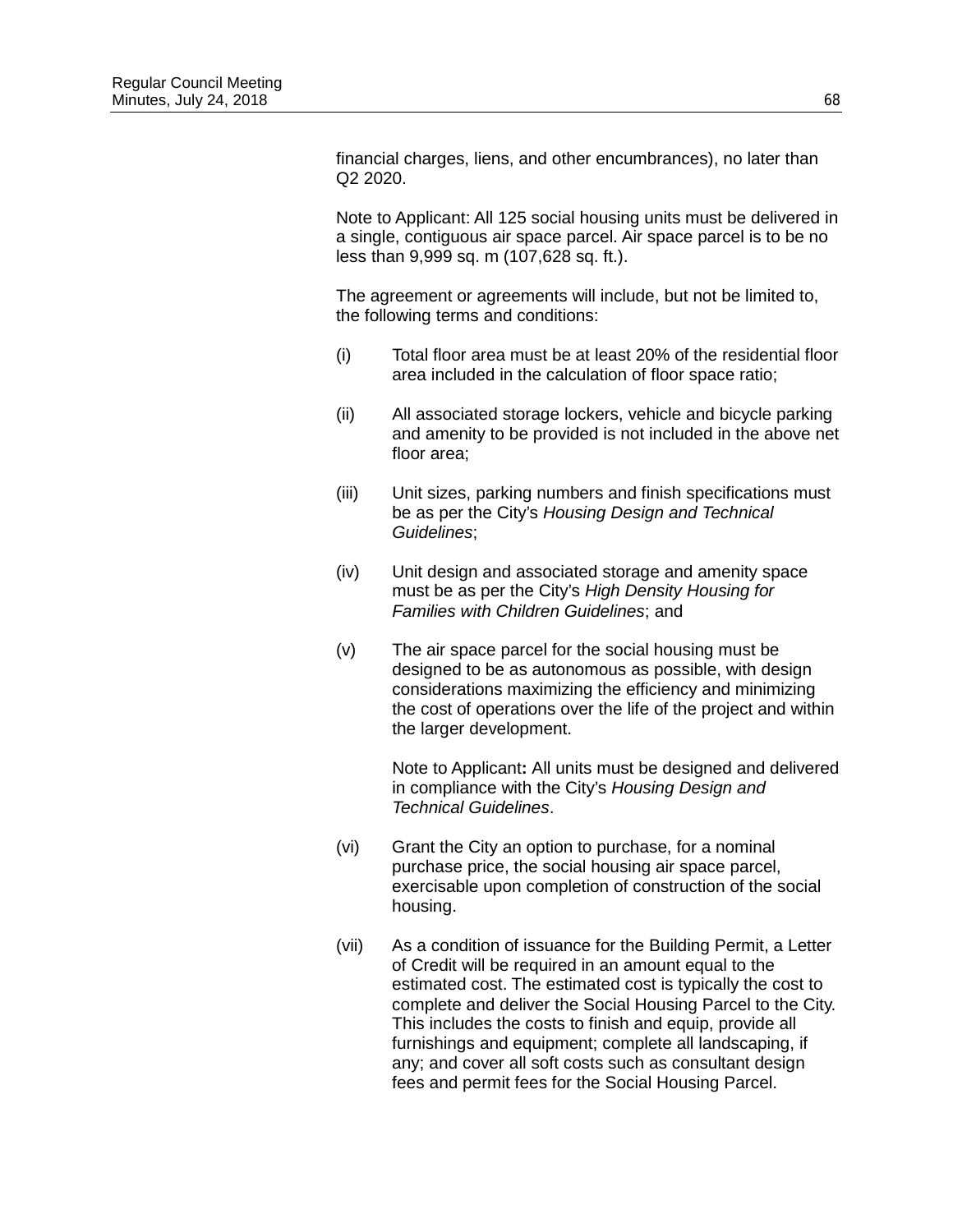financial charges, liens, and other encumbrances), no later than Q2 2020.

Note to Applicant: All 125 social housing units must be delivered in a single, contiguous air space parcel. Air space parcel is to be no less than 9,999 sq. m (107,628 sq. ft.).

The agreement or agreements will include, but not be limited to, the following terms and conditions:

(i) Total floor area must be at least 20% of the residential floor area included in the calculation of floor space ratio;

(ii) All associated storage lockers, vehicle and bicycle parking and amenity to be provided is not included in the above net floor area;

(iii) Unit sizes, parking numbers and finish specifications must be as per the City's *Housing Design and Technical Guidelines*;

(iv) Unit design and associated storage and amenity space must be as per the City's *High Density Housing for Families with Children Guidelines*; and

(v) The air space parcel for the social housing must be designed to be as autonomous as possible, with design considerations maximizing the efficiency and minimizing the cost of operations over the life of the project and within the larger development.

Note to Applicant**:** All units must be designed and delivered in compliance with the City's *Housing Design and Technical Guidelines*.

(vi) Grant the City an option to purchase, for a nominal purchase price, the social housing air space parcel, exercisable upon completion of construction of the social housing.

(vii) As a condition of issuance for the Building Permit, a Letter of Credit will be required in an amount equal to the estimated cost. The estimated cost is typically the cost to complete and deliver the Social Housing Parcel to the City. This includes the costs to finish and equip, provide all furnishings and equipment; complete all landscaping, if any; and cover all soft costs such as consultant design fees and permit fees for the Social Housing Parcel.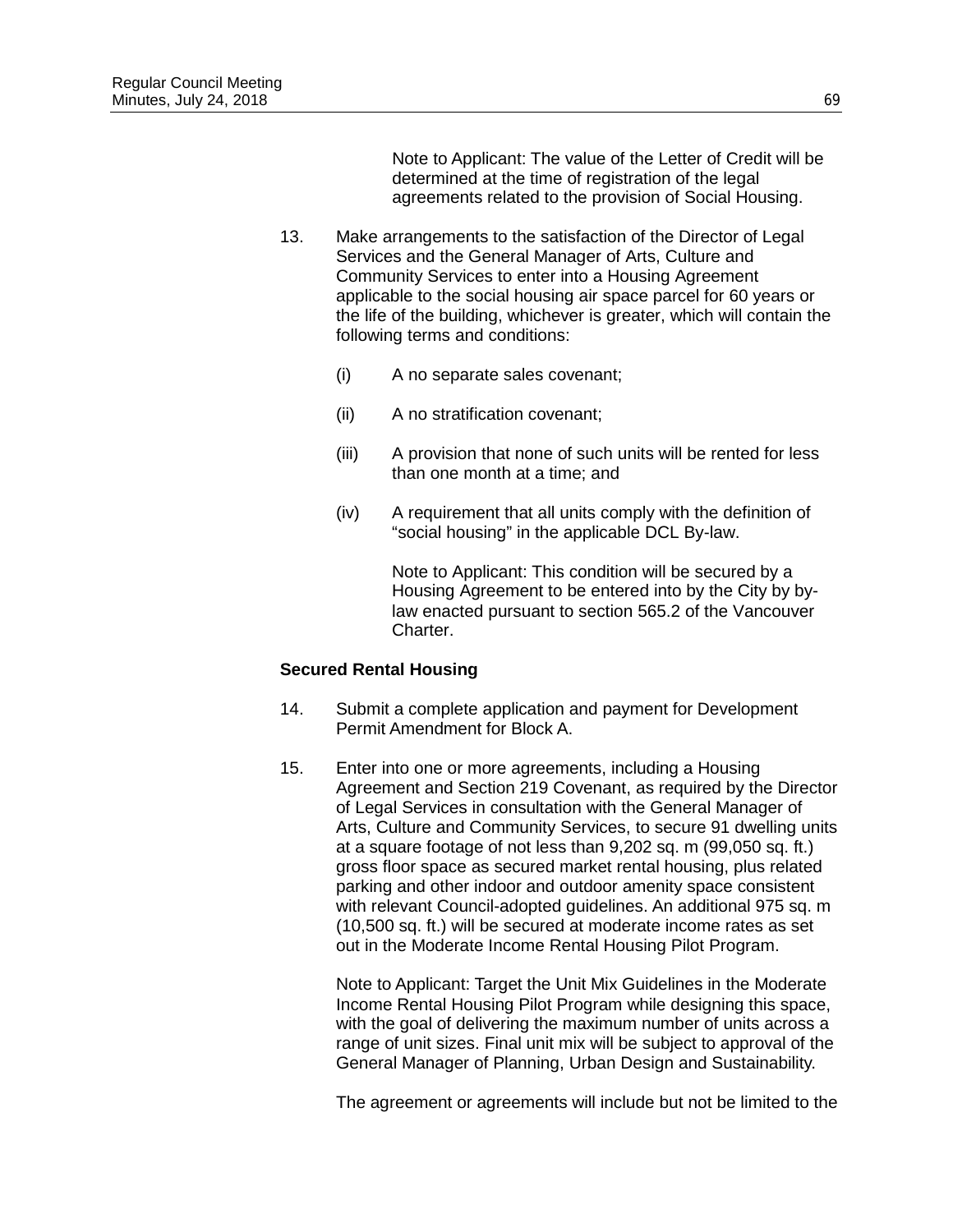Note to Applicant: The value of the Letter of Credit will be determined at the time of registration of the legal agreements related to the provision of Social Housing.

13. Make arrangements to the satisfaction of the Director of Legal Services and the General Manager of Arts, Culture and Community Services to enter into a Housing Agreement applicable to the social housing air space parcel for 60 years or the life of the building, whichever is greater, which will contain the following terms and conditions:

    (i) A no separate sales covenant;

    (ii) A no stratification covenant;

    (iii) A provision that none of such units will be rented for less than one month at a time; and

    (iv) A requirement that all units comply with the definition of "social housing" in the applicable DCL By-law.

    Note to Applicant: This condition will be secured by a Housing Agreement to be entered into by the City by by-law enacted pursuant to section 565.2 of the Vancouver Charter.

**Secured Rental Housing**

14. Submit a complete application and payment for Development Permit Amendment for Block A.

15. Enter into one or more agreements, including a Housing Agreement and Section 219 Covenant, as required by the Director of Legal Services in consultation with the General Manager of Arts, Culture and Community Services, to secure 91 dwelling units at a square footage of not less than 9,202 sq. m (99,050 sq. ft.) gross floor space as secured market rental housing, plus related parking and other indoor and outdoor amenity space consistent with relevant Council-adopted guidelines. An additional 975 sq. m (10,500 sq. ft.) will be secured at moderate income rates as set out in the Moderate Income Rental Housing Pilot Program.

    Note to Applicant: Target the Unit Mix Guidelines in the Moderate Income Rental Housing Pilot Program while designing this space, with the goal of delivering the maximum number of units across a range of unit sizes. Final unit mix will be subject to approval of the General Manager of Planning, Urban Design and Sustainability.

    The agreement or agreements will include but not be limited to the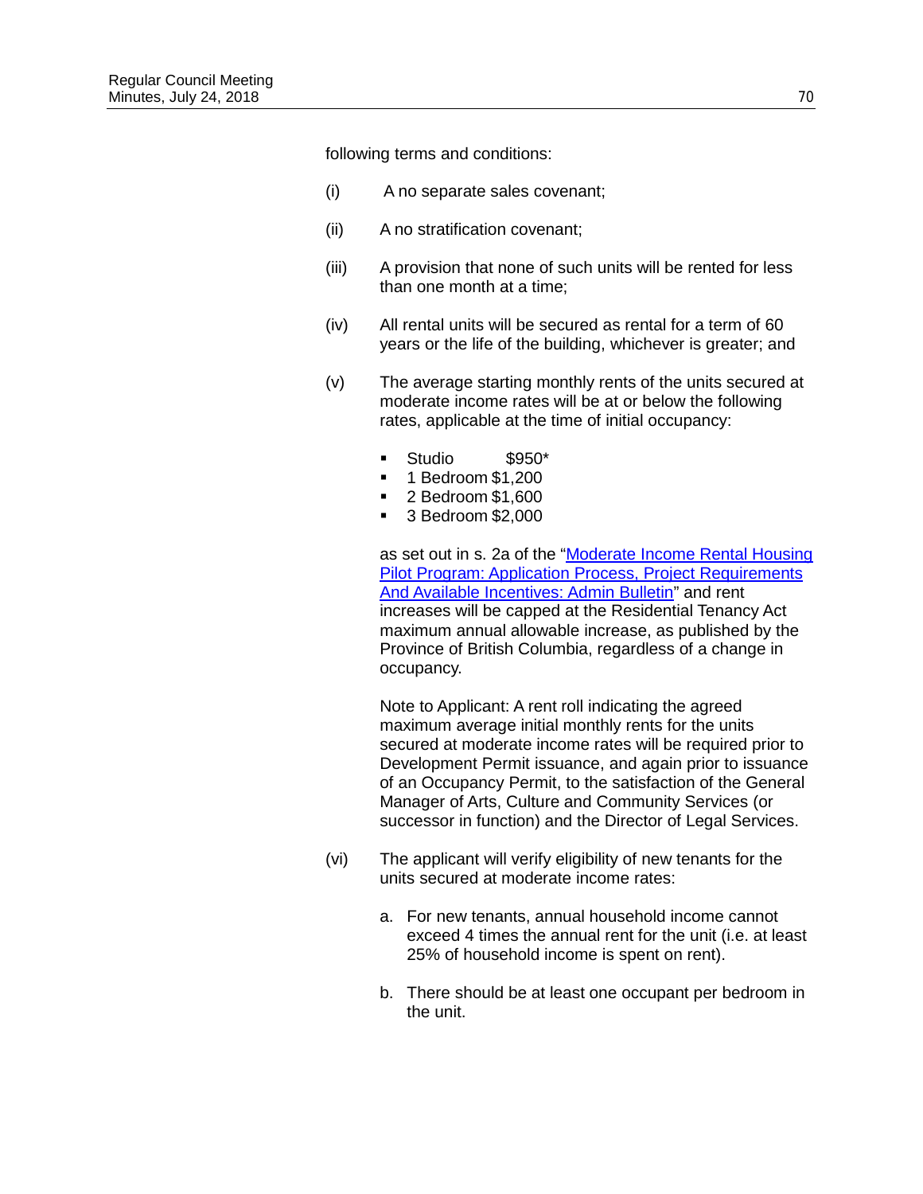following terms and conditions:

(i) A no separate sales covenant;

(ii) A no stratification covenant;

(iii) A provision that none of such units will be rented for less than one month at a time;

(iv) All rental units will be secured as rental for a term of 60 years or the life of the building, whichever is greater; and

(v) The average starting monthly rents of the units secured at moderate income rates will be at or below the following rates, applicable at the time of initial occupancy:

- Studio $950*
- 1 Bedroom $1,200
- 2 Bedroom $1,600
- 3 Bedroom $2,000

as set out in s. 2a of the "Moderate Income Rental Housing Pilot Program: Application Process, Project Requirements And Available Incentives: Admin Bulletin" and rent increases will be capped at the Residential Tenancy Act maximum annual allowable increase, as published by the Province of British Columbia, regardless of a change in occupancy.

Note to Applicant: A rent roll indicating the agreed maximum average initial monthly rents for the units secured at moderate income rates will be required prior to Development Permit issuance, and again prior to issuance of an Occupancy Permit, to the satisfaction of the General Manager of Arts, Culture and Community Services (or successor in function) and the Director of Legal Services.

(vi) The applicant will verify eligibility of new tenants for the units secured at moderate income rates:

a. For new tenants, annual household income cannot exceed 4 times the annual rent for the unit (i.e. at least 25% of household income is spent on rent).

b. There should be at least one occupant per bedroom in the unit.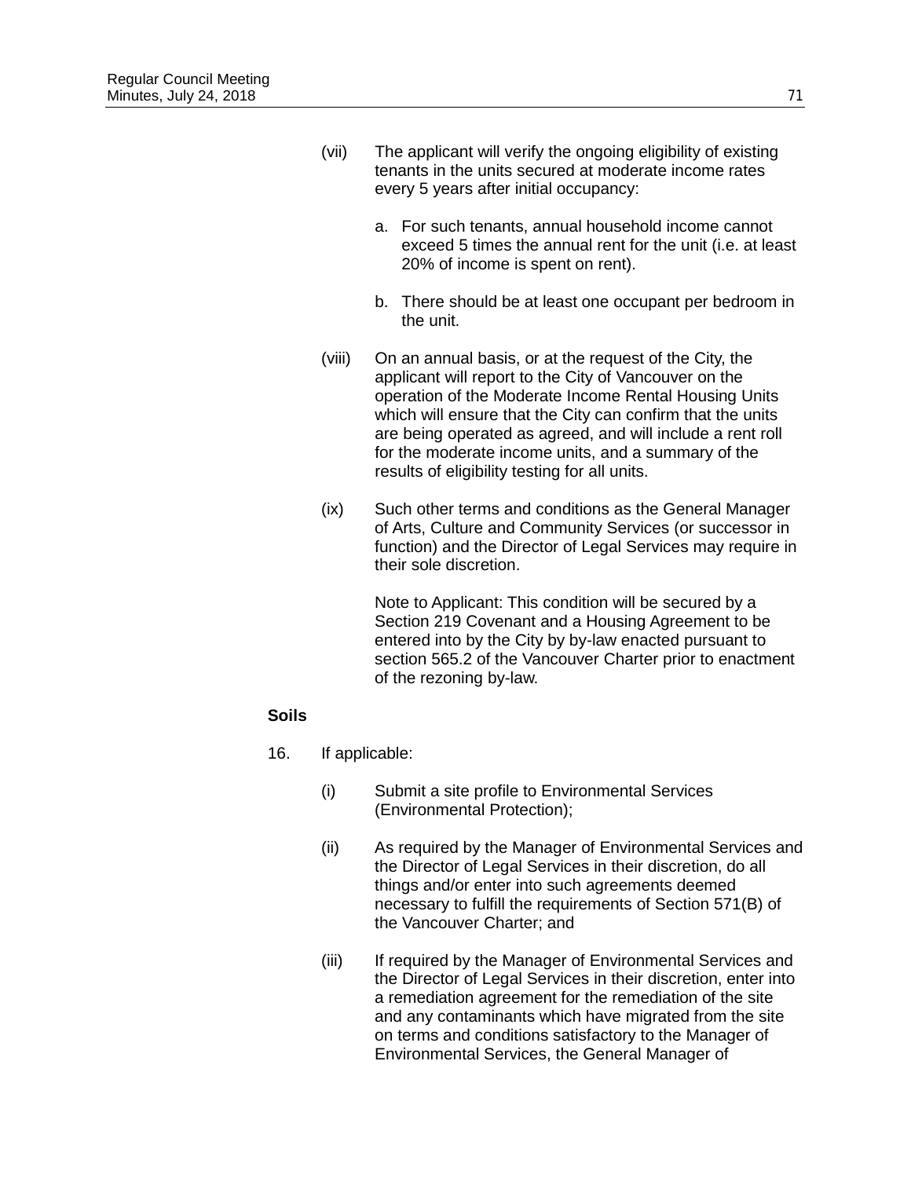(vii) The applicant will verify the ongoing eligibility of existing tenants in the units secured at moderate income rates every 5 years after initial occupancy:

a. For such tenants, annual household income cannot exceed 5 times the annual rent for the unit (i.e. at least 20% of income is spent on rent).

b. There should be at least one occupant per bedroom in the unit.

(viii) On an annual basis, or at the request of the City, the applicant will report to the City of Vancouver on the operation of the Moderate Income Rental Housing Units which will ensure that the City can confirm that the units are being operated as agreed, and will include a rent roll for the moderate income units, and a summary of the results of eligibility testing for all units.

(ix) Such other terms and conditions as the General Manager of Arts, Culture and Community Services (or successor in function) and the Director of Legal Services may require in their sole discretion.

Note to Applicant: This condition will be secured by a Section 219 Covenant and a Housing Agreement to be entered into by the City by by-law enacted pursuant to section 565.2 of the Vancouver Charter prior to enactment of the rezoning by-law.

**Soils**

16. If applicable:

(i) Submit a site profile to Environmental Services (Environmental Protection);

(ii) As required by the Manager of Environmental Services and the Director of Legal Services in their discretion, do all things and/or enter into such agreements deemed necessary to fulfill the requirements of Section 571(B) of the Vancouver Charter; and

(iii) If required by the Manager of Environmental Services and the Director of Legal Services in their discretion, enter into a remediation agreement for the remediation of the site and any contaminants which have migrated from the site on terms and conditions satisfactory to the Manager of Environmental Services, the General Manager of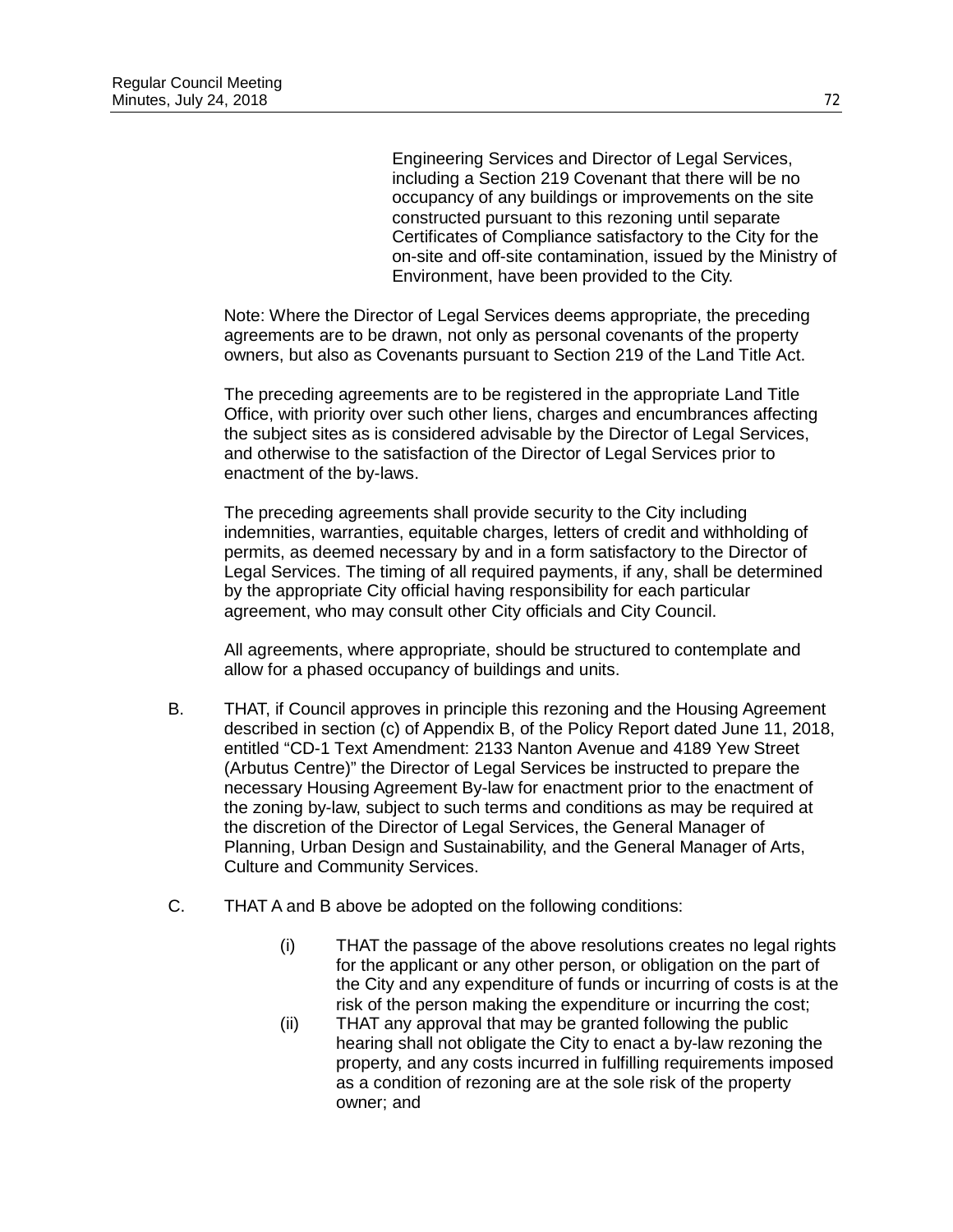Engineering Services and Director of Legal Services, including a Section 219 Covenant that there will be no occupancy of any buildings or improvements on the site constructed pursuant to this rezoning until separate Certificates of Compliance satisfactory to the City for the on-site and off-site contamination, issued by the Ministry of Environment, have been provided to the City.

Note: Where the Director of Legal Services deems appropriate, the preceding agreements are to be drawn, not only as personal covenants of the property owners, but also as Covenants pursuant to Section 219 of the Land Title Act.

The preceding agreements are to be registered in the appropriate Land Title Office, with priority over such other liens, charges and encumbrances affecting the subject sites as is considered advisable by the Director of Legal Services, and otherwise to the satisfaction of the Director of Legal Services prior to enactment of the by-laws.

The preceding agreements shall provide security to the City including indemnities, warranties, equitable charges, letters of credit and withholding of permits, as deemed necessary by and in a form satisfactory to the Director of Legal Services. The timing of all required payments, if any, shall be determined by the appropriate City official having responsibility for each particular agreement, who may consult other City officials and City Council.

All agreements, where appropriate, should be structured to contemplate and allow for a phased occupancy of buildings and units.

B. THAT, if Council approves in principle this rezoning and the Housing Agreement described in section (c) of Appendix B, of the Policy Report dated June 11, 2018, entitled "CD-1 Text Amendment: 2133 Nanton Avenue and 4189 Yew Street (Arbutus Centre)" the Director of Legal Services be instructed to prepare the necessary Housing Agreement By-law for enactment prior to the enactment of the zoning by-law, subject to such terms and conditions as may be required at the discretion of the Director of Legal Services, the General Manager of Planning, Urban Design and Sustainability, and the General Manager of Arts, Culture and Community Services.

C. THAT A and B above be adopted on the following conditions:

(i) THAT the passage of the above resolutions creates no legal rights for the applicant or any other person, or obligation on the part of the City and any expenditure of funds or incurring of costs is at the risk of the person making the expenditure or incurring the cost;

(ii) THAT any approval that may be granted following the public hearing shall not obligate the City to enact a by-law rezoning the property, and any costs incurred in fulfilling requirements imposed as a condition of rezoning are at the sole risk of the property owner; and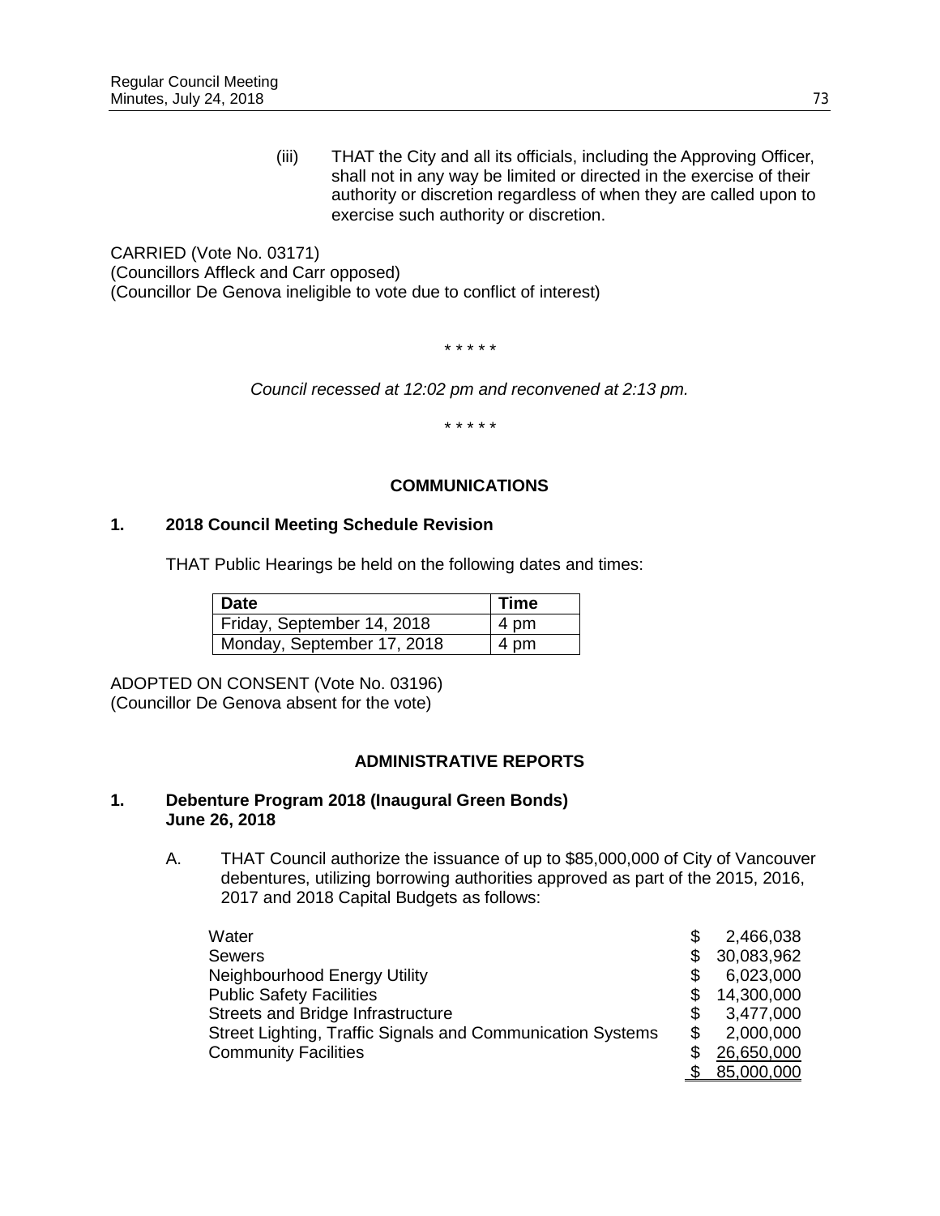(iii) THAT the City and all its officials, including the Approving Officer, shall not in any way be limited or directed in the exercise of their authority or discretion regardless of when they are called upon to exercise such authority or discretion.

CARRIED (Vote No. 03171)
(Councillors Affleck and Carr opposed)
(Councillor De Genova ineligible to vote due to conflict of interest)

\* \* \* \* \*

*Council recessed at 12:02 pm and reconvened at 2:13 pm.*

\* \* \* \* \*

## COMMUNICATIONS

### 1. 2018 Council Meeting Schedule Revision

THAT Public Hearings be held on the following dates and times:

| Date | Time |
|---|---|
| Friday, September 14, 2018 | 4 pm |
| Monday, September 17, 2018 | 4 pm |

ADOPTED ON CONSENT (Vote No. 03196)
(Councillor De Genova absent for the vote)

## ADMINISTRATIVE REPORTS

### 1. Debenture Program 2018 (Inaugural Green Bonds) June 26, 2018

A. THAT Council authorize the issuance of up to $85,000,000 of City of Vancouver debentures, utilizing borrowing authorities approved as part of the 2015, 2016, 2017 and 2018 Capital Budgets as follows:

| | |
|---|---|
| Water | $ 2,466,038 |
| Sewers | $ 30,083,962 |
| Neighbourhood Energy Utility | $ 6,023,000 |
| Public Safety Facilities | $ 14,300,000 |
| Streets and Bridge Infrastructure | $ 3,477,000 |
| Street Lighting, Traffic Signals and Communication Systems | $ 2,000,000 |
| Community Facilities | $ 26,650,000 |
| | $ 85,000,000 |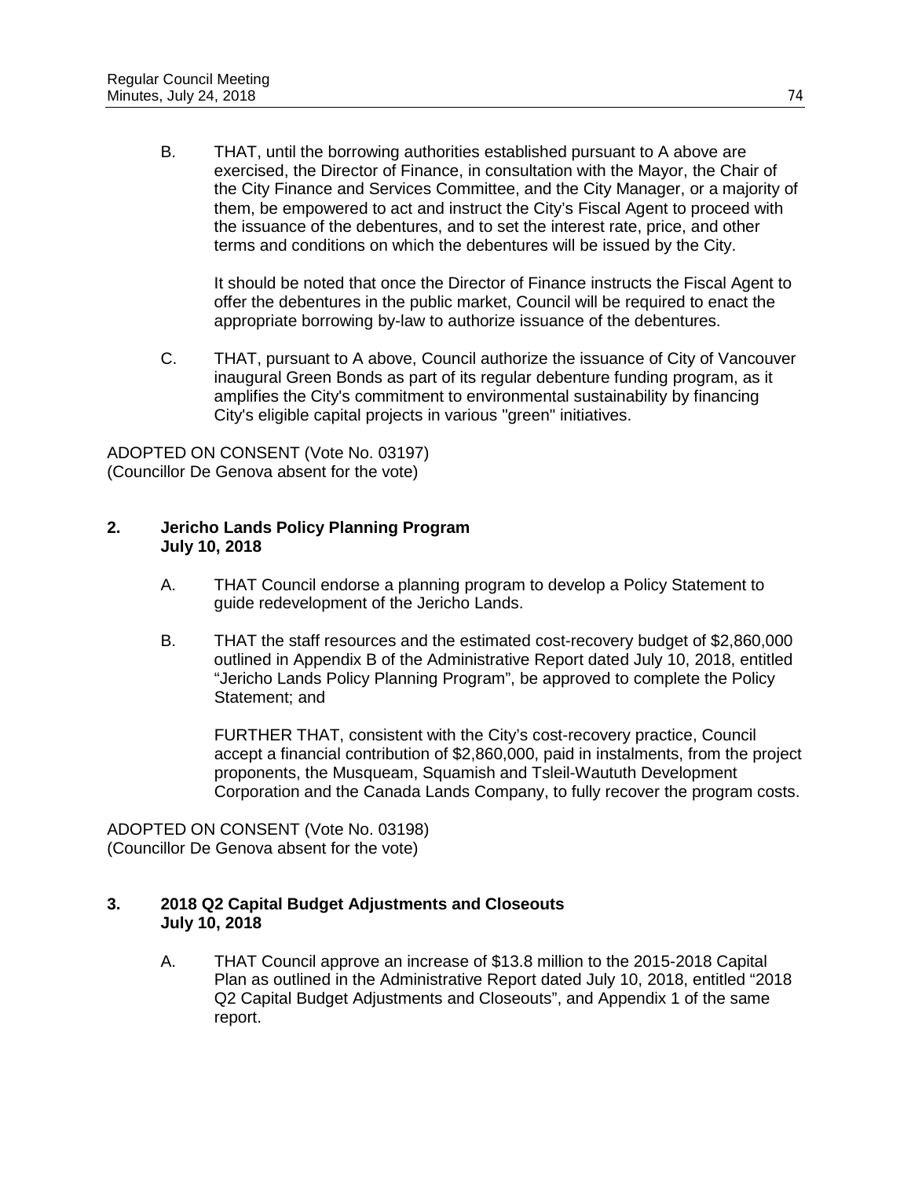B. THAT, until the borrowing authorities established pursuant to A above are exercised, the Director of Finance, in consultation with the Mayor, the Chair of the City Finance and Services Committee, and the City Manager, or a majority of them, be empowered to act and instruct the City's Fiscal Agent to proceed with the issuance of the debentures, and to set the interest rate, price, and other terms and conditions on which the debentures will be issued by the City.

   It should be noted that once the Director of Finance instructs the Fiscal Agent to offer the debentures in the public market, Council will be required to enact the appropriate borrowing by-law to authorize issuance of the debentures.

C. THAT, pursuant to A above, Council authorize the issuance of City of Vancouver inaugural Green Bonds as part of its regular debenture funding program, as it amplifies the City's commitment to environmental sustainability by financing City's eligible capital projects in various "green" initiatives.

ADOPTED ON CONSENT (Vote No. 03197)
(Councillor De Genova absent for the vote)

**2. Jericho Lands Policy Planning Program**
**July 10, 2018**

A. THAT Council endorse a planning program to develop a Policy Statement to guide redevelopment of the Jericho Lands.

B. THAT the staff resources and the estimated cost-recovery budget of $2,860,000 outlined in Appendix B of the Administrative Report dated July 10, 2018, entitled "Jericho Lands Policy Planning Program", be approved to complete the Policy Statement; and

   FURTHER THAT, consistent with the City's cost-recovery practice, Council accept a financial contribution of $2,860,000, paid in instalments, from the project proponents, the Musqueam, Squamish and Tsleil-Waututh Development Corporation and the Canada Lands Company, to fully recover the program costs.

ADOPTED ON CONSENT (Vote No. 03198)
(Councillor De Genova absent for the vote)

**3. 2018 Q2 Capital Budget Adjustments and Closeouts**
**July 10, 2018**

A. THAT Council approve an increase of $13.8 million to the 2015-2018 Capital Plan as outlined in the Administrative Report dated July 10, 2018, entitled "2018 Q2 Capital Budget Adjustments and Closeouts", and Appendix 1 of the same report.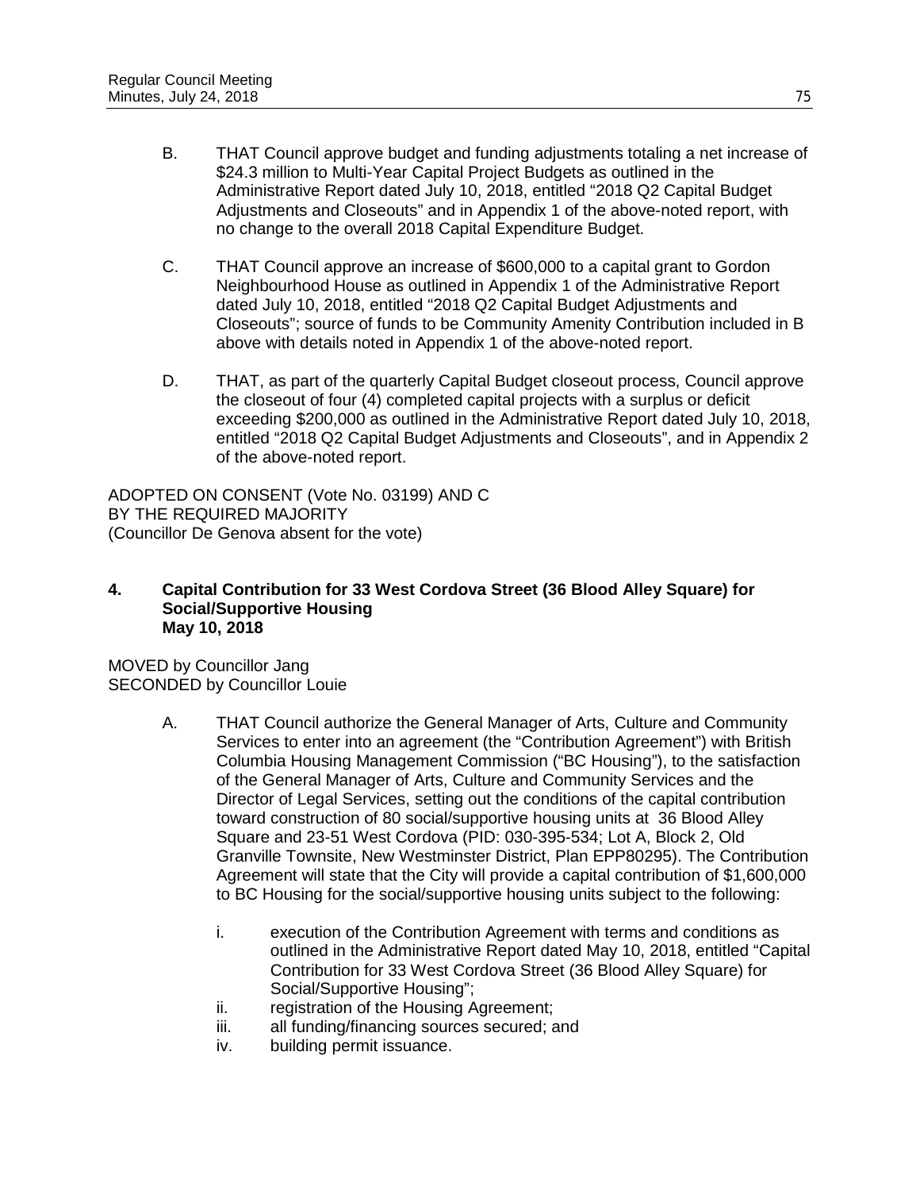B. THAT Council approve budget and funding adjustments totaling a net increase of $24.3 million to Multi-Year Capital Project Budgets as outlined in the Administrative Report dated July 10, 2018, entitled "2018 Q2 Capital Budget Adjustments and Closeouts" and in Appendix 1 of the above-noted report, with no change to the overall 2018 Capital Expenditure Budget.

C. THAT Council approve an increase of $600,000 to a capital grant to Gordon Neighbourhood House as outlined in Appendix 1 of the Administrative Report dated July 10, 2018, entitled "2018 Q2 Capital Budget Adjustments and Closeouts"; source of funds to be Community Amenity Contribution included in B above with details noted in Appendix 1 of the above-noted report.

D. THAT, as part of the quarterly Capital Budget closeout process, Council approve the closeout of four (4) completed capital projects with a surplus or deficit exceeding $200,000 as outlined in the Administrative Report dated July 10, 2018, entitled "2018 Q2 Capital Budget Adjustments and Closeouts", and in Appendix 2 of the above-noted report.

ADOPTED ON CONSENT (Vote No. 03199) AND C
BY THE REQUIRED MAJORITY
(Councillor De Genova absent for the vote)

**4. Capital Contribution for 33 West Cordova Street (36 Blood Alley Square) for Social/Supportive Housing**
**May 10, 2018**

MOVED by Councillor Jang
SECONDED by Councillor Louie

A. THAT Council authorize the General Manager of Arts, Culture and Community Services to enter into an agreement (the "Contribution Agreement") with British Columbia Housing Management Commission ("BC Housing"), to the satisfaction of the General Manager of Arts, Culture and Community Services and the Director of Legal Services, setting out the conditions of the capital contribution toward construction of 80 social/supportive housing units at 36 Blood Alley Square and 23-51 West Cordova (PID: 030-395-534; Lot A, Block 2, Old Granville Townsite, New Westminster District, Plan EPP80295). The Contribution Agreement will state that the City will provide a capital contribution of $1,600,000 to BC Housing for the social/supportive housing units subject to the following:

i. execution of the Contribution Agreement with terms and conditions as outlined in the Administrative Report dated May 10, 2018, entitled "Capital Contribution for 33 West Cordova Street (36 Blood Alley Square) for Social/Supportive Housing";
ii. registration of the Housing Agreement;
iii. all funding/financing sources secured; and
iv. building permit issuance.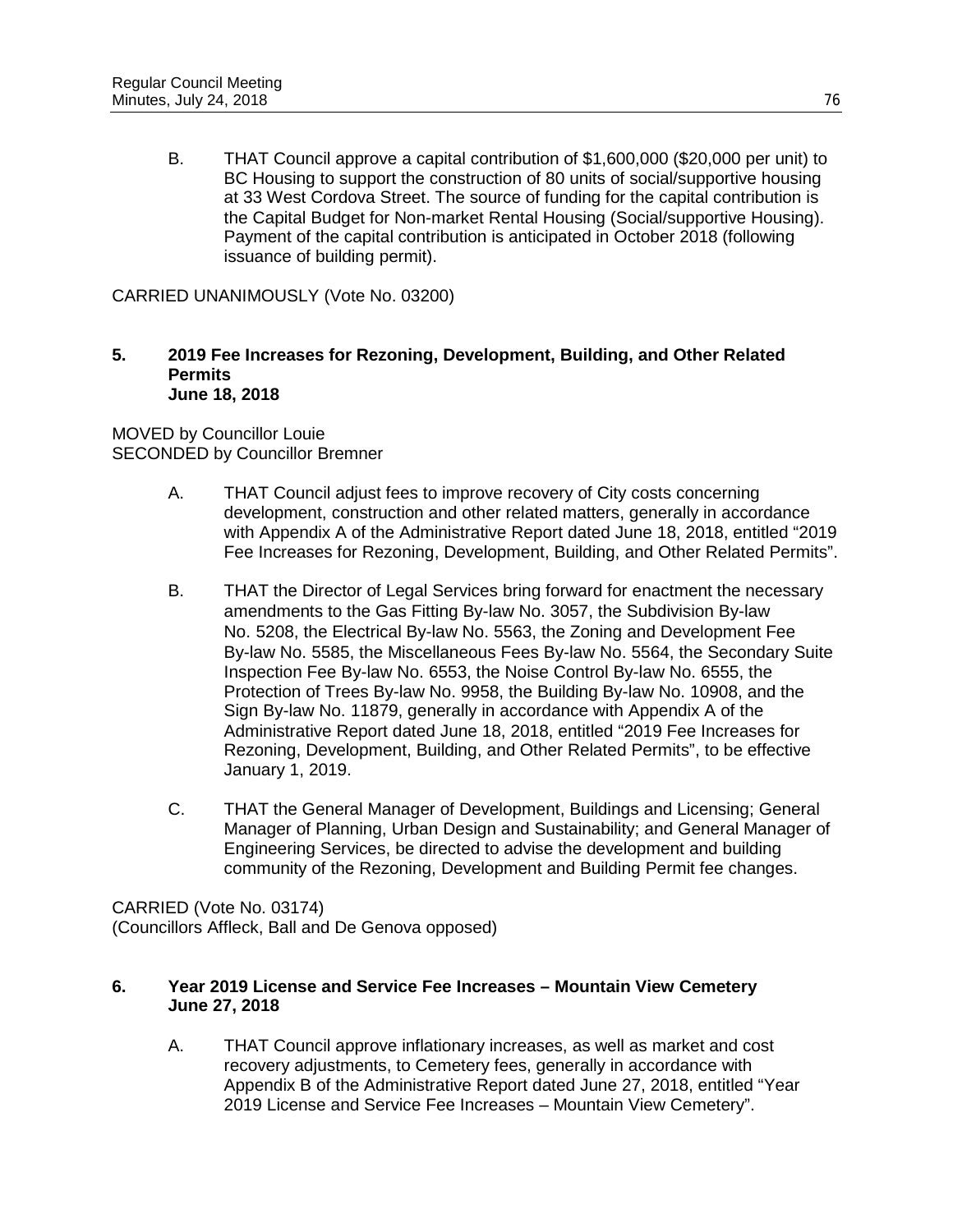B. THAT Council approve a capital contribution of $1,600,000 ($20,000 per unit) to BC Housing to support the construction of 80 units of social/supportive housing at 33 West Cordova Street. The source of funding for the capital contribution is the Capital Budget for Non-market Rental Housing (Social/supportive Housing). Payment of the capital contribution is anticipated in October 2018 (following issuance of building permit).

CARRIED UNANIMOUSLY (Vote No. 03200)

**5. 2019 Fee Increases for Rezoning, Development, Building, and Other Related Permits**
**June 18, 2018**

MOVED by Councillor Louie
SECONDED by Councillor Bremner

A. THAT Council adjust fees to improve recovery of City costs concerning development, construction and other related matters, generally in accordance with Appendix A of the Administrative Report dated June 18, 2018, entitled "2019 Fee Increases for Rezoning, Development, Building, and Other Related Permits".

B. THAT the Director of Legal Services bring forward for enactment the necessary amendments to the Gas Fitting By-law No. 3057, the Subdivision By-law No. 5208, the Electrical By-law No. 5563, the Zoning and Development Fee By-law No. 5585, the Miscellaneous Fees By-law No. 5564, the Secondary Suite Inspection Fee By-law No. 6553, the Noise Control By-law No. 6555, the Protection of Trees By-law No. 9958, the Building By-law No. 10908, and the Sign By-law No. 11879, generally in accordance with Appendix A of the Administrative Report dated June 18, 2018, entitled "2019 Fee Increases for Rezoning, Development, Building, and Other Related Permits", to be effective January 1, 2019.

C. THAT the General Manager of Development, Buildings and Licensing; General Manager of Planning, Urban Design and Sustainability; and General Manager of Engineering Services, be directed to advise the development and building community of the Rezoning, Development and Building Permit fee changes.

CARRIED (Vote No. 03174)
(Councillors Affleck, Ball and De Genova opposed)

**6. Year 2019 License and Service Fee Increases – Mountain View Cemetery**
**June 27, 2018**

A. THAT Council approve inflationary increases, as well as market and cost recovery adjustments, to Cemetery fees, generally in accordance with Appendix B of the Administrative Report dated June 27, 2018, entitled "Year 2019 License and Service Fee Increases – Mountain View Cemetery".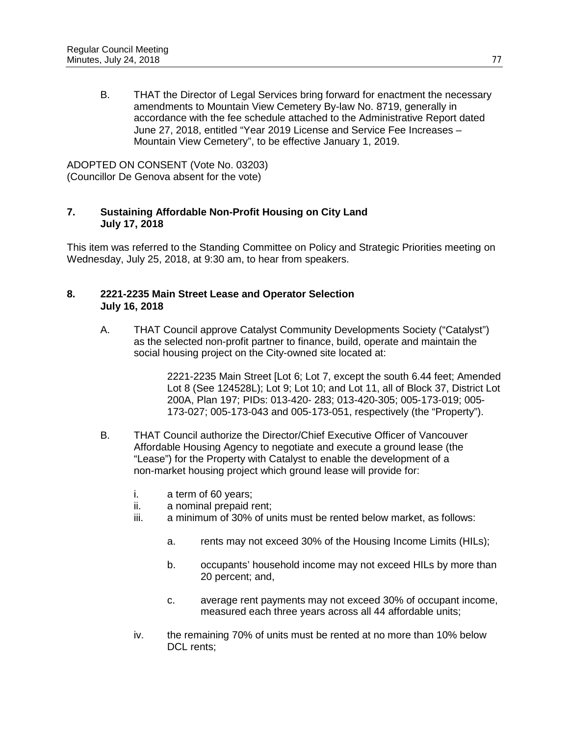B. THAT the Director of Legal Services bring forward for enactment the necessary amendments to Mountain View Cemetery By-law No. 8719, generally in accordance with the fee schedule attached to the Administrative Report dated June 27, 2018, entitled "Year 2019 License and Service Fee Increases – Mountain View Cemetery", to be effective January 1, 2019.

ADOPTED ON CONSENT (Vote No. 03203)
(Councillor De Genova absent for the vote)

### 7. Sustaining Affordable Non-Profit Housing on City Land July 17, 2018

This item was referred to the Standing Committee on Policy and Strategic Priorities meeting on Wednesday, July 25, 2018, at 9:30 am, to hear from speakers.

### 8. 2221-2235 Main Street Lease and Operator Selection July 16, 2018

A. THAT Council approve Catalyst Community Developments Society ("Catalyst") as the selected non-profit partner to finance, build, operate and maintain the social housing project on the City-owned site located at:

> 2221-2235 Main Street [Lot 6; Lot 7, except the south 6.44 feet; Amended Lot 8 (See 124528L); Lot 9; Lot 10; and Lot 11, all of Block 37, District Lot 200A, Plan 197; PIDs: 013-420- 283; 013-420-305; 005-173-019; 005-173-027; 005-173-043 and 005-173-051, respectively (the "Property").

B. THAT Council authorize the Director/Chief Executive Officer of Vancouver Affordable Housing Agency to negotiate and execute a ground lease (the "Lease") for the Property with Catalyst to enable the development of a non-market housing project which ground lease will provide for:

- i. a term of 60 years;
- ii. a nominal prepaid rent;
- iii. a minimum of 30% of units must be rented below market, as follows:
  - a. rents may not exceed 30% of the Housing Income Limits (HILs);
  - b. occupants' household income may not exceed HILs by more than 20 percent; and,
  - c. average rent payments may not exceed 30% of occupant income, measured each three years across all 44 affordable units;
- iv. the remaining 70% of units must be rented at no more than 10% below DCL rents;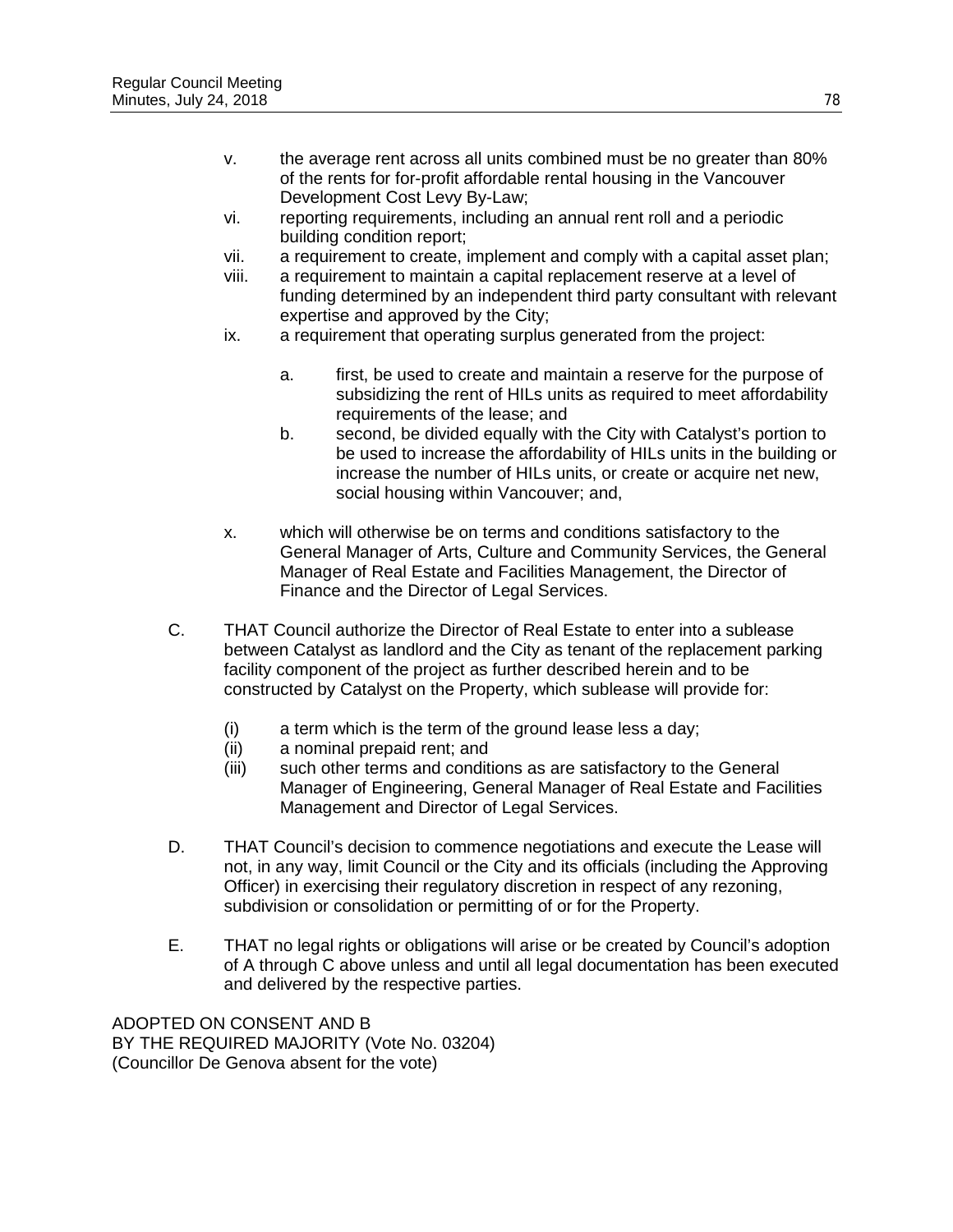v. the average rent across all units combined must be no greater than 80% of the rents for for-profit affordable rental housing in the Vancouver Development Cost Levy By-Law;

vi. reporting requirements, including an annual rent roll and a periodic building condition report;

vii. a requirement to create, implement and comply with a capital asset plan;

viii. a requirement to maintain a capital replacement reserve at a level of funding determined by an independent third party consultant with relevant expertise and approved by the City;

ix. a requirement that operating surplus generated from the project:

   a. first, be used to create and maintain a reserve for the purpose of subsidizing the rent of HILs units as required to meet affordability requirements of the lease; and

   b. second, be divided equally with the City with Catalyst's portion to be used to increase the affordability of HILs units in the building or increase the number of HILs units, or create or acquire net new, social housing within Vancouver; and,

x. which will otherwise be on terms and conditions satisfactory to the General Manager of Arts, Culture and Community Services, the General Manager of Real Estate and Facilities Management, the Director of Finance and the Director of Legal Services.

C. THAT Council authorize the Director of Real Estate to enter into a sublease between Catalyst as landlord and the City as tenant of the replacement parking facility component of the project as further described herein and to be constructed by Catalyst on the Property, which sublease will provide for:

   (i) a term which is the term of the ground lease less a day;

   (ii) a nominal prepaid rent; and

   (iii) such other terms and conditions as are satisfactory to the General Manager of Engineering, General Manager of Real Estate and Facilities Management and Director of Legal Services.

D. THAT Council's decision to commence negotiations and execute the Lease will not, in any way, limit Council or the City and its officials (including the Approving Officer) in exercising their regulatory discretion in respect of any rezoning, subdivision or consolidation or permitting of or for the Property.

E. THAT no legal rights or obligations will arise or be created by Council's adoption of A through C above unless and until all legal documentation has been executed and delivered by the respective parties.

ADOPTED ON CONSENT AND B
BY THE REQUIRED MAJORITY (Vote No. 03204)
(Councillor De Genova absent for the vote)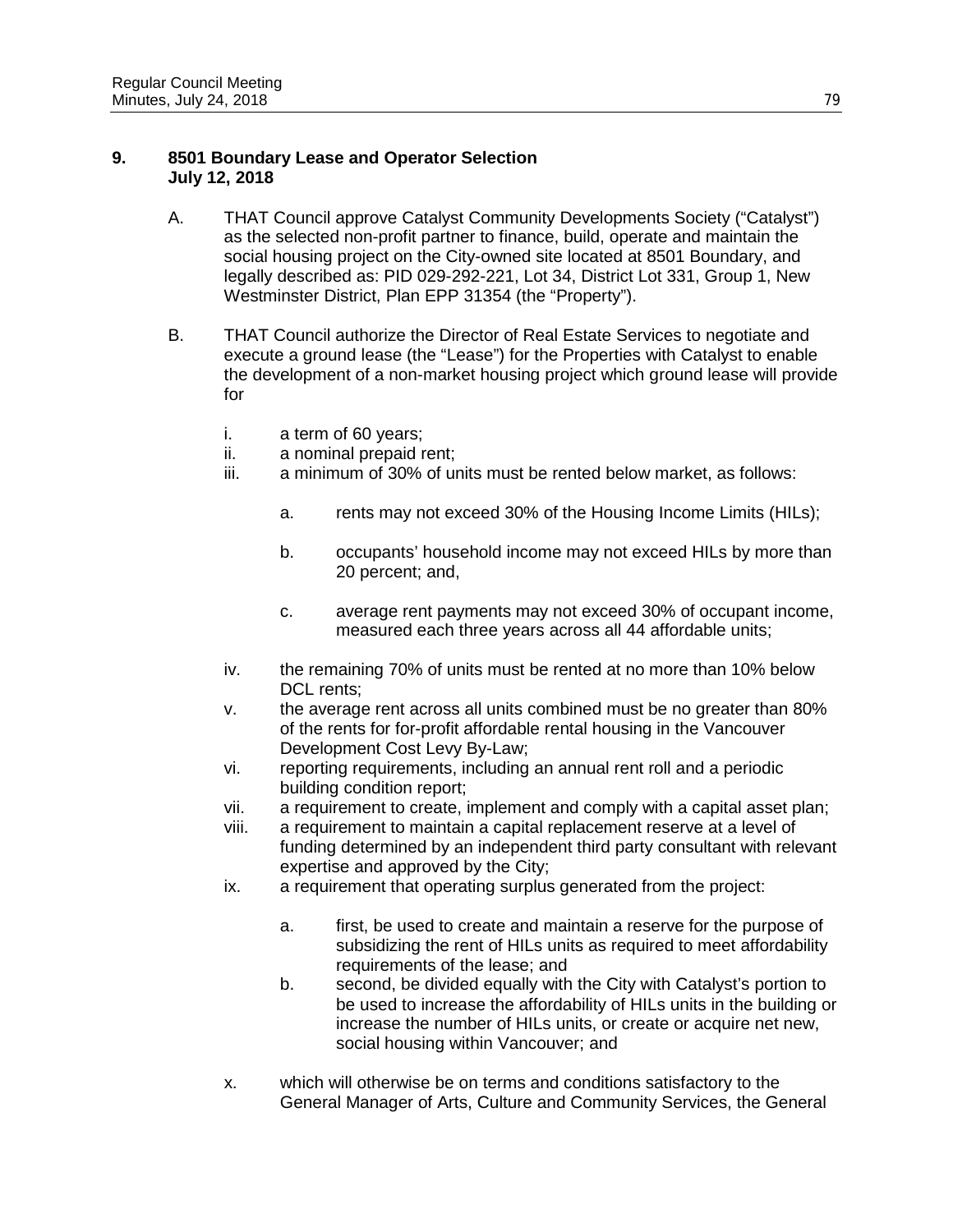**9. 8501 Boundary Lease and Operator Selection**
**July 12, 2018**

A. THAT Council approve Catalyst Community Developments Society ("Catalyst") as the selected non-profit partner to finance, build, operate and maintain the social housing project on the City-owned site located at 8501 Boundary, and legally described as: PID 029-292-221, Lot 34, District Lot 331, Group 1, New Westminster District, Plan EPP 31354 (the "Property").

B. THAT Council authorize the Director of Real Estate Services to negotiate and execute a ground lease (the "Lease") for the Properties with Catalyst to enable the development of a non-market housing project which ground lease will provide for

   i. a term of 60 years;
   ii. a nominal prepaid rent;
   iii. a minimum of 30% of units must be rented below market, as follows:

      a. rents may not exceed 30% of the Housing Income Limits (HILs);

      b. occupants' household income may not exceed HILs by more than 20 percent; and,

      c. average rent payments may not exceed 30% of occupant income, measured each three years across all 44 affordable units;

   iv. the remaining 70% of units must be rented at no more than 10% below DCL rents;
   v. the average rent across all units combined must be no greater than 80% of the rents for for-profit affordable rental housing in the Vancouver Development Cost Levy By-Law;
   vi. reporting requirements, including an annual rent roll and a periodic building condition report;
   vii. a requirement to create, implement and comply with a capital asset plan;
   viii. a requirement to maintain a capital replacement reserve at a level of funding determined by an independent third party consultant with relevant expertise and approved by the City;
   ix. a requirement that operating surplus generated from the project:

      a. first, be used to create and maintain a reserve for the purpose of subsidizing the rent of HILs units as required to meet affordability requirements of the lease; and
      b. second, be divided equally with the City with Catalyst's portion to be used to increase the affordability of HILs units in the building or increase the number of HILs units, or create or acquire net new, social housing within Vancouver; and

   x. which will otherwise be on terms and conditions satisfactory to the General Manager of Arts, Culture and Community Services, the General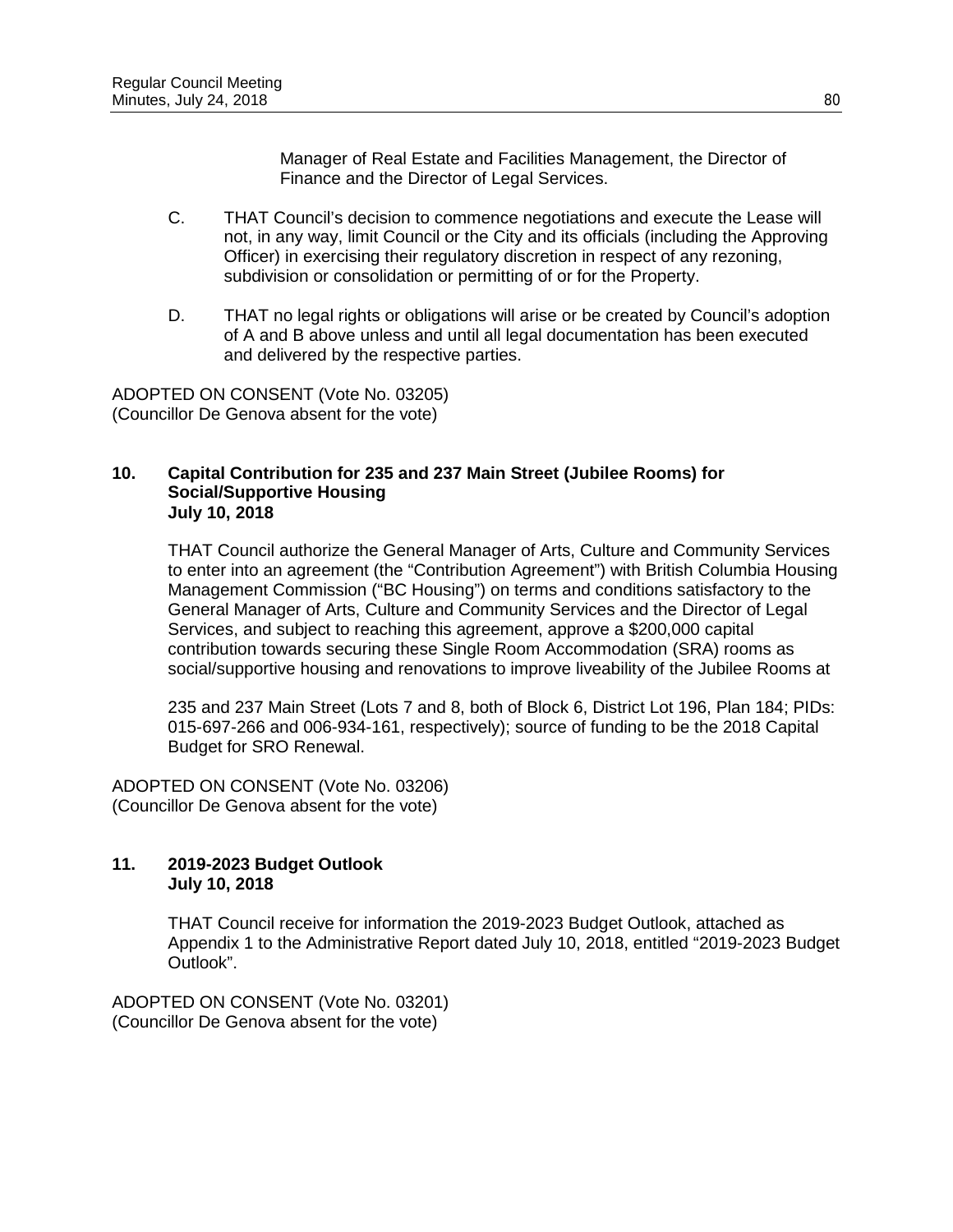Manager of Real Estate and Facilities Management, the Director of Finance and the Director of Legal Services.

C. THAT Council's decision to commence negotiations and execute the Lease will not, in any way, limit Council or the City and its officials (including the Approving Officer) in exercising their regulatory discretion in respect of any rezoning, subdivision or consolidation or permitting of or for the Property.

D. THAT no legal rights or obligations will arise or be created by Council's adoption of A and B above unless and until all legal documentation has been executed and delivered by the respective parties.

ADOPTED ON CONSENT (Vote No. 03205)
(Councillor De Genova absent for the vote)

### 10. Capital Contribution for 235 and 237 Main Street (Jubilee Rooms) for Social/Supportive Housing July 10, 2018

THAT Council authorize the General Manager of Arts, Culture and Community Services to enter into an agreement (the "Contribution Agreement") with British Columbia Housing Management Commission ("BC Housing") on terms and conditions satisfactory to the General Manager of Arts, Culture and Community Services and the Director of Legal Services, and subject to reaching this agreement, approve a $200,000 capital contribution towards securing these Single Room Accommodation (SRA) rooms as social/supportive housing and renovations to improve liveability of the Jubilee Rooms at

235 and 237 Main Street (Lots 7 and 8, both of Block 6, District Lot 196, Plan 184; PIDs: 015-697-266 and 006-934-161, respectively); source of funding to be the 2018 Capital Budget for SRO Renewal.

ADOPTED ON CONSENT (Vote No. 03206)
(Councillor De Genova absent for the vote)

### 11. 2019-2023 Budget Outlook July 10, 2018

THAT Council receive for information the 2019-2023 Budget Outlook, attached as Appendix 1 to the Administrative Report dated July 10, 2018, entitled "2019-2023 Budget Outlook".

ADOPTED ON CONSENT (Vote No. 03201)
(Councillor De Genova absent for the vote)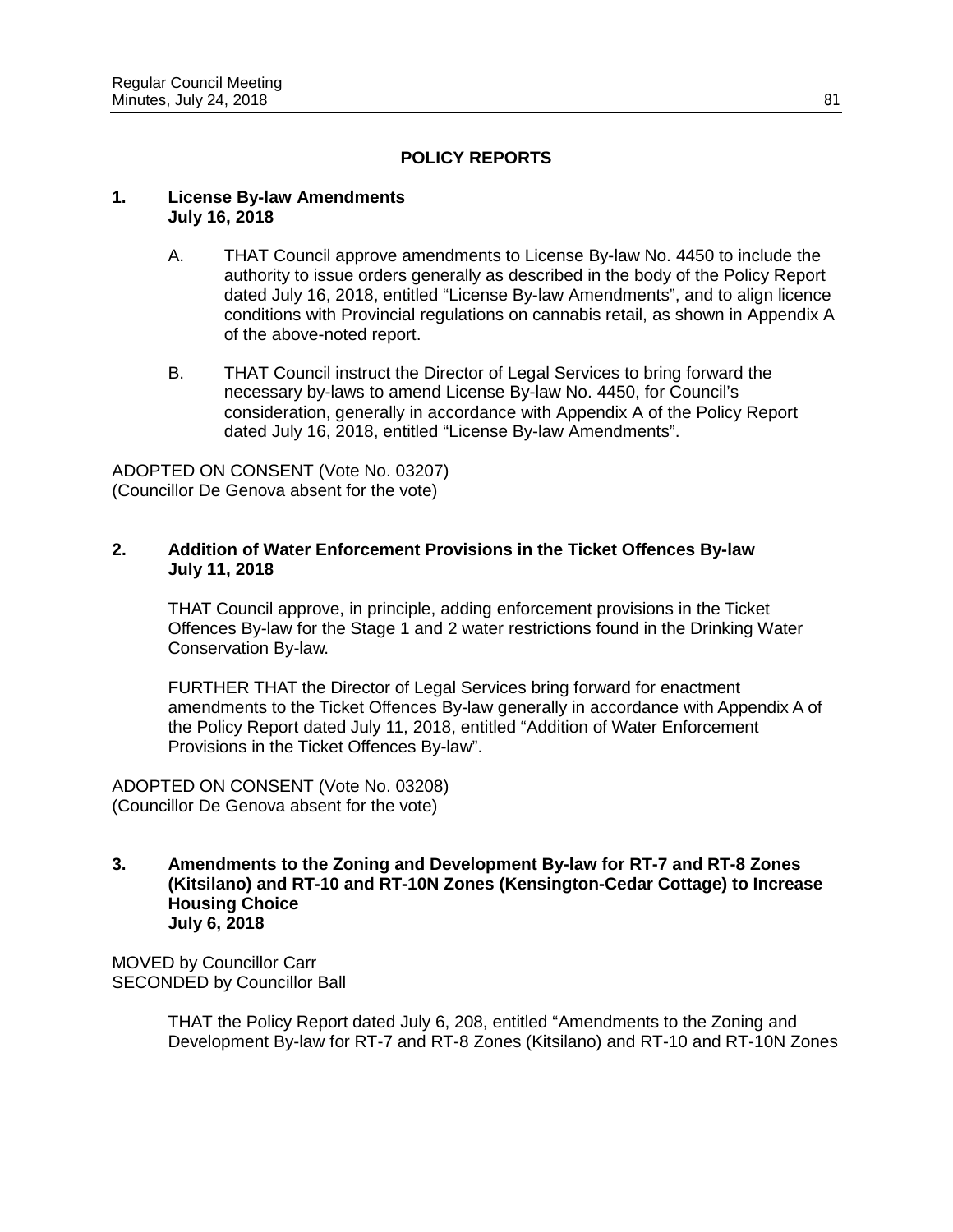## POLICY REPORTS

**1. License By-law Amendments**
**July 16, 2018**

A. THAT Council approve amendments to License By-law No. 4450 to include the authority to issue orders generally as described in the body of the Policy Report dated July 16, 2018, entitled "License By-law Amendments", and to align licence conditions with Provincial regulations on cannabis retail, as shown in Appendix A of the above-noted report.

B. THAT Council instruct the Director of Legal Services to bring forward the necessary by-laws to amend License By-law No. 4450, for Council's consideration, generally in accordance with Appendix A of the Policy Report dated July 16, 2018, entitled "License By-law Amendments".

ADOPTED ON CONSENT (Vote No. 03207)
(Councillor De Genova absent for the vote)

**2. Addition of Water Enforcement Provisions in the Ticket Offences By-law**
**July 11, 2018**

THAT Council approve, in principle, adding enforcement provisions in the Ticket Offences By-law for the Stage 1 and 2 water restrictions found in the Drinking Water Conservation By-law.

FURTHER THAT the Director of Legal Services bring forward for enactment amendments to the Ticket Offences By-law generally in accordance with Appendix A of the Policy Report dated July 11, 2018, entitled "Addition of Water Enforcement Provisions in the Ticket Offences By-law".

ADOPTED ON CONSENT (Vote No. 03208)
(Councillor De Genova absent for the vote)

**3. Amendments to the Zoning and Development By-law for RT-7 and RT-8 Zones (Kitsilano) and RT-10 and RT-10N Zones (Kensington-Cedar Cottage) to Increase Housing Choice**
**July 6, 2018**

MOVED by Councillor Carr
SECONDED by Councillor Ball

THAT the Policy Report dated July 6, 208, entitled "Amendments to the Zoning and Development By-law for RT-7 and RT-8 Zones (Kitsilano) and RT-10 and RT-10N Zones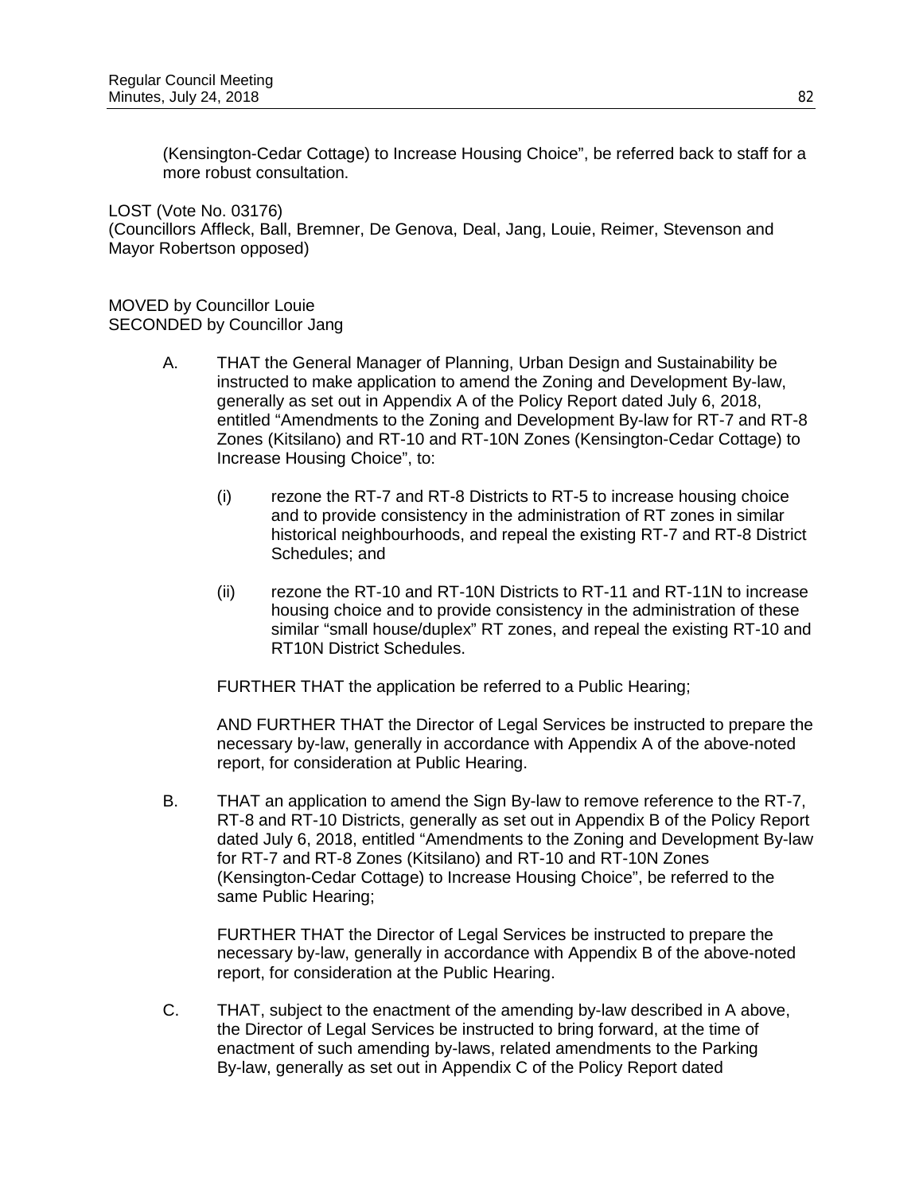(Kensington-Cedar Cottage) to Increase Housing Choice", be referred back to staff for a more robust consultation.

LOST (Vote No. 03176)
(Councillors Affleck, Ball, Bremner, De Genova, Deal, Jang, Louie, Reimer, Stevenson and Mayor Robertson opposed)

MOVED by Councillor Louie
SECONDED by Councillor Jang

A. THAT the General Manager of Planning, Urban Design and Sustainability be instructed to make application to amend the Zoning and Development By-law, generally as set out in Appendix A of the Policy Report dated July 6, 2018, entitled "Amendments to the Zoning and Development By-law for RT-7 and RT-8 Zones (Kitsilano) and RT-10 and RT-10N Zones (Kensington-Cedar Cottage) to Increase Housing Choice", to:

   (i) rezone the RT-7 and RT-8 Districts to RT-5 to increase housing choice and to provide consistency in the administration of RT zones in similar historical neighbourhoods, and repeal the existing RT-7 and RT-8 District Schedules; and

   (ii) rezone the RT-10 and RT-10N Districts to RT-11 and RT-11N to increase housing choice and to provide consistency in the administration of these similar "small house/duplex" RT zones, and repeal the existing RT-10 and RT10N District Schedules.

   FURTHER THAT the application be referred to a Public Hearing;

   AND FURTHER THAT the Director of Legal Services be instructed to prepare the necessary by-law, generally in accordance with Appendix A of the above-noted report, for consideration at Public Hearing.

B. THAT an application to amend the Sign By-law to remove reference to the RT-7, RT-8 and RT-10 Districts, generally as set out in Appendix B of the Policy Report dated July 6, 2018, entitled "Amendments to the Zoning and Development By-law for RT-7 and RT-8 Zones (Kitsilano) and RT-10 and RT-10N Zones (Kensington-Cedar Cottage) to Increase Housing Choice", be referred to the same Public Hearing;

   FURTHER THAT the Director of Legal Services be instructed to prepare the necessary by-law, generally in accordance with Appendix B of the above-noted report, for consideration at the Public Hearing.

C. THAT, subject to the enactment of the amending by-law described in A above, the Director of Legal Services be instructed to bring forward, at the time of enactment of such amending by-laws, related amendments to the Parking By-law, generally as set out in Appendix C of the Policy Report dated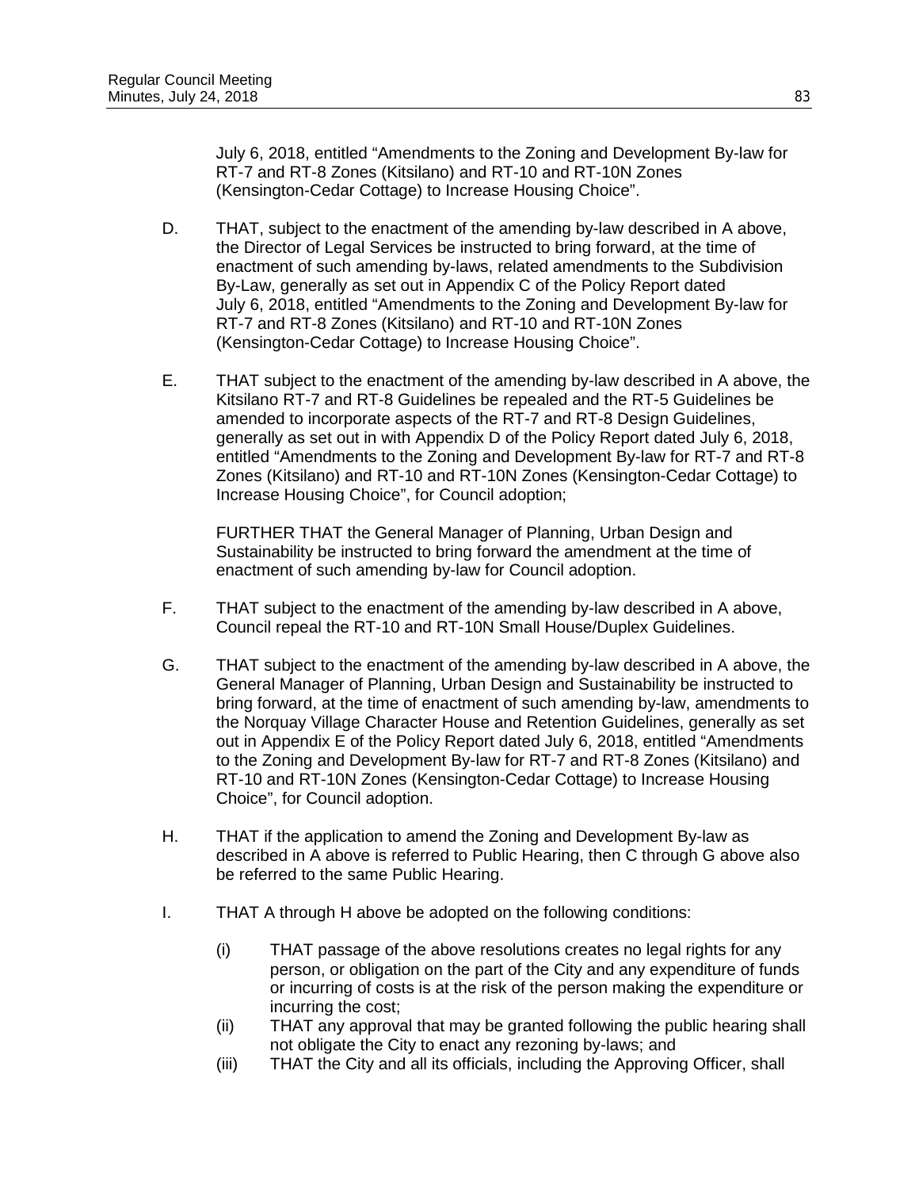July 6, 2018, entitled "Amendments to the Zoning and Development By-law for RT-7 and RT-8 Zones (Kitsilano) and RT-10 and RT-10N Zones (Kensington-Cedar Cottage) to Increase Housing Choice".

D. THAT, subject to the enactment of the amending by-law described in A above, the Director of Legal Services be instructed to bring forward, at the time of enactment of such amending by-laws, related amendments to the Subdivision By-Law, generally as set out in Appendix C of the Policy Report dated July 6, 2018, entitled "Amendments to the Zoning and Development By-law for RT-7 and RT-8 Zones (Kitsilano) and RT-10 and RT-10N Zones (Kensington-Cedar Cottage) to Increase Housing Choice".

E. THAT subject to the enactment of the amending by-law described in A above, the Kitsilano RT-7 and RT-8 Guidelines be repealed and the RT-5 Guidelines be amended to incorporate aspects of the RT-7 and RT-8 Design Guidelines, generally as set out in with Appendix D of the Policy Report dated July 6, 2018, entitled "Amendments to the Zoning and Development By-law for RT-7 and RT-8 Zones (Kitsilano) and RT-10 and RT-10N Zones (Kensington-Cedar Cottage) to Increase Housing Choice", for Council adoption;

   FURTHER THAT the General Manager of Planning, Urban Design and Sustainability be instructed to bring forward the amendment at the time of enactment of such amending by-law for Council adoption.

F. THAT subject to the enactment of the amending by-law described in A above, Council repeal the RT-10 and RT-10N Small House/Duplex Guidelines.

G. THAT subject to the enactment of the amending by-law described in A above, the General Manager of Planning, Urban Design and Sustainability be instructed to bring forward, at the time of enactment of such amending by-law, amendments to the Norquay Village Character House and Retention Guidelines, generally as set out in Appendix E of the Policy Report dated July 6, 2018, entitled "Amendments to the Zoning and Development By-law for RT-7 and RT-8 Zones (Kitsilano) and RT-10 and RT-10N Zones (Kensington-Cedar Cottage) to Increase Housing Choice", for Council adoption.

H. THAT if the application to amend the Zoning and Development By-law as described in A above is referred to Public Hearing, then C through G above also be referred to the same Public Hearing.

I. THAT A through H above be adopted on the following conditions:

   (i) THAT passage of the above resolutions creates no legal rights for any person, or obligation on the part of the City and any expenditure of funds or incurring of costs is at the risk of the person making the expenditure or incurring the cost;
   (ii) THAT any approval that may be granted following the public hearing shall not obligate the City to enact any rezoning by-laws; and
   (iii) THAT the City and all its officials, including the Approving Officer, shall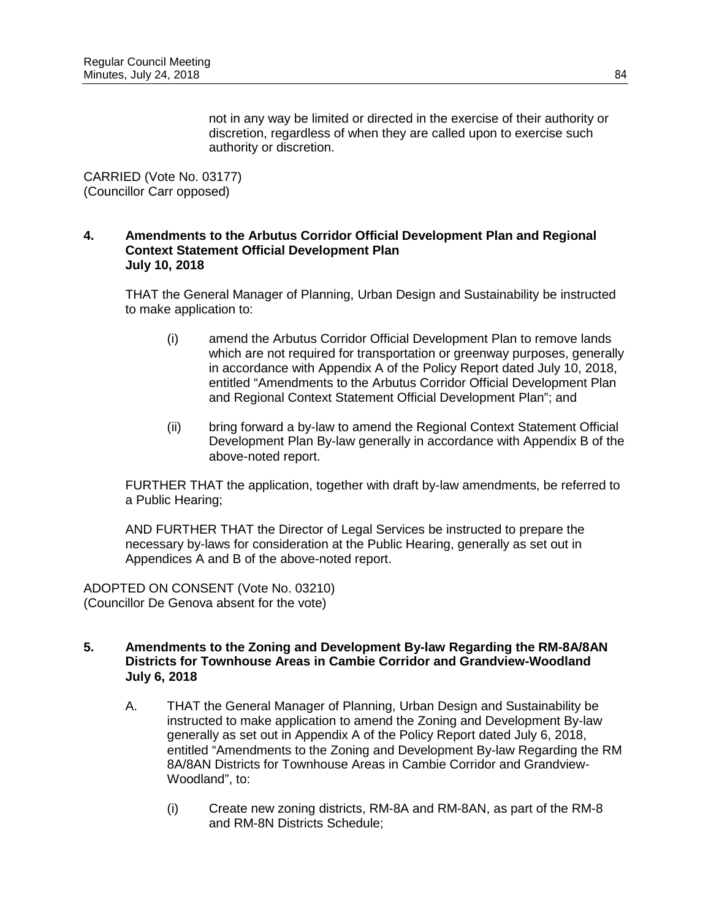not in any way be limited or directed in the exercise of their authority or discretion, regardless of when they are called upon to exercise such authority or discretion.

CARRIED (Vote No. 03177)
(Councillor Carr opposed)

**4. Amendments to the Arbutus Corridor Official Development Plan and Regional Context Statement Official Development Plan**
**July 10, 2018**

THAT the General Manager of Planning, Urban Design and Sustainability be instructed to make application to:

(i) amend the Arbutus Corridor Official Development Plan to remove lands which are not required for transportation or greenway purposes, generally in accordance with Appendix A of the Policy Report dated July 10, 2018, entitled "Amendments to the Arbutus Corridor Official Development Plan and Regional Context Statement Official Development Plan"; and

(ii) bring forward a by-law to amend the Regional Context Statement Official Development Plan By-law generally in accordance with Appendix B of the above-noted report.

FURTHER THAT the application, together with draft by-law amendments, be referred to a Public Hearing;

AND FURTHER THAT the Director of Legal Services be instructed to prepare the necessary by-laws for consideration at the Public Hearing, generally as set out in Appendices A and B of the above-noted report.

ADOPTED ON CONSENT (Vote No. 03210)
(Councillor De Genova absent for the vote)

**5. Amendments to the Zoning and Development By-law Regarding the RM-8A/8AN Districts for Townhouse Areas in Cambie Corridor and Grandview-Woodland**
**July 6, 2018**

A. THAT the General Manager of Planning, Urban Design and Sustainability be instructed to make application to amend the Zoning and Development By-law generally as set out in Appendix A of the Policy Report dated July 6, 2018, entitled "Amendments to the Zoning and Development By-law Regarding the RM 8A/8AN Districts for Townhouse Areas in Cambie Corridor and Grandview-Woodland", to:

(i) Create new zoning districts, RM-8A and RM-8AN, as part of the RM-8 and RM-8N Districts Schedule;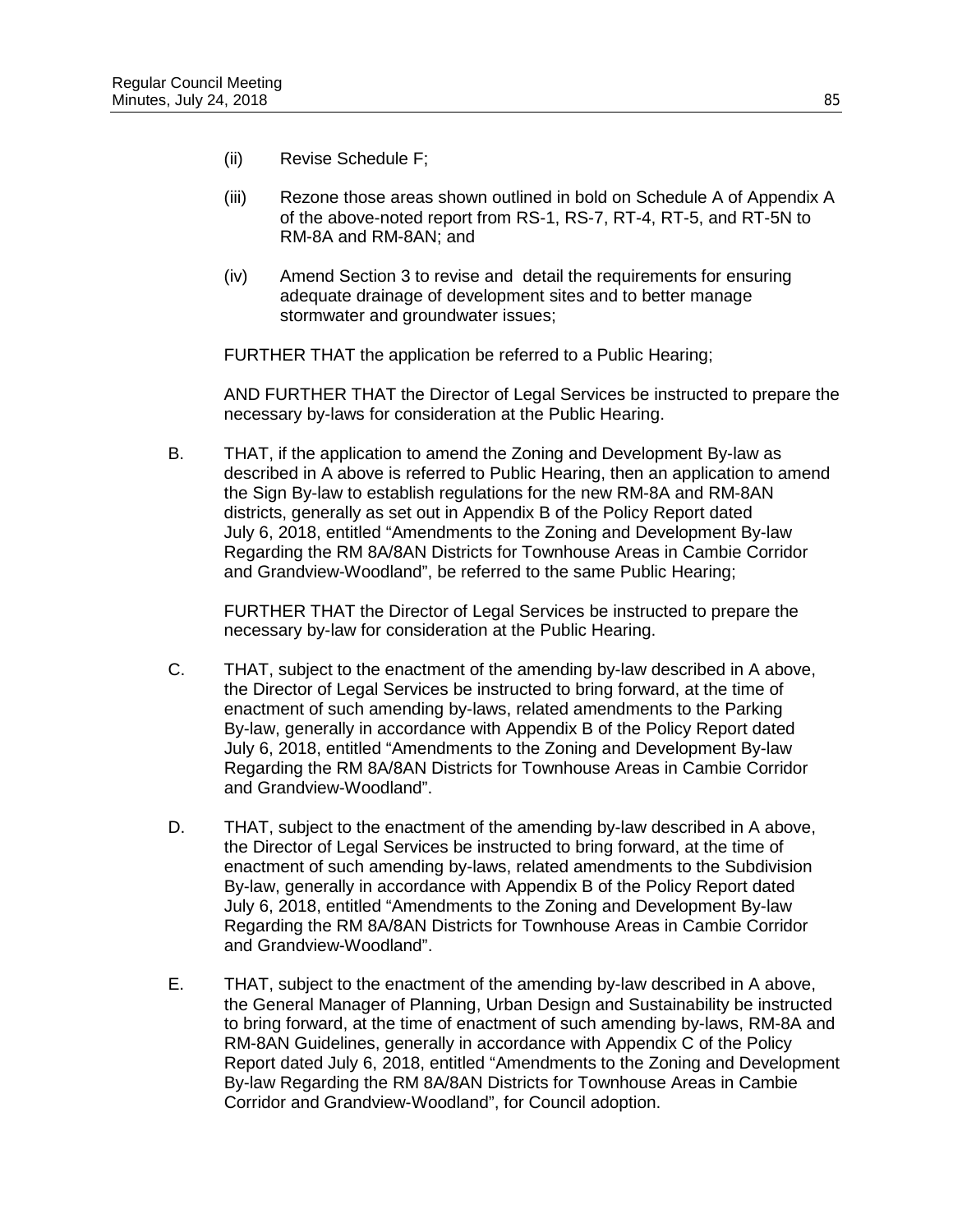(ii) Revise Schedule F;

(iii) Rezone those areas shown outlined in bold on Schedule A of Appendix A of the above-noted report from RS-1, RS-7, RT-4, RT-5, and RT-5N to RM-8A and RM-8AN; and

(iv) Amend Section 3 to revise and detail the requirements for ensuring adequate drainage of development sites and to better manage stormwater and groundwater issues;

FURTHER THAT the application be referred to a Public Hearing;

AND FURTHER THAT the Director of Legal Services be instructed to prepare the necessary by-laws for consideration at the Public Hearing.

B. THAT, if the application to amend the Zoning and Development By-law as described in A above is referred to Public Hearing, then an application to amend the Sign By-law to establish regulations for the new RM-8A and RM-8AN districts, generally as set out in Appendix B of the Policy Report dated July 6, 2018, entitled "Amendments to the Zoning and Development By-law Regarding the RM 8A/8AN Districts for Townhouse Areas in Cambie Corridor and Grandview-Woodland", be referred to the same Public Hearing;

FURTHER THAT the Director of Legal Services be instructed to prepare the necessary by-law for consideration at the Public Hearing.

C. THAT, subject to the enactment of the amending by-law described in A above, the Director of Legal Services be instructed to bring forward, at the time of enactment of such amending by-laws, related amendments to the Parking By-law, generally in accordance with Appendix B of the Policy Report dated July 6, 2018, entitled "Amendments to the Zoning and Development By-law Regarding the RM 8A/8AN Districts for Townhouse Areas in Cambie Corridor and Grandview-Woodland".

D. THAT, subject to the enactment of the amending by-law described in A above, the Director of Legal Services be instructed to bring forward, at the time of enactment of such amending by-laws, related amendments to the Subdivision By-law, generally in accordance with Appendix B of the Policy Report dated July 6, 2018, entitled "Amendments to the Zoning and Development By-law Regarding the RM 8A/8AN Districts for Townhouse Areas in Cambie Corridor and Grandview-Woodland".

E. THAT, subject to the enactment of the amending by-law described in A above, the General Manager of Planning, Urban Design and Sustainability be instructed to bring forward, at the time of enactment of such amending by-laws, RM-8A and RM-8AN Guidelines, generally in accordance with Appendix C of the Policy Report dated July 6, 2018, entitled "Amendments to the Zoning and Development By-law Regarding the RM 8A/8AN Districts for Townhouse Areas in Cambie Corridor and Grandview-Woodland", for Council adoption.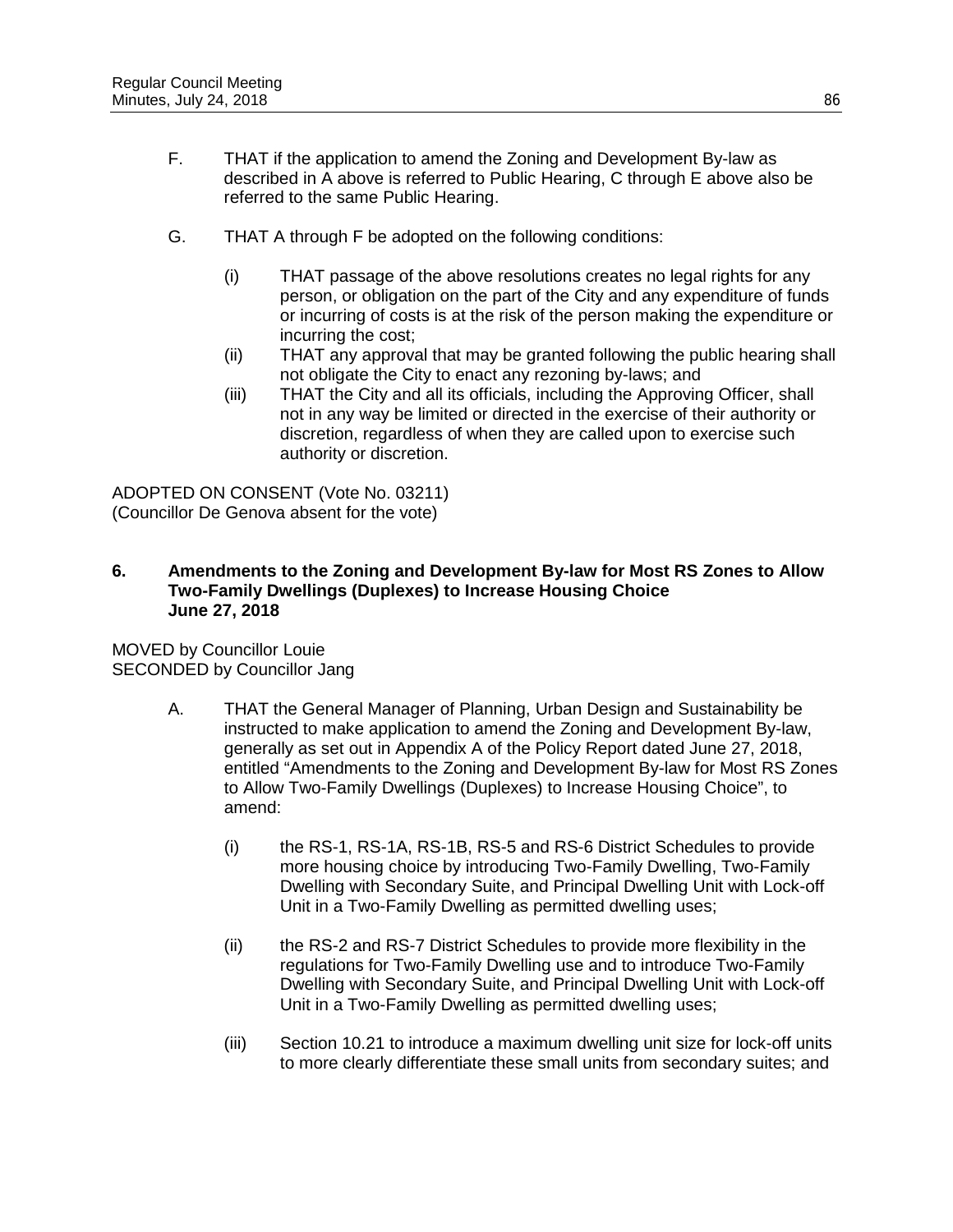F. THAT if the application to amend the Zoning and Development By-law as described in A above is referred to Public Hearing, C through E above also be referred to the same Public Hearing.

G. THAT A through F be adopted on the following conditions:

(i) THAT passage of the above resolutions creates no legal rights for any person, or obligation on the part of the City and any expenditure of funds or incurring of costs is at the risk of the person making the expenditure or incurring the cost;

(ii) THAT any approval that may be granted following the public hearing shall not obligate the City to enact any rezoning by-laws; and

(iii) THAT the City and all its officials, including the Approving Officer, shall not in any way be limited or directed in the exercise of their authority or discretion, regardless of when they are called upon to exercise such authority or discretion.

ADOPTED ON CONSENT (Vote No. 03211)
(Councillor De Genova absent for the vote)

**6. Amendments to the Zoning and Development By-law for Most RS Zones to Allow Two-Family Dwellings (Duplexes) to Increase Housing Choice**
**June 27, 2018**

MOVED by Councillor Louie
SECONDED by Councillor Jang

A. THAT the General Manager of Planning, Urban Design and Sustainability be instructed to make application to amend the Zoning and Development By-law, generally as set out in Appendix A of the Policy Report dated June 27, 2018, entitled "Amendments to the Zoning and Development By-law for Most RS Zones to Allow Two-Family Dwellings (Duplexes) to Increase Housing Choice", to amend:

(i) the RS-1, RS-1A, RS-1B, RS-5 and RS-6 District Schedules to provide more housing choice by introducing Two-Family Dwelling, Two-Family Dwelling with Secondary Suite, and Principal Dwelling Unit with Lock-off Unit in a Two-Family Dwelling as permitted dwelling uses;

(ii) the RS-2 and RS-7 District Schedules to provide more flexibility in the regulations for Two-Family Dwelling use and to introduce Two-Family Dwelling with Secondary Suite, and Principal Dwelling Unit with Lock-off Unit in a Two-Family Dwelling as permitted dwelling uses;

(iii) Section 10.21 to introduce a maximum dwelling unit size for lock-off units to more clearly differentiate these small units from secondary suites; and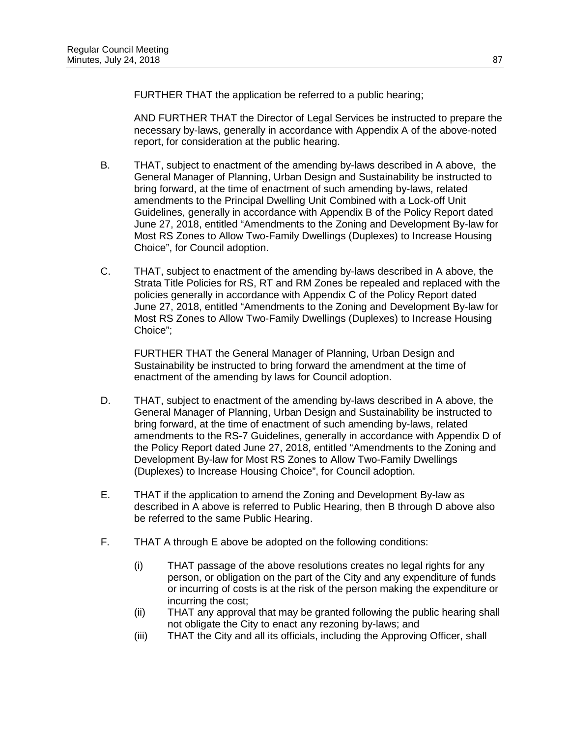FURTHER THAT the application be referred to a public hearing;

AND FURTHER THAT the Director of Legal Services be instructed to prepare the necessary by-laws, generally in accordance with Appendix A of the above-noted report, for consideration at the public hearing.

B. THAT, subject to enactment of the amending by-laws described in A above, the General Manager of Planning, Urban Design and Sustainability be instructed to bring forward, at the time of enactment of such amending by-laws, related amendments to the Principal Dwelling Unit Combined with a Lock-off Unit Guidelines, generally in accordance with Appendix B of the Policy Report dated June 27, 2018, entitled "Amendments to the Zoning and Development By-law for Most RS Zones to Allow Two-Family Dwellings (Duplexes) to Increase Housing Choice", for Council adoption.

C. THAT, subject to enactment of the amending by-laws described in A above, the Strata Title Policies for RS, RT and RM Zones be repealed and replaced with the policies generally in accordance with Appendix C of the Policy Report dated June 27, 2018, entitled "Amendments to the Zoning and Development By-law for Most RS Zones to Allow Two-Family Dwellings (Duplexes) to Increase Housing Choice";

FURTHER THAT the General Manager of Planning, Urban Design and Sustainability be instructed to bring forward the amendment at the time of enactment of the amending by laws for Council adoption.

D. THAT, subject to enactment of the amending by-laws described in A above, the General Manager of Planning, Urban Design and Sustainability be instructed to bring forward, at the time of enactment of such amending by-laws, related amendments to the RS-7 Guidelines, generally in accordance with Appendix D of the Policy Report dated June 27, 2018, entitled "Amendments to the Zoning and Development By-law for Most RS Zones to Allow Two-Family Dwellings (Duplexes) to Increase Housing Choice", for Council adoption.

E. THAT if the application to amend the Zoning and Development By-law as described in A above is referred to Public Hearing, then B through D above also be referred to the same Public Hearing.

F. THAT A through E above be adopted on the following conditions:

(i) THAT passage of the above resolutions creates no legal rights for any person, or obligation on the part of the City and any expenditure of funds or incurring of costs is at the risk of the person making the expenditure or incurring the cost;

(ii) THAT any approval that may be granted following the public hearing shall not obligate the City to enact any rezoning by-laws; and

(iii) THAT the City and all its officials, including the Approving Officer, shall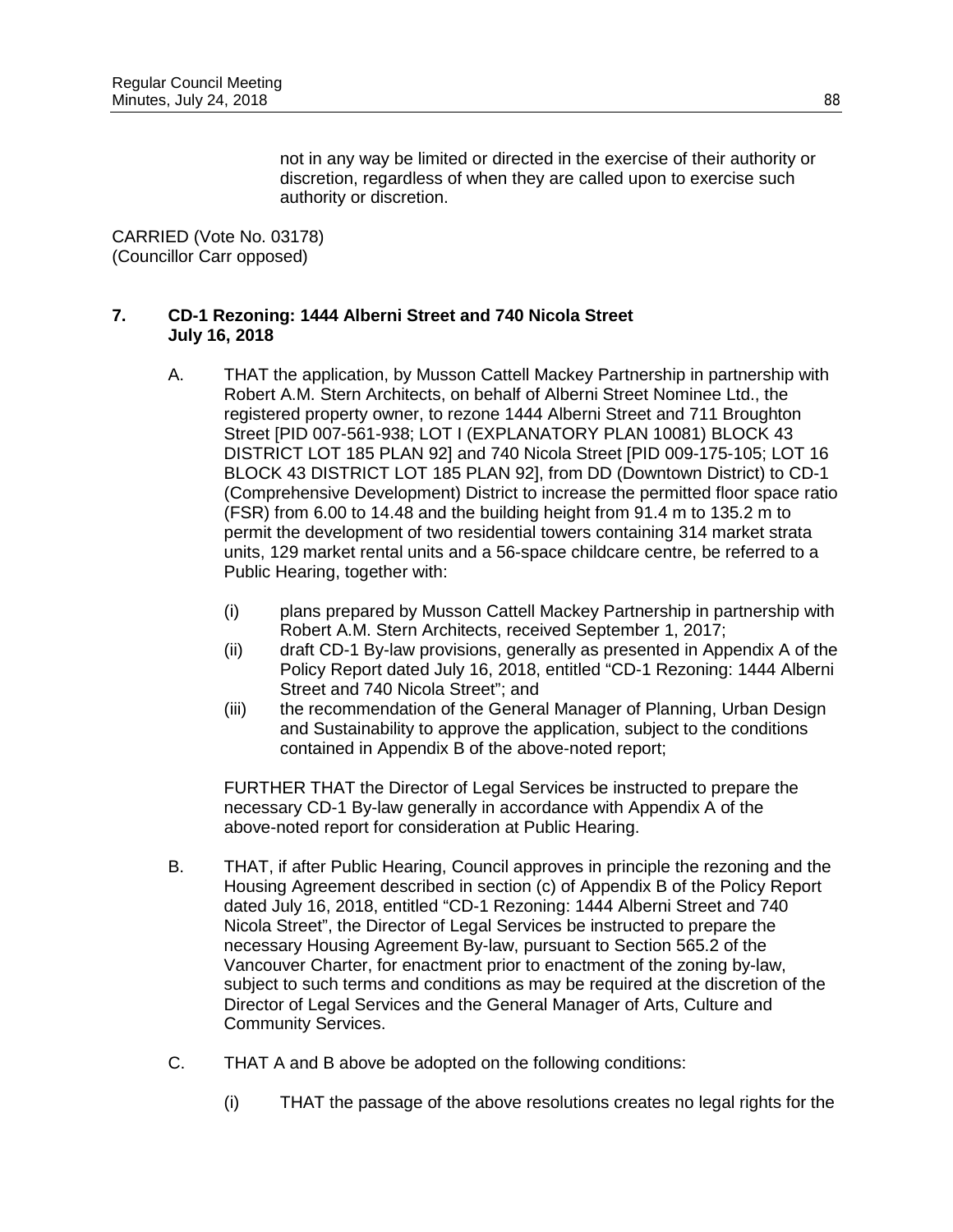not in any way be limited or directed in the exercise of their authority or discretion, regardless of when they are called upon to exercise such authority or discretion.

CARRIED (Vote No. 03178)
(Councillor Carr opposed)

### 7. CD-1 Rezoning: 1444 Alberni Street and 740 Nicola Street July 16, 2018

A. THAT the application, by Musson Cattell Mackey Partnership in partnership with Robert A.M. Stern Architects, on behalf of Alberni Street Nominee Ltd., the registered property owner, to rezone 1444 Alberni Street and 711 Broughton Street [PID 007-561-938; LOT I (EXPLANATORY PLAN 10081) BLOCK 43 DISTRICT LOT 185 PLAN 92] and 740 Nicola Street [PID 009-175-105; LOT 16 BLOCK 43 DISTRICT LOT 185 PLAN 92], from DD (Downtown District) to CD-1 (Comprehensive Development) District to increase the permitted floor space ratio (FSR) from 6.00 to 14.48 and the building height from 91.4 m to 135.2 m to permit the development of two residential towers containing 314 market strata units, 129 market rental units and a 56-space childcare centre, be referred to a Public Hearing, together with:

   (i) plans prepared by Musson Cattell Mackey Partnership in partnership with Robert A.M. Stern Architects, received September 1, 2017;
   (ii) draft CD-1 By-law provisions, generally as presented in Appendix A of the Policy Report dated July 16, 2018, entitled "CD-1 Rezoning: 1444 Alberni Street and 740 Nicola Street"; and
   (iii) the recommendation of the General Manager of Planning, Urban Design and Sustainability to approve the application, subject to the conditions contained in Appendix B of the above-noted report;

   FURTHER THAT the Director of Legal Services be instructed to prepare the necessary CD-1 By-law generally in accordance with Appendix A of the above-noted report for consideration at Public Hearing.

B. THAT, if after Public Hearing, Council approves in principle the rezoning and the Housing Agreement described in section (c) of Appendix B of the Policy Report dated July 16, 2018, entitled "CD-1 Rezoning: 1444 Alberni Street and 740 Nicola Street", the Director of Legal Services be instructed to prepare the necessary Housing Agreement By-law, pursuant to Section 565.2 of the Vancouver Charter, for enactment prior to enactment of the zoning by-law, subject to such terms and conditions as may be required at the discretion of the Director of Legal Services and the General Manager of Arts, Culture and Community Services.

C. THAT A and B above be adopted on the following conditions:

   (i) THAT the passage of the above resolutions creates no legal rights for the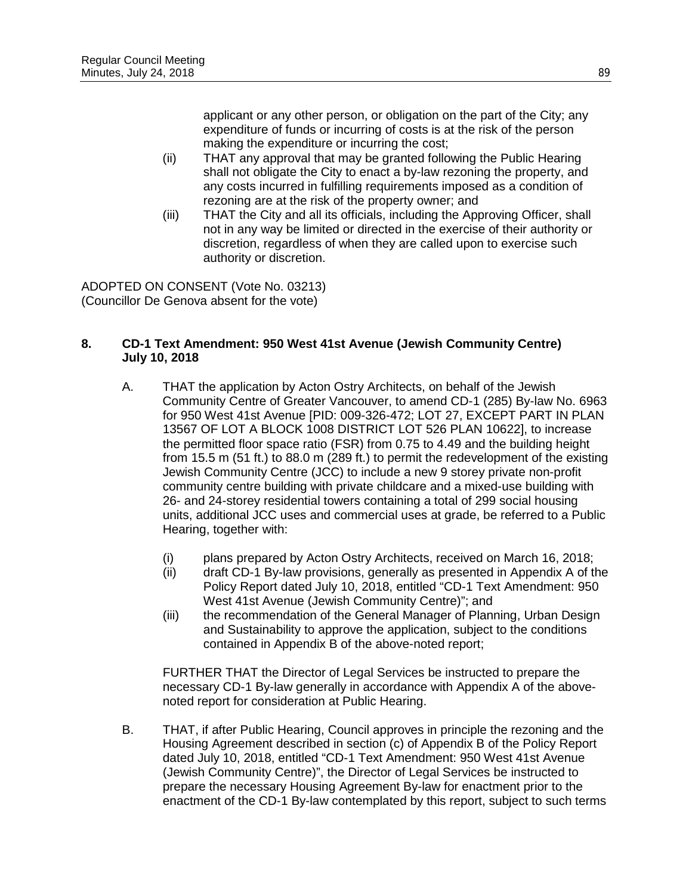applicant or any other person, or obligation on the part of the City; any expenditure of funds or incurring of costs is at the risk of the person making the expenditure or incurring the cost;

(ii) THAT any approval that may be granted following the Public Hearing shall not obligate the City to enact a by-law rezoning the property, and any costs incurred in fulfilling requirements imposed as a condition of rezoning are at the risk of the property owner; and

(iii) THAT the City and all its officials, including the Approving Officer, shall not in any way be limited or directed in the exercise of their authority or discretion, regardless of when they are called upon to exercise such authority or discretion.

ADOPTED ON CONSENT (Vote No. 03213)
(Councillor De Genova absent for the vote)

## 8. CD-1 Text Amendment: 950 West 41st Avenue (Jewish Community Centre) July 10, 2018

A. THAT the application by Acton Ostry Architects, on behalf of the Jewish Community Centre of Greater Vancouver, to amend CD-1 (285) By-law No. 6963 for 950 West 41st Avenue [PID: 009-326-472; LOT 27, EXCEPT PART IN PLAN 13567 OF LOT A BLOCK 1008 DISTRICT LOT 526 PLAN 10622], to increase the permitted floor space ratio (FSR) from 0.75 to 4.49 and the building height from 15.5 m (51 ft.) to 88.0 m (289 ft.) to permit the redevelopment of the existing Jewish Community Centre (JCC) to include a new 9 storey private non-profit community centre building with private childcare and a mixed-use building with 26- and 24-storey residential towers containing a total of 299 social housing units, additional JCC uses and commercial uses at grade, be referred to a Public Hearing, together with:

(i) plans prepared by Acton Ostry Architects, received on March 16, 2018;

(ii) draft CD-1 By-law provisions, generally as presented in Appendix A of the Policy Report dated July 10, 2018, entitled "CD-1 Text Amendment: 950 West 41st Avenue (Jewish Community Centre)"; and

(iii) the recommendation of the General Manager of Planning, Urban Design and Sustainability to approve the application, subject to the conditions contained in Appendix B of the above-noted report;

FURTHER THAT the Director of Legal Services be instructed to prepare the necessary CD-1 By-law generally in accordance with Appendix A of the above-noted report for consideration at Public Hearing.

B. THAT, if after Public Hearing, Council approves in principle the rezoning and the Housing Agreement described in section (c) of Appendix B of the Policy Report dated July 10, 2018, entitled "CD-1 Text Amendment: 950 West 41st Avenue (Jewish Community Centre)", the Director of Legal Services be instructed to prepare the necessary Housing Agreement By-law for enactment prior to the enactment of the CD-1 By-law contemplated by this report, subject to such terms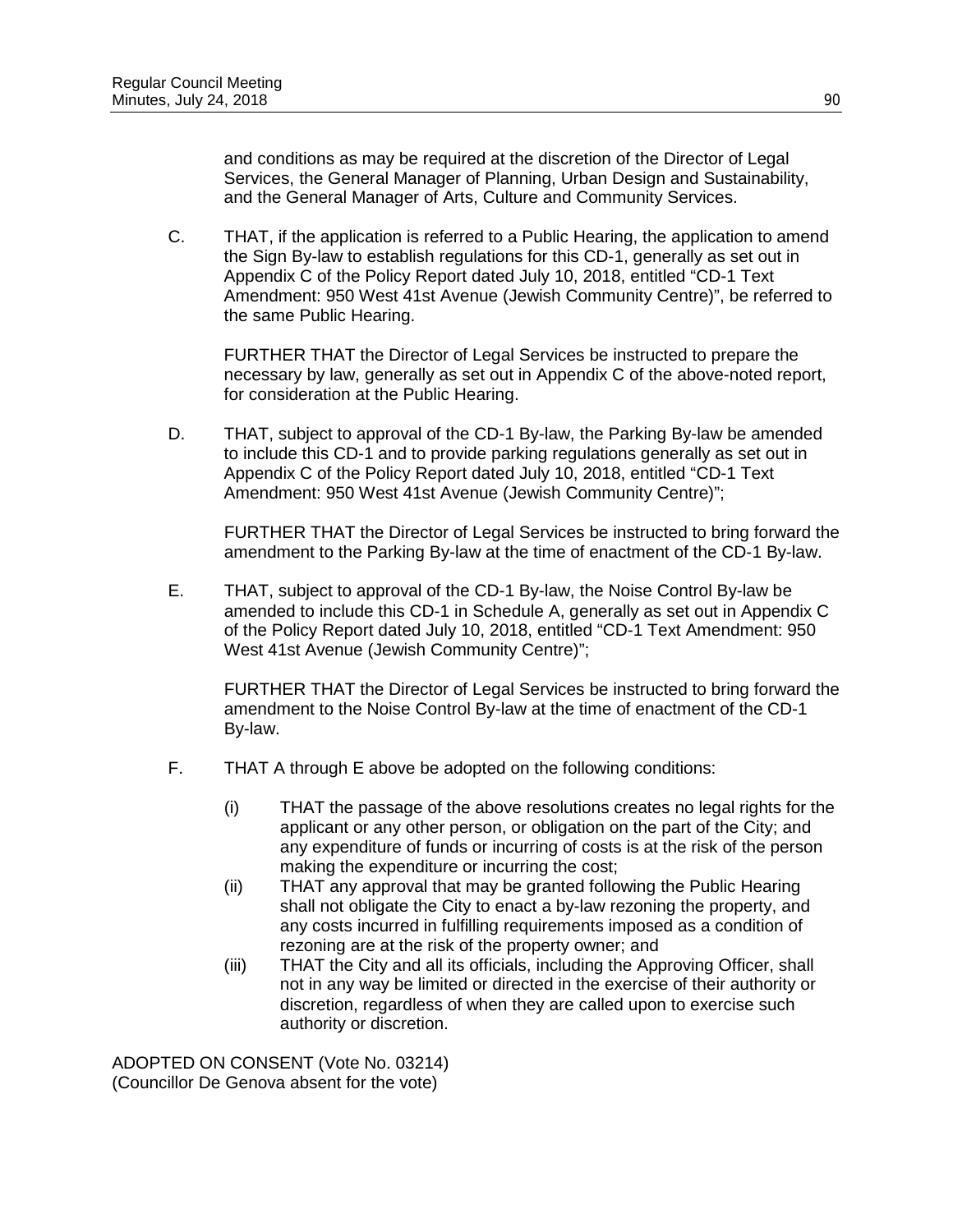and conditions as may be required at the discretion of the Director of Legal Services, the General Manager of Planning, Urban Design and Sustainability, and the General Manager of Arts, Culture and Community Services.

C. THAT, if the application is referred to a Public Hearing, the application to amend the Sign By-law to establish regulations for this CD-1, generally as set out in Appendix C of the Policy Report dated July 10, 2018, entitled "CD-1 Text Amendment: 950 West 41st Avenue (Jewish Community Centre)", be referred to the same Public Hearing.

   FURTHER THAT the Director of Legal Services be instructed to prepare the necessary by law, generally as set out in Appendix C of the above-noted report, for consideration at the Public Hearing.

D. THAT, subject to approval of the CD-1 By-law, the Parking By-law be amended to include this CD-1 and to provide parking regulations generally as set out in Appendix C of the Policy Report dated July 10, 2018, entitled "CD-1 Text Amendment: 950 West 41st Avenue (Jewish Community Centre)";

   FURTHER THAT the Director of Legal Services be instructed to bring forward the amendment to the Parking By-law at the time of enactment of the CD-1 By-law.

E. THAT, subject to approval of the CD-1 By-law, the Noise Control By-law be amended to include this CD-1 in Schedule A, generally as set out in Appendix C of the Policy Report dated July 10, 2018, entitled "CD-1 Text Amendment: 950 West 41st Avenue (Jewish Community Centre)";

   FURTHER THAT the Director of Legal Services be instructed to bring forward the amendment to the Noise Control By-law at the time of enactment of the CD-1 By-law.

F. THAT A through E above be adopted on the following conditions:

   (i) THAT the passage of the above resolutions creates no legal rights for the applicant or any other person, or obligation on the part of the City; and any expenditure of funds or incurring of costs is at the risk of the person making the expenditure or incurring the cost;
   (ii) THAT any approval that may be granted following the Public Hearing shall not obligate the City to enact a by-law rezoning the property, and any costs incurred in fulfilling requirements imposed as a condition of rezoning are at the risk of the property owner; and
   (iii) THAT the City and all its officials, including the Approving Officer, shall not in any way be limited or directed in the exercise of their authority or discretion, regardless of when they are called upon to exercise such authority or discretion.

ADOPTED ON CONSENT (Vote No. 03214)
(Councillor De Genova absent for the vote)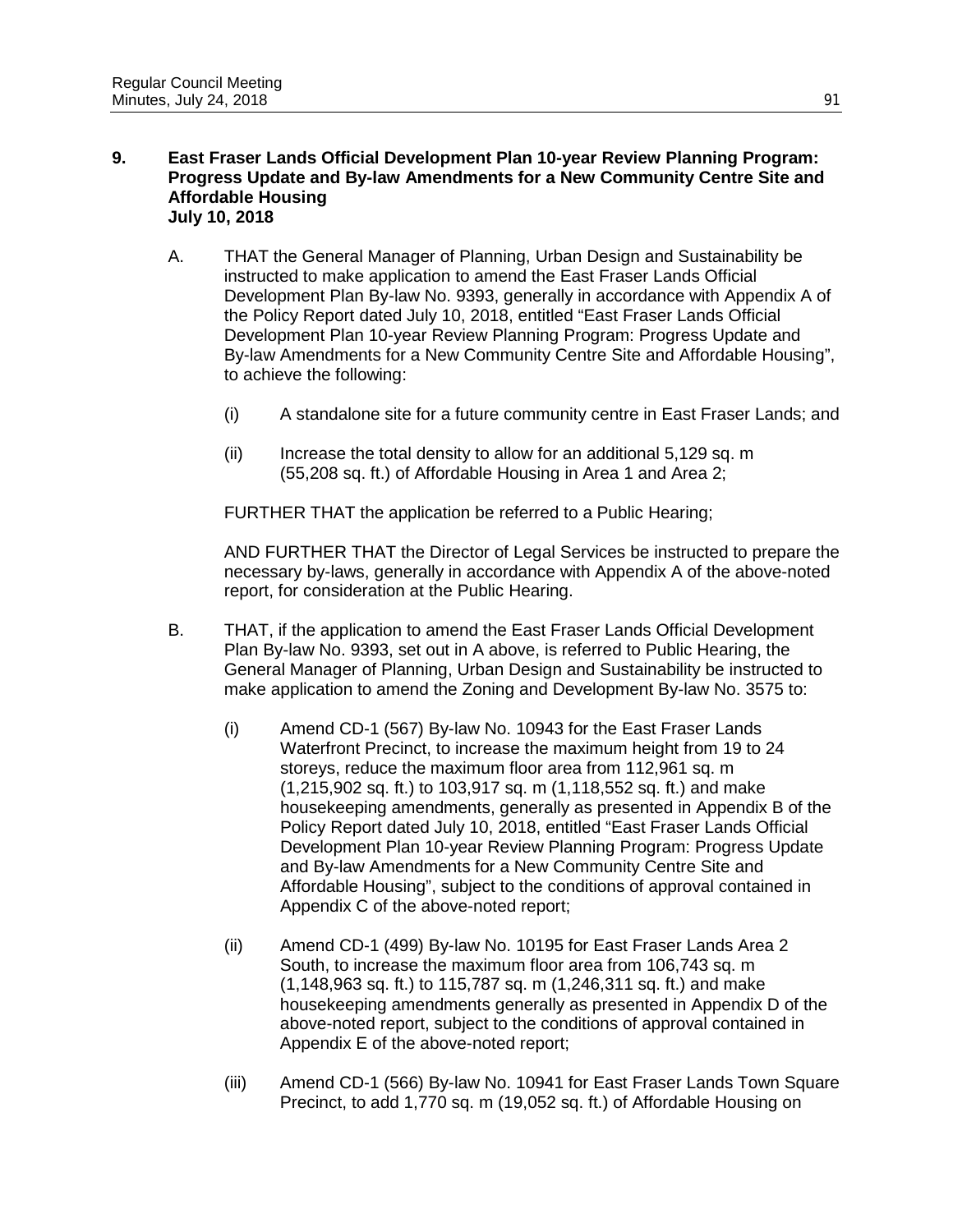**9. East Fraser Lands Official Development Plan 10-year Review Planning Program: Progress Update and By-law Amendments for a New Community Centre Site and Affordable Housing**
**July 10, 2018**

A. THAT the General Manager of Planning, Urban Design and Sustainability be instructed to make application to amend the East Fraser Lands Official Development Plan By-law No. 9393, generally in accordance with Appendix A of the Policy Report dated July 10, 2018, entitled "East Fraser Lands Official Development Plan 10-year Review Planning Program: Progress Update and By-law Amendments for a New Community Centre Site and Affordable Housing", to achieve the following:

   (i) A standalone site for a future community centre in East Fraser Lands; and

   (ii) Increase the total density to allow for an additional 5,129 sq. m (55,208 sq. ft.) of Affordable Housing in Area 1 and Area 2;

   FURTHER THAT the application be referred to a Public Hearing;

   AND FURTHER THAT the Director of Legal Services be instructed to prepare the necessary by-laws, generally in accordance with Appendix A of the above-noted report, for consideration at the Public Hearing.

B. THAT, if the application to amend the East Fraser Lands Official Development Plan By-law No. 9393, set out in A above, is referred to Public Hearing, the General Manager of Planning, Urban Design and Sustainability be instructed to make application to amend the Zoning and Development By-law No. 3575 to:

   (i) Amend CD-1 (567) By-law No. 10943 for the East Fraser Lands Waterfront Precinct, to increase the maximum height from 19 to 24 storeys, reduce the maximum floor area from 112,961 sq. m (1,215,902 sq. ft.) to 103,917 sq. m (1,118,552 sq. ft.) and make housekeeping amendments, generally as presented in Appendix B of the Policy Report dated July 10, 2018, entitled "East Fraser Lands Official Development Plan 10-year Review Planning Program: Progress Update and By-law Amendments for a New Community Centre Site and Affordable Housing", subject to the conditions of approval contained in Appendix C of the above-noted report;

   (ii) Amend CD-1 (499) By-law No. 10195 for East Fraser Lands Area 2 South, to increase the maximum floor area from 106,743 sq. m (1,148,963 sq. ft.) to 115,787 sq. m (1,246,311 sq. ft.) and make housekeeping amendments generally as presented in Appendix D of the above-noted report, subject to the conditions of approval contained in Appendix E of the above-noted report;

   (iii) Amend CD-1 (566) By-law No. 10941 for East Fraser Lands Town Square Precinct, to add 1,770 sq. m (19,052 sq. ft.) of Affordable Housing on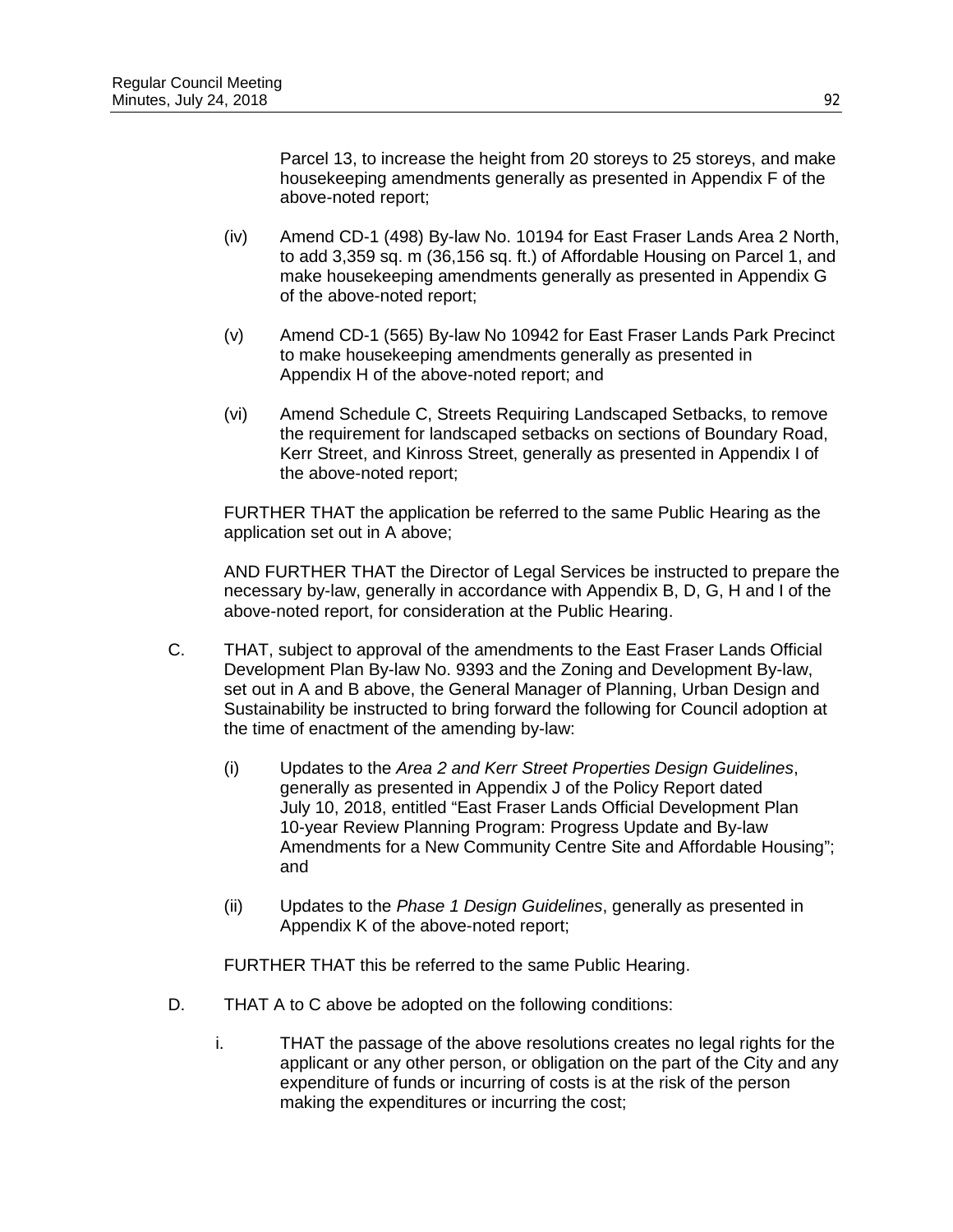Parcel 13, to increase the height from 20 storeys to 25 storeys, and make housekeeping amendments generally as presented in Appendix F of the above-noted report;

(iv) Amend CD-1 (498) By-law No. 10194 for East Fraser Lands Area 2 North, to add 3,359 sq. m (36,156 sq. ft.) of Affordable Housing on Parcel 1, and make housekeeping amendments generally as presented in Appendix G of the above-noted report;

(v) Amend CD-1 (565) By-law No 10942 for East Fraser Lands Park Precinct to make housekeeping amendments generally as presented in Appendix H of the above-noted report; and

(vi) Amend Schedule C, Streets Requiring Landscaped Setbacks, to remove the requirement for landscaped setbacks on sections of Boundary Road, Kerr Street, and Kinross Street, generally as presented in Appendix I of the above-noted report;

FURTHER THAT the application be referred to the same Public Hearing as the application set out in A above;

AND FURTHER THAT the Director of Legal Services be instructed to prepare the necessary by-law, generally in accordance with Appendix B, D, G, H and I of the above-noted report, for consideration at the Public Hearing.

C. THAT, subject to approval of the amendments to the East Fraser Lands Official Development Plan By-law No. 9393 and the Zoning and Development By-law, set out in A and B above, the General Manager of Planning, Urban Design and Sustainability be instructed to bring forward the following for Council adoption at the time of enactment of the amending by-law:

(i) Updates to the *Area 2 and Kerr Street Properties Design Guidelines*, generally as presented in Appendix J of the Policy Report dated July 10, 2018, entitled "East Fraser Lands Official Development Plan 10-year Review Planning Program: Progress Update and By-law Amendments for a New Community Centre Site and Affordable Housing"; and

(ii) Updates to the *Phase 1 Design Guidelines*, generally as presented in Appendix K of the above-noted report;

FURTHER THAT this be referred to the same Public Hearing.

D. THAT A to C above be adopted on the following conditions:

i. THAT the passage of the above resolutions creates no legal rights for the applicant or any other person, or obligation on the part of the City and any expenditure of funds or incurring of costs is at the risk of the person making the expenditures or incurring the cost;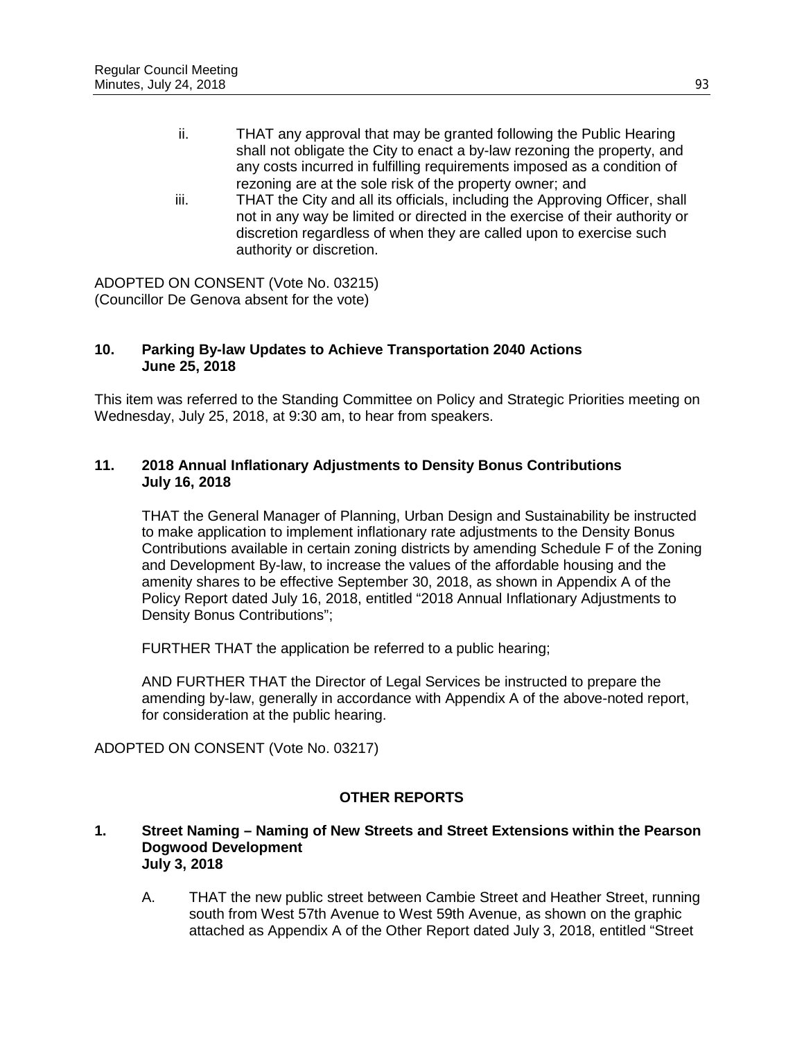ii. THAT any approval that may be granted following the Public Hearing shall not obligate the City to enact a by-law rezoning the property, and any costs incurred in fulfilling requirements imposed as a condition of rezoning are at the sole risk of the property owner; and

iii. THAT the City and all its officials, including the Approving Officer, shall not in any way be limited or directed in the exercise of their authority or discretion regardless of when they are called upon to exercise such authority or discretion.

ADOPTED ON CONSENT (Vote No. 03215)
(Councillor De Genova absent for the vote)

### 10. Parking By-law Updates to Achieve Transportation 2040 Actions June 25, 2018

This item was referred to the Standing Committee on Policy and Strategic Priorities meeting on Wednesday, July 25, 2018, at 9:30 am, to hear from speakers.

### 11. 2018 Annual Inflationary Adjustments to Density Bonus Contributions July 16, 2018

THAT the General Manager of Planning, Urban Design and Sustainability be instructed to make application to implement inflationary rate adjustments to the Density Bonus Contributions available in certain zoning districts by amending Schedule F of the Zoning and Development By-law, to increase the values of the affordable housing and the amenity shares to be effective September 30, 2018, as shown in Appendix A of the Policy Report dated July 16, 2018, entitled "2018 Annual Inflationary Adjustments to Density Bonus Contributions";

FURTHER THAT the application be referred to a public hearing;

AND FURTHER THAT the Director of Legal Services be instructed to prepare the amending by-law, generally in accordance with Appendix A of the above-noted report, for consideration at the public hearing.

ADOPTED ON CONSENT (Vote No. 03217)

## OTHER REPORTS

### 1. Street Naming – Naming of New Streets and Street Extensions within the Pearson Dogwood Development July 3, 2018

A. THAT the new public street between Cambie Street and Heather Street, running south from West 57th Avenue to West 59th Avenue, as shown on the graphic attached as Appendix A of the Other Report dated July 3, 2018, entitled "Street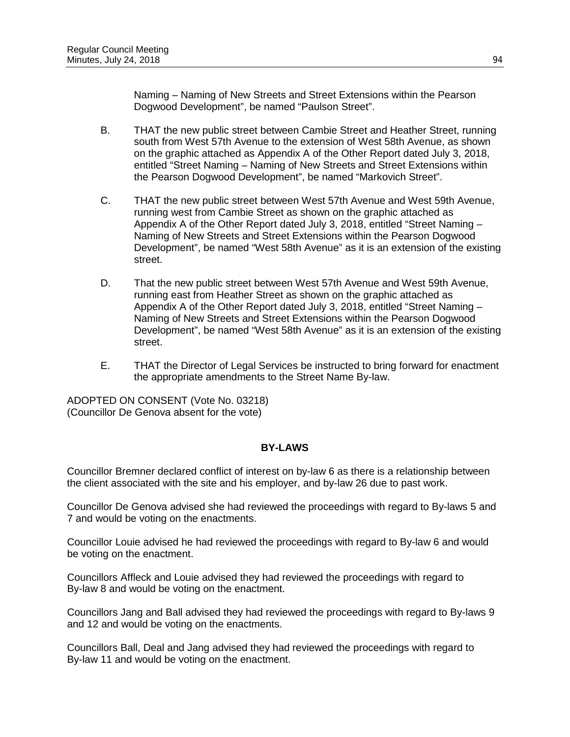Naming – Naming of New Streets and Street Extensions within the Pearson Dogwood Development", be named "Paulson Street".

B. THAT the new public street between Cambie Street and Heather Street, running south from West 57th Avenue to the extension of West 58th Avenue, as shown on the graphic attached as Appendix A of the Other Report dated July 3, 2018, entitled "Street Naming – Naming of New Streets and Street Extensions within the Pearson Dogwood Development", be named "Markovich Street".

C. THAT the new public street between West 57th Avenue and West 59th Avenue, running west from Cambie Street as shown on the graphic attached as Appendix A of the Other Report dated July 3, 2018, entitled "Street Naming – Naming of New Streets and Street Extensions within the Pearson Dogwood Development", be named "West 58th Avenue" as it is an extension of the existing street.

D. That the new public street between West 57th Avenue and West 59th Avenue, running east from Heather Street as shown on the graphic attached as Appendix A of the Other Report dated July 3, 2018, entitled "Street Naming – Naming of New Streets and Street Extensions within the Pearson Dogwood Development", be named "West 58th Avenue" as it is an extension of the existing street.

E. THAT the Director of Legal Services be instructed to bring forward for enactment the appropriate amendments to the Street Name By-law.

ADOPTED ON CONSENT (Vote No. 03218)
(Councillor De Genova absent for the vote)

## BY-LAWS

Councillor Bremner declared conflict of interest on by-law 6 as there is a relationship between the client associated with the site and his employer, and by-law 26 due to past work.

Councillor De Genova advised she had reviewed the proceedings with regard to By-laws 5 and 7 and would be voting on the enactments.

Councillor Louie advised he had reviewed the proceedings with regard to By-law 6 and would be voting on the enactment.

Councillors Affleck and Louie advised they had reviewed the proceedings with regard to By-law 8 and would be voting on the enactment.

Councillors Jang and Ball advised they had reviewed the proceedings with regard to By-laws 9 and 12 and would be voting on the enactments.

Councillors Ball, Deal and Jang advised they had reviewed the proceedings with regard to By-law 11 and would be voting on the enactment.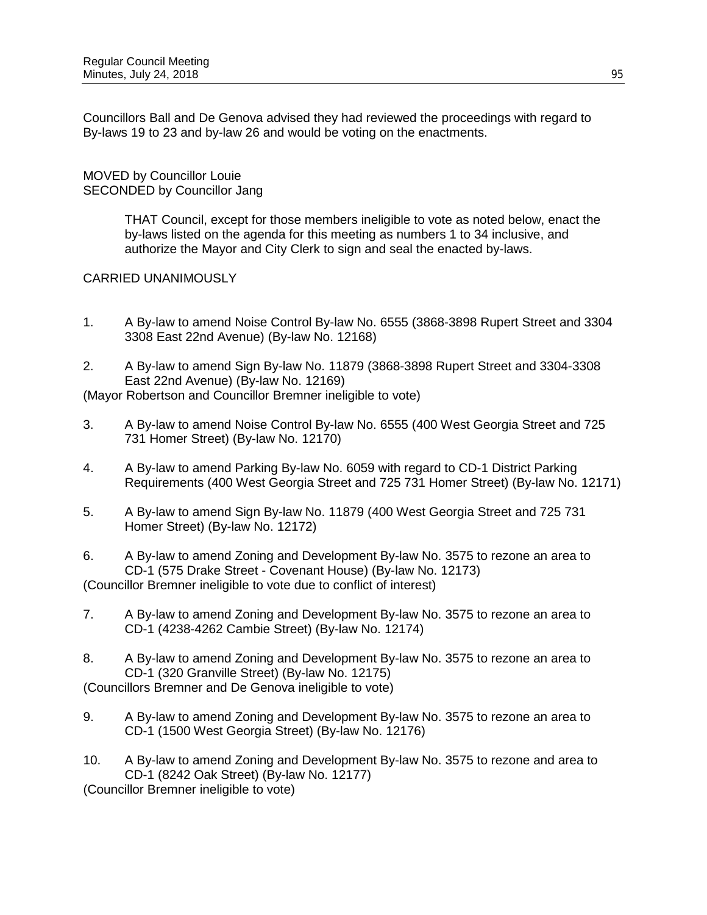Councillors Ball and De Genova advised they had reviewed the proceedings with regard to By-laws 19 to 23 and by-law 26 and would be voting on the enactments.

MOVED by Councillor Louie
SECONDED by Councillor Jang

> THAT Council, except for those members ineligible to vote as noted below, enact the by-laws listed on the agenda for this meeting as numbers 1 to 34 inclusive, and authorize the Mayor and City Clerk to sign and seal the enacted by-laws.

CARRIED UNANIMOUSLY

1. A By-law to amend Noise Control By-law No. 6555 (3868-3898 Rupert Street and 3304 3308 East 22nd Avenue) (By-law No. 12168)

2. A By-law to amend Sign By-law No. 11879 (3868-3898 Rupert Street and 3304-3308 East 22nd Avenue) (By-law No. 12169)

(Mayor Robertson and Councillor Bremner ineligible to vote)

3. A By-law to amend Noise Control By-law No. 6555 (400 West Georgia Street and 725 731 Homer Street) (By-law No. 12170)

4. A By-law to amend Parking By-law No. 6059 with regard to CD-1 District Parking Requirements (400 West Georgia Street and 725 731 Homer Street) (By-law No. 12171)

5. A By-law to amend Sign By-law No. 11879 (400 West Georgia Street and 725 731 Homer Street) (By-law No. 12172)

6. A By-law to amend Zoning and Development By-law No. 3575 to rezone an area to CD-1 (575 Drake Street - Covenant House) (By-law No. 12173)

(Councillor Bremner ineligible to vote due to conflict of interest)

7. A By-law to amend Zoning and Development By-law No. 3575 to rezone an area to CD-1 (4238-4262 Cambie Street) (By-law No. 12174)

8. A By-law to amend Zoning and Development By-law No. 3575 to rezone an area to CD-1 (320 Granville Street) (By-law No. 12175)

(Councillors Bremner and De Genova ineligible to vote)

9. A By-law to amend Zoning and Development By-law No. 3575 to rezone an area to CD-1 (1500 West Georgia Street) (By-law No. 12176)

10. A By-law to amend Zoning and Development By-law No. 3575 to rezone and area to CD-1 (8242 Oak Street) (By-law No. 12177)

(Councillor Bremner ineligible to vote)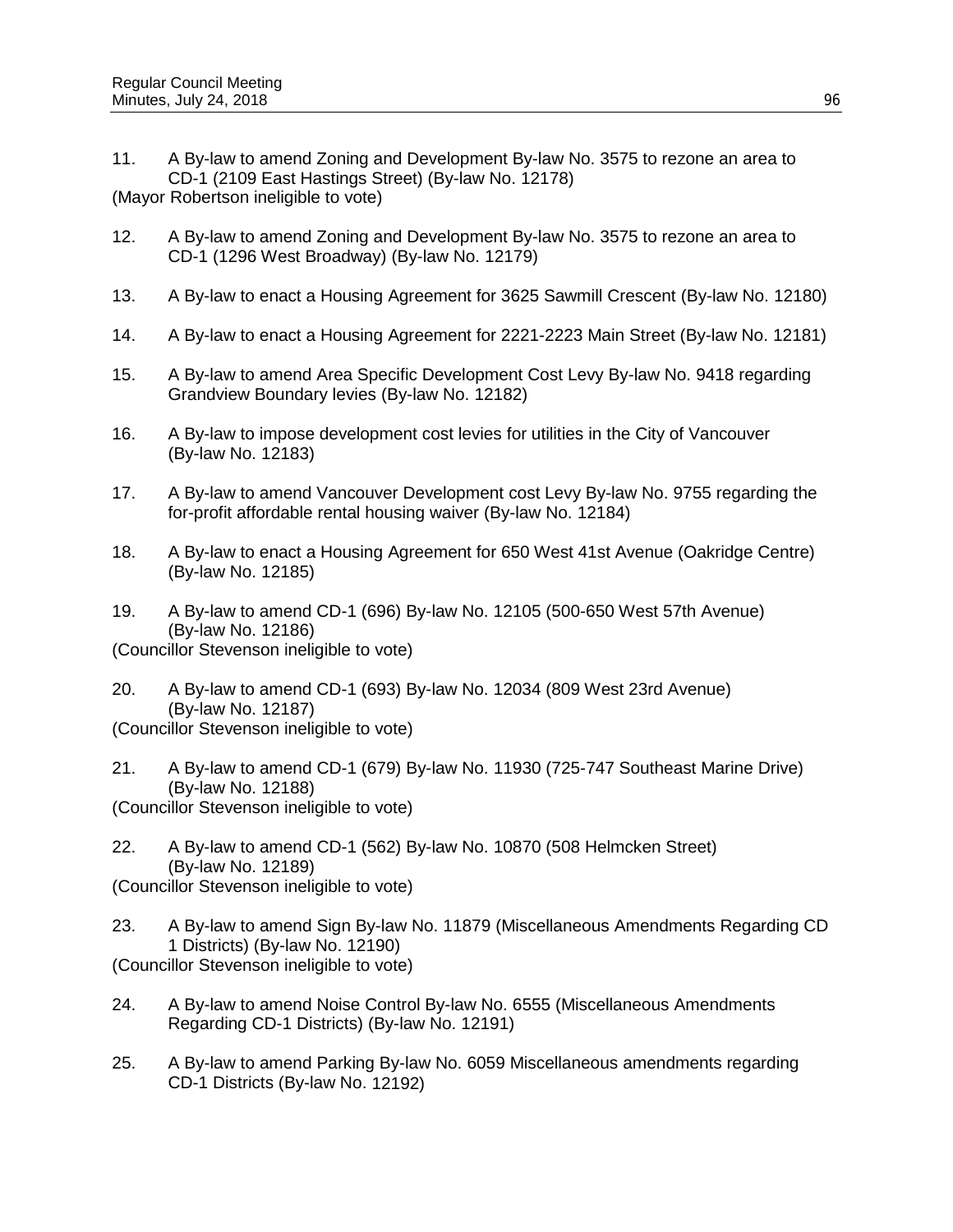11. A By-law to amend Zoning and Development By-law No. 3575 to rezone an area to CD-1 (2109 East Hastings Street) (By-law No. 12178)
(Mayor Robertson ineligible to vote)

12. A By-law to amend Zoning and Development By-law No. 3575 to rezone an area to CD-1 (1296 West Broadway) (By-law No. 12179)

13. A By-law to enact a Housing Agreement for 3625 Sawmill Crescent (By-law No. 12180)

14. A By-law to enact a Housing Agreement for 2221-2223 Main Street (By-law No. 12181)

15. A By-law to amend Area Specific Development Cost Levy By-law No. 9418 regarding Grandview Boundary levies (By-law No. 12182)

16. A By-law to impose development cost levies for utilities in the City of Vancouver (By-law No. 12183)

17. A By-law to amend Vancouver Development cost Levy By-law No. 9755 regarding the for-profit affordable rental housing waiver (By-law No. 12184)

18. A By-law to enact a Housing Agreement for 650 West 41st Avenue (Oakridge Centre) (By-law No. 12185)

19. A By-law to amend CD-1 (696) By-law No. 12105 (500-650 West 57th Avenue) (By-law No. 12186)
(Councillor Stevenson ineligible to vote)

20. A By-law to amend CD-1 (693) By-law No. 12034 (809 West 23rd Avenue) (By-law No. 12187)
(Councillor Stevenson ineligible to vote)

21. A By-law to amend CD-1 (679) By-law No. 11930 (725-747 Southeast Marine Drive) (By-law No. 12188)
(Councillor Stevenson ineligible to vote)

22. A By-law to amend CD-1 (562) By-law No. 10870 (508 Helmcken Street) (By-law No. 12189)
(Councillor Stevenson ineligible to vote)

23. A By-law to amend Sign By-law No. 11879 (Miscellaneous Amendments Regarding CD 1 Districts) (By-law No. 12190)
(Councillor Stevenson ineligible to vote)

24. A By-law to amend Noise Control By-law No. 6555 (Miscellaneous Amendments Regarding CD-1 Districts) (By-law No. 12191)

25. A By-law to amend Parking By-law No. 6059 Miscellaneous amendments regarding CD-1 Districts (By-law No. 12192)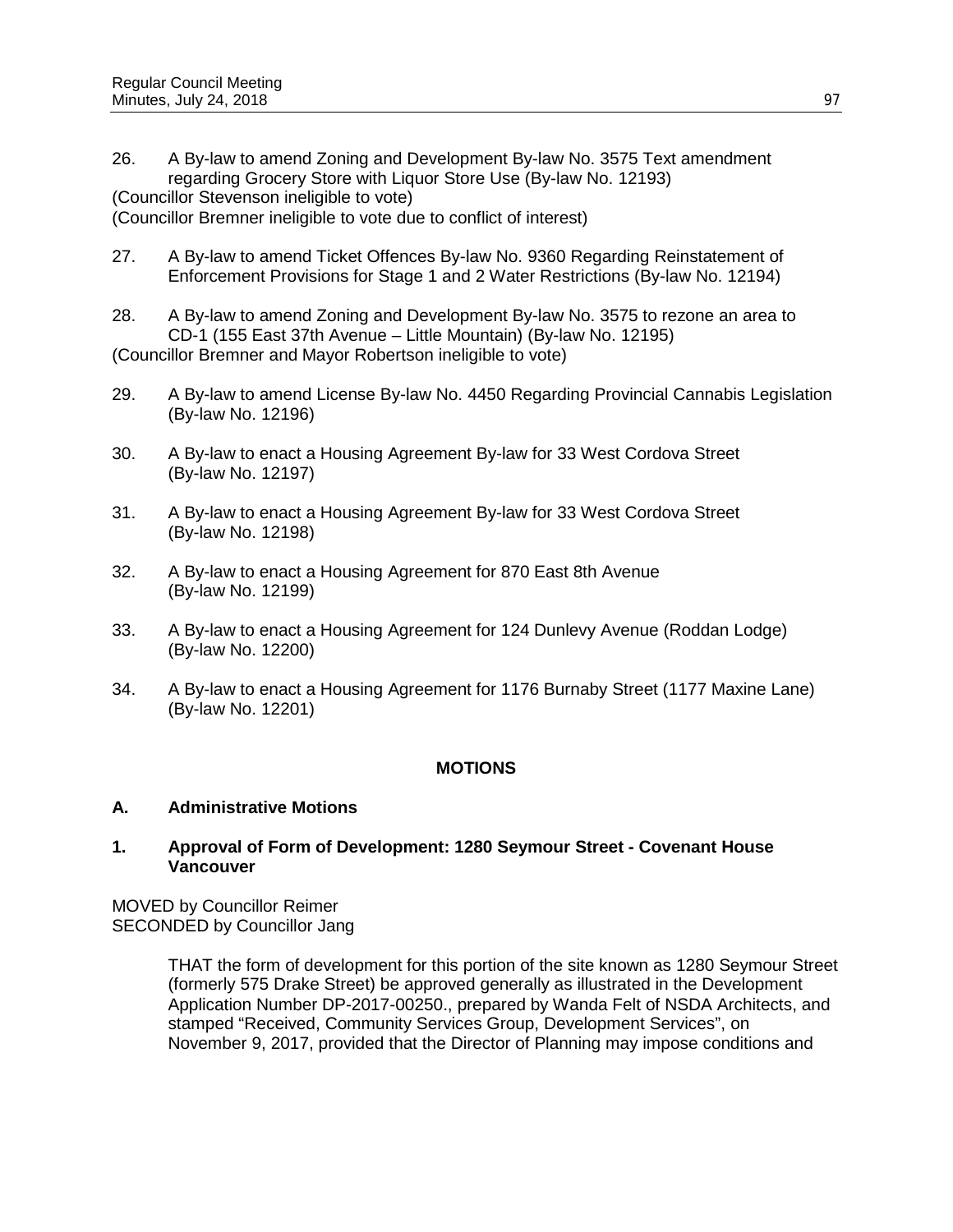26. A By-law to amend Zoning and Development By-law No. 3575 Text amendment regarding Grocery Store with Liquor Store Use (By-law No. 12193)

(Councillor Stevenson ineligible to vote)
(Councillor Bremner ineligible to vote due to conflict of interest)

27. A By-law to amend Ticket Offences By-law No. 9360 Regarding Reinstatement of Enforcement Provisions for Stage 1 and 2 Water Restrictions (By-law No. 12194)

28. A By-law to amend Zoning and Development By-law No. 3575 to rezone an area to CD-1 (155 East 37th Avenue – Little Mountain) (By-law No. 12195)

(Councillor Bremner and Mayor Robertson ineligible to vote)

29. A By-law to amend License By-law No. 4450 Regarding Provincial Cannabis Legislation (By-law No. 12196)

30. A By-law to enact a Housing Agreement By-law for 33 West Cordova Street (By-law No. 12197)

31. A By-law to enact a Housing Agreement By-law for 33 West Cordova Street (By-law No. 12198)

32. A By-law to enact a Housing Agreement for 870 East 8th Avenue (By-law No. 12199)

33. A By-law to enact a Housing Agreement for 124 Dunlevy Avenue (Roddan Lodge) (By-law No. 12200)

34. A By-law to enact a Housing Agreement for 1176 Burnaby Street (1177 Maxine Lane) (By-law No. 12201)

## MOTIONS

### A. Administrative Motions

### 1. Approval of Form of Development: 1280 Seymour Street - Covenant House Vancouver

MOVED by Councillor Reimer
SECONDED by Councillor Jang

> THAT the form of development for this portion of the site known as 1280 Seymour Street (formerly 575 Drake Street) be approved generally as illustrated in the Development Application Number DP-2017-00250., prepared by Wanda Felt of NSDA Architects, and stamped "Received, Community Services Group, Development Services", on November 9, 2017, provided that the Director of Planning may impose conditions and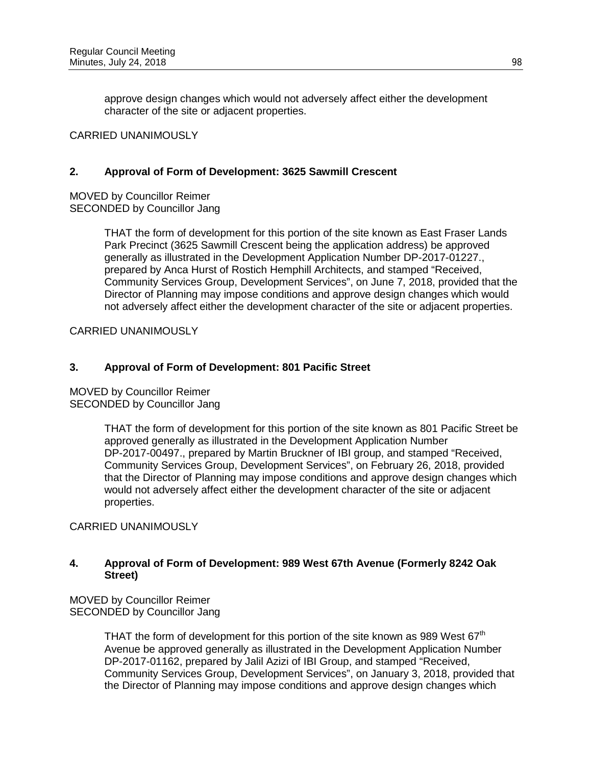approve design changes which would not adversely affect either the development character of the site or adjacent properties.

CARRIED UNANIMOUSLY

**2. Approval of Form of Development: 3625 Sawmill Crescent**

MOVED by Councillor Reimer
SECONDED by Councillor Jang

> THAT the form of development for this portion of the site known as East Fraser Lands Park Precinct (3625 Sawmill Crescent being the application address) be approved generally as illustrated in the Development Application Number DP-2017-01227., prepared by Anca Hurst of Rostich Hemphill Architects, and stamped "Received, Community Services Group, Development Services", on June 7, 2018, provided that the Director of Planning may impose conditions and approve design changes which would not adversely affect either the development character of the site or adjacent properties.

CARRIED UNANIMOUSLY

**3. Approval of Form of Development: 801 Pacific Street**

MOVED by Councillor Reimer
SECONDED by Councillor Jang

> THAT the form of development for this portion of the site known as 801 Pacific Street be approved generally as illustrated in the Development Application Number DP-2017-00497., prepared by Martin Bruckner of IBI group, and stamped "Received, Community Services Group, Development Services", on February 26, 2018, provided that the Director of Planning may impose conditions and approve design changes which would not adversely affect either the development character of the site or adjacent properties.

CARRIED UNANIMOUSLY

**4. Approval of Form of Development: 989 West 67th Avenue (Formerly 8242 Oak Street)**

MOVED by Councillor Reimer
SECONDED by Councillor Jang

> THAT the form of development for this portion of the site known as 989 West 67th Avenue be approved generally as illustrated in the Development Application Number DP-2017-01162, prepared by Jalil Azizi of IBI Group, and stamped "Received, Community Services Group, Development Services", on January 3, 2018, provided that the Director of Planning may impose conditions and approve design changes which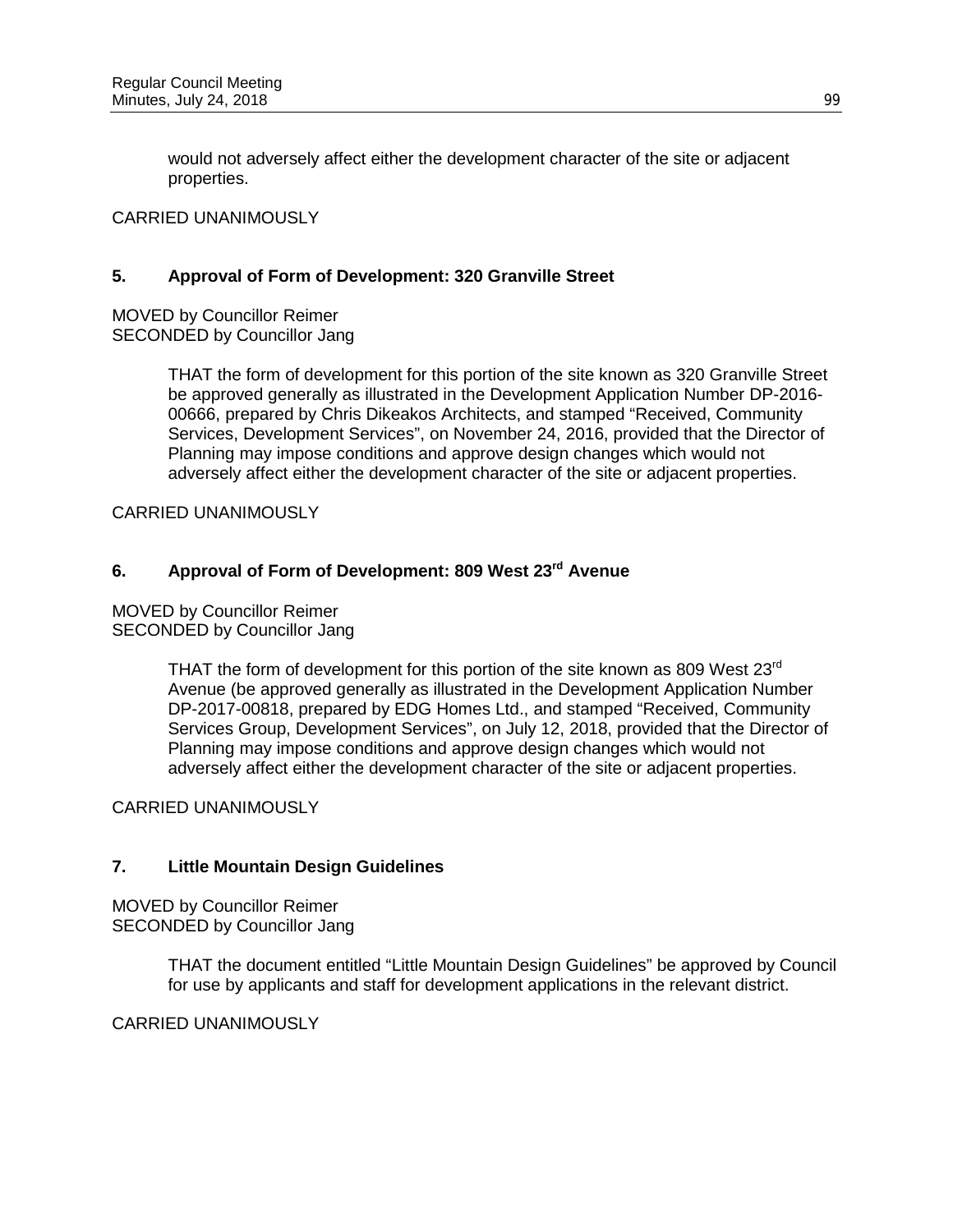would not adversely affect either the development character of the site or adjacent properties.

CARRIED UNANIMOUSLY

### 5. Approval of Form of Development: 320 Granville Street

MOVED by Councillor Reimer
SECONDED by Councillor Jang

> THAT the form of development for this portion of the site known as 320 Granville Street be approved generally as illustrated in the Development Application Number DP-2016-00666, prepared by Chris Dikeakos Architects, and stamped "Received, Community Services, Development Services", on November 24, 2016, provided that the Director of Planning may impose conditions and approve design changes which would not adversely affect either the development character of the site or adjacent properties.

CARRIED UNANIMOUSLY

### 6. Approval of Form of Development: 809 West 23rd Avenue

MOVED by Councillor Reimer
SECONDED by Councillor Jang

> THAT the form of development for this portion of the site known as 809 West 23rd Avenue (be approved generally as illustrated in the Development Application Number DP-2017-00818, prepared by EDG Homes Ltd., and stamped "Received, Community Services Group, Development Services", on July 12, 2018, provided that the Director of Planning may impose conditions and approve design changes which would not adversely affect either the development character of the site or adjacent properties.

CARRIED UNANIMOUSLY

### 7. Little Mountain Design Guidelines

MOVED by Councillor Reimer
SECONDED by Councillor Jang

> THAT the document entitled "Little Mountain Design Guidelines" be approved by Council for use by applicants and staff for development applications in the relevant district.

CARRIED UNANIMOUSLY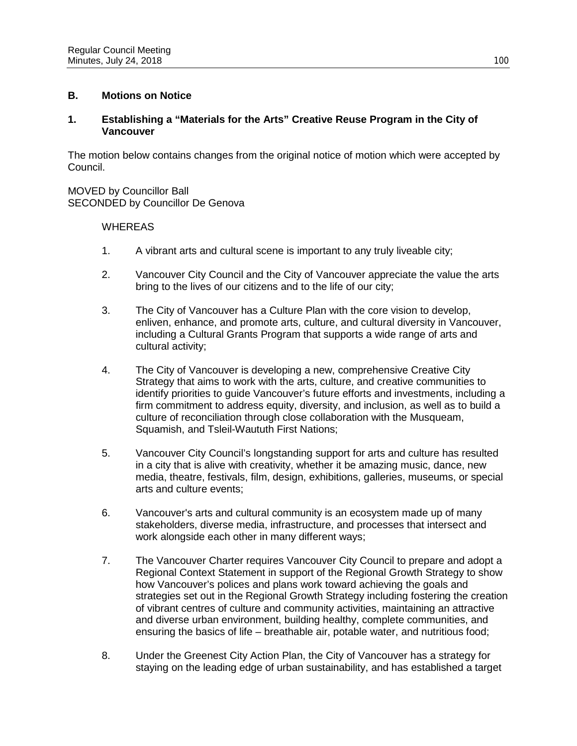## B. Motions on Notice

### 1. Establishing a "Materials for the Arts" Creative Reuse Program in the City of Vancouver

The motion below contains changes from the original notice of motion which were accepted by Council.

MOVED by Councillor Ball
SECONDED by Councillor De Genova

WHEREAS

1. A vibrant arts and cultural scene is important to any truly liveable city;

2. Vancouver City Council and the City of Vancouver appreciate the value the arts bring to the lives of our citizens and to the life of our city;

3. The City of Vancouver has a Culture Plan with the core vision to develop, enliven, enhance, and promote arts, culture, and cultural diversity in Vancouver, including a Cultural Grants Program that supports a wide range of arts and cultural activity;

4. The City of Vancouver is developing a new, comprehensive Creative City Strategy that aims to work with the arts, culture, and creative communities to identify priorities to guide Vancouver's future efforts and investments, including a firm commitment to address equity, diversity, and inclusion, as well as to build a culture of reconciliation through close collaboration with the Musqueam, Squamish, and Tsleil-Waututh First Nations;

5. Vancouver City Council's longstanding support for arts and culture has resulted in a city that is alive with creativity, whether it be amazing music, dance, new media, theatre, festivals, film, design, exhibitions, galleries, museums, or special arts and culture events;

6. Vancouver's arts and cultural community is an ecosystem made up of many stakeholders, diverse media, infrastructure, and processes that intersect and work alongside each other in many different ways;

7. The Vancouver Charter requires Vancouver City Council to prepare and adopt a Regional Context Statement in support of the Regional Growth Strategy to show how Vancouver's polices and plans work toward achieving the goals and strategies set out in the Regional Growth Strategy including fostering the creation of vibrant centres of culture and community activities, maintaining an attractive and diverse urban environment, building healthy, complete communities, and ensuring the basics of life – breathable air, potable water, and nutritious food;

8. Under the Greenest City Action Plan, the City of Vancouver has a strategy for staying on the leading edge of urban sustainability, and has established a target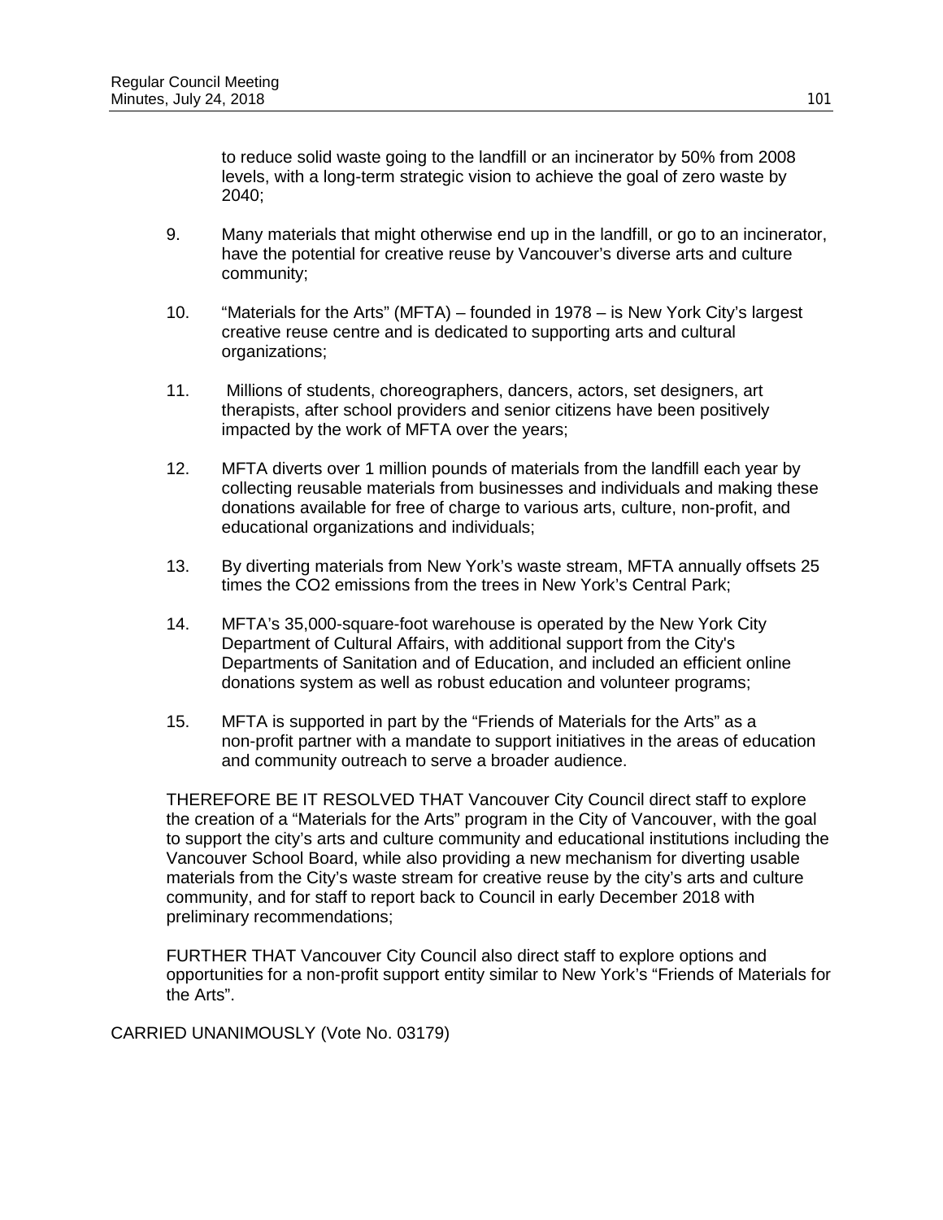to reduce solid waste going to the landfill or an incinerator by 50% from 2008 levels, with a long-term strategic vision to achieve the goal of zero waste by 2040;

9. Many materials that might otherwise end up in the landfill, or go to an incinerator, have the potential for creative reuse by Vancouver's diverse arts and culture community;

10. "Materials for the Arts" (MFTA) – founded in 1978 – is New York City's largest creative reuse centre and is dedicated to supporting arts and cultural organizations;

11. Millions of students, choreographers, dancers, actors, set designers, art therapists, after school providers and senior citizens have been positively impacted by the work of MFTA over the years;

12. MFTA diverts over 1 million pounds of materials from the landfill each year by collecting reusable materials from businesses and individuals and making these donations available for free of charge to various arts, culture, non-profit, and educational organizations and individuals;

13. By diverting materials from New York's waste stream, MFTA annually offsets 25 times the $CO_2$ emissions from the trees in New York's Central Park;

14. MFTA's 35,000-square-foot warehouse is operated by the New York City Department of Cultural Affairs, with additional support from the City's Departments of Sanitation and of Education, and included an efficient online donations system as well as robust education and volunteer programs;

15. MFTA is supported in part by the "Friends of Materials for the Arts" as a non-profit partner with a mandate to support initiatives in the areas of education and community outreach to serve a broader audience.

THEREFORE BE IT RESOLVED THAT Vancouver City Council direct staff to explore the creation of a "Materials for the Arts" program in the City of Vancouver, with the goal to support the city's arts and culture community and educational institutions including the Vancouver School Board, while also providing a new mechanism for diverting usable materials from the City's waste stream for creative reuse by the city's arts and culture community, and for staff to report back to Council in early December 2018 with preliminary recommendations;

FURTHER THAT Vancouver City Council also direct staff to explore options and opportunities for a non-profit support entity similar to New York's "Friends of Materials for the Arts".

CARRIED UNANIMOUSLY (Vote No. 03179)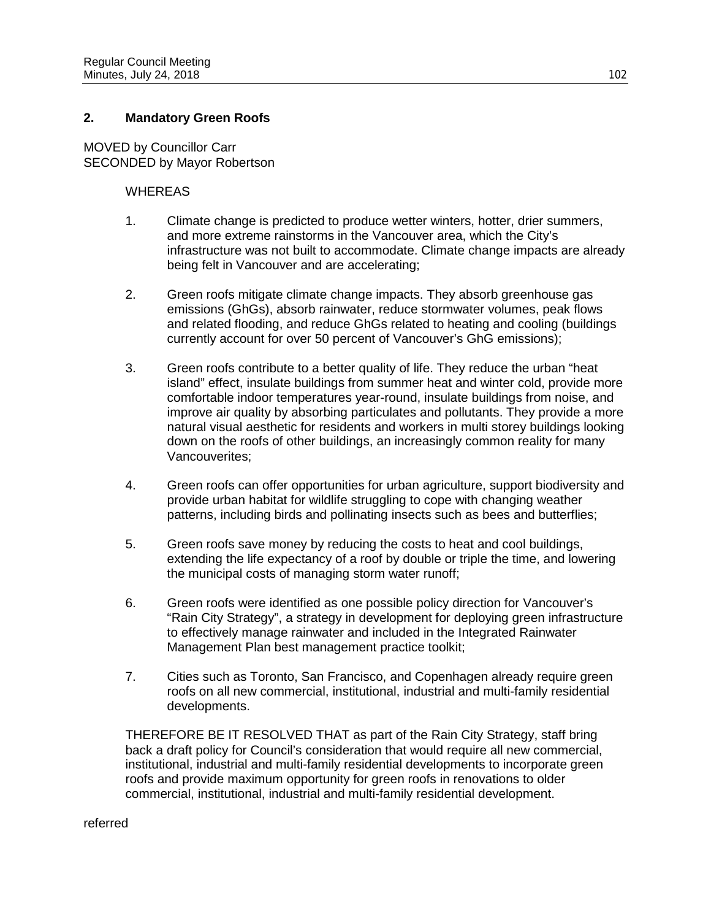## 2. Mandatory Green Roofs

MOVED by Councillor Carr
SECONDED by Mayor Robertson

WHEREAS

1. Climate change is predicted to produce wetter winters, hotter, drier summers, and more extreme rainstorms in the Vancouver area, which the City's infrastructure was not built to accommodate. Climate change impacts are already being felt in Vancouver and are accelerating;

2. Green roofs mitigate climate change impacts. They absorb greenhouse gas emissions (GhGs), absorb rainwater, reduce stormwater volumes, peak flows and related flooding, and reduce GhGs related to heating and cooling (buildings currently account for over 50 percent of Vancouver's GhG emissions);

3. Green roofs contribute to a better quality of life. They reduce the urban "heat island" effect, insulate buildings from summer heat and winter cold, provide more comfortable indoor temperatures year-round, insulate buildings from noise, and improve air quality by absorbing particulates and pollutants. They provide a more natural visual aesthetic for residents and workers in multi storey buildings looking down on the roofs of other buildings, an increasingly common reality for many Vancouverites;

4. Green roofs can offer opportunities for urban agriculture, support biodiversity and provide urban habitat for wildlife struggling to cope with changing weather patterns, including birds and pollinating insects such as bees and butterflies;

5. Green roofs save money by reducing the costs to heat and cool buildings, extending the life expectancy of a roof by double or triple the time, and lowering the municipal costs of managing storm water runoff;

6. Green roofs were identified as one possible policy direction for Vancouver's "Rain City Strategy", a strategy in development for deploying green infrastructure to effectively manage rainwater and included in the Integrated Rainwater Management Plan best management practice toolkit;

7. Cities such as Toronto, San Francisco, and Copenhagen already require green roofs on all new commercial, institutional, industrial and multi-family residential developments.

THEREFORE BE IT RESOLVED THAT as part of the Rain City Strategy, staff bring back a draft policy for Council's consideration that would require all new commercial, institutional, industrial and multi-family residential developments to incorporate green roofs and provide maximum opportunity for green roofs in renovations to older commercial, institutional, industrial and multi-family residential development.

referred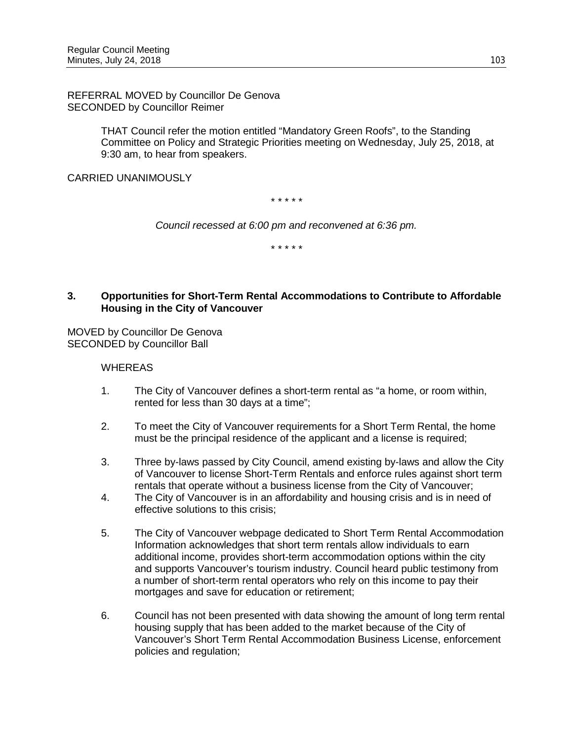REFERRAL MOVED by Councillor De Genova
SECONDED by Councillor Reimer

THAT Council refer the motion entitled "Mandatory Green Roofs", to the Standing Committee on Policy and Strategic Priorities meeting on Wednesday, July 25, 2018, at 9:30 am, to hear from speakers.

CARRIED UNANIMOUSLY

\* \* \* \* \*

*Council recessed at 6:00 pm and reconvened at 6:36 pm.*

\* \* \* \* \*

**3. Opportunities for Short-Term Rental Accommodations to Contribute to Affordable Housing in the City of Vancouver**

MOVED by Councillor De Genova
SECONDED by Councillor Ball

WHEREAS

1. The City of Vancouver defines a short-term rental as "a home, or room within, rented for less than 30 days at a time";

2. To meet the City of Vancouver requirements for a Short Term Rental, the home must be the principal residence of the applicant and a license is required;

3. Three by-laws passed by City Council, amend existing by-laws and allow the City of Vancouver to license Short-Term Rentals and enforce rules against short term rentals that operate without a business license from the City of Vancouver;
4. The City of Vancouver is in an affordability and housing crisis and is in need of effective solutions to this crisis;

5. The City of Vancouver webpage dedicated to Short Term Rental Accommodation Information acknowledges that short term rentals allow individuals to earn additional income, provides short-term accommodation options within the city and supports Vancouver's tourism industry. Council heard public testimony from a number of short-term rental operators who rely on this income to pay their mortgages and save for education or retirement;

6. Council has not been presented with data showing the amount of long term rental housing supply that has been added to the market because of the City of Vancouver's Short Term Rental Accommodation Business License, enforcement policies and regulation;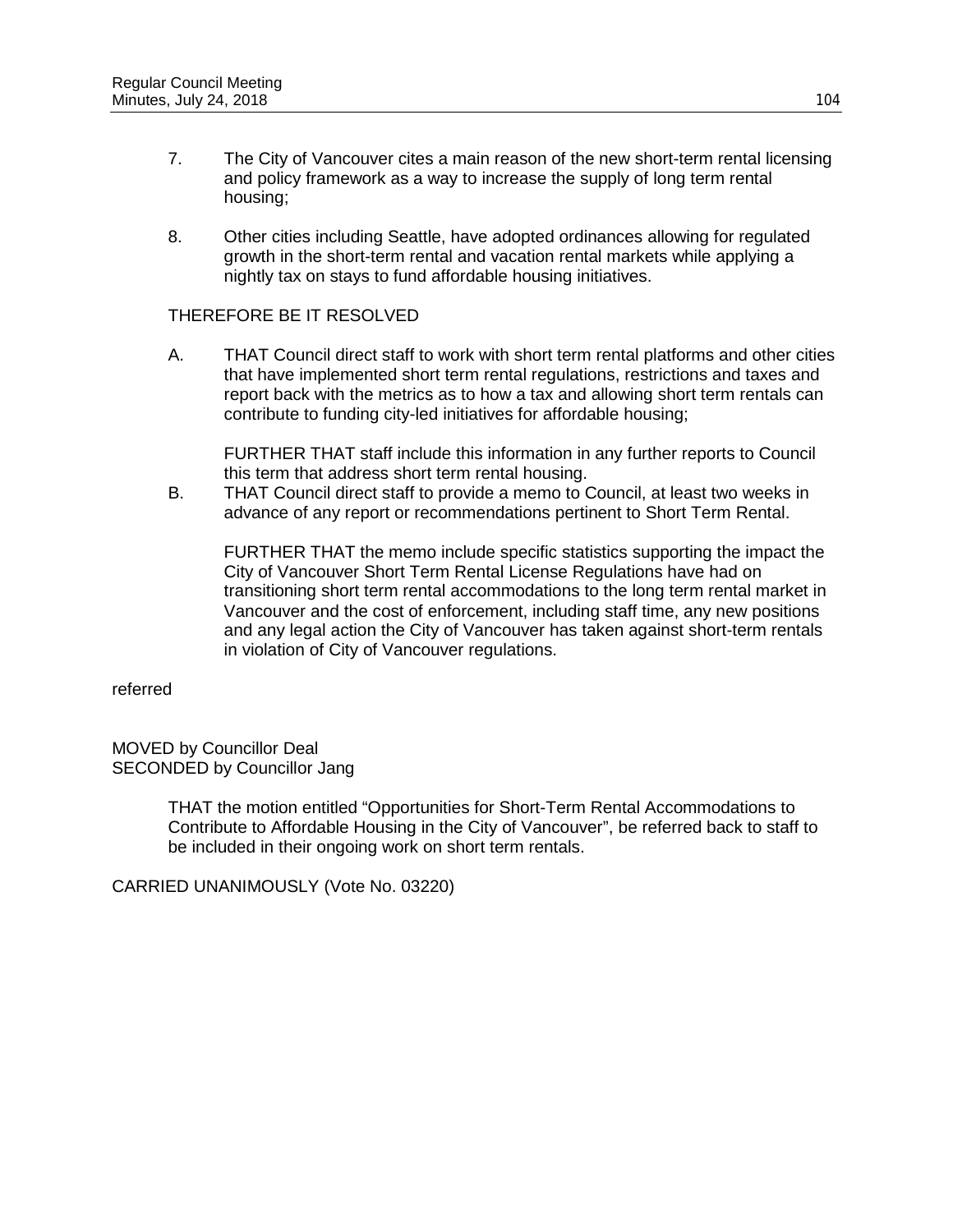7. The City of Vancouver cites a main reason of the new short-term rental licensing and policy framework as a way to increase the supply of long term rental housing;

8. Other cities including Seattle, have adopted ordinances allowing for regulated growth in the short-term rental and vacation rental markets while applying a nightly tax on stays to fund affordable housing initiatives.

THEREFORE BE IT RESOLVED

A. THAT Council direct staff to work with short term rental platforms and other cities that have implemented short term rental regulations, restrictions and taxes and report back with the metrics as to how a tax and allowing short term rentals can contribute to funding city-led initiatives for affordable housing;

   FURTHER THAT staff include this information in any further reports to Council this term that address short term rental housing.

B. THAT Council direct staff to provide a memo to Council, at least two weeks in advance of any report or recommendations pertinent to Short Term Rental.

   FURTHER THAT the memo include specific statistics supporting the impact the City of Vancouver Short Term Rental License Regulations have had on transitioning short term rental accommodations to the long term rental market in Vancouver and the cost of enforcement, including staff time, any new positions and any legal action the City of Vancouver has taken against short-term rentals in violation of City of Vancouver regulations.

referred

MOVED by Councillor Deal
SECONDED by Councillor Jang

> THAT the motion entitled "Opportunities for Short-Term Rental Accommodations to Contribute to Affordable Housing in the City of Vancouver", be referred back to staff to be included in their ongoing work on short term rentals.

CARRIED UNANIMOUSLY (Vote No. 03220)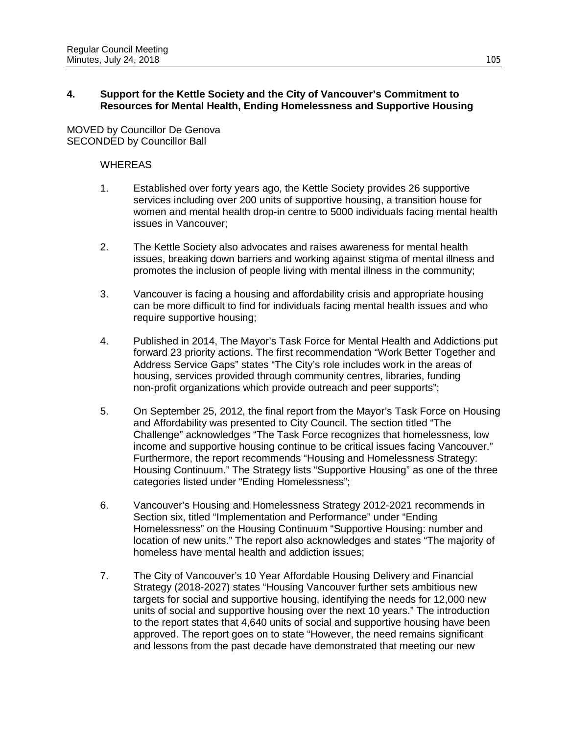## 4. Support for the Kettle Society and the City of Vancouver's Commitment to Resources for Mental Health, Ending Homelessness and Supportive Housing

MOVED by Councillor De Genova
SECONDED by Councillor Ball

WHEREAS

1. Established over forty years ago, the Kettle Society provides 26 supportive services including over 200 units of supportive housing, a transition house for women and mental health drop-in centre to 5000 individuals facing mental health issues in Vancouver;

2. The Kettle Society also advocates and raises awareness for mental health issues, breaking down barriers and working against stigma of mental illness and promotes the inclusion of people living with mental illness in the community;

3. Vancouver is facing a housing and affordability crisis and appropriate housing can be more difficult to find for individuals facing mental health issues and who require supportive housing;

4. Published in 2014, The Mayor's Task Force for Mental Health and Addictions put forward 23 priority actions. The first recommendation "Work Better Together and Address Service Gaps" states "The City's role includes work in the areas of housing, services provided through community centres, libraries, funding non-profit organizations which provide outreach and peer supports";

5. On September 25, 2012, the final report from the Mayor's Task Force on Housing and Affordability was presented to City Council. The section titled "The Challenge" acknowledges "The Task Force recognizes that homelessness, low income and supportive housing continue to be critical issues facing Vancouver." Furthermore, the report recommends "Housing and Homelessness Strategy: Housing Continuum." The Strategy lists "Supportive Housing" as one of the three categories listed under "Ending Homelessness";

6. Vancouver's Housing and Homelessness Strategy 2012-2021 recommends in Section six, titled "Implementation and Performance" under "Ending Homelessness" on the Housing Continuum "Supportive Housing: number and location of new units." The report also acknowledges and states "The majority of homeless have mental health and addiction issues;

7. The City of Vancouver's 10 Year Affordable Housing Delivery and Financial Strategy (2018-2027) states "Housing Vancouver further sets ambitious new targets for social and supportive housing, identifying the needs for 12,000 new units of social and supportive housing over the next 10 years." The introduction to the report states that 4,640 units of social and supportive housing have been approved. The report goes on to state "However, the need remains significant and lessons from the past decade have demonstrated that meeting our new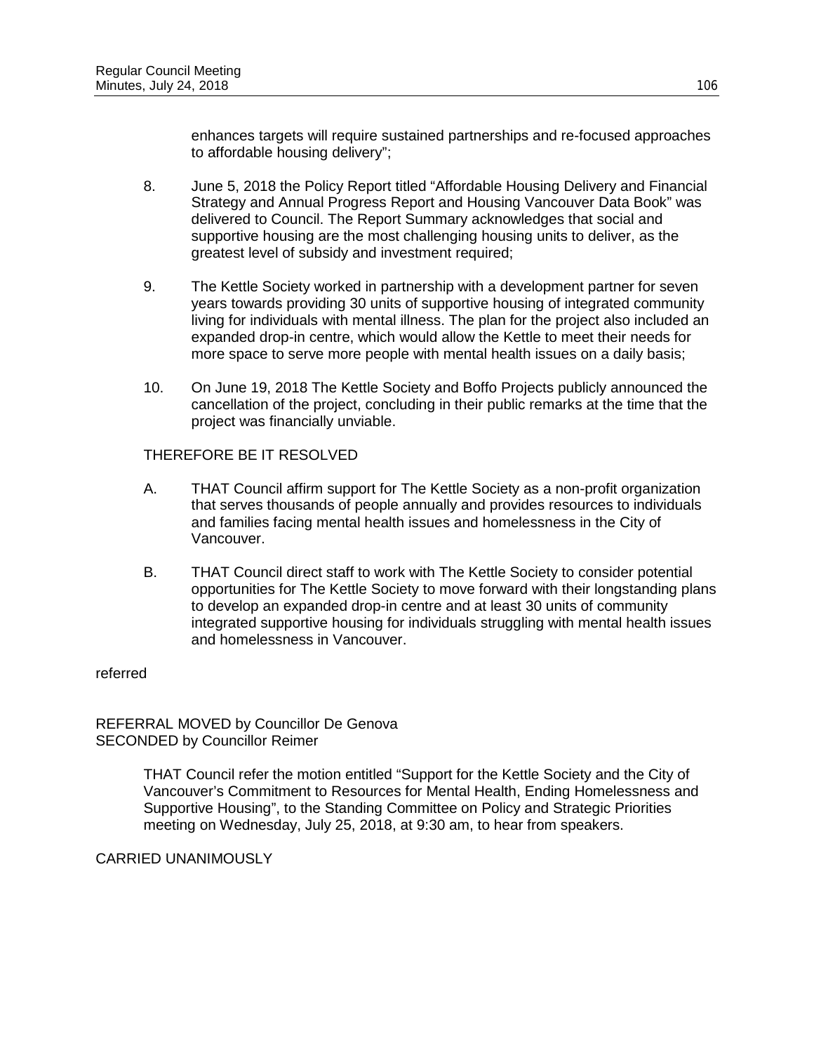enhances targets will require sustained partnerships and re-focused approaches to affordable housing delivery";

8. June 5, 2018 the Policy Report titled "Affordable Housing Delivery and Financial Strategy and Annual Progress Report and Housing Vancouver Data Book" was delivered to Council. The Report Summary acknowledges that social and supportive housing are the most challenging housing units to deliver, as the greatest level of subsidy and investment required;

9. The Kettle Society worked in partnership with a development partner for seven years towards providing 30 units of supportive housing of integrated community living for individuals with mental illness. The plan for the project also included an expanded drop-in centre, which would allow the Kettle to meet their needs for more space to serve more people with mental health issues on a daily basis;

10. On June 19, 2018 The Kettle Society and Boffo Projects publicly announced the cancellation of the project, concluding in their public remarks at the time that the project was financially unviable.

THEREFORE BE IT RESOLVED

A. THAT Council affirm support for The Kettle Society as a non-profit organization that serves thousands of people annually and provides resources to individuals and families facing mental health issues and homelessness in the City of Vancouver.

B. THAT Council direct staff to work with The Kettle Society to consider potential opportunities for The Kettle Society to move forward with their longstanding plans to develop an expanded drop-in centre and at least 30 units of community integrated supportive housing for individuals struggling with mental health issues and homelessness in Vancouver.

referred

REFERRAL MOVED by Councillor De Genova
SECONDED by Councillor Reimer

> THAT Council refer the motion entitled "Support for the Kettle Society and the City of Vancouver's Commitment to Resources for Mental Health, Ending Homelessness and Supportive Housing", to the Standing Committee on Policy and Strategic Priorities meeting on Wednesday, July 25, 2018, at 9:30 am, to hear from speakers.

CARRIED UNANIMOUSLY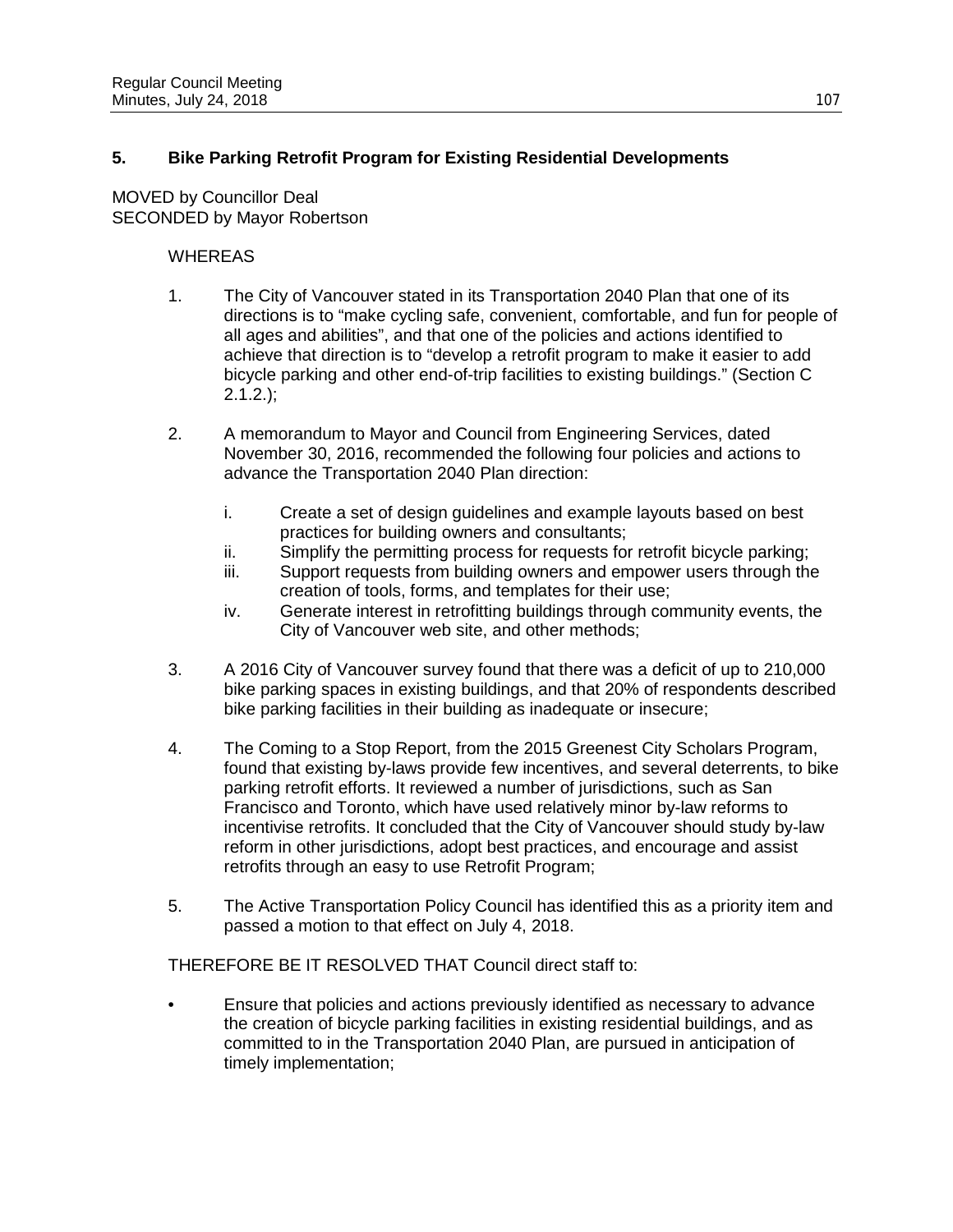## 5. Bike Parking Retrofit Program for Existing Residential Developments

MOVED by Councillor Deal
SECONDED by Mayor Robertson

WHEREAS

1. The City of Vancouver stated in its Transportation 2040 Plan that one of its directions is to "make cycling safe, convenient, comfortable, and fun for people of all ages and abilities", and that one of the policies and actions identified to achieve that direction is to "develop a retrofit program to make it easier to add bicycle parking and other end-of-trip facilities to existing buildings." (Section C 2.1.2.);

2. A memorandum to Mayor and Council from Engineering Services, dated November 30, 2016, recommended the following four policies and actions to advance the Transportation 2040 Plan direction:

   i. Create a set of design guidelines and example layouts based on best practices for building owners and consultants;
   ii. Simplify the permitting process for requests for retrofit bicycle parking;
   iii. Support requests from building owners and empower users through the creation of tools, forms, and templates for their use;
   iv. Generate interest in retrofitting buildings through community events, the City of Vancouver web site, and other methods;

3. A 2016 City of Vancouver survey found that there was a deficit of up to 210,000 bike parking spaces in existing buildings, and that 20% of respondents described bike parking facilities in their building as inadequate or insecure;

4. The Coming to a Stop Report, from the 2015 Greenest City Scholars Program, found that existing by-laws provide few incentives, and several deterrents, to bike parking retrofit efforts. It reviewed a number of jurisdictions, such as San Francisco and Toronto, which have used relatively minor by-law reforms to incentivise retrofits. It concluded that the City of Vancouver should study by-law reform in other jurisdictions, adopt best practices, and encourage and assist retrofits through an easy to use Retrofit Program;

5. The Active Transportation Policy Council has identified this as a priority item and passed a motion to that effect on July 4, 2018.

THEREFORE BE IT RESOLVED THAT Council direct staff to:

- Ensure that policies and actions previously identified as necessary to advance the creation of bicycle parking facilities in existing residential buildings, and as committed to in the Transportation 2040 Plan, are pursued in anticipation of timely implementation;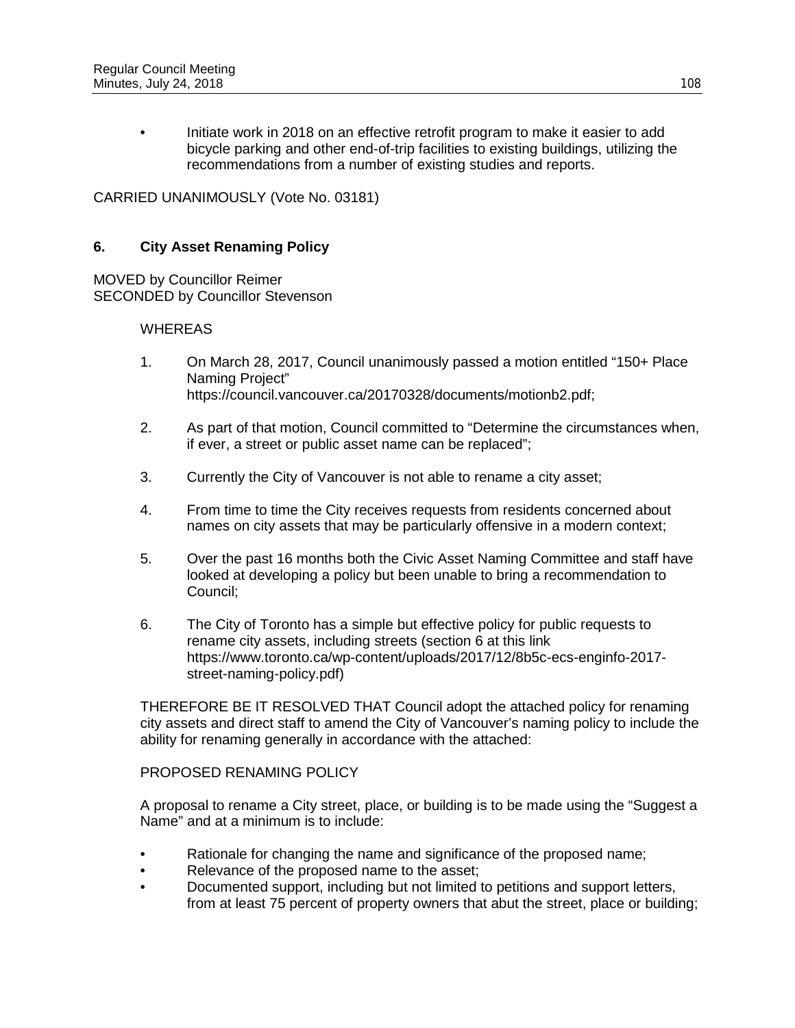- Initiate work in 2018 on an effective retrofit program to make it easier to add bicycle parking and other end-of-trip facilities to existing buildings, utilizing the recommendations from a number of existing studies and reports.

CARRIED UNANIMOUSLY (Vote No. 03181)

## 6. City Asset Renaming Policy

MOVED by Councillor Reimer
SECONDED by Councillor Stevenson

WHEREAS

1. On March 28, 2017, Council unanimously passed a motion entitled "150+ Place Naming Project" https://council.vancouver.ca/20170328/documents/motionb2.pdf;

2. As part of that motion, Council committed to "Determine the circumstances when, if ever, a street or public asset name can be replaced";

3. Currently the City of Vancouver is not able to rename a city asset;

4. From time to time the City receives requests from residents concerned about names on city assets that may be particularly offensive in a modern context;

5. Over the past 16 months both the Civic Asset Naming Committee and staff have looked at developing a policy but been unable to bring a recommendation to Council;

6. The City of Toronto has a simple but effective policy for public requests to rename city assets, including streets (section 6 at this link https://www.toronto.ca/wp-content/uploads/2017/12/8b5c-ecs-enginfo-2017-street-naming-policy.pdf)

THEREFORE BE IT RESOLVED THAT Council adopt the attached policy for renaming city assets and direct staff to amend the City of Vancouver's naming policy to include the ability for renaming generally in accordance with the attached:

PROPOSED RENAMING POLICY

A proposal to rename a City street, place, or building is to be made using the "Suggest a Name" and at a minimum is to include:

- Rationale for changing the name and significance of the proposed name;
- Relevance of the proposed name to the asset;
- Documented support, including but not limited to petitions and support letters, from at least 75 percent of property owners that abut the street, place or building;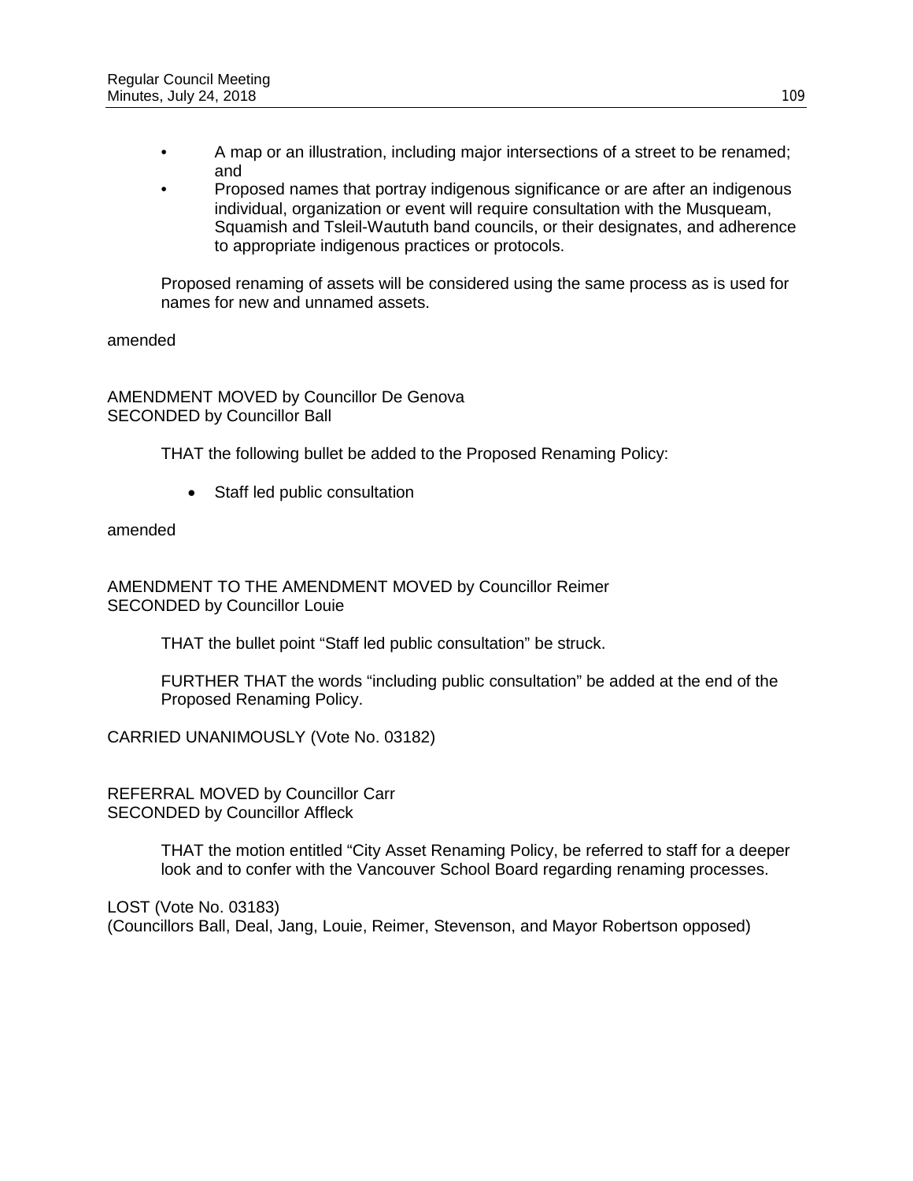- A map or an illustration, including major intersections of a street to be renamed; and
- Proposed names that portray indigenous significance or are after an indigenous individual, organization or event will require consultation with the Musqueam, Squamish and Tsleil-Waututh band councils, or their designates, and adherence to appropriate indigenous practices or protocols.

Proposed renaming of assets will be considered using the same process as is used for names for new and unnamed assets.

amended

AMENDMENT MOVED by Councillor De Genova
SECONDED by Councillor Ball

THAT the following bullet be added to the Proposed Renaming Policy:

- Staff led public consultation

amended

AMENDMENT TO THE AMENDMENT MOVED by Councillor Reimer
SECONDED by Councillor Louie

THAT the bullet point "Staff led public consultation" be struck.

FURTHER THAT the words "including public consultation" be added at the end of the Proposed Renaming Policy.

CARRIED UNANIMOUSLY (Vote No. 03182)

REFERRAL MOVED by Councillor Carr
SECONDED by Councillor Affleck

THAT the motion entitled "City Asset Renaming Policy, be referred to staff for a deeper look and to confer with the Vancouver School Board regarding renaming processes.

LOST (Vote No. 03183)
(Councillors Ball, Deal, Jang, Louie, Reimer, Stevenson, and Mayor Robertson opposed)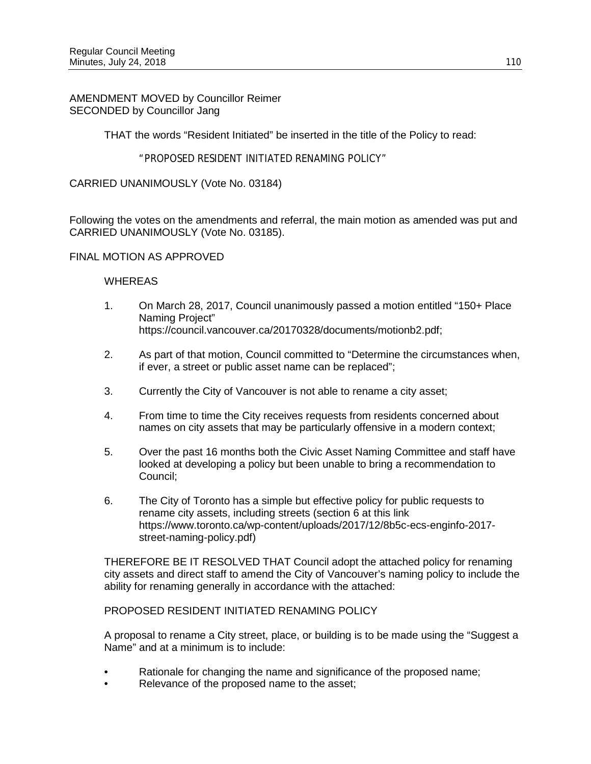AMENDMENT MOVED by Councillor Reimer
SECONDED by Councillor Jang

THAT the words "Resident Initiated" be inserted in the title of the Policy to read:

"PROPOSED RESIDENT INITIATED RENAMING POLICY"

CARRIED UNANIMOUSLY (Vote No. 03184)

Following the votes on the amendments and referral, the main motion as amended was put and CARRIED UNANIMOUSLY (Vote No. 03185).

FINAL MOTION AS APPROVED

WHEREAS

1. On March 28, 2017, Council unanimously passed a motion entitled "150+ Place Naming Project" https://council.vancouver.ca/20170328/documents/motionb2.pdf;

2. As part of that motion, Council committed to "Determine the circumstances when, if ever, a street or public asset name can be replaced";

3. Currently the City of Vancouver is not able to rename a city asset;

4. From time to time the City receives requests from residents concerned about names on city assets that may be particularly offensive in a modern context;

5. Over the past 16 months both the Civic Asset Naming Committee and staff have looked at developing a policy but been unable to bring a recommendation to Council;

6. The City of Toronto has a simple but effective policy for public requests to rename city assets, including streets (section 6 at this link https://www.toronto.ca/wp-content/uploads/2017/12/8b5c-ecs-enginfo-2017-street-naming-policy.pdf)

THEREFORE BE IT RESOLVED THAT Council adopt the attached policy for renaming city assets and direct staff to amend the City of Vancouver's naming policy to include the ability for renaming generally in accordance with the attached:

PROPOSED RESIDENT INITIATED RENAMING POLICY

A proposal to rename a City street, place, or building is to be made using the "Suggest a Name" and at a minimum is to include:

- Rationale for changing the name and significance of the proposed name;
- Relevance of the proposed name to the asset;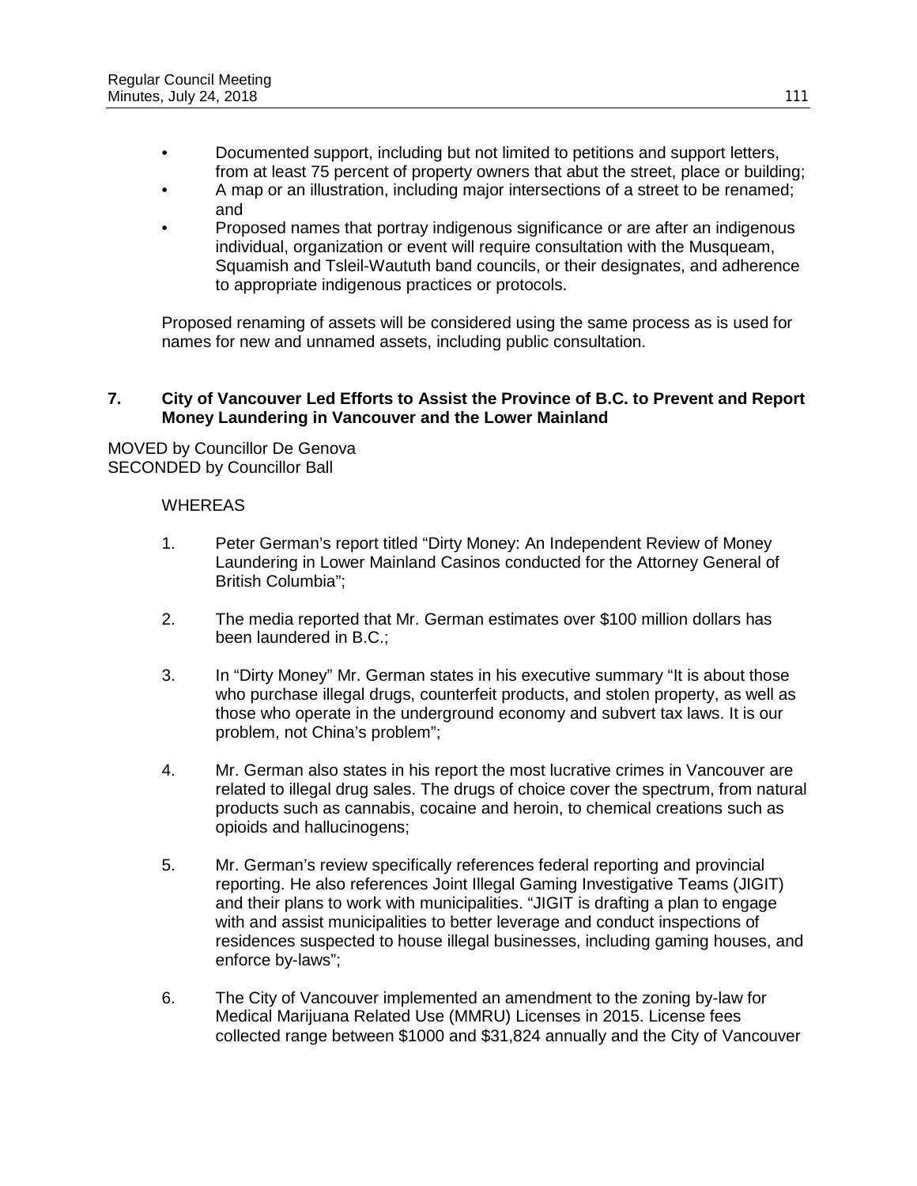- Documented support, including but not limited to petitions and support letters, from at least 75 percent of property owners that abut the street, place or building;
- A map or an illustration, including major intersections of a street to be renamed; and
- Proposed names that portray indigenous significance or are after an indigenous individual, organization or event will require consultation with the Musqueam, Squamish and Tsleil-Waututh band councils, or their designates, and adherence to appropriate indigenous practices or protocols.

Proposed renaming of assets will be considered using the same process as is used for names for new and unnamed assets, including public consultation.

## 7. City of Vancouver Led Efforts to Assist the Province of B.C. to Prevent and Report Money Laundering in Vancouver and the Lower Mainland

MOVED by Councillor De Genova
SECONDED by Councillor Ball

WHEREAS

1. Peter German's report titled "Dirty Money: An Independent Review of Money Laundering in Lower Mainland Casinos conducted for the Attorney General of British Columbia";

2. The media reported that Mr. German estimates over $100 million dollars has been laundered in B.C.;

3. In "Dirty Money" Mr. German states in his executive summary "It is about those who purchase illegal drugs, counterfeit products, and stolen property, as well as those who operate in the underground economy and subvert tax laws. It is our problem, not China's problem";

4. Mr. German also states in his report the most lucrative crimes in Vancouver are related to illegal drug sales. The drugs of choice cover the spectrum, from natural products such as cannabis, cocaine and heroin, to chemical creations such as opioids and hallucinogens;

5. Mr. German's review specifically references federal reporting and provincial reporting. He also references Joint Illegal Gaming Investigative Teams (JIGIT) and their plans to work with municipalities. "JIGIT is drafting a plan to engage with and assist municipalities to better leverage and conduct inspections of residences suspected to house illegal businesses, including gaming houses, and enforce by-laws";

6. The City of Vancouver implemented an amendment to the zoning by-law for Medical Marijuana Related Use (MMRU) Licenses in 2015. License fees collected range between $1000 and $31,824 annually and the City of Vancouver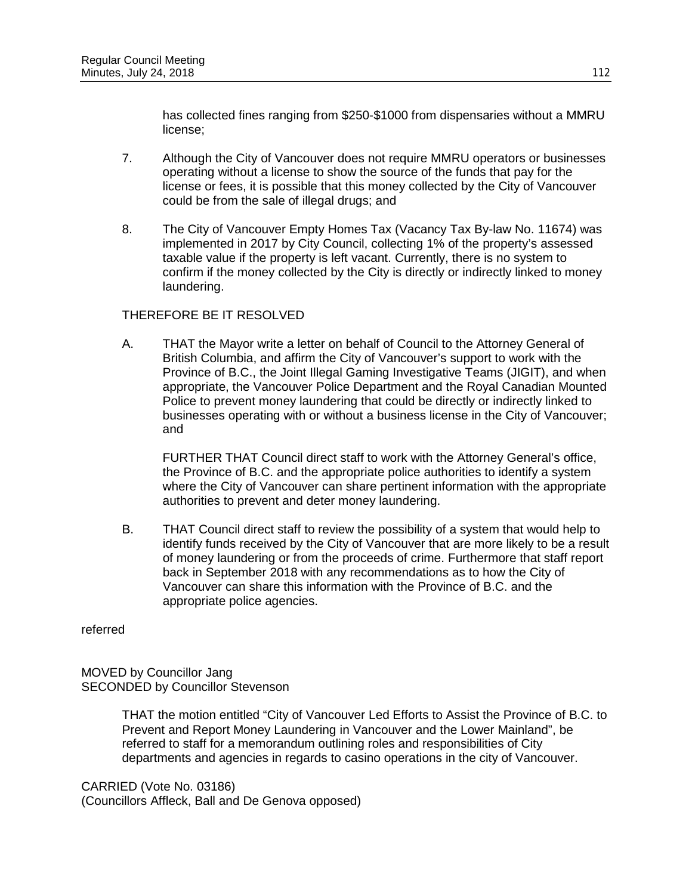has collected fines ranging from $250-$1000 from dispensaries without a MMRU license;

7. Although the City of Vancouver does not require MMRU operators or businesses operating without a license to show the source of the funds that pay for the license or fees, it is possible that this money collected by the City of Vancouver could be from the sale of illegal drugs; and

8. The City of Vancouver Empty Homes Tax (Vacancy Tax By-law No. 11674) was implemented in 2017 by City Council, collecting 1% of the property's assessed taxable value if the property is left vacant. Currently, there is no system to confirm if the money collected by the City is directly or indirectly linked to money laundering.

THEREFORE BE IT RESOLVED

A. THAT the Mayor write a letter on behalf of Council to the Attorney General of British Columbia, and affirm the City of Vancouver's support to work with the Province of B.C., the Joint Illegal Gaming Investigative Teams (JIGIT), and when appropriate, the Vancouver Police Department and the Royal Canadian Mounted Police to prevent money laundering that could be directly or indirectly linked to businesses operating with or without a business license in the City of Vancouver; and

FURTHER THAT Council direct staff to work with the Attorney General's office, the Province of B.C. and the appropriate police authorities to identify a system where the City of Vancouver can share pertinent information with the appropriate authorities to prevent and deter money laundering.

B. THAT Council direct staff to review the possibility of a system that would help to identify funds received by the City of Vancouver that are more likely to be a result of money laundering or from the proceeds of crime. Furthermore that staff report back in September 2018 with any recommendations as to how the City of Vancouver can share this information with the Province of B.C. and the appropriate police agencies.

referred

MOVED by Councillor Jang
SECONDED by Councillor Stevenson

THAT the motion entitled "City of Vancouver Led Efforts to Assist the Province of B.C. to Prevent and Report Money Laundering in Vancouver and the Lower Mainland", be referred to staff for a memorandum outlining roles and responsibilities of City departments and agencies in regards to casino operations in the city of Vancouver.

CARRIED (Vote No. 03186)
(Councillors Affleck, Ball and De Genova opposed)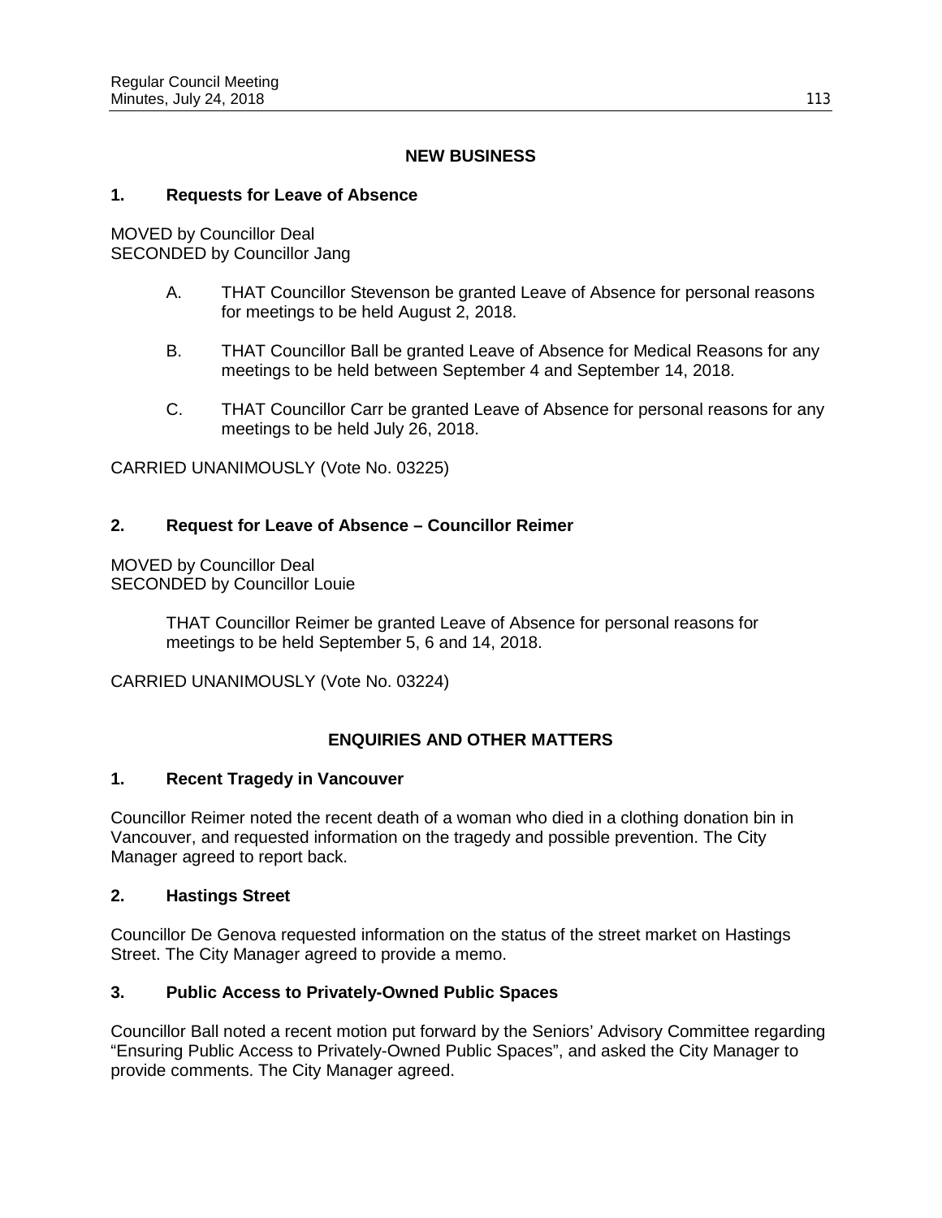## NEW BUSINESS

### 1. Requests for Leave of Absence

MOVED by Councillor Deal
SECONDED by Councillor Jang

A. THAT Councillor Stevenson be granted Leave of Absence for personal reasons for meetings to be held August 2, 2018.

B. THAT Councillor Ball be granted Leave of Absence for Medical Reasons for any meetings to be held between September 4 and September 14, 2018.

C. THAT Councillor Carr be granted Leave of Absence for personal reasons for any meetings to be held July 26, 2018.

CARRIED UNANIMOUSLY (Vote No. 03225)

### 2. Request for Leave of Absence – Councillor Reimer

MOVED by Councillor Deal
SECONDED by Councillor Louie

THAT Councillor Reimer be granted Leave of Absence for personal reasons for meetings to be held September 5, 6 and 14, 2018.

CARRIED UNANIMOUSLY (Vote No. 03224)

## ENQUIRIES AND OTHER MATTERS

### 1. Recent Tragedy in Vancouver

Councillor Reimer noted the recent death of a woman who died in a clothing donation bin in Vancouver, and requested information on the tragedy and possible prevention. The City Manager agreed to report back.

### 2. Hastings Street

Councillor De Genova requested information on the status of the street market on Hastings Street. The City Manager agreed to provide a memo.

### 3. Public Access to Privately-Owned Public Spaces

Councillor Ball noted a recent motion put forward by the Seniors' Advisory Committee regarding "Ensuring Public Access to Privately-Owned Public Spaces", and asked the City Manager to provide comments. The City Manager agreed.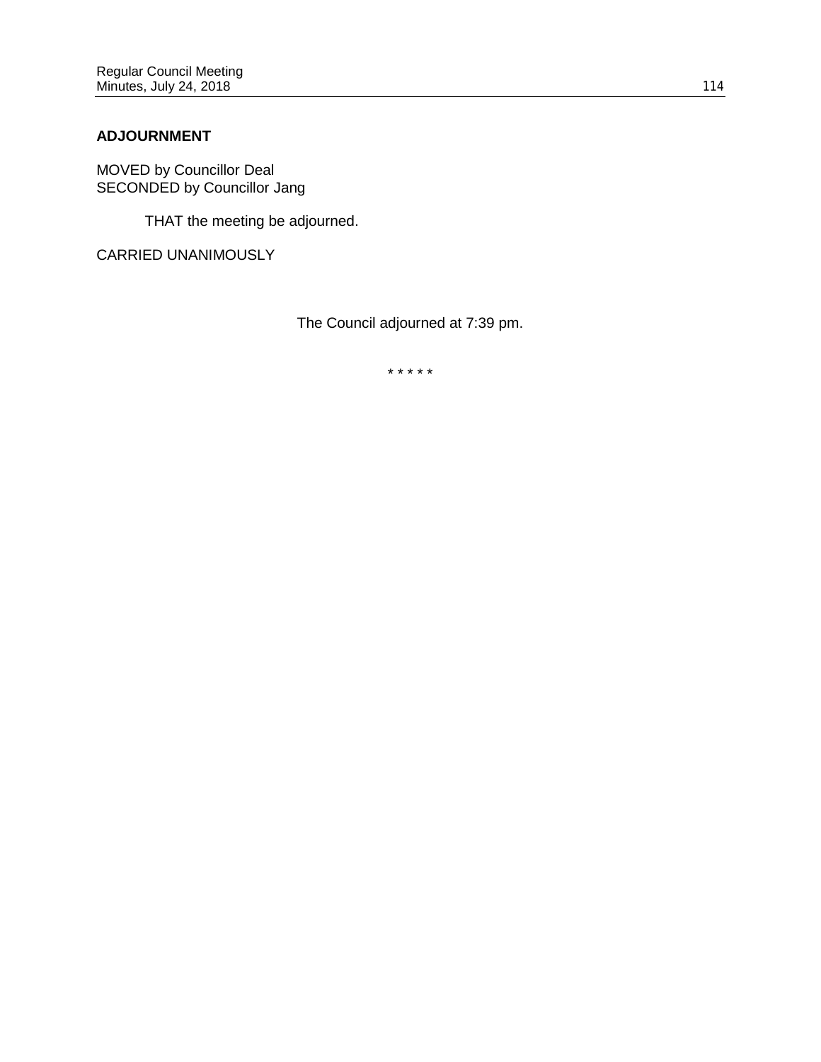**ADJOURNMENT**

MOVED by Councillor Deal
SECONDED by Councillor Jang

THAT the meeting be adjourned.

CARRIED UNANIMOUSLY

The Council adjourned at 7:39 pm.

* * * * *